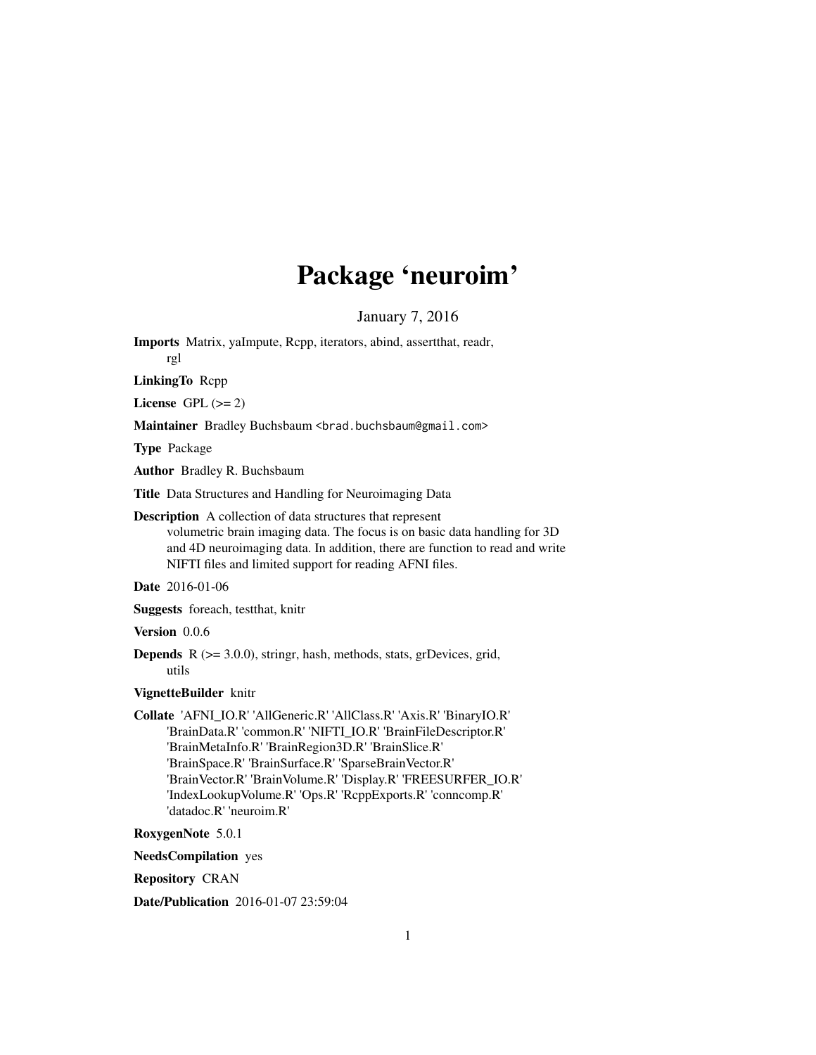# Package 'neuroim'

January 7, 2016

**Imports** Matrix, yaImpute, Rcpp, iterators, abind, assertthat, readr, rgl

**LinkingTo** Rcpp

**License** GPL (>= 2)

**Maintainer** Bradley Buchsbaum <brad.buchsbaum@gmail.com>

**Type** Package

**Author** Bradley R. Buchsbaum

**Title** Data Structures and Handling for Neuroimaging Data

**Description** A collection of data structures that represent volumetric brain imaging data. The focus is on basic data handling for 3D and 4D neuroimaging data. In addition, there are function to read and write NIFTI files and limited support for reading AFNI files.

**Date** 2016-01-06

**Suggests** foreach, testthat, knitr

**Version** 0.0.6

**Depends** R (>= 3.0.0), stringr, hash, methods, stats, grDevices, grid, utils

**VignetteBuilder** knitr

**Collate** 'AFNI_IO.R' 'AllGeneric.R' 'AllClass.R' 'Axis.R' 'BinaryIO.R' 'BrainData.R' 'common.R' 'NIFTI_IO.R' 'BrainFileDescriptor.R' 'BrainMetaInfo.R' 'BrainRegion3D.R' 'BrainSlice.R' 'BrainSpace.R' 'BrainSurface.R' 'SparseBrainVector.R' 'BrainVector.R' 'BrainVolume.R' 'Display.R' 'FREESURFER_IO.R' 'IndexLookupVolume.R' 'Ops.R' 'RcppExports.R' 'conncomp.R' 'datadoc.R' 'neuroim.R'

**RoxygenNote** 5.0.1

**NeedsCompilation** yes

**Repository** CRAN

**Date/Publication** 2016-01-07 23:59:04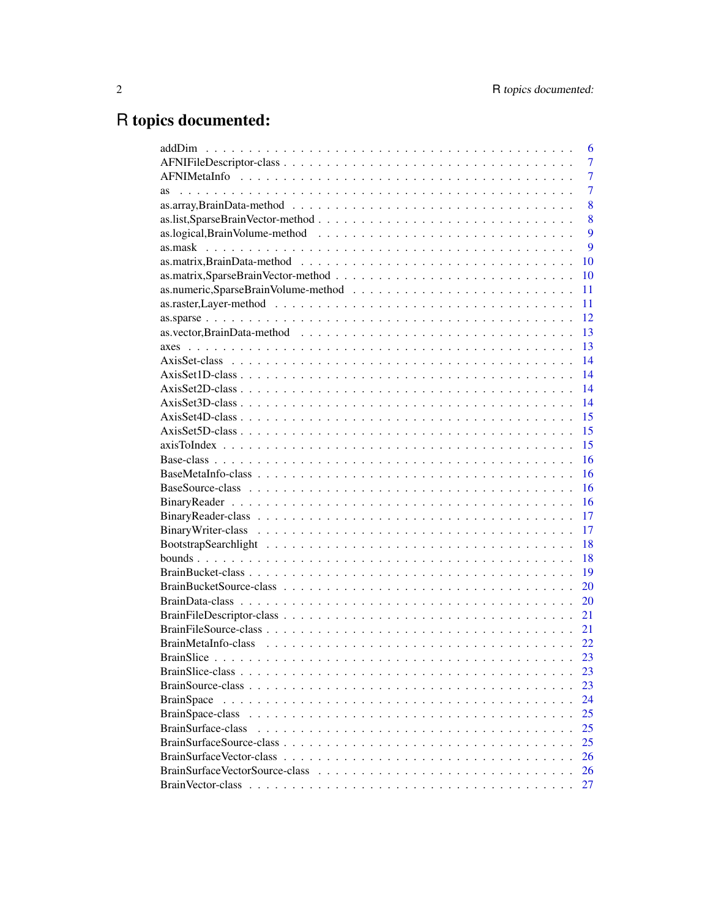# R topics documented:

addDim . . . . . . . . . . . . . . . . . . . . . . . . . . . . . . . . . . . . . . . . 6
AFNIFileDescriptor-class . . . . . . . . . . . . . . . . . . . . . . . . . . . . . . . . 7
AFNIMetaInfo . . . . . . . . . . . . . . . . . . . . . . . . . . . . . . . . . . . . . 7
as . . . . . . . . . . . . . . . . . . . . . . . . . . . . . . . . . . . . . . . . . . 7
as.array,BrainData-method . . . . . . . . . . . . . . . . . . . . . . . . . . . . . . 8
as.list,SparseBrainVector-method . . . . . . . . . . . . . . . . . . . . . . . . . . . 8
as.logical,BrainVolume-method . . . . . . . . . . . . . . . . . . . . . . . . . . . . 9
as.mask . . . . . . . . . . . . . . . . . . . . . . . . . . . . . . . . . . . . . . . 9
as.matrix,BrainData-method . . . . . . . . . . . . . . . . . . . . . . . . . . . . . . 10
as.matrix,SparseBrainVector-method . . . . . . . . . . . . . . . . . . . . . . . . . . 10
as.numeric,SparseBrainVolume-method . . . . . . . . . . . . . . . . . . . . . . . . . 11
as.raster,Layer-method . . . . . . . . . . . . . . . . . . . . . . . . . . . . . . . . 11
as.sparse . . . . . . . . . . . . . . . . . . . . . . . . . . . . . . . . . . . . . . 12
as.vector,BrainData-method . . . . . . . . . . . . . . . . . . . . . . . . . . . . . . 13
axes . . . . . . . . . . . . . . . . . . . . . . . . . . . . . . . . . . . . . . . . . 13
AxisSet-class . . . . . . . . . . . . . . . . . . . . . . . . . . . . . . . . . . . . 14
AxisSet1D-class . . . . . . . . . . . . . . . . . . . . . . . . . . . . . . . . . . . 14
AxisSet2D-class . . . . . . . . . . . . . . . . . . . . . . . . . . . . . . . . . . . 14
AxisSet3D-class . . . . . . . . . . . . . . . . . . . . . . . . . . . . . . . . . . . 14
AxisSet4D-class . . . . . . . . . . . . . . . . . . . . . . . . . . . . . . . . . . . 15
AxisSet5D-class . . . . . . . . . . . . . . . . . . . . . . . . . . . . . . . . . . . 15
axisToIndex . . . . . . . . . . . . . . . . . . . . . . . . . . . . . . . . . . . . . 15
Base-class . . . . . . . . . . . . . . . . . . . . . . . . . . . . . . . . . . . . . . 16
BaseMetaInfo-class . . . . . . . . . . . . . . . . . . . . . . . . . . . . . . . . . . 16
BaseSource-class . . . . . . . . . . . . . . . . . . . . . . . . . . . . . . . . . . . 16
BinaryReader . . . . . . . . . . . . . . . . . . . . . . . . . . . . . . . . . . . . . 16
BinaryReader-class . . . . . . . . . . . . . . . . . . . . . . . . . . . . . . . . . . 17
BinaryWriter-class . . . . . . . . . . . . . . . . . . . . . . . . . . . . . . . . . . 17
BootstrapSearchlight . . . . . . . . . . . . . . . . . . . . . . . . . . . . . . . . . 18
bounds . . . . . . . . . . . . . . . . . . . . . . . . . . . . . . . . . . . . . . . . 18
BrainBucket-class . . . . . . . . . . . . . . . . . . . . . . . . . . . . . . . . . . . 19
BrainBucketSource-class . . . . . . . . . . . . . . . . . . . . . . . . . . . . . . . . 20
BrainData-class . . . . . . . . . . . . . . . . . . . . . . . . . . . . . . . . . . . . 20
BrainFileDescriptor-class . . . . . . . . . . . . . . . . . . . . . . . . . . . . . . . 21
BrainFileSource-class . . . . . . . . . . . . . . . . . . . . . . . . . . . . . . . . . 21
BrainMetaInfo-class . . . . . . . . . . . . . . . . . . . . . . . . . . . . . . . . . . 22
BrainSlice . . . . . . . . . . . . . . . . . . . . . . . . . . . . . . . . . . . . . . 23
BrainSlice-class . . . . . . . . . . . . . . . . . . . . . . . . . . . . . . . . . . . . 23
BrainSource-class . . . . . . . . . . . . . . . . . . . . . . . . . . . . . . . . . . . 23
BrainSpace . . . . . . . . . . . . . . . . . . . . . . . . . . . . . . . . . . . . . . 24
BrainSpace-class . . . . . . . . . . . . . . . . . . . . . . . . . . . . . . . . . . . . 25
BrainSurface-class . . . . . . . . . . . . . . . . . . . . . . . . . . . . . . . . . . . 25
BrainSurfaceSource-class . . . . . . . . . . . . . . . . . . . . . . . . . . . . . . . 25
BrainSurfaceVector-class . . . . . . . . . . . . . . . . . . . . . . . . . . . . . . . 26
BrainSurfaceVectorSource-class . . . . . . . . . . . . . . . . . . . . . . . . . . . . 26
BrainVector-class . . . . . . . . . . . . . . . . . . . . . . . . . . . . . . . . . . . 27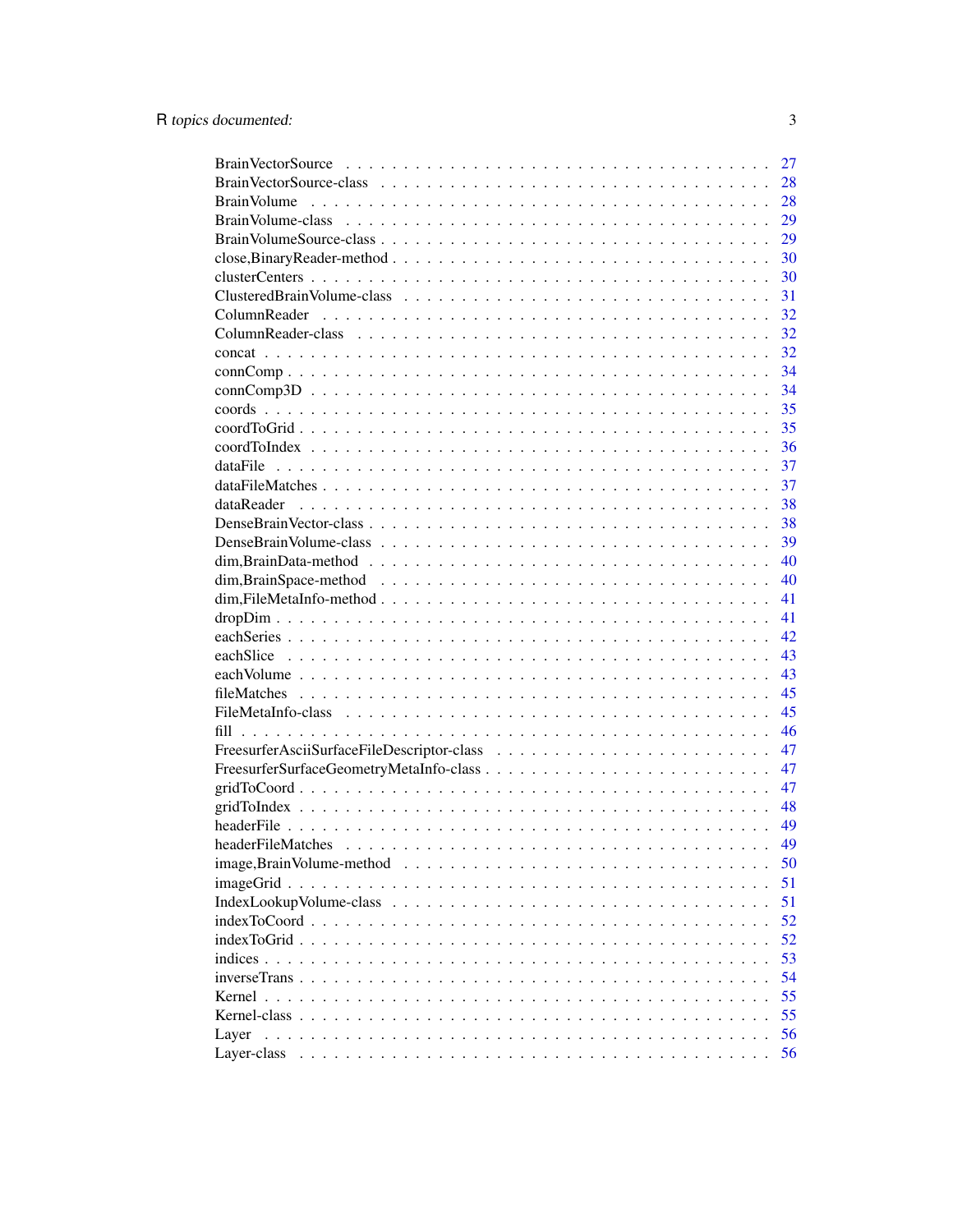BrainVectorSource . . . . . . . . . . . . . . . . . . . . . . . . . . . . . . . . . 27
BrainVectorSource-class . . . . . . . . . . . . . . . . . . . . . . . . . . . . . . 28
BrainVolume . . . . . . . . . . . . . . . . . . . . . . . . . . . . . . . . . . . . 28
BrainVolume-class . . . . . . . . . . . . . . . . . . . . . . . . . . . . . . . . . 29
BrainVolumeSource-class . . . . . . . . . . . . . . . . . . . . . . . . . . . . . . 29
close,BinaryReader-method . . . . . . . . . . . . . . . . . . . . . . . . . . . . . 30
clusterCenters . . . . . . . . . . . . . . . . . . . . . . . . . . . . . . . . . . . 30
ClusteredBrainVolume-class . . . . . . . . . . . . . . . . . . . . . . . . . . . . . 31
ColumnReader . . . . . . . . . . . . . . . . . . . . . . . . . . . . . . . . . . . 32
ColumnReader-class . . . . . . . . . . . . . . . . . . . . . . . . . . . . . . . . 32
concat . . . . . . . . . . . . . . . . . . . . . . . . . . . . . . . . . . . . . . . 32
connComp . . . . . . . . . . . . . . . . . . . . . . . . . . . . . . . . . . . . . 34
connComp3D . . . . . . . . . . . . . . . . . . . . . . . . . . . . . . . . . . . . 34
coords . . . . . . . . . . . . . . . . . . . . . . . . . . . . . . . . . . . . . . . 35
coordToGrid . . . . . . . . . . . . . . . . . . . . . . . . . . . . . . . . . . . . 35
coordToIndex . . . . . . . . . . . . . . . . . . . . . . . . . . . . . . . . . . . . 36
dataFile . . . . . . . . . . . . . . . . . . . . . . . . . . . . . . . . . . . . . . 37
dataFileMatches . . . . . . . . . . . . . . . . . . . . . . . . . . . . . . . . . . 37
dataReader . . . . . . . . . . . . . . . . . . . . . . . . . . . . . . . . . . . . . 38
DenseBrainVector-class . . . . . . . . . . . . . . . . . . . . . . . . . . . . . . . 38
DenseBrainVolume-class . . . . . . . . . . . . . . . . . . . . . . . . . . . . . . . 39
dim,BrainData-method . . . . . . . . . . . . . . . . . . . . . . . . . . . . . . . . 40
dim,BrainSpace-method . . . . . . . . . . . . . . . . . . . . . . . . . . . . . . . 40
dim,FileMetaInfo-method . . . . . . . . . . . . . . . . . . . . . . . . . . . . . . 41
dropDim . . . . . . . . . . . . . . . . . . . . . . . . . . . . . . . . . . . . . . 41
eachSeries . . . . . . . . . . . . . . . . . . . . . . . . . . . . . . . . . . . . . 42
eachSlice . . . . . . . . . . . . . . . . . . . . . . . . . . . . . . . . . . . . . . 43
eachVolume . . . . . . . . . . . . . . . . . . . . . . . . . . . . . . . . . . . . . 43
fileMatches . . . . . . . . . . . . . . . . . . . . . . . . . . . . . . . . . . . . . 45
FileMetaInfo-class . . . . . . . . . . . . . . . . . . . . . . . . . . . . . . . . . 45
fill . . . . . . . . . . . . . . . . . . . . . . . . . . . . . . . . . . . . . . . . . 46
FreesurferAsciiSurfaceFileDescriptor-class . . . . . . . . . . . . . . . . . . . . . 47
FreesurferSurfaceGeometryMetaInfo-class . . . . . . . . . . . . . . . . . . . . . . 47
gridToCoord . . . . . . . . . . . . . . . . . . . . . . . . . . . . . . . . . . . . . 47
gridToIndex . . . . . . . . . . . . . . . . . . . . . . . . . . . . . . . . . . . . . 48
headerFile . . . . . . . . . . . . . . . . . . . . . . . . . . . . . . . . . . . . . . 49
headerFileMatches . . . . . . . . . . . . . . . . . . . . . . . . . . . . . . . . . . 49
image,BrainVolume-method . . . . . . . . . . . . . . . . . . . . . . . . . . . . . . 50
imageGrid . . . . . . . . . . . . . . . . . . . . . . . . . . . . . . . . . . . . . . 51
IndexLookupVolume-class . . . . . . . . . . . . . . . . . . . . . . . . . . . . . . 51
indexToCoord . . . . . . . . . . . . . . . . . . . . . . . . . . . . . . . . . . . . 52
indexToGrid . . . . . . . . . . . . . . . . . . . . . . . . . . . . . . . . . . . . . 52
indices . . . . . . . . . . . . . . . . . . . . . . . . . . . . . . . . . . . . . . . 53
inverseTrans . . . . . . . . . . . . . . . . . . . . . . . . . . . . . . . . . . . . . 54
Kernel . . . . . . . . . . . . . . . . . . . . . . . . . . . . . . . . . . . . . . . 55
Kernel-class . . . . . . . . . . . . . . . . . . . . . . . . . . . . . . . . . . . . . 55
Layer . . . . . . . . . . . . . . . . . . . . . . . . . . . . . . . . . . . . . . . . 56
Layer-class . . . . . . . . . . . . . . . . . . . . . . . . . . . . . . . . . . . . . 56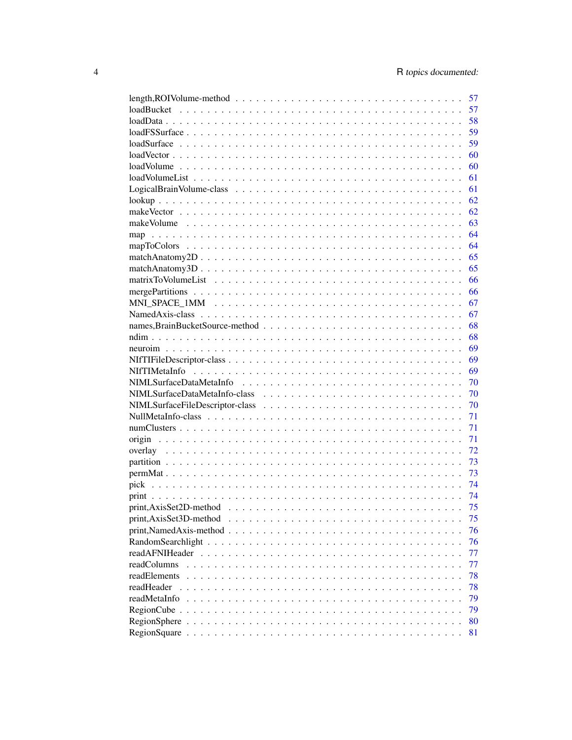length,ROIVolume-method . . . . . . . . . . . . . . . . . . . . . . . . . . . . . . 57
loadBucket . . . . . . . . . . . . . . . . . . . . . . . . . . . . . . . . . . . . . 57
loadData . . . . . . . . . . . . . . . . . . . . . . . . . . . . . . . . . . . . . . 58
loadFSSurface . . . . . . . . . . . . . . . . . . . . . . . . . . . . . . . . . . . . 59
loadSurface . . . . . . . . . . . . . . . . . . . . . . . . . . . . . . . . . . . . . 59
loadVector . . . . . . . . . . . . . . . . . . . . . . . . . . . . . . . . . . . . . . 60
loadVolume . . . . . . . . . . . . . . . . . . . . . . . . . . . . . . . . . . . . . 60
loadVolumeList . . . . . . . . . . . . . . . . . . . . . . . . . . . . . . . . . . . 61
LogicalBrainVolume-class . . . . . . . . . . . . . . . . . . . . . . . . . . . . . 61
lookup . . . . . . . . . . . . . . . . . . . . . . . . . . . . . . . . . . . . . . . 62
makeVector . . . . . . . . . . . . . . . . . . . . . . . . . . . . . . . . . . . . . 62
makeVolume . . . . . . . . . . . . . . . . . . . . . . . . . . . . . . . . . . . . 63
map . . . . . . . . . . . . . . . . . . . . . . . . . . . . . . . . . . . . . . . . . 64
mapToColors . . . . . . . . . . . . . . . . . . . . . . . . . . . . . . . . . . . . 64
matchAnatomy2D . . . . . . . . . . . . . . . . . . . . . . . . . . . . . . . . . . 65
matchAnatomy3D . . . . . . . . . . . . . . . . . . . . . . . . . . . . . . . . . . 65
matrixToVolumeList . . . . . . . . . . . . . . . . . . . . . . . . . . . . . . . . 66
mergePartitions . . . . . . . . . . . . . . . . . . . . . . . . . . . . . . . . . . 66
MNI_SPACE_1MM . . . . . . . . . . . . . . . . . . . . . . . . . . . . . . . . . . 67
NamedAxis-class . . . . . . . . . . . . . . . . . . . . . . . . . . . . . . . . . . 67
names,BrainBucketSource-method . . . . . . . . . . . . . . . . . . . . . . . . . 68
ndim . . . . . . . . . . . . . . . . . . . . . . . . . . . . . . . . . . . . . . . . 68
neuroim . . . . . . . . . . . . . . . . . . . . . . . . . . . . . . . . . . . . . . 69
NIfTIFileDescriptor-class . . . . . . . . . . . . . . . . . . . . . . . . . . . . . 69
NIfTIMetaInfo . . . . . . . . . . . . . . . . . . . . . . . . . . . . . . . . . . . 69
NIMLSurfaceDataMetaInfo . . . . . . . . . . . . . . . . . . . . . . . . . . . . . 70
NIMLSurfaceDataMetaInfo-class . . . . . . . . . . . . . . . . . . . . . . . . . . 70
NIMLSurfaceFileDescriptor-class . . . . . . . . . . . . . . . . . . . . . . . . . 70
NullMetaInfo-class . . . . . . . . . . . . . . . . . . . . . . . . . . . . . . . . . 71
numClusters . . . . . . . . . . . . . . . . . . . . . . . . . . . . . . . . . . . . 71
origin . . . . . . . . . . . . . . . . . . . . . . . . . . . . . . . . . . . . . . . 71
overlay . . . . . . . . . . . . . . . . . . . . . . . . . . . . . . . . . . . . . . . 72
partition . . . . . . . . . . . . . . . . . . . . . . . . . . . . . . . . . . . . . . 73
permMat . . . . . . . . . . . . . . . . . . . . . . . . . . . . . . . . . . . . . . 73
pick . . . . . . . . . . . . . . . . . . . . . . . . . . . . . . . . . . . . . . . . . 74
print . . . . . . . . . . . . . . . . . . . . . . . . . . . . . . . . . . . . . . . . 74
print,AxisSet2D-method . . . . . . . . . . . . . . . . . . . . . . . . . . . . . . 75
print,AxisSet3D-method . . . . . . . . . . . . . . . . . . . . . . . . . . . . . . 75
print,NamedAxis-method . . . . . . . . . . . . . . . . . . . . . . . . . . . . . . 76
RandomSearchlight . . . . . . . . . . . . . . . . . . . . . . . . . . . . . . . . . 76
readAFNIHeader . . . . . . . . . . . . . . . . . . . . . . . . . . . . . . . . . . 77
readColumns . . . . . . . . . . . . . . . . . . . . . . . . . . . . . . . . . . . . 77
readElements . . . . . . . . . . . . . . . . . . . . . . . . . . . . . . . . . . . . 78
readHeader . . . . . . . . . . . . . . . . . . . . . . . . . . . . . . . . . . . . . 78
readMetaInfo . . . . . . . . . . . . . . . . . . . . . . . . . . . . . . . . . . . . 79
RegionCube . . . . . . . . . . . . . . . . . . . . . . . . . . . . . . . . . . . . . 79
RegionSphere . . . . . . . . . . . . . . . . . . . . . . . . . . . . . . . . . . . . 80
RegionSquare . . . . . . . . . . . . . . . . . . . . . . . . . . . . . . . . . . . . 81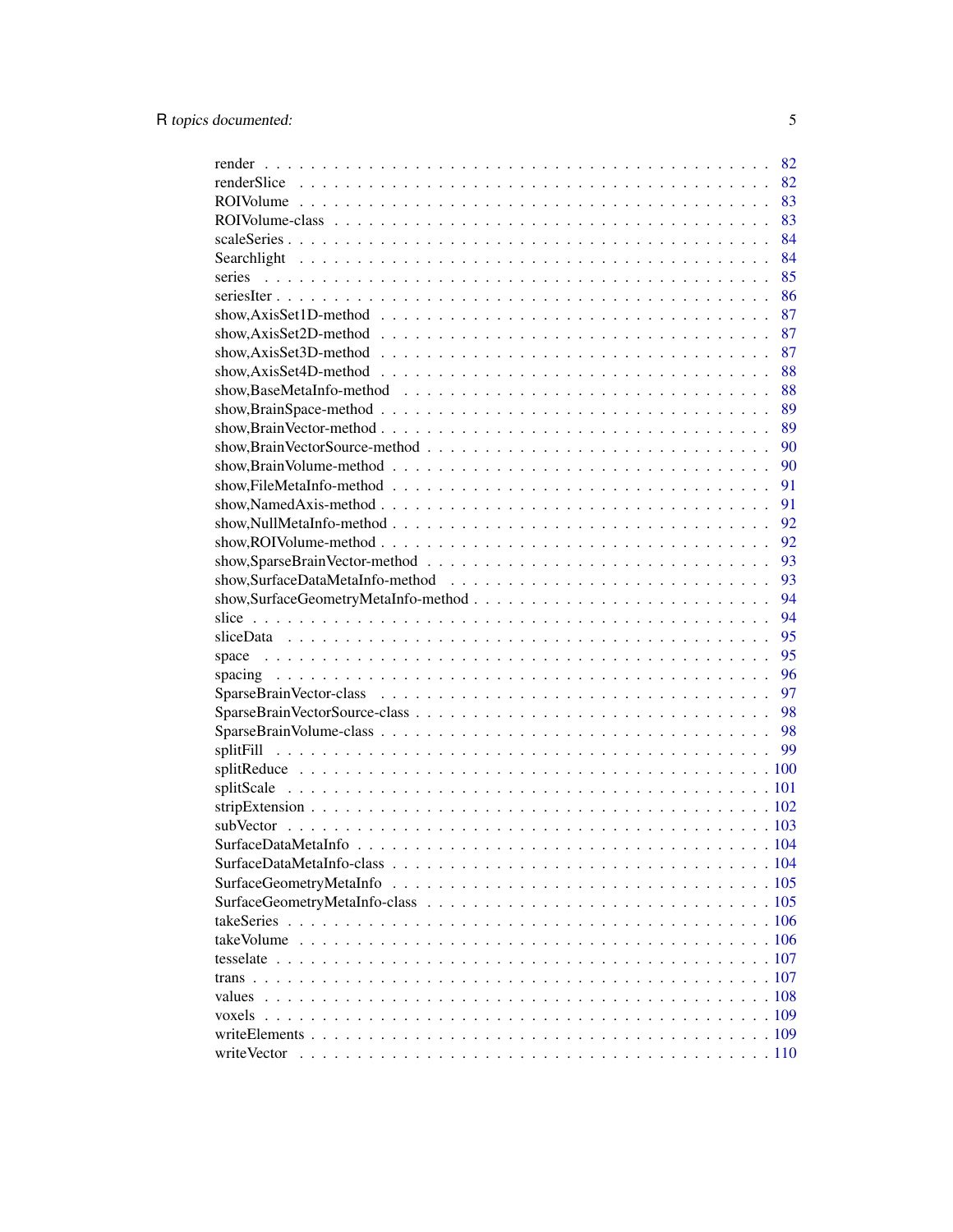render . . . . . . . . . . . . . . . . . . . . . . . . . . . . . . . . . . . . . . . . . 82
renderSlice . . . . . . . . . . . . . . . . . . . . . . . . . . . . . . . . . . . . . . . 82
ROIVolume . . . . . . . . . . . . . . . . . . . . . . . . . . . . . . . . . . . . . . . . 83
ROIVolume-class . . . . . . . . . . . . . . . . . . . . . . . . . . . . . . . . . . . . . 83
scaleSeries . . . . . . . . . . . . . . . . . . . . . . . . . . . . . . . . . . . . . . . 84
Searchlight . . . . . . . . . . . . . . . . . . . . . . . . . . . . . . . . . . . . . . . 84
series . . . . . . . . . . . . . . . . . . . . . . . . . . . . . . . . . . . . . . . . . 85
seriesIter . . . . . . . . . . . . . . . . . . . . . . . . . . . . . . . . . . . . . . . . 86
show,AxisSet1D-method . . . . . . . . . . . . . . . . . . . . . . . . . . . . . . . . 87
show,AxisSet2D-method . . . . . . . . . . . . . . . . . . . . . . . . . . . . . . . . 87
show,AxisSet3D-method . . . . . . . . . . . . . . . . . . . . . . . . . . . . . . . . 87
show,AxisSet4D-method . . . . . . . . . . . . . . . . . . . . . . . . . . . . . . . . 88
show,BaseMetaInfo-method . . . . . . . . . . . . . . . . . . . . . . . . . . . . . . 88
show,BrainSpace-method . . . . . . . . . . . . . . . . . . . . . . . . . . . . . . . 89
show,BrainVector-method . . . . . . . . . . . . . . . . . . . . . . . . . . . . . . . 89
show,BrainVectorSource-method . . . . . . . . . . . . . . . . . . . . . . . . . . . . 90
show,BrainVolume-method . . . . . . . . . . . . . . . . . . . . . . . . . . . . . . . 90
show,FileMetaInfo-method . . . . . . . . . . . . . . . . . . . . . . . . . . . . . . 91
show,NamedAxis-method . . . . . . . . . . . . . . . . . . . . . . . . . . . . . . . 91
show,NullMetaInfo-method . . . . . . . . . . . . . . . . . . . . . . . . . . . . . . 92
show,ROIVolume-method . . . . . . . . . . . . . . . . . . . . . . . . . . . . . . . 92
show,SparseBrainVector-method . . . . . . . . . . . . . . . . . . . . . . . . . . . . 93
show,SurfaceDataMetaInfo-method . . . . . . . . . . . . . . . . . . . . . . . . . . 93
show,SurfaceGeometryMetaInfo-method . . . . . . . . . . . . . . . . . . . . . . . . 94
slice . . . . . . . . . . . . . . . . . . . . . . . . . . . . . . . . . . . . . . . . . . 94
sliceData . . . . . . . . . . . . . . . . . . . . . . . . . . . . . . . . . . . . . . . . 95
space . . . . . . . . . . . . . . . . . . . . . . . . . . . . . . . . . . . . . . . . . 95
spacing . . . . . . . . . . . . . . . . . . . . . . . . . . . . . . . . . . . . . . . . 96
SparseBrainVector-class . . . . . . . . . . . . . . . . . . . . . . . . . . . . . . . 97
SparseBrainVectorSource-class . . . . . . . . . . . . . . . . . . . . . . . . . . . . 98
SparseBrainVolume-class . . . . . . . . . . . . . . . . . . . . . . . . . . . . . . . 98
splitFill . . . . . . . . . . . . . . . . . . . . . . . . . . . . . . . . . . . . . . . . 99
splitReduce . . . . . . . . . . . . . . . . . . . . . . . . . . . . . . . . . . . . . . 100
splitScale . . . . . . . . . . . . . . . . . . . . . . . . . . . . . . . . . . . . . . . 101
stripExtension . . . . . . . . . . . . . . . . . . . . . . . . . . . . . . . . . . . . 102
subVector . . . . . . . . . . . . . . . . . . . . . . . . . . . . . . . . . . . . . . . 103
SurfaceDataMetaInfo . . . . . . . . . . . . . . . . . . . . . . . . . . . . . . . . . 104
SurfaceDataMetaInfo-class . . . . . . . . . . . . . . . . . . . . . . . . . . . . . . 104
SurfaceGeometryMetaInfo . . . . . . . . . . . . . . . . . . . . . . . . . . . . . . . 105
SurfaceGeometryMetaInfo-class . . . . . . . . . . . . . . . . . . . . . . . . . . . . 105
takeSeries . . . . . . . . . . . . . . . . . . . . . . . . . . . . . . . . . . . . . . . 106
takeVolume . . . . . . . . . . . . . . . . . . . . . . . . . . . . . . . . . . . . . . 106
tesselate . . . . . . . . . . . . . . . . . . . . . . . . . . . . . . . . . . . . . . . 107
trans . . . . . . . . . . . . . . . . . . . . . . . . . . . . . . . . . . . . . . . . . 107
values . . . . . . . . . . . . . . . . . . . . . . . . . . . . . . . . . . . . . . . . 108
voxels . . . . . . . . . . . . . . . . . . . . . . . . . . . . . . . . . . . . . . . . 109
writeElements . . . . . . . . . . . . . . . . . . . . . . . . . . . . . . . . . . . . 109
writeVector . . . . . . . . . . . . . . . . . . . . . . . . . . . . . . . . . . . . . 110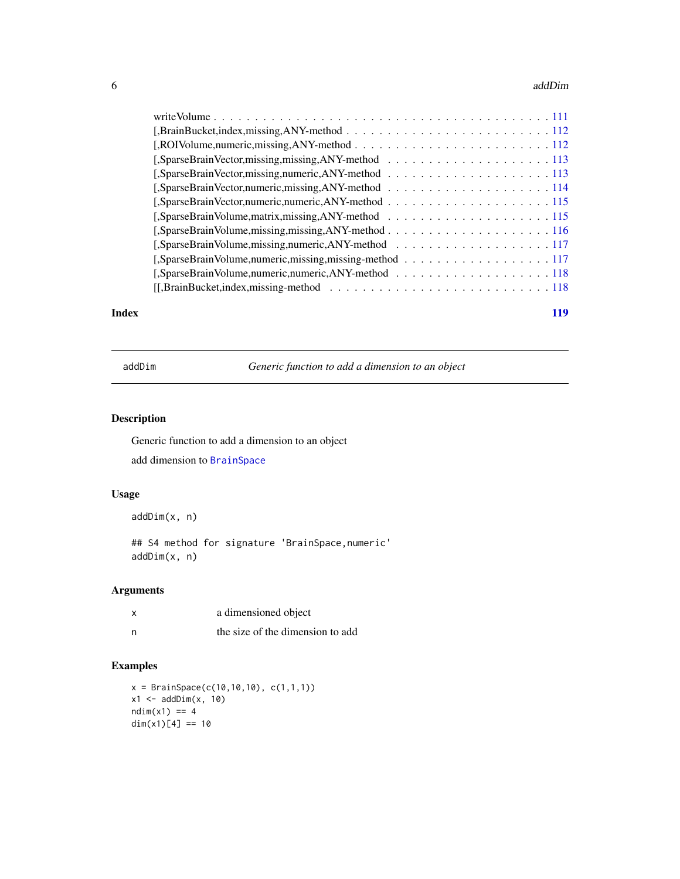writeVolume . . . . . . . . . . . . . . . . . . . . . . . . . . . . . . . . . . . . . . . . 111
[,BrainBucket,index,missing,ANY-method . . . . . . . . . . . . . . . . . . . . . . . . 112
[,ROIVolume,numeric,missing,ANY-method . . . . . . . . . . . . . . . . . . . . . . . 112
[,SparseBrainVector,missing,missing,ANY-method . . . . . . . . . . . . . . . . . . . 113
[,SparseBrainVector,missing,numeric,ANY-method . . . . . . . . . . . . . . . . . . . 113
[,SparseBrainVector,numeric,missing,ANY-method . . . . . . . . . . . . . . . . . . . 114
[,SparseBrainVector,numeric,numeric,ANY-method . . . . . . . . . . . . . . . . . . . 115
[,SparseBrainVolume,matrix,missing,ANY-method . . . . . . . . . . . . . . . . . . . 115
[,SparseBrainVolume,missing,missing,ANY-method . . . . . . . . . . . . . . . . . . . 116
[,SparseBrainVolume,missing,numeric,ANY-method . . . . . . . . . . . . . . . . . . . 117
[,SparseBrainVolume,numeric,missing,missing-method . . . . . . . . . . . . . . . . . 117
[,SparseBrainVolume,numeric,numeric,ANY-method . . . . . . . . . . . . . . . . . . . 118
[[,BrainBucket,index,missing-method . . . . . . . . . . . . . . . . . . . . . . . . . 118

**Index** 119

---

## addDim — *Generic function to add a dimension to an object*

### Description

Generic function to add a dimension to an object

add dimension to BrainSpace

### Usage

```
addDim(x, n)

## S4 method for signature 'BrainSpace,numeric'
addDim(x, n)
```

### Arguments

| | |
|---|---|
| x | a dimensioned object |
| n | the size of the dimension to add |

### Examples

```
x = BrainSpace(c(10,10,10), c(1,1,1))
x1 <- addDim(x, 10)
ndim(x1) == 4
dim(x1)[4] == 10
```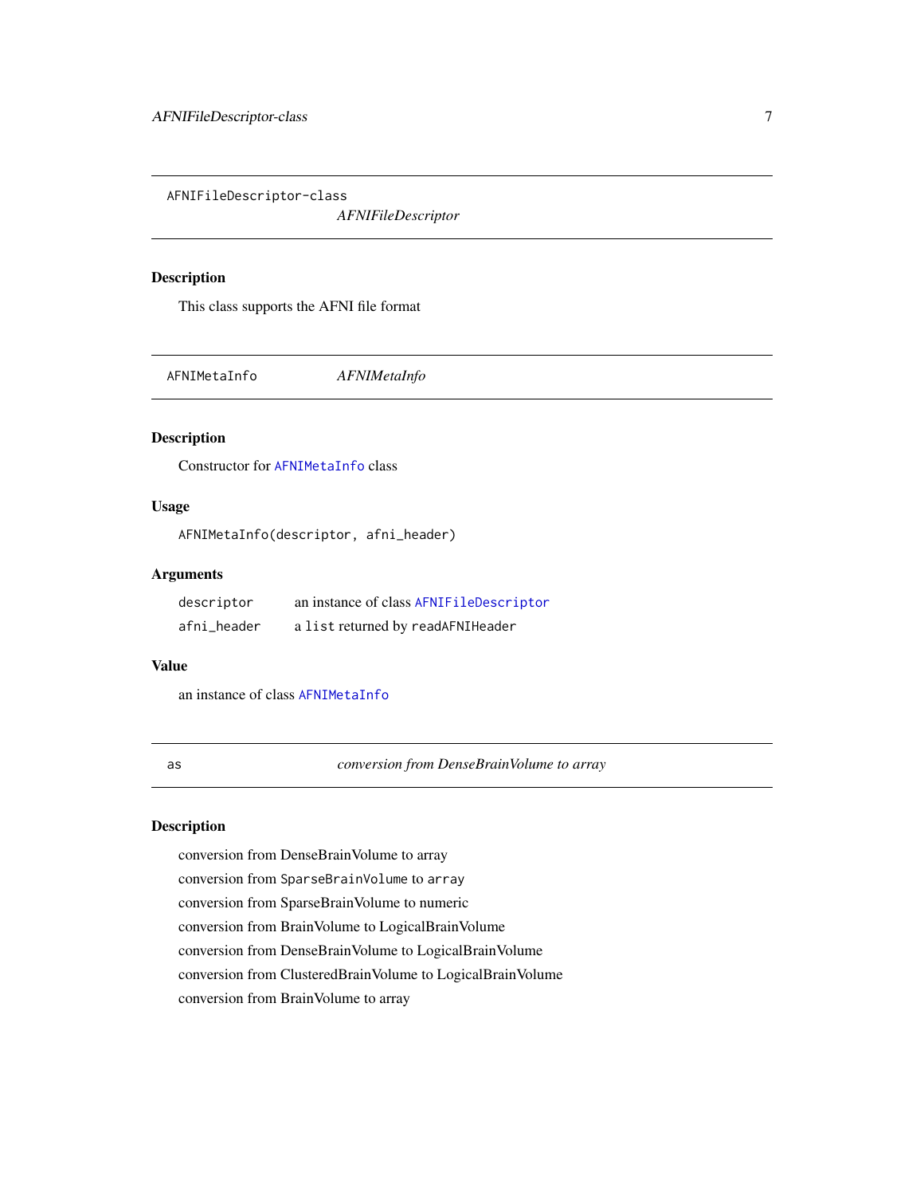## AFNIFileDescriptor-class

*AFNIFileDescriptor*

### Description

This class supports the AFNI file format

## AFNIMetaInfo

*AFNIMetaInfo*

### Description

Constructor for `AFNIMetaInfo` class

### Usage

```
AFNIMetaInfo(descriptor, afni_header)
```

### Arguments

| | |
|---|---|
| `descriptor` | an instance of class `AFNIFileDescriptor` |
| `afni_header` | a `list` returned by `readAFNIHeader` |

### Value

an instance of class `AFNIMetaInfo`

## as

*conversion from DenseBrainVolume to array*

### Description

conversion from DenseBrainVolume to array

conversion from `SparseBrainVolume` to `array`

conversion from SparseBrainVolume to numeric

conversion from BrainVolume to LogicalBrainVolume

conversion from DenseBrainVolume to LogicalBrainVolume

conversion from ClusteredBrainVolume to LogicalBrainVolume

conversion from BrainVolume to array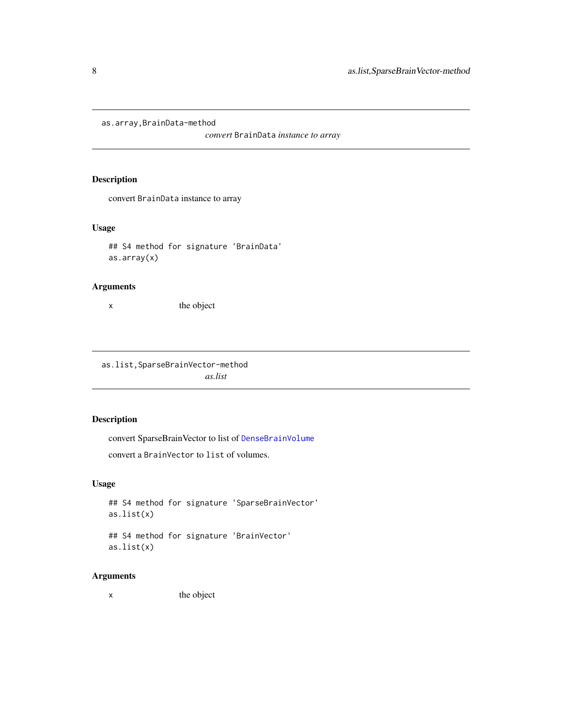## `as.array,BrainData-method`

*convert* `BrainData` *instance to array*

### Description

convert `BrainData` instance to array

### Usage

```
## S4 method for signature 'BrainData'
as.array(x)
```

### Arguments

x the object

## `as.list,SparseBrainVector-method`

*as.list*

### Description

convert SparseBrainVector to list of `DenseBrainVolume`

convert a `BrainVector` to `list` of volumes.

### Usage

```
## S4 method for signature 'SparseBrainVector'
as.list(x)

## S4 method for signature 'BrainVector'
as.list(x)
```

### Arguments

x the object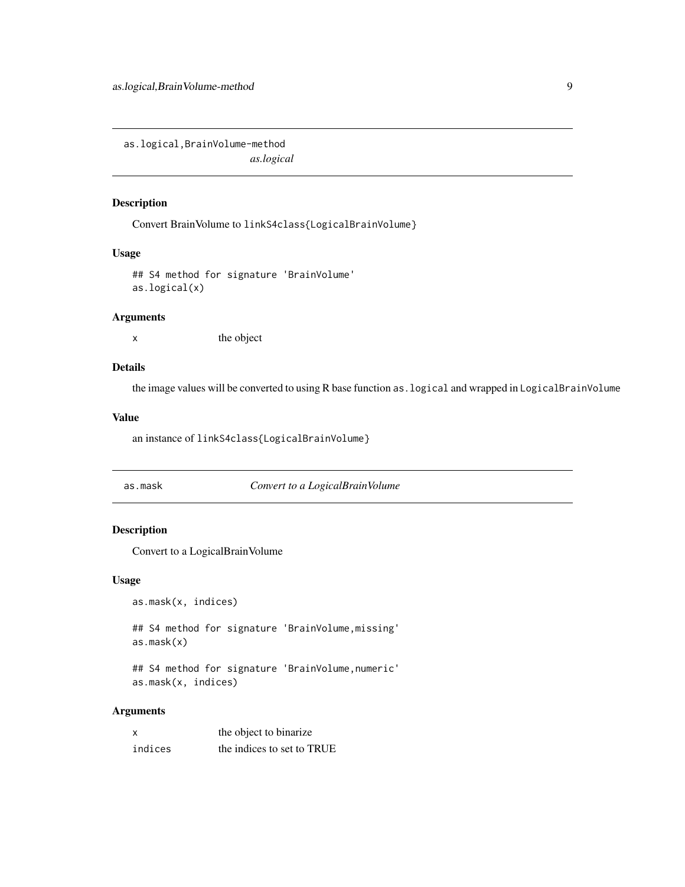## as.logical,BrainVolume-method    *as.logical*

### Description

Convert BrainVolume to linkS4class{LogicalBrainVolume}

### Usage

```
## S4 method for signature 'BrainVolume'
as.logical(x)
```

### Arguments

| | |
|---|---|
| x | the object |

### Details

the image values will be converted to using R base function `as.logical` and wrapped in `LogicalBrainVolume`

### Value

an instance of linkS4class{LogicalBrainVolume}

## as.mask    *Convert to a LogicalBrainVolume*

### Description

Convert to a LogicalBrainVolume

### Usage

```
as.mask(x, indices)

## S4 method for signature 'BrainVolume,missing'
as.mask(x)

## S4 method for signature 'BrainVolume,numeric'
as.mask(x, indices)
```

### Arguments

| | |
|---|---|
| x | the object to binarize |
| indices | the indices to set to TRUE |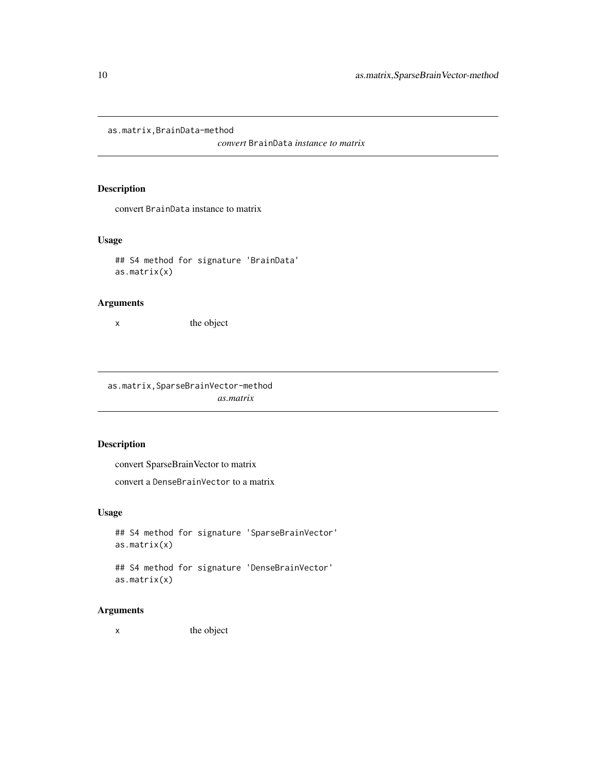## as.matrix,BrainData-method

*convert* `BrainData` *instance to matrix*

### Description

convert `BrainData` instance to matrix

### Usage

```
## S4 method for signature 'BrainData'
as.matrix(x)
```

### Arguments

`x` the object

## as.matrix,SparseBrainVector-method

*as.matrix*

### Description

convert SparseBrainVector to matrix

convert a `DenseBrainVector` to a matrix

### Usage

```
## S4 method for signature 'SparseBrainVector'
as.matrix(x)

## S4 method for signature 'DenseBrainVector'
as.matrix(x)
```

### Arguments

`x` the object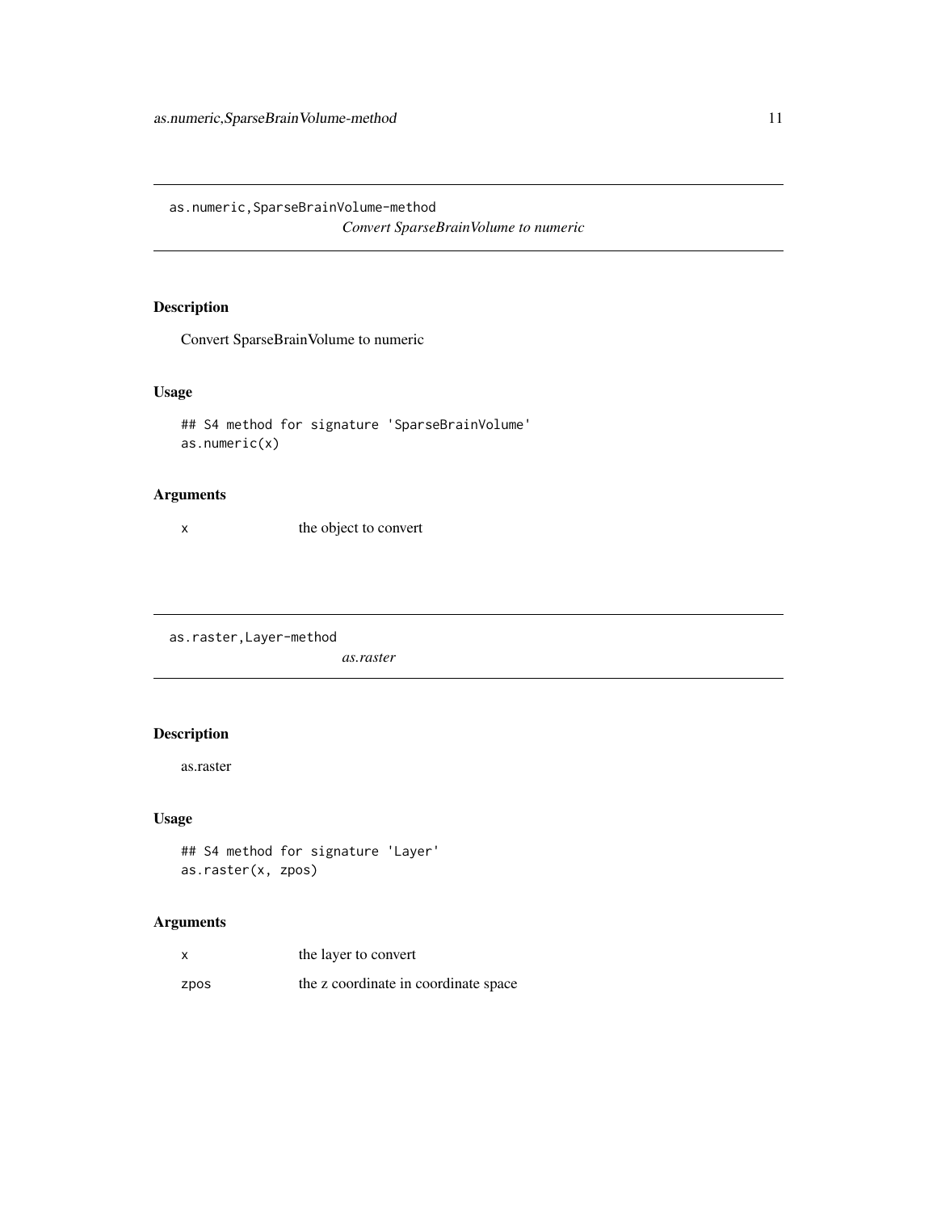## as.numeric,SparseBrainVolume-method

*Convert SparseBrainVolume to numeric*

### Description

Convert SparseBrainVolume to numeric

### Usage

```
## S4 method for signature 'SparseBrainVolume'
as.numeric(x)
```

### Arguments

| | |
|---|---|
| x | the object to convert |

## as.raster,Layer-method

*as.raster*

### Description

as.raster

### Usage

```
## S4 method for signature 'Layer'
as.raster(x, zpos)
```

### Arguments

| | |
|---|---|
| x | the layer to convert |
| zpos | the z coordinate in coordinate space |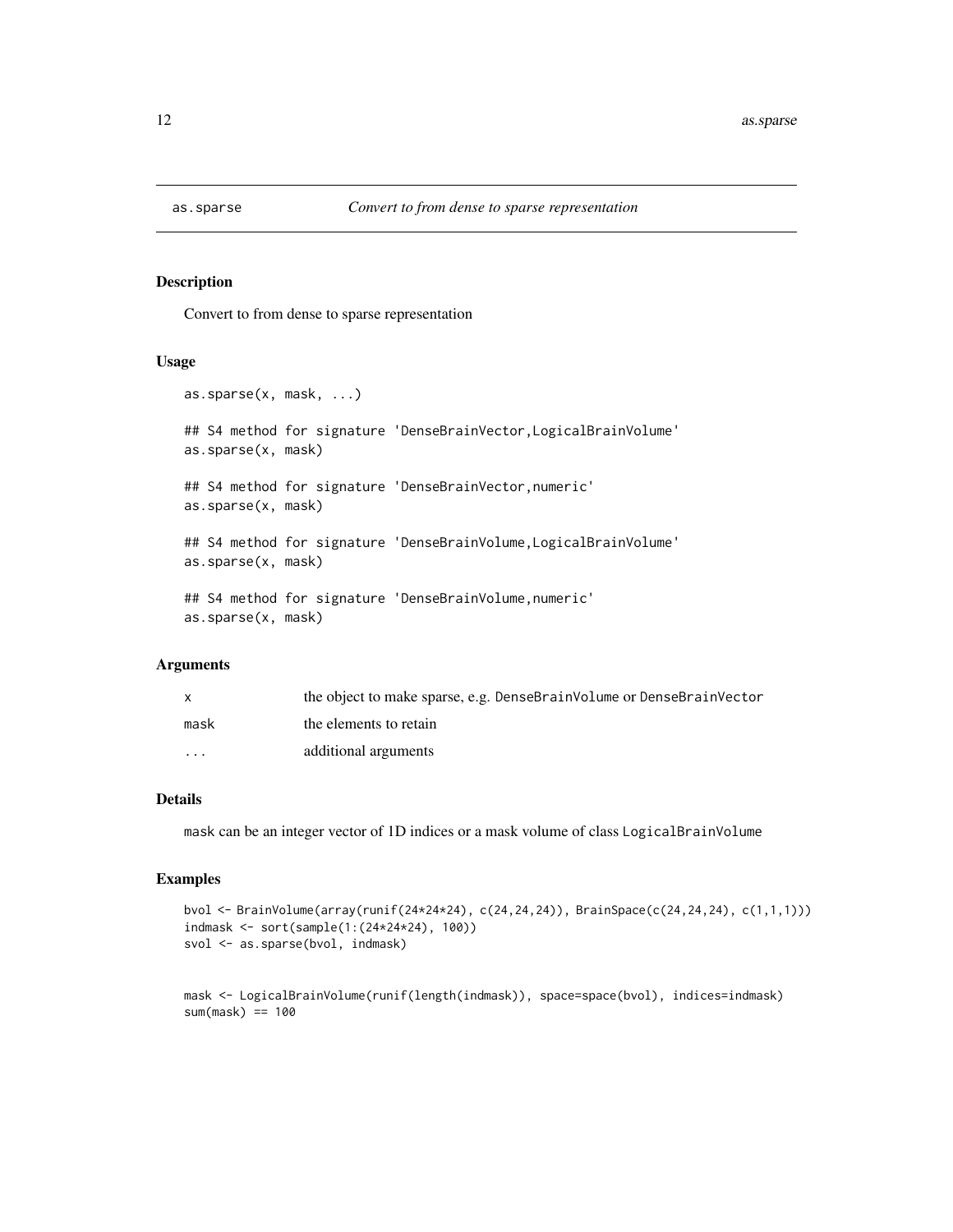# as.sparse — *Convert to from dense to sparse representation*

## Description

Convert to from dense to sparse representation

## Usage

```
as.sparse(x, mask, ...)

## S4 method for signature 'DenseBrainVector,LogicalBrainVolume'
as.sparse(x, mask)

## S4 method for signature 'DenseBrainVector,numeric'
as.sparse(x, mask)

## S4 method for signature 'DenseBrainVolume,LogicalBrainVolume'
as.sparse(x, mask)

## S4 method for signature 'DenseBrainVolume,numeric'
as.sparse(x, mask)
```

## Arguments

| | |
|---|---|
| `x` | the object to make sparse, e.g. `DenseBrainVolume` or `DenseBrainVector` |
| `mask` | the elements to retain |
| `...` | additional arguments |

## Details

`mask` can be an integer vector of 1D indices or a mask volume of class `LogicalBrainVolume`

## Examples

```
bvol <- BrainVolume(array(runif(24*24*24), c(24,24,24)), BrainSpace(c(24,24,24), c(1,1,1)))
indmask <- sort(sample(1:(24*24*24), 100))
svol <- as.sparse(bvol, indmask)


mask <- LogicalBrainVolume(runif(length(indmask)), space=space(bvol), indices=indmask)
sum(mask) == 100
```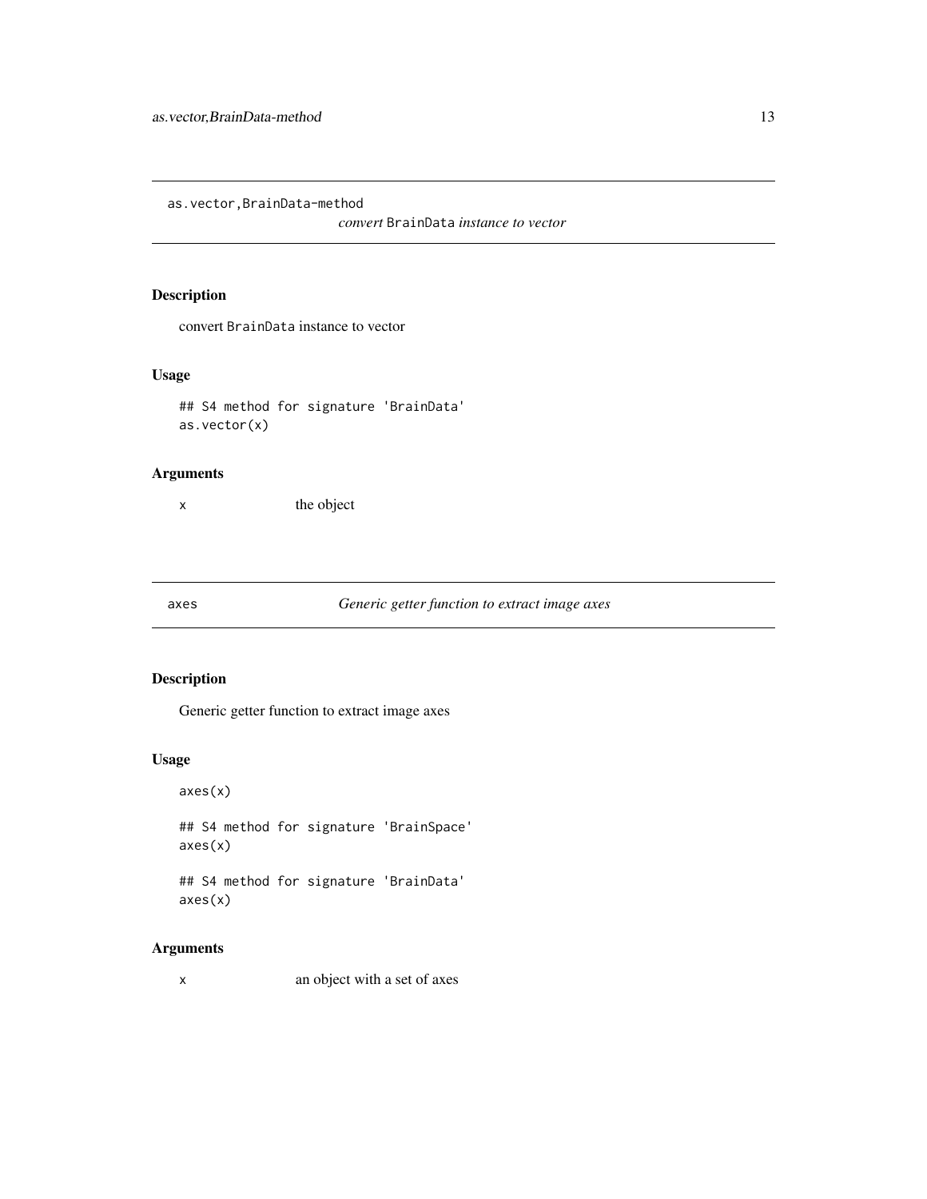## as.vector,BrainData-method

*convert* `BrainData` *instance to vector*

### Description

convert `BrainData` instance to vector

### Usage

```
## S4 method for signature 'BrainData'
as.vector(x)
```

### Arguments

| | |
|---|---|
| `x` | the object |

## axes

*Generic getter function to extract image axes*

### Description

Generic getter function to extract image axes

### Usage

```
axes(x)

## S4 method for signature 'BrainSpace'
axes(x)

## S4 method for signature 'BrainData'
axes(x)
```

### Arguments

| | |
|---|---|
| `x` | an object with a set of axes |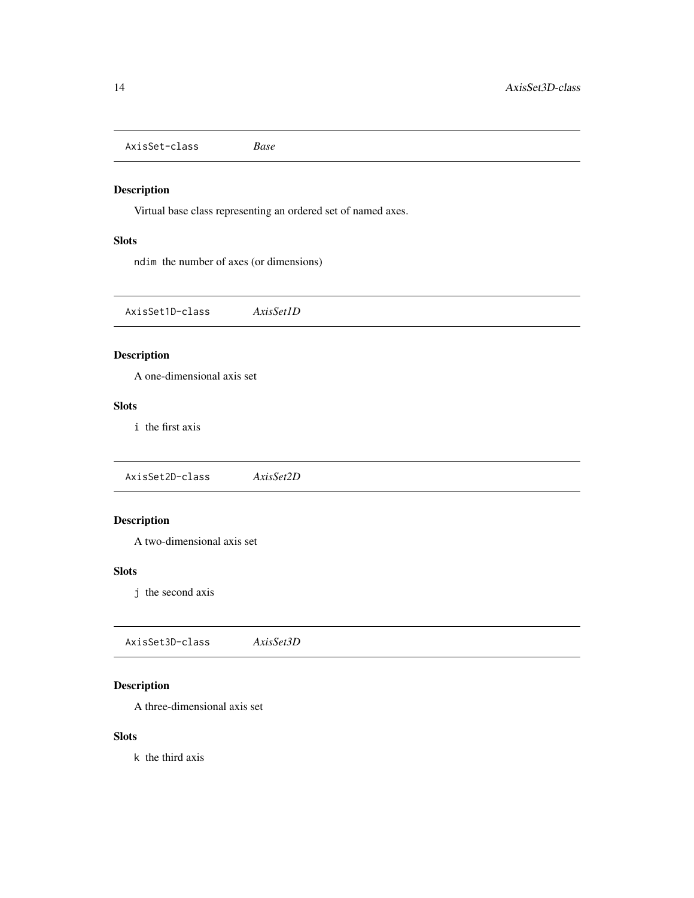## AxisSet-class *Base*

### Description

Virtual base class representing an ordered set of named axes.

### Slots

`ndim` the number of axes (or dimensions)

## AxisSet1D-class *AxisSet1D*

### Description

A one-dimensional axis set

### Slots

`i` the first axis

## AxisSet2D-class *AxisSet2D*

### Description

A two-dimensional axis set

### Slots

`j` the second axis

## AxisSet3D-class *AxisSet3D*

### Description

A three-dimensional axis set

### Slots

`k` the third axis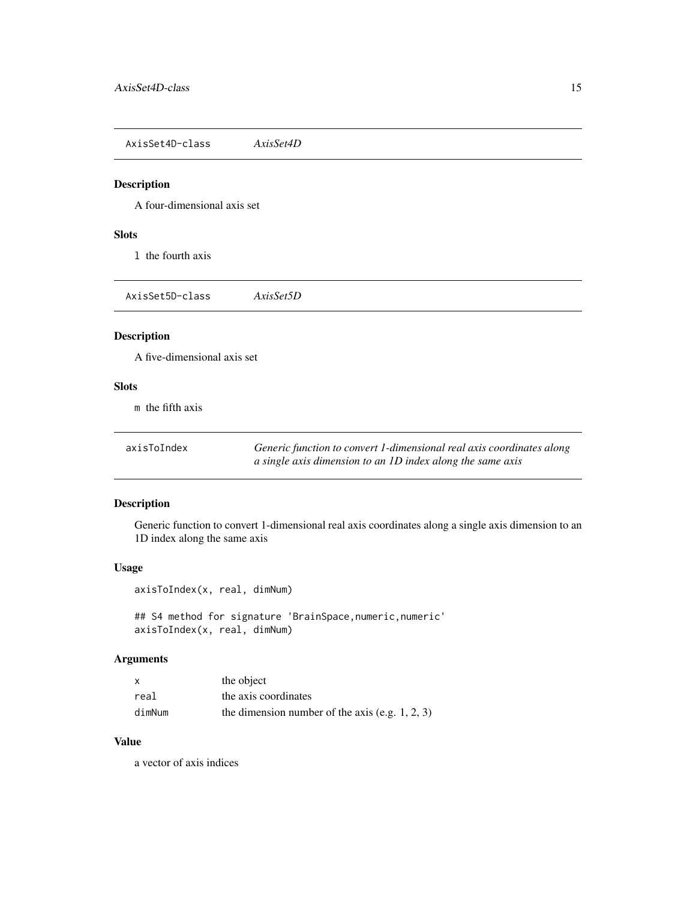## AxisSet4D-class *AxisSet4D*

### Description

A four-dimensional axis set

### Slots

`l` the fourth axis

## AxisSet5D-class *AxisSet5D*

### Description

A five-dimensional axis set

### Slots

`m` the fifth axis

## axisToIndex *Generic function to convert 1-dimensional real axis coordinates along a single axis dimension to an 1D index along the same axis*

### Description

Generic function to convert 1-dimensional real axis coordinates along a single axis dimension to an 1D index along the same axis

### Usage

```
axisToIndex(x, real, dimNum)

## S4 method for signature 'BrainSpace,numeric,numeric'
axisToIndex(x, real, dimNum)
```

### Arguments

| | |
|---|---|
| `x` | the object |
| `real` | the axis coordinates |
| `dimNum` | the dimension number of the axis (e.g. 1, 2, 3) |

### Value

a vector of axis indices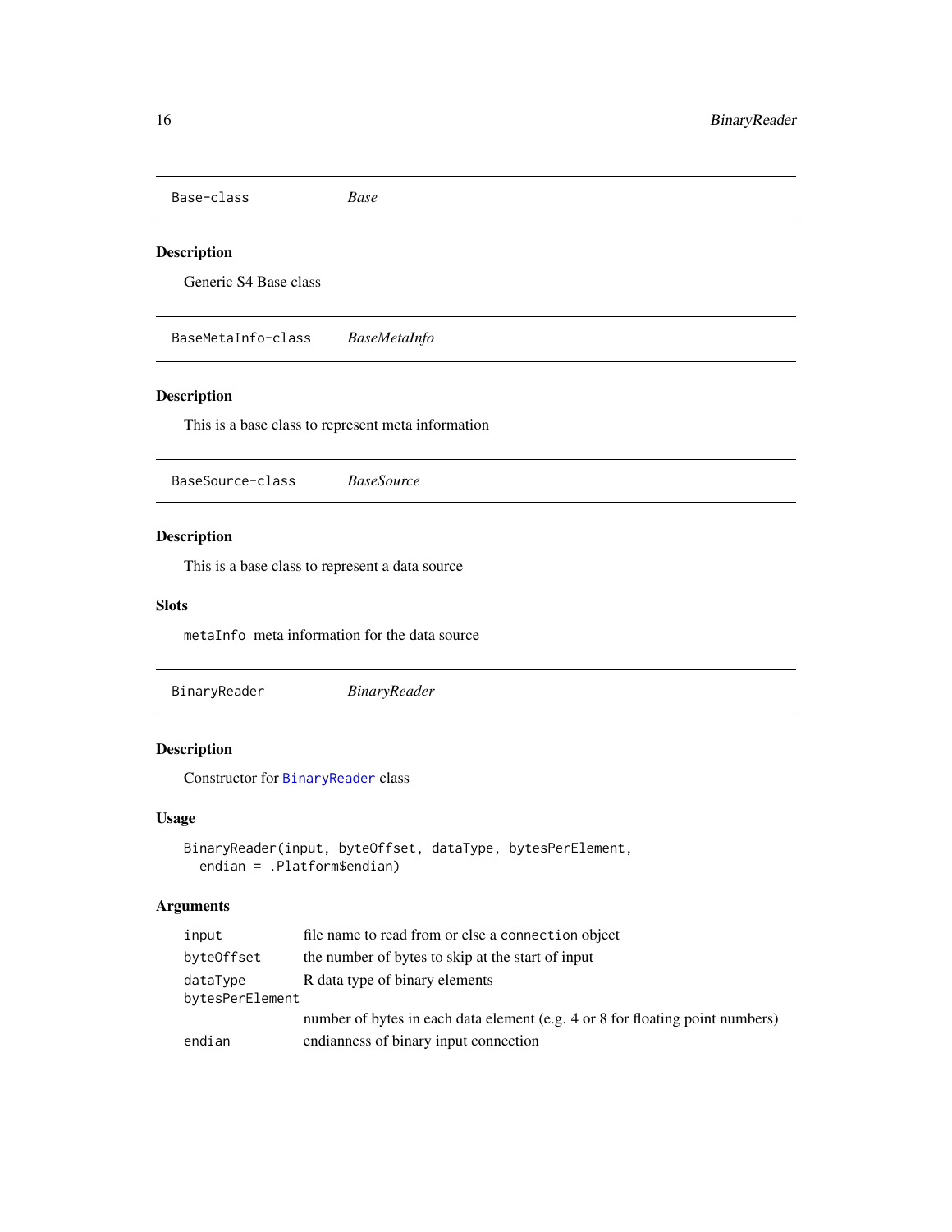## Base-class *Base*

### Description

Generic S4 Base class

## BaseMetaInfo-class *BaseMetaInfo*

### Description

This is a base class to represent meta information

## BaseSource-class *BaseSource*

### Description

This is a base class to represent a data source

### Slots

`metaInfo` meta information for the data source

## BinaryReader *BinaryReader*

### Description

Constructor for `BinaryReader` class

### Usage

```
BinaryReader(input, byteOffset, dataType, bytesPerElement,
  endian = .Platform$endian)
```

### Arguments

| | |
|---|---|
| `input` | file name to read from or else a `connection` object |
| `byteOffset` | the number of bytes to skip at the start of input |
| `dataType` | R data type of binary elements |
| `bytesPerElement` | number of bytes in each data element (e.g. 4 or 8 for floating point numbers) |
| `endian` | endianness of binary input connection |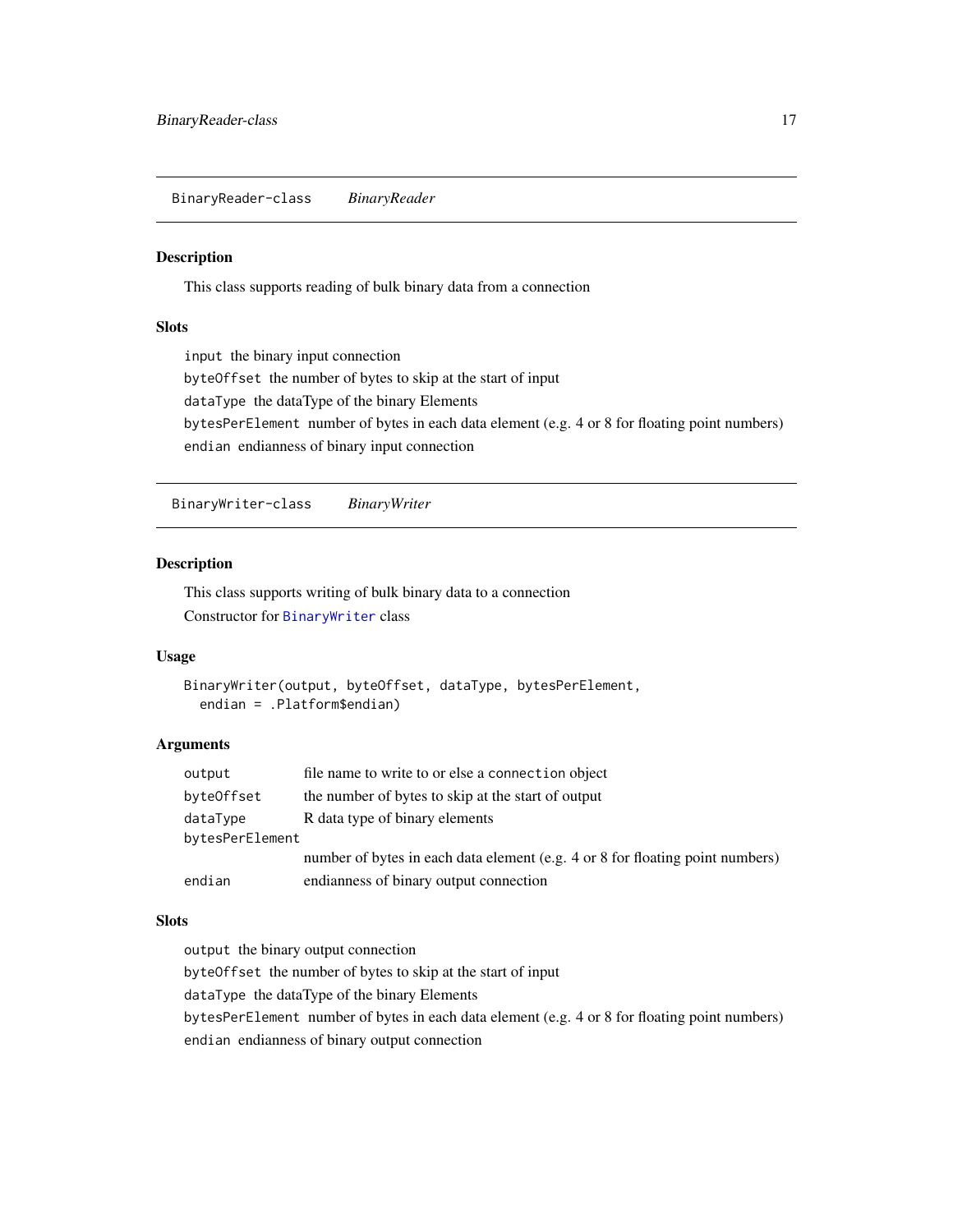## BinaryReader-class — *BinaryReader*

### Description

This class supports reading of bulk binary data from a connection

### Slots

- `input` the binary input connection
- `byteOffset` the number of bytes to skip at the start of input
- `dataType` the dataType of the binary Elements
- `bytesPerElement` number of bytes in each data element (e.g. 4 or 8 for floating point numbers)
- `endian` endianness of binary input connection

## BinaryWriter-class — *BinaryWriter*

### Description

This class supports writing of bulk binary data to a connection

Constructor for `BinaryWriter` class

### Usage

```
BinaryWriter(output, byteOffset, dataType, bytesPerElement,
  endian = .Platform$endian)
```

### Arguments

| | |
|---|---|
| `output` | file name to write to or else a `connection` object |
| `byteOffset` | the number of bytes to skip at the start of output |
| `dataType` | R data type of binary elements |
| `bytesPerElement` | number of bytes in each data element (e.g. 4 or 8 for floating point numbers) |
| `endian` | endianness of binary output connection |

### Slots

- `output` the binary output connection
- `byteOffset` the number of bytes to skip at the start of input
- `dataType` the dataType of the binary Elements
- `bytesPerElement` number of bytes in each data element (e.g. 4 or 8 for floating point numbers)
- `endian` endianness of binary output connection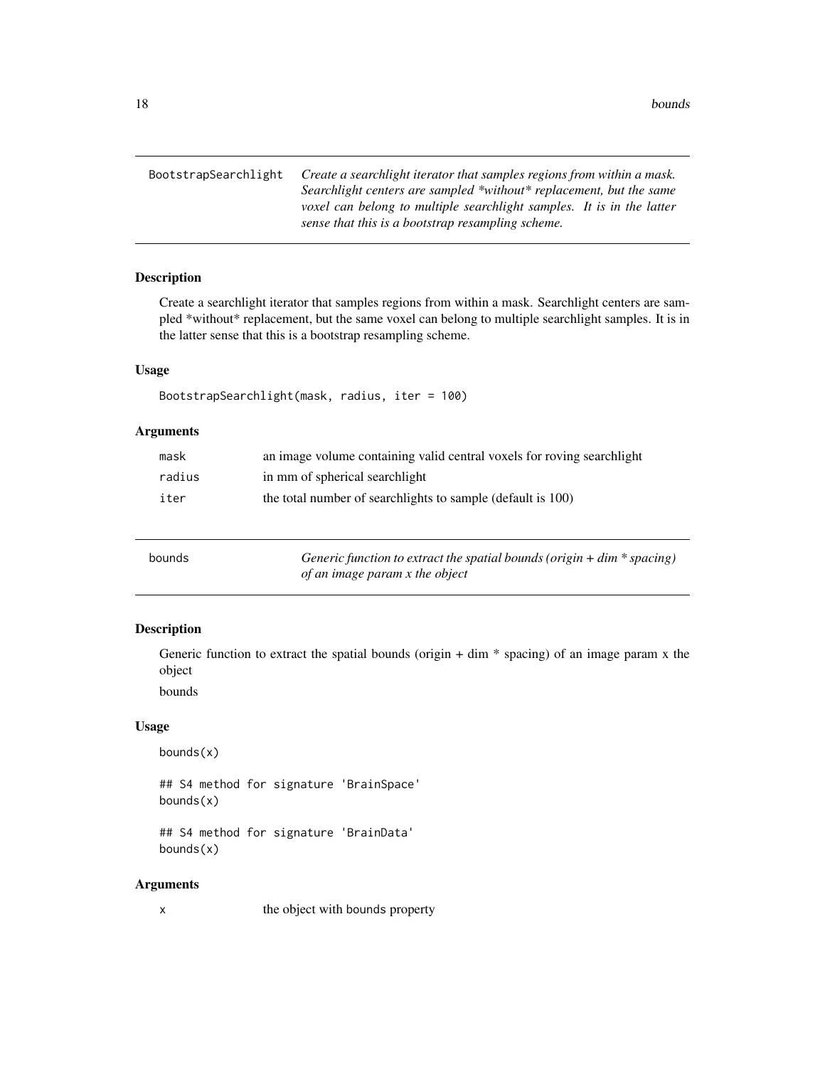## BootstrapSearchlight

*Create a searchlight iterator that samples regions from within a mask. Searchlight centers are sampled *without* replacement, but the same voxel can belong to multiple searchlight samples. It is in the latter sense that this is a bootstrap resampling scheme.*

### Description

Create a searchlight iterator that samples regions from within a mask. Searchlight centers are sampled *without* replacement, but the same voxel can belong to multiple searchlight samples. It is in the latter sense that this is a bootstrap resampling scheme.

### Usage

```
BootstrapSearchlight(mask, radius, iter = 100)
```

### Arguments

| | |
|---|---|
| mask | an image volume containing valid central voxels for roving searchlight |
| radius | in mm of spherical searchlight |
| iter | the total number of searchlights to sample (default is 100) |

## bounds

*Generic function to extract the spatial bounds (origin + dim * spacing) of an image param x the object*

### Description

Generic function to extract the spatial bounds (origin + dim * spacing) of an image param x the object

bounds

### Usage

```
bounds(x)

## S4 method for signature 'BrainSpace'
bounds(x)

## S4 method for signature 'BrainData'
bounds(x)
```

### Arguments

| | |
|---|---|
| x | the object with bounds property |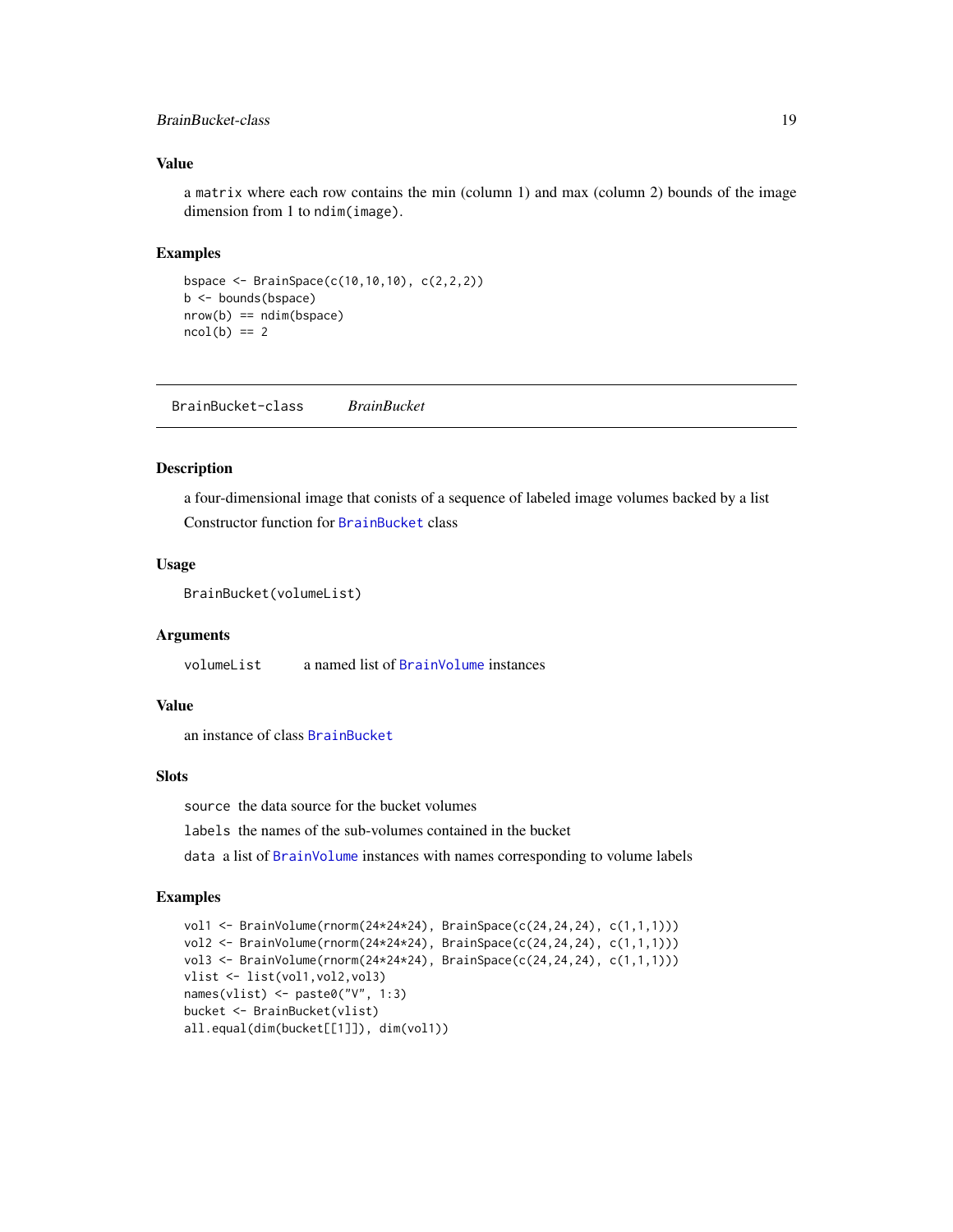### Value

a `matrix` where each row contains the min (column 1) and max (column 2) bounds of the image dimension from 1 to `ndim(image)`.

### Examples

```
bspace <- BrainSpace(c(10,10,10), c(2,2,2))
b <- bounds(bspace)
nrow(b) == ndim(bspace)
ncol(b) == 2
```

---

## BrainBucket-class    *BrainBucket*

---

### Description

a four-dimensional image that conists of a sequence of labeled image volumes backed by a list

Constructor function for `BrainBucket` class

### Usage

```
BrainBucket(volumeList)
```

### Arguments

`volumeList`    a named list of `BrainVolume` instances

### Value

an instance of class `BrainBucket`

### Slots

`source` the data source for the bucket volumes

`labels` the names of the sub-volumes contained in the bucket

`data` a list of `BrainVolume` instances with names corresponding to volume labels

### Examples

```
vol1 <- BrainVolume(rnorm(24*24*24), BrainSpace(c(24,24,24), c(1,1,1)))
vol2 <- BrainVolume(rnorm(24*24*24), BrainSpace(c(24,24,24), c(1,1,1)))
vol3 <- BrainVolume(rnorm(24*24*24), BrainSpace(c(24,24,24), c(1,1,1)))
vlist <- list(vol1,vol2,vol3)
names(vlist) <- paste0("V", 1:3)
bucket <- BrainBucket(vlist)
all.equal(dim(bucket[[1]]), dim(vol1))
```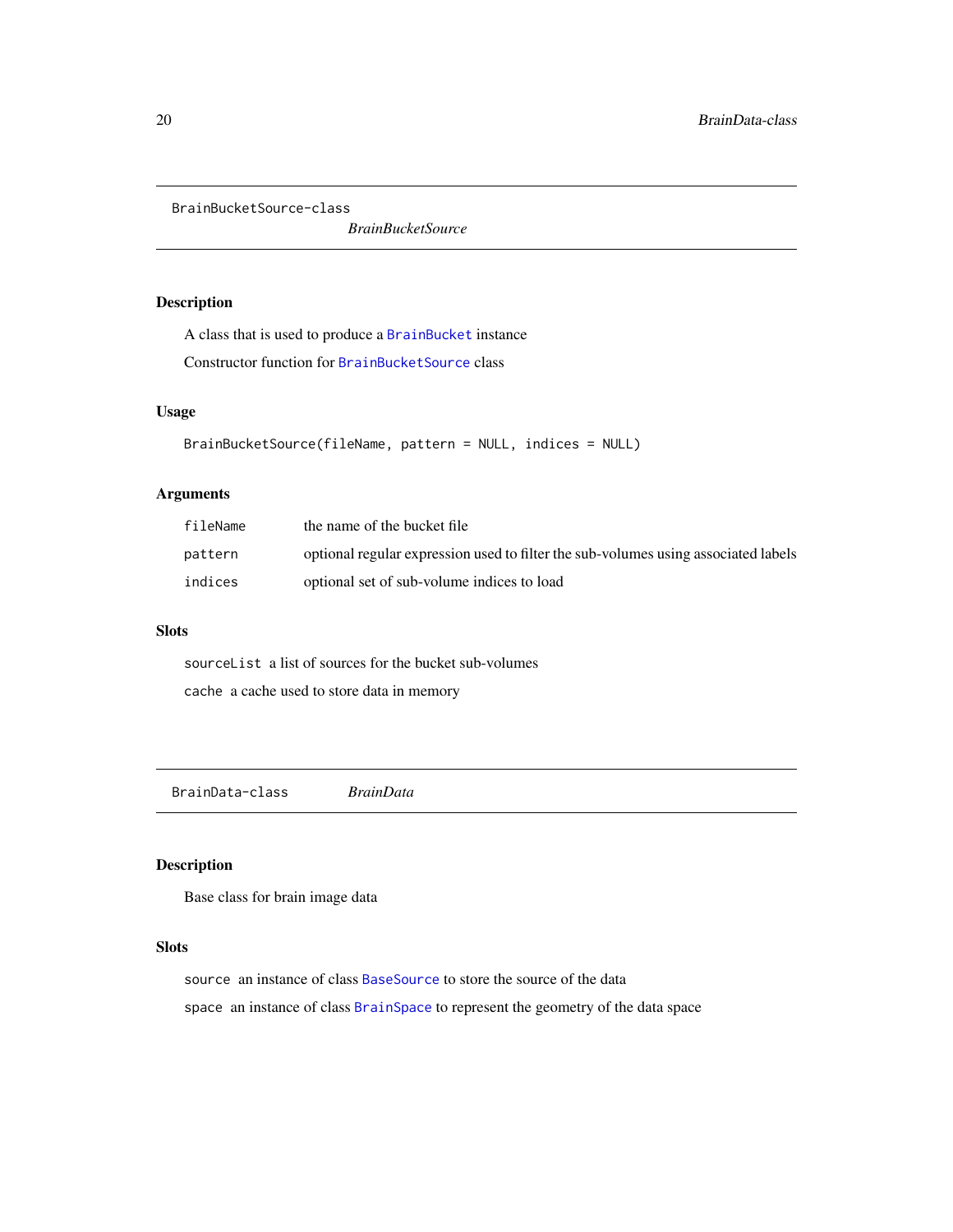## BrainBucketSource-class

*BrainBucketSource*

### Description

A class that is used to produce a BrainBucket instance

Constructor function for BrainBucketSource class

### Usage

```
BrainBucketSource(fileName, pattern = NULL, indices = NULL)
```

### Arguments

| | |
|---|---|
| fileName | the name of the bucket file |
| pattern | optional regular expression used to filter the sub-volumes using associated labels |
| indices | optional set of sub-volume indices to load |

### Slots

`sourceList` a list of sources for the bucket sub-volumes

`cache` a cache used to store data in memory

## BrainData-class

*BrainData*

### Description

Base class for brain image data

### Slots

`source` an instance of class BaseSource to store the source of the data

`space` an instance of class BrainSpace to represent the geometry of the data space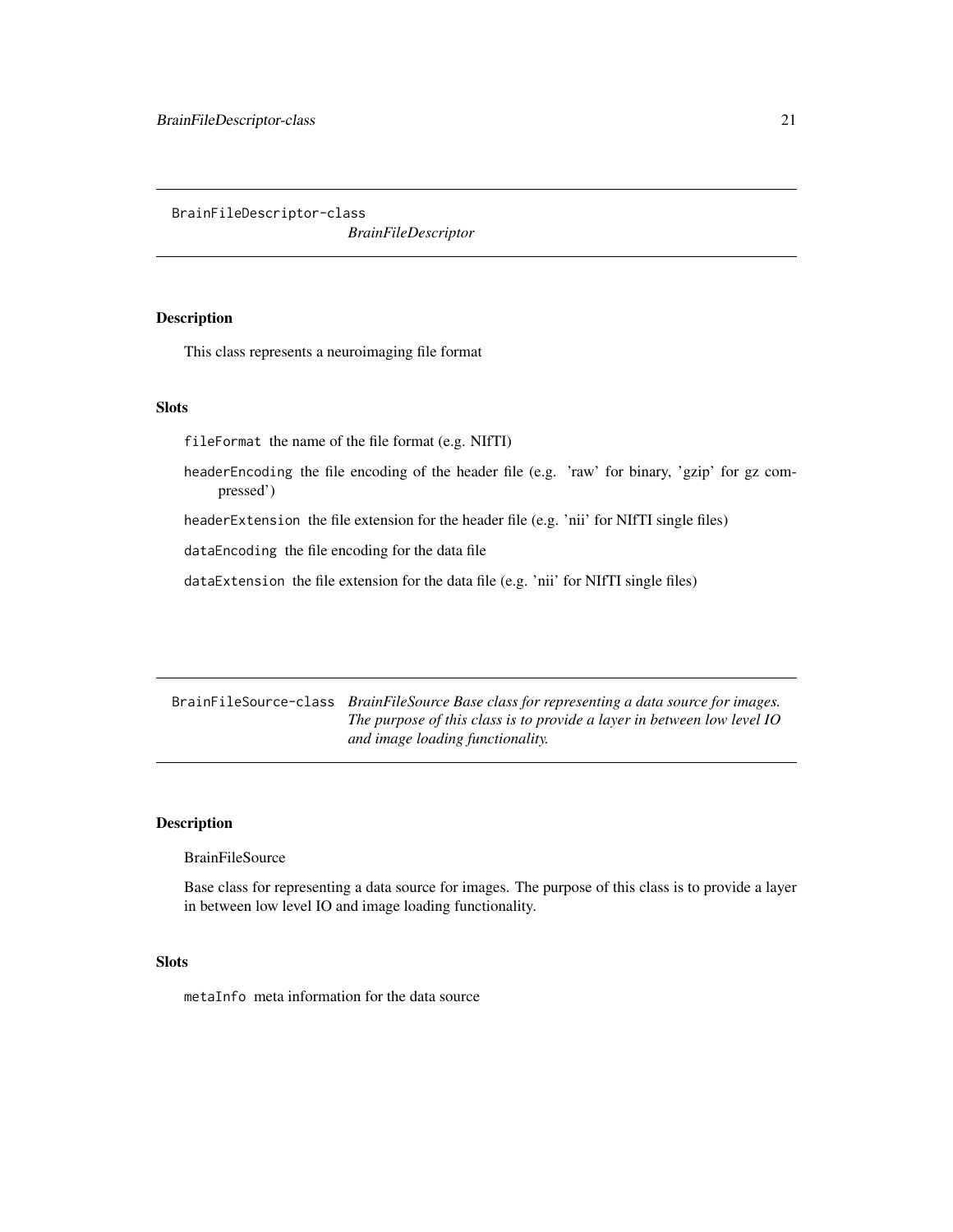## BrainFileDescriptor-class

*BrainFileDescriptor*

### Description

This class represents a neuroimaging file format

### Slots

`fileFormat` the name of the file format (e.g. NIfTI)

`headerEncoding` the file encoding of the header file (e.g. 'raw' for binary, 'gzip' for gz compressed')

`headerExtension` the file extension for the header file (e.g. 'nii' for NIfTI single files)

`dataEncoding` the file encoding for the data file

`dataExtension` the file extension for the data file (e.g. 'nii' for NIfTI single files)

## BrainFileSource-class

*BrainFileSource Base class for representing a data source for images. The purpose of this class is to provide a layer in between low level IO and image loading functionality.*

### Description

BrainFileSource

Base class for representing a data source for images. The purpose of this class is to provide a layer in between low level IO and image loading functionality.

### Slots

`metaInfo` meta information for the data source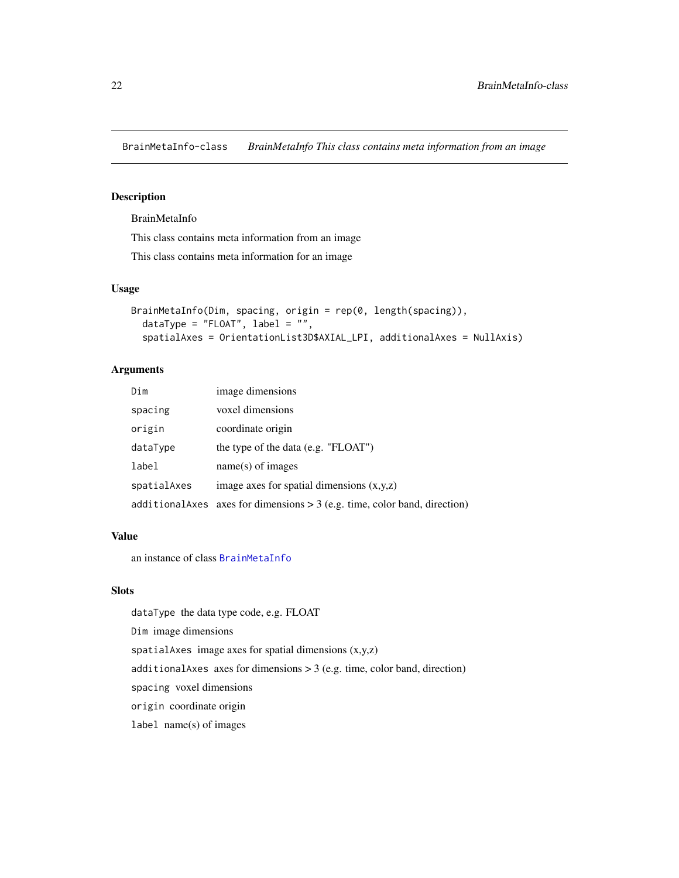BrainMetaInfo-class *BrainMetaInfo This class contains meta information from an image*

## Description

BrainMetaInfo

This class contains meta information from an image

This class contains meta information for an image

## Usage

```
BrainMetaInfo(Dim, spacing, origin = rep(0, length(spacing)),
  dataType = "FLOAT", label = "",
  spatialAxes = OrientationList3D$AXIAL_LPI, additionalAxes = NullAxis)
```

## Arguments

| | |
|---|---|
| Dim | image dimensions |
| spacing | voxel dimensions |
| origin | coordinate origin |
| dataType | the type of the data (e.g. "FLOAT") |
| label | name(s) of images |
| spatialAxes | image axes for spatial dimensions (x,y,z) |
| additionalAxes | axes for dimensions > 3 (e.g. time, color band, direction) |

## Value

an instance of class `BrainMetaInfo`

## Slots

`dataType` the data type code, e.g. FLOAT

`Dim` image dimensions

`spatialAxes` image axes for spatial dimensions (x,y,z)

`additionalAxes` axes for dimensions > 3 (e.g. time, color band, direction)

`spacing` voxel dimensions

`origin` coordinate origin

`label` name(s) of images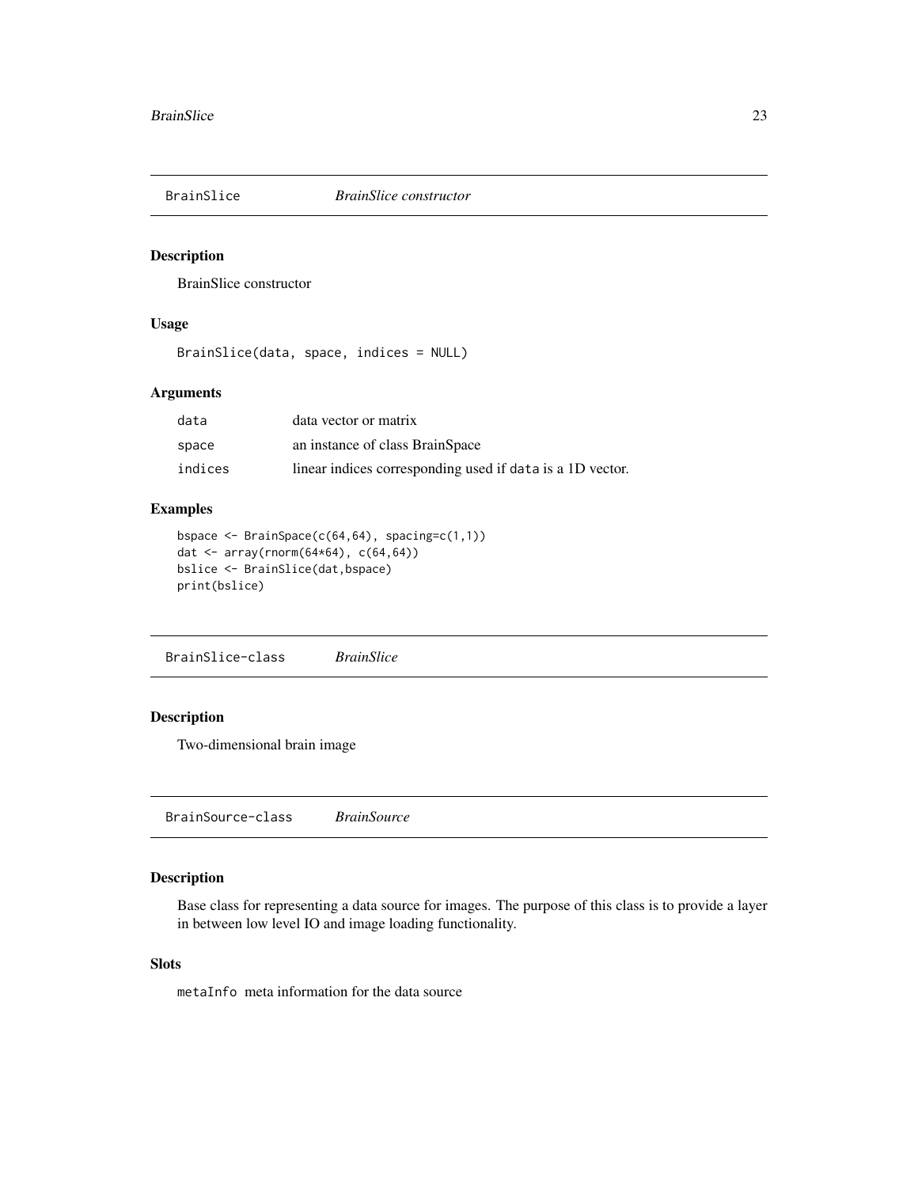## BrainSlice — *BrainSlice constructor*

### Description

BrainSlice constructor

### Usage

```
BrainSlice(data, space, indices = NULL)
```

### Arguments

| | |
|---|---|
| `data` | data vector or matrix |
| `space` | an instance of class BrainSpace |
| `indices` | linear indices corresponding used if `data` is a 1D vector. |

### Examples

```
bspace <- BrainSpace(c(64,64), spacing=c(1,1))
dat <- array(rnorm(64*64), c(64,64))
bslice <- BrainSlice(dat,bspace)
print(bslice)
```

## BrainSlice-class — *BrainSlice*

### Description

Two-dimensional brain image

## BrainSource-class — *BrainSource*

### Description

Base class for representing a data source for images. The purpose of this class is to provide a layer in between low level IO and image loading functionality.

### Slots

`metaInfo` meta information for the data source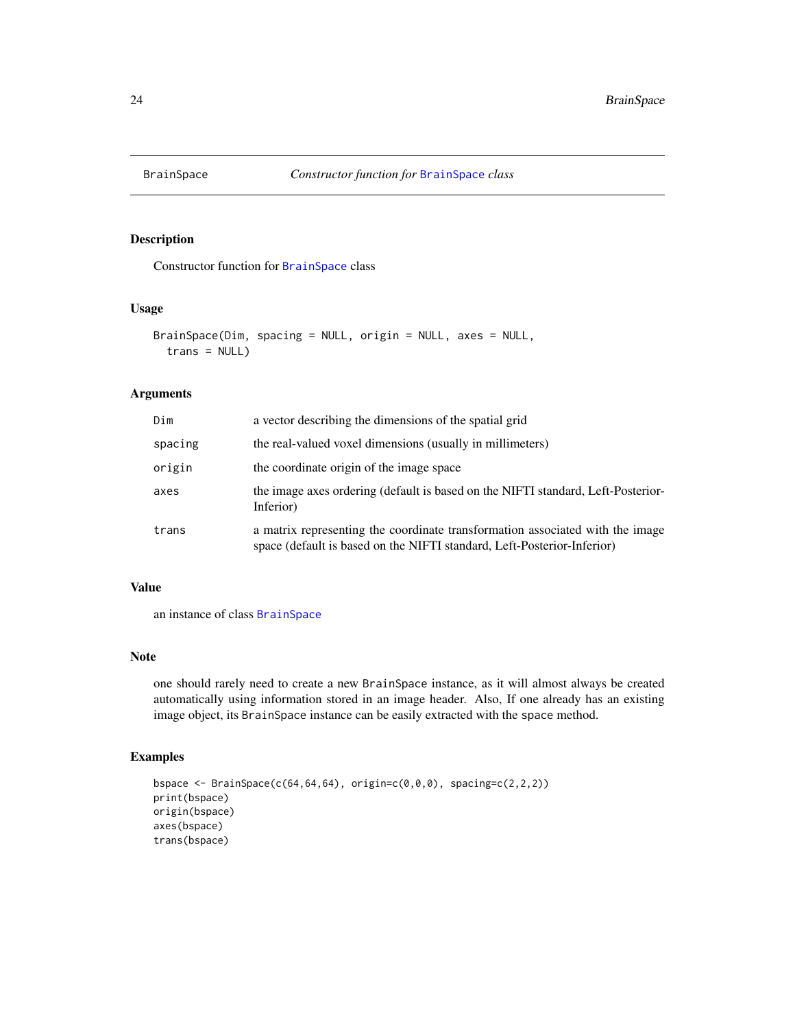## BrainSpace — *Constructor function for BrainSpace class*

### Description

Constructor function for BrainSpace class

### Usage

```
BrainSpace(Dim, spacing = NULL, origin = NULL, axes = NULL,
  trans = NULL)
```

### Arguments

| | |
|---|---|
| Dim | a vector describing the dimensions of the spatial grid |
| spacing | the real-valued voxel dimensions (usually in millimeters) |
| origin | the coordinate origin of the image space |
| axes | the image axes ordering (default is based on the NIFTI standard, Left-Posterior-Inferior) |
| trans | a matrix representing the coordinate transformation associated with the image space (default is based on the NIFTI standard, Left-Posterior-Inferior) |

### Value

an instance of class BrainSpace

### Note

one should rarely need to create a new BrainSpace instance, as it will almost always be created automatically using information stored in an image header. Also, If one already has an existing image object, its BrainSpace instance can be easily extracted with the space method.

### Examples

```
bspace <- BrainSpace(c(64,64,64), origin=c(0,0,0), spacing=c(2,2,2))
print(bspace)
origin(bspace)
axes(bspace)
trans(bspace)
```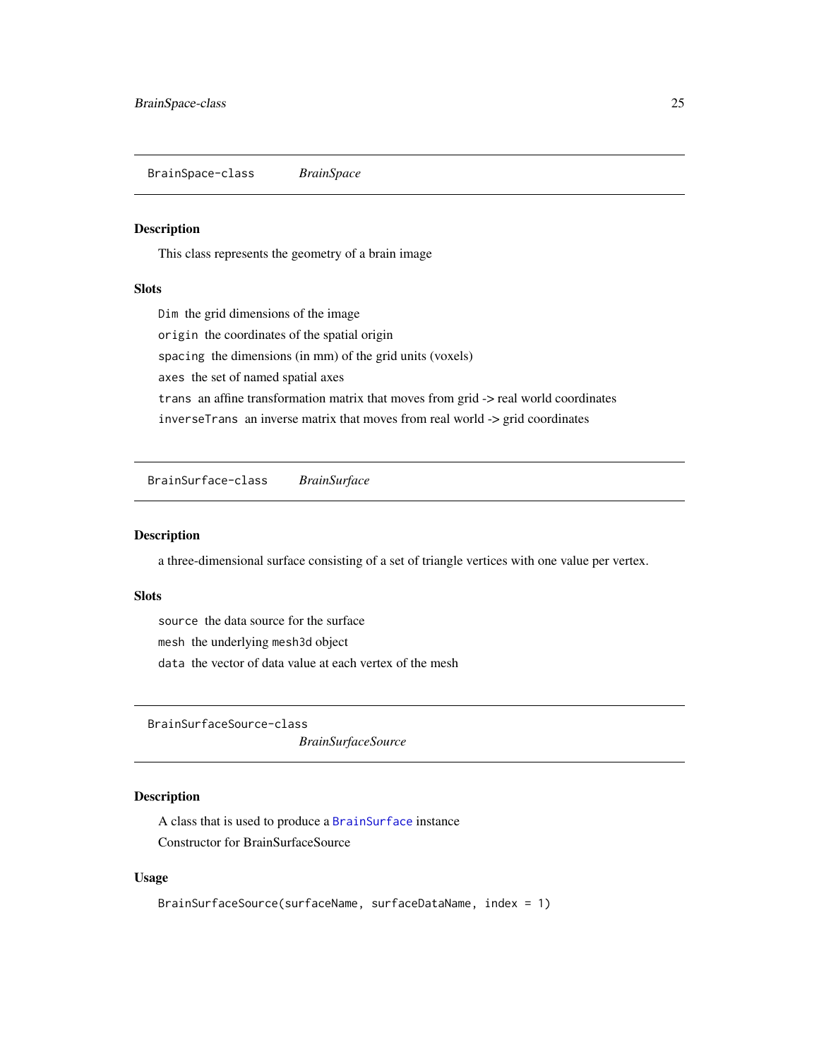## BrainSpace-class — *BrainSpace*

### Description

This class represents the geometry of a brain image

### Slots

`Dim` the grid dimensions of the image

`origin` the coordinates of the spatial origin

`spacing` the dimensions (in mm) of the grid units (voxels)

`axes` the set of named spatial axes

`trans` an affine transformation matrix that moves from grid -> real world coordinates

`inverseTrans` an inverse matrix that moves from real world -> grid coordinates

## BrainSurface-class — *BrainSurface*

### Description

a three-dimensional surface consisting of a set of triangle vertices with one value per vertex.

### Slots

`source` the data source for the surface

`mesh` the underlying `mesh3d` object

`data` the vector of data value at each vertex of the mesh

## BrainSurfaceSource-class — *BrainSurfaceSource*

### Description

A class that is used to produce a `BrainSurface` instance

Constructor for BrainSurfaceSource

### Usage

```
BrainSurfaceSource(surfaceName, surfaceDataName, index = 1)
```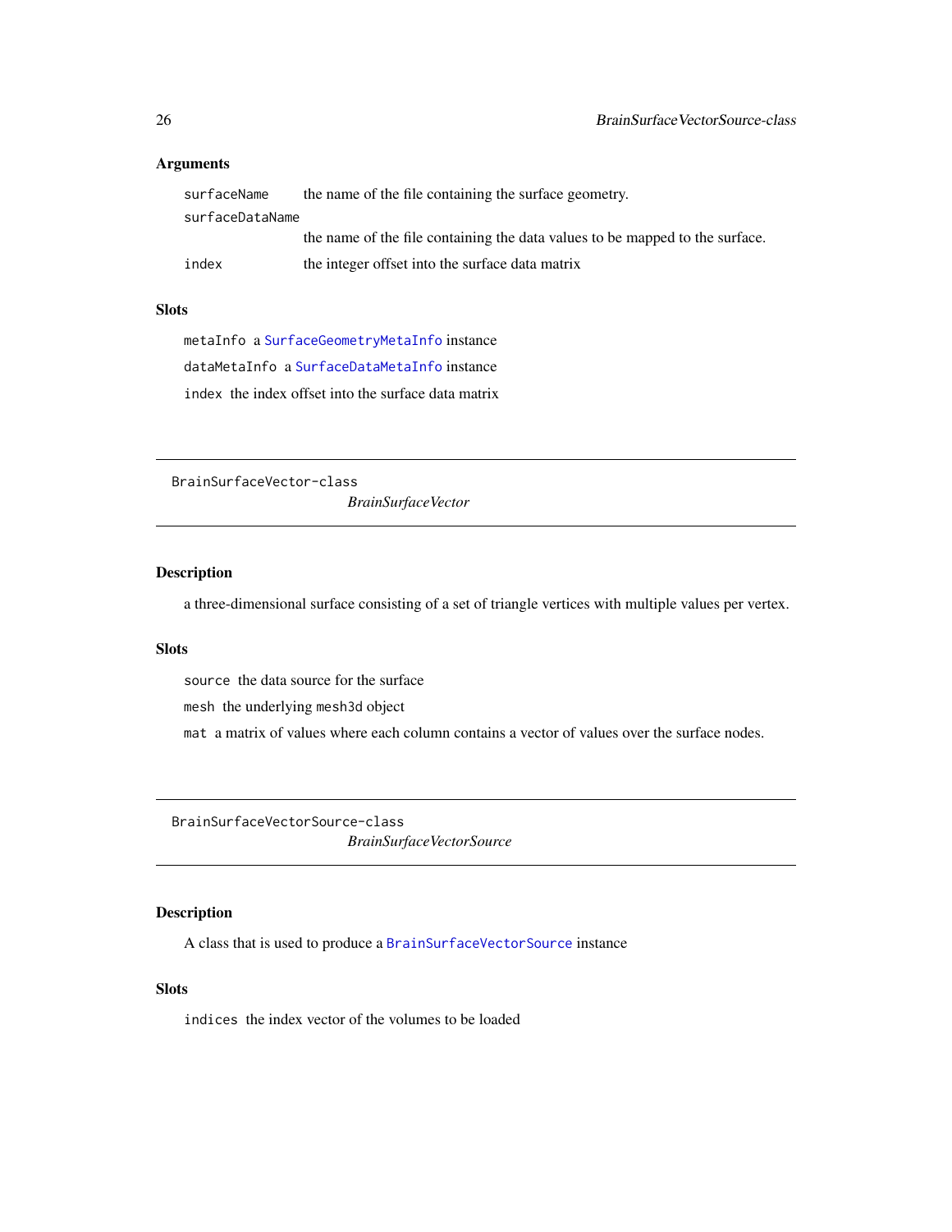### Arguments

- `surfaceName` the name of the file containing the surface geometry.
- `surfaceDataName` the name of the file containing the data values to be mapped to the surface.
- `index` the integer offset into the surface data matrix

### Slots

- `metaInfo` a `SurfaceGeometryMetaInfo` instance
- `dataMetaInfo` a `SurfaceDataMetaInfo` instance
- `index` the index offset into the surface data matrix

---

## BrainSurfaceVector-class

*BrainSurfaceVector*

---

### Description

a three-dimensional surface consisting of a set of triangle vertices with multiple values per vertex.

### Slots

- `source` the data source for the surface
- `mesh` the underlying `mesh3d` object
- `mat` a matrix of values where each column contains a vector of values over the surface nodes.

---

## BrainSurfaceVectorSource-class

*BrainSurfaceVectorSource*

---

### Description

A class that is used to produce a `BrainSurfaceVectorSource` instance

### Slots

- `indices` the index vector of the volumes to be loaded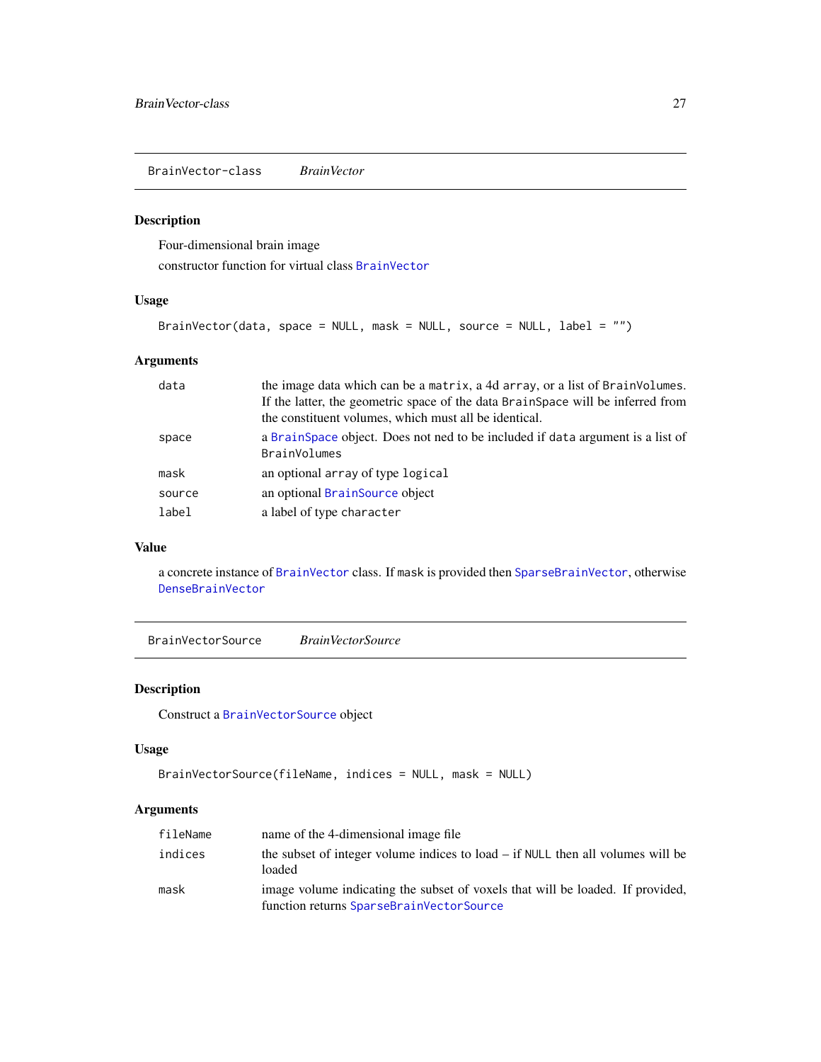## BrainVector-class    *BrainVector*

### Description

Four-dimensional brain image

constructor function for virtual class BrainVector

### Usage

```
BrainVector(data, space = NULL, mask = NULL, source = NULL, label = "")
```

### Arguments

| | |
|---|---|
| data | the image data which can be a matrix, a 4d array, or a list of BrainVolumes. If the latter, the geometric space of the data BrainSpace will be inferred from the constituent volumes, which must all be identical. |
| space | a BrainSpace object. Does not ned to be included if data argument is a list of BrainVolumes |
| mask | an optional array of type logical |
| source | an optional BrainSource object |
| label | a label of type character |

### Value

a concrete instance of BrainVector class. If mask is provided then SparseBrainVector, otherwise DenseBrainVector

## BrainVectorSource    *BrainVectorSource*

### Description

Construct a BrainVectorSource object

### Usage

```
BrainVectorSource(fileName, indices = NULL, mask = NULL)
```

### Arguments

| | |
|---|---|
| fileName | name of the 4-dimensional image file |
| indices | the subset of integer volume indices to load – if NULL then all volumes will be loaded |
| mask | image volume indicating the subset of voxels that will be loaded. If provided, function returns SparseBrainVectorSource |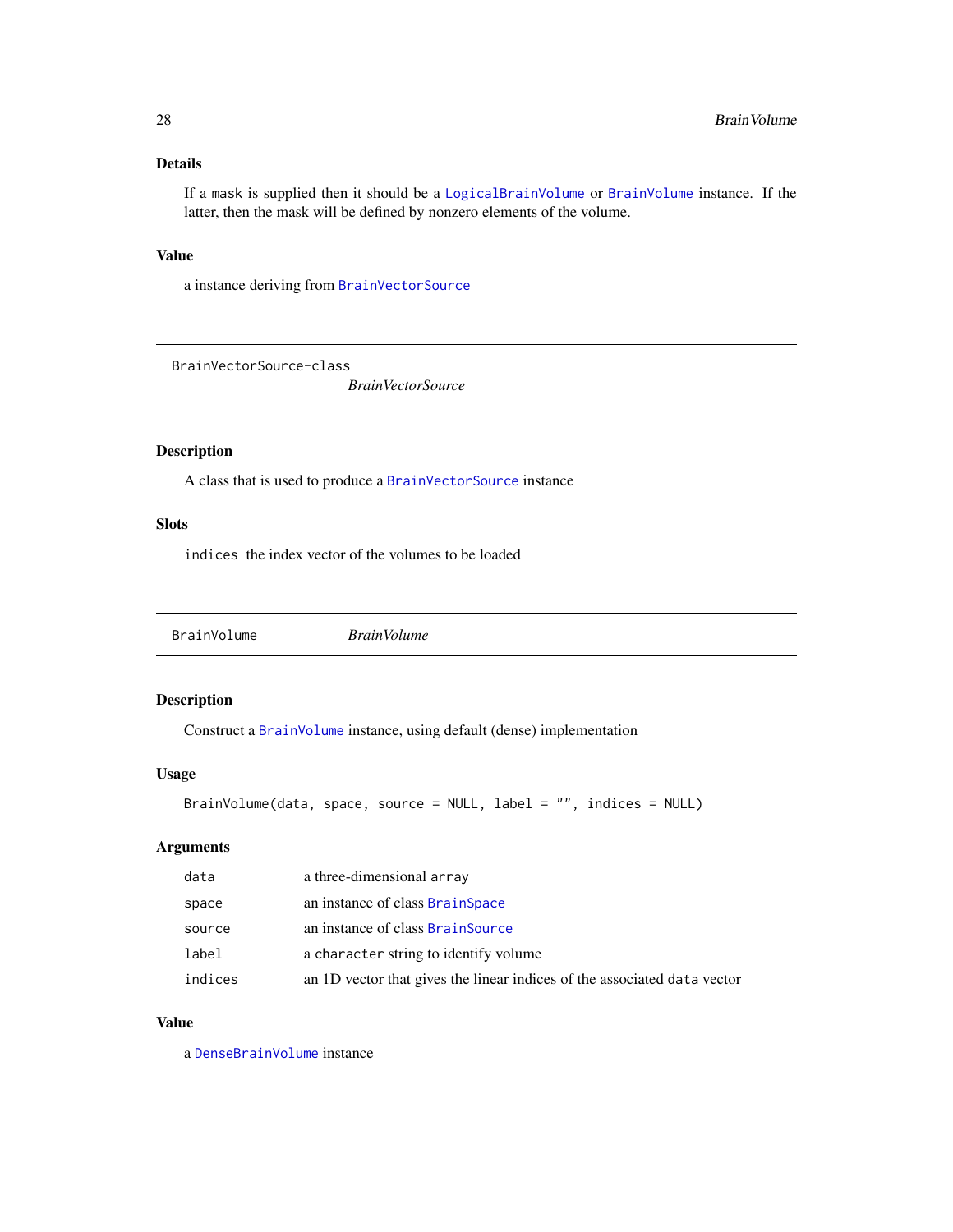## Details

If a mask is supplied then it should be a `LogicalBrainVolume` or `BrainVolume` instance. If the latter, then the mask will be defined by nonzero elements of the volume.

## Value

a instance deriving from `BrainVectorSource`

---

# BrainVectorSource-class &nbsp;&nbsp;&nbsp; *BrainVectorSource*

## Description

A class that is used to produce a `BrainVectorSource` instance

## Slots

`indices` the index vector of the volumes to be loaded

---

# BrainVolume &nbsp;&nbsp;&nbsp; *BrainVolume*

## Description

Construct a `BrainVolume` instance, using default (dense) implementation

## Usage

```
BrainVolume(data, space, source = NULL, label = "", indices = NULL)
```

## Arguments

| | |
|---|---|
| `data` | a three-dimensional `array` |
| `space` | an instance of class `BrainSpace` |
| `source` | an instance of class `BrainSource` |
| `label` | a `character` string to identify volume |
| `indices` | an 1D vector that gives the linear indices of the associated `data` vector |

## Value

a `DenseBrainVolume` instance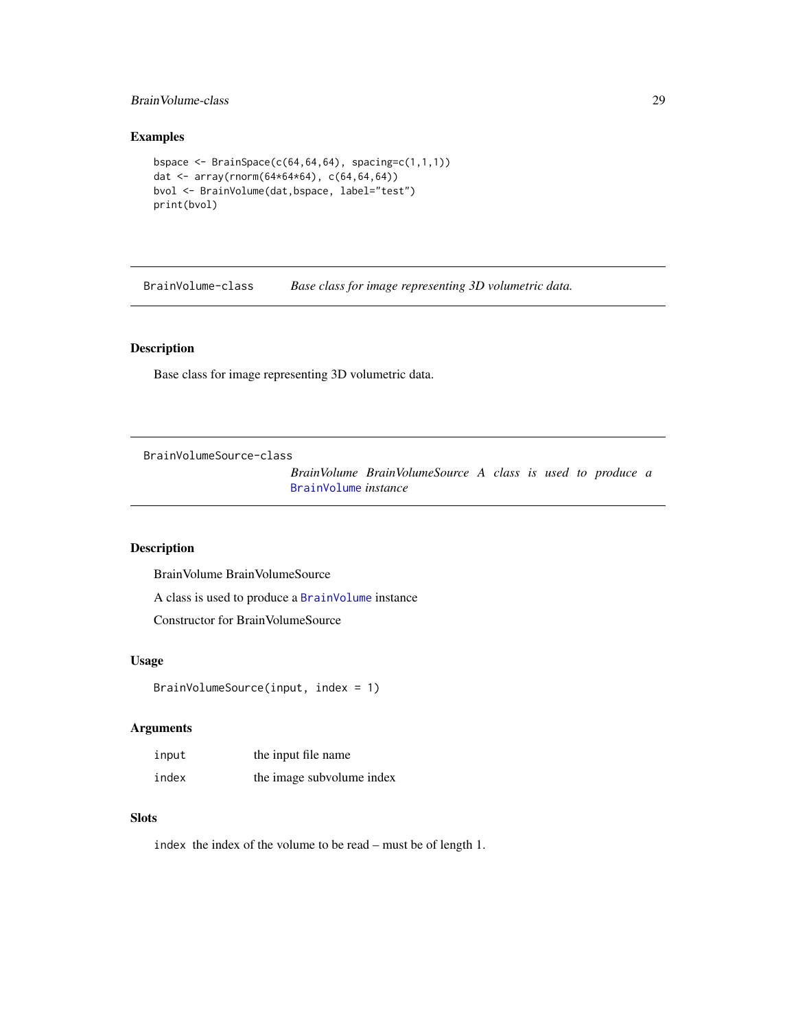### Examples

```
bspace <- BrainSpace(c(64,64,64), spacing=c(1,1,1))
dat <- array(rnorm(64*64*64), c(64,64,64))
bvol <- BrainVolume(dat,bspace, label="test")
print(bvol)
```

---

## BrainVolume-class — *Base class for image representing 3D volumetric data.*

### Description

Base class for image representing 3D volumetric data.

---

## BrainVolumeSource-class — *BrainVolume BrainVolumeSource A class is used to produce a BrainVolume instance*

### Description

BrainVolume BrainVolumeSource

A class is used to produce a BrainVolume instance

Constructor for BrainVolumeSource

### Usage

```
BrainVolumeSource(input, index = 1)
```

### Arguments

| | |
|---|---|
| input | the input file name |
| index | the image subvolume index |

### Slots

`index` the index of the volume to be read – must be of length 1.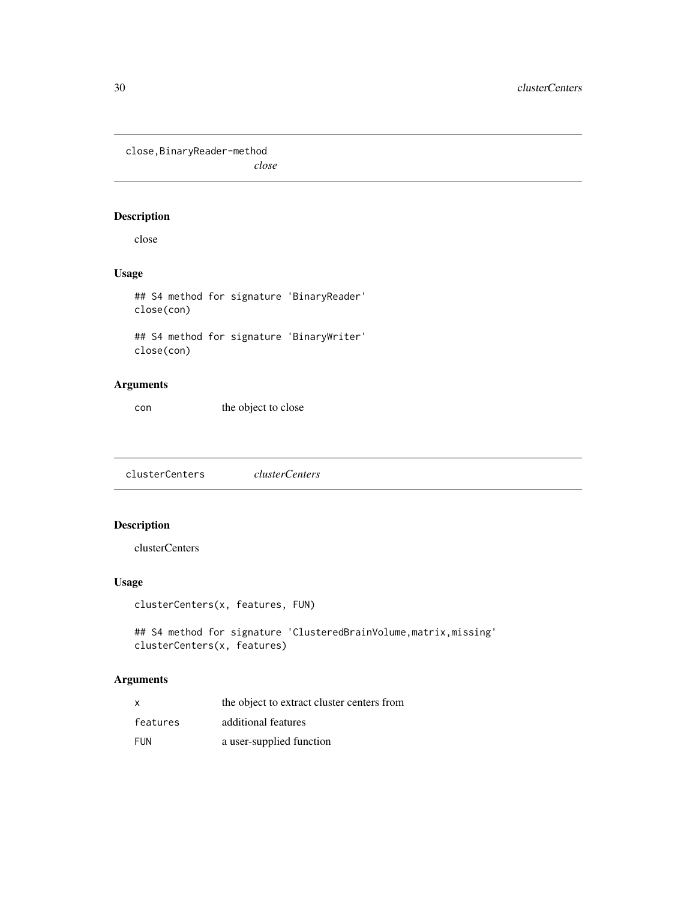## close,BinaryReader-method

*close*

### Description

close

### Usage

```
## S4 method for signature 'BinaryReader'
close(con)

## S4 method for signature 'BinaryWriter'
close(con)
```

### Arguments

| | |
|---|---|
| con | the object to close |

## clusterCenters

*clusterCenters*

### Description

clusterCenters

### Usage

```
clusterCenters(x, features, FUN)

## S4 method for signature 'ClusteredBrainVolume,matrix,missing'
clusterCenters(x, features)
```

### Arguments

| | |
|---|---|
| x | the object to extract cluster centers from |
| features | additional features |
| FUN | a user-supplied function |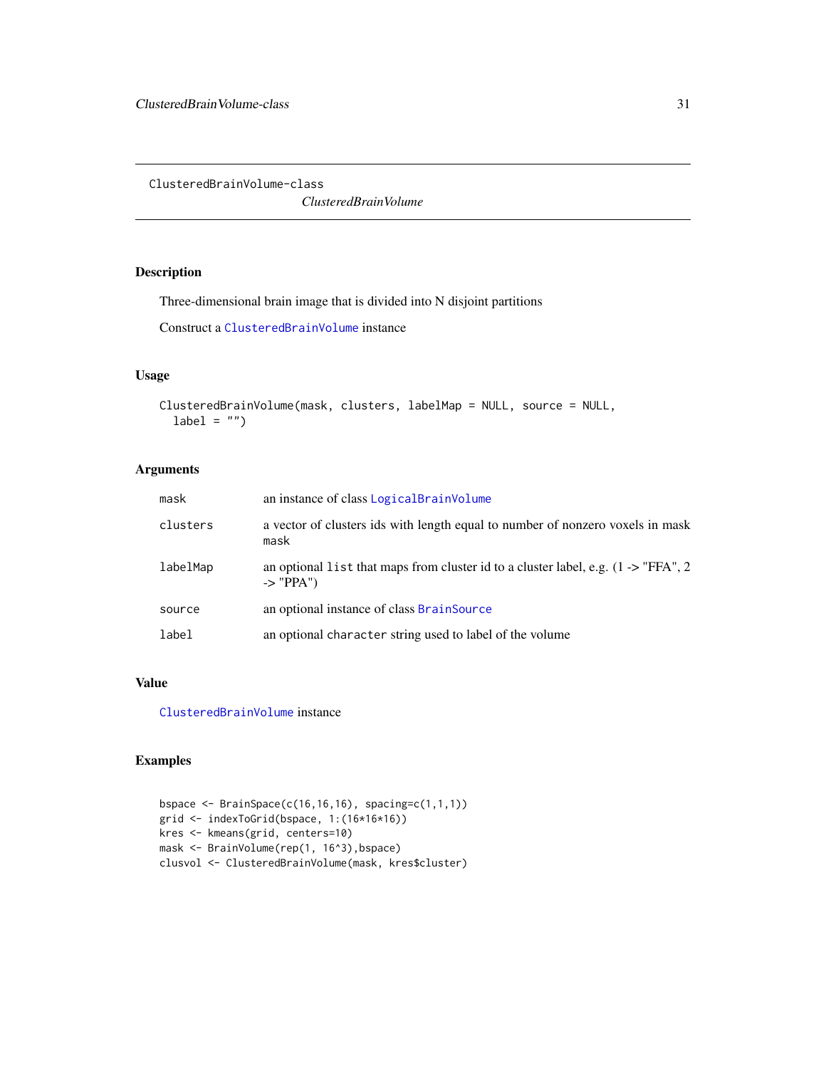# ClusteredBrainVolume-class

*ClusteredBrainVolume*

## Description

Three-dimensional brain image that is divided into N disjoint partitions

Construct a `ClusteredBrainVolume` instance

## Usage

```
ClusteredBrainVolume(mask, clusters, labelMap = NULL, source = NULL,
  label = "")
```

## Arguments

| | |
|---|---|
| `mask` | an instance of class `LogicalBrainVolume` |
| `clusters` | a vector of clusters ids with length equal to number of nonzero voxels in mask `mask` |
| `labelMap` | an optional `list` that maps from cluster id to a cluster label, e.g. (1 -> "FFA", 2 -> "PPA") |
| `source` | an optional instance of class `BrainSource` |
| `label` | an optional `character` string used to label of the volume |

## Value

`ClusteredBrainVolume` instance

## Examples

```
bspace <- BrainSpace(c(16,16,16), spacing=c(1,1,1))
grid <- indexToGrid(bspace, 1:(16*16*16))
kres <- kmeans(grid, centers=10)
mask <- BrainVolume(rep(1, 16^3),bspace)
clusvol <- ClusteredBrainVolume(mask, kres$cluster)
```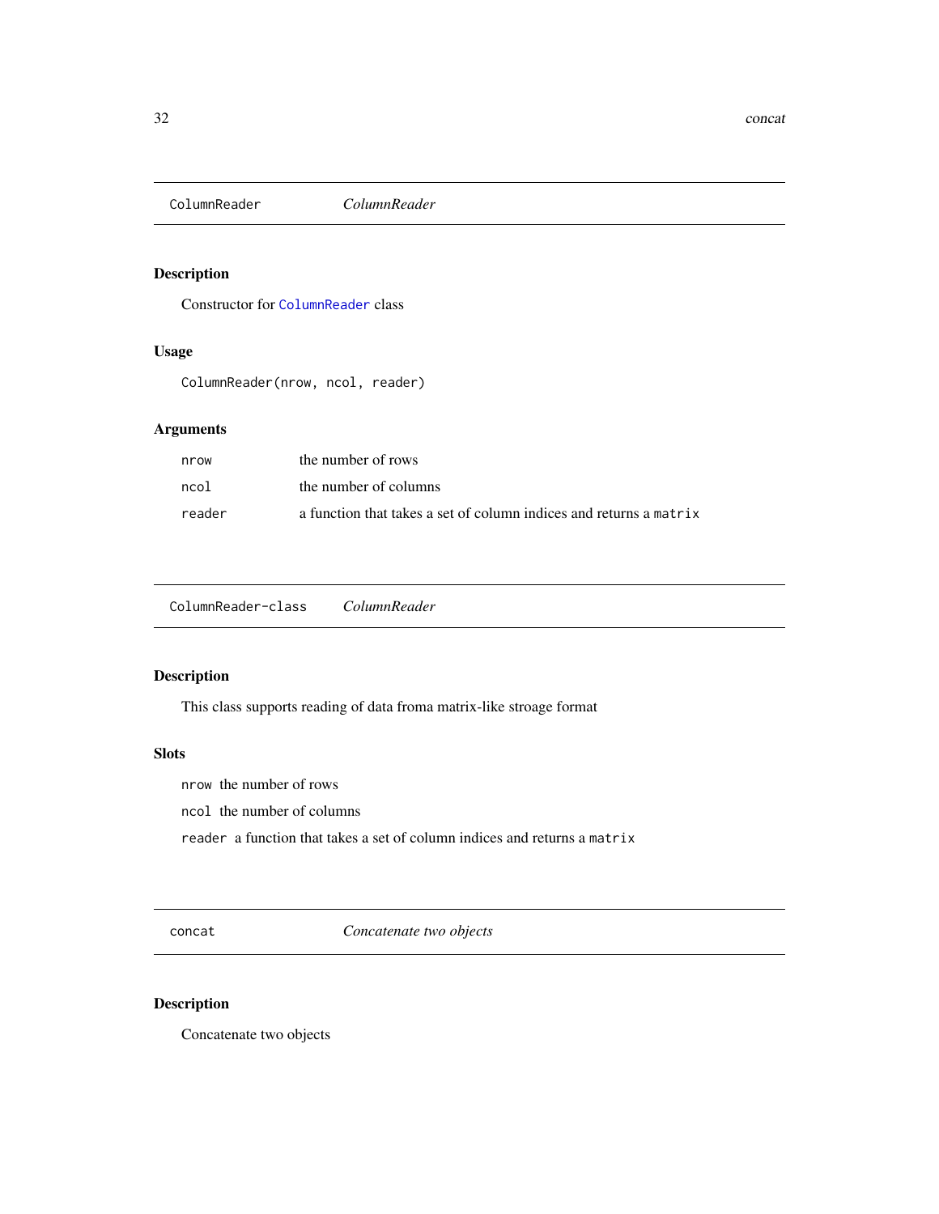## ColumnReader — *ColumnReader*

### Description

Constructor for `ColumnReader` class

### Usage

```
ColumnReader(nrow, ncol, reader)
```

### Arguments

| | |
|---|---|
| `nrow` | the number of rows |
| `ncol` | the number of columns |
| `reader` | a function that takes a set of column indices and returns a `matrix` |

## ColumnReader-class — *ColumnReader*

### Description

This class supports reading of data froma matrix-like stroage format

### Slots

`nrow` the number of rows

`ncol` the number of columns

`reader` a function that takes a set of column indices and returns a `matrix`

## concat — *Concatenate two objects*

### Description

Concatenate two objects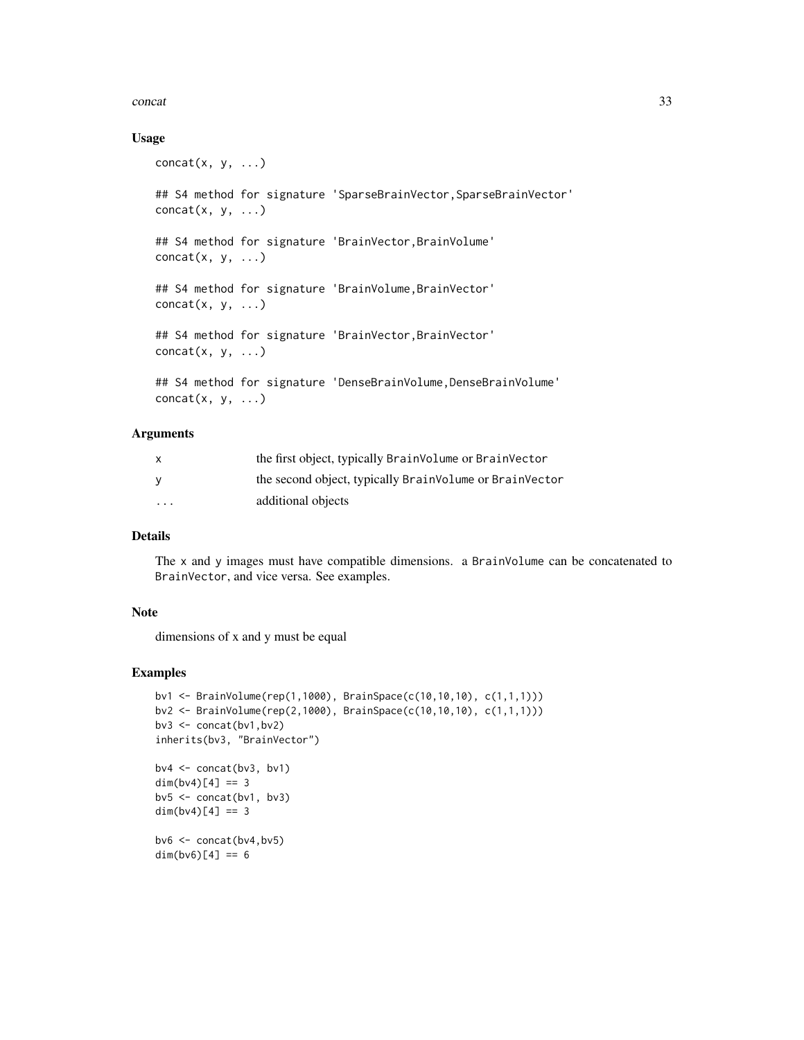## Usage

```
concat(x, y, ...)

## S4 method for signature 'SparseBrainVector,SparseBrainVector'
concat(x, y, ...)

## S4 method for signature 'BrainVector,BrainVolume'
concat(x, y, ...)

## S4 method for signature 'BrainVolume,BrainVector'
concat(x, y, ...)

## S4 method for signature 'BrainVector,BrainVector'
concat(x, y, ...)

## S4 method for signature 'DenseBrainVolume,DenseBrainVolume'
concat(x, y, ...)
```

## Arguments

| | |
|---|---|
| x | the first object, typically `BrainVolume` or `BrainVector` |
| y | the second object, typically `BrainVolume` or `BrainVector` |
| ... | additional objects |

## Details

The `x` and `y` images must have compatible dimensions. a `BrainVolume` can be concatenated to `BrainVector`, and vice versa. See examples.

## Note

dimensions of x and y must be equal

## Examples

```
bv1 <- BrainVolume(rep(1,1000), BrainSpace(c(10,10,10), c(1,1,1)))
bv2 <- BrainVolume(rep(2,1000), BrainSpace(c(10,10,10), c(1,1,1)))
bv3 <- concat(bv1,bv2)
inherits(bv3, "BrainVector")

bv4 <- concat(bv3, bv1)
dim(bv4)[4] == 3
bv5 <- concat(bv1, bv3)
dim(bv4)[4] == 3

bv6 <- concat(bv4,bv5)
dim(bv6)[4] == 6
```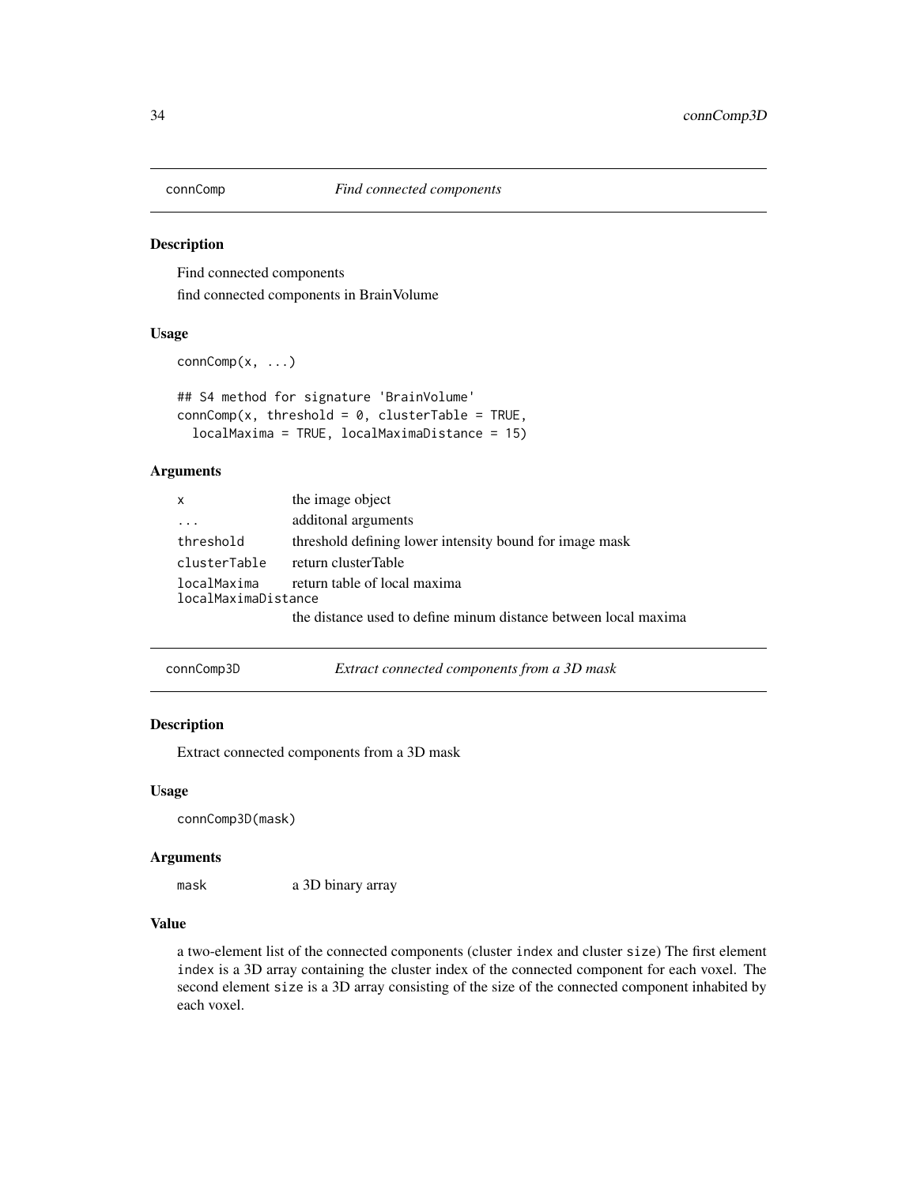## connComp — *Find connected components*

### Description

Find connected components

find connected components in BrainVolume

### Usage

```
connComp(x, ...)

## S4 method for signature 'BrainVolume'
connComp(x, threshold = 0, clusterTable = TRUE,
  localMaxima = TRUE, localMaximaDistance = 15)
```

### Arguments

| | |
|---|---|
| `x` | the image object |
| `...` | additonal arguments |
| `threshold` | threshold defining lower intensity bound for image mask |
| `clusterTable` | return clusterTable |
| `localMaxima` | return table of local maxima |
| `localMaximaDistance` | the distance used to define minum distance between local maxima |

## connComp3D — *Extract connected components from a 3D mask*

### Description

Extract connected components from a 3D mask

### Usage

```
connComp3D(mask)
```

### Arguments

| | |
|---|---|
| `mask` | a 3D binary array |

### Value

a two-element list of the connected components (cluster `index` and cluster `size`) The first element `index` is a 3D array containing the cluster index of the connected component for each voxel. The second element `size` is a 3D array consisting of the size of the connected component inhabited by each voxel.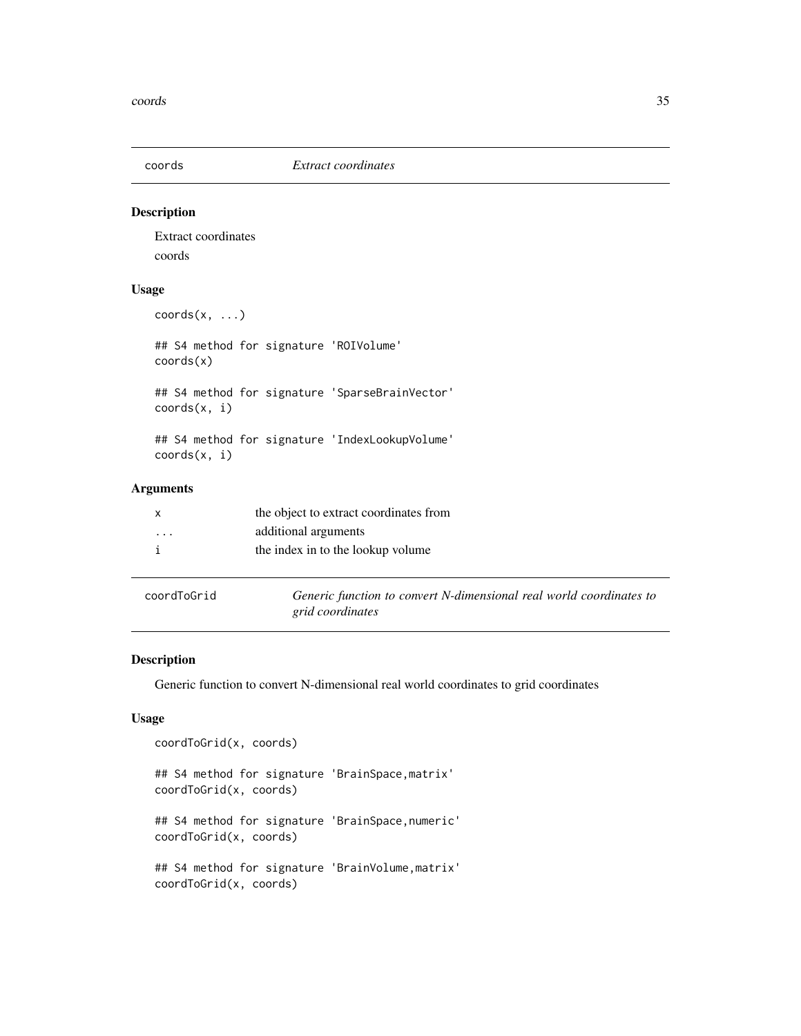## coords — *Extract coordinates*

### Description

Extract coordinates

coords

### Usage

```
coords(x, ...)

## S4 method for signature 'ROIVolume'
coords(x)

## S4 method for signature 'SparseBrainVector'
coords(x, i)

## S4 method for signature 'IndexLookupVolume'
coords(x, i)
```

### Arguments

| | |
|---|---|
| `x` | the object to extract coordinates from |
| `...` | additional arguments |
| `i` | the index in to the lookup volume |

## coordToGrid — *Generic function to convert N-dimensional real world coordinates to grid coordinates*

### Description

Generic function to convert N-dimensional real world coordinates to grid coordinates

### Usage

```
coordToGrid(x, coords)

## S4 method for signature 'BrainSpace,matrix'
coordToGrid(x, coords)

## S4 method for signature 'BrainSpace,numeric'
coordToGrid(x, coords)

## S4 method for signature 'BrainVolume,matrix'
coordToGrid(x, coords)
```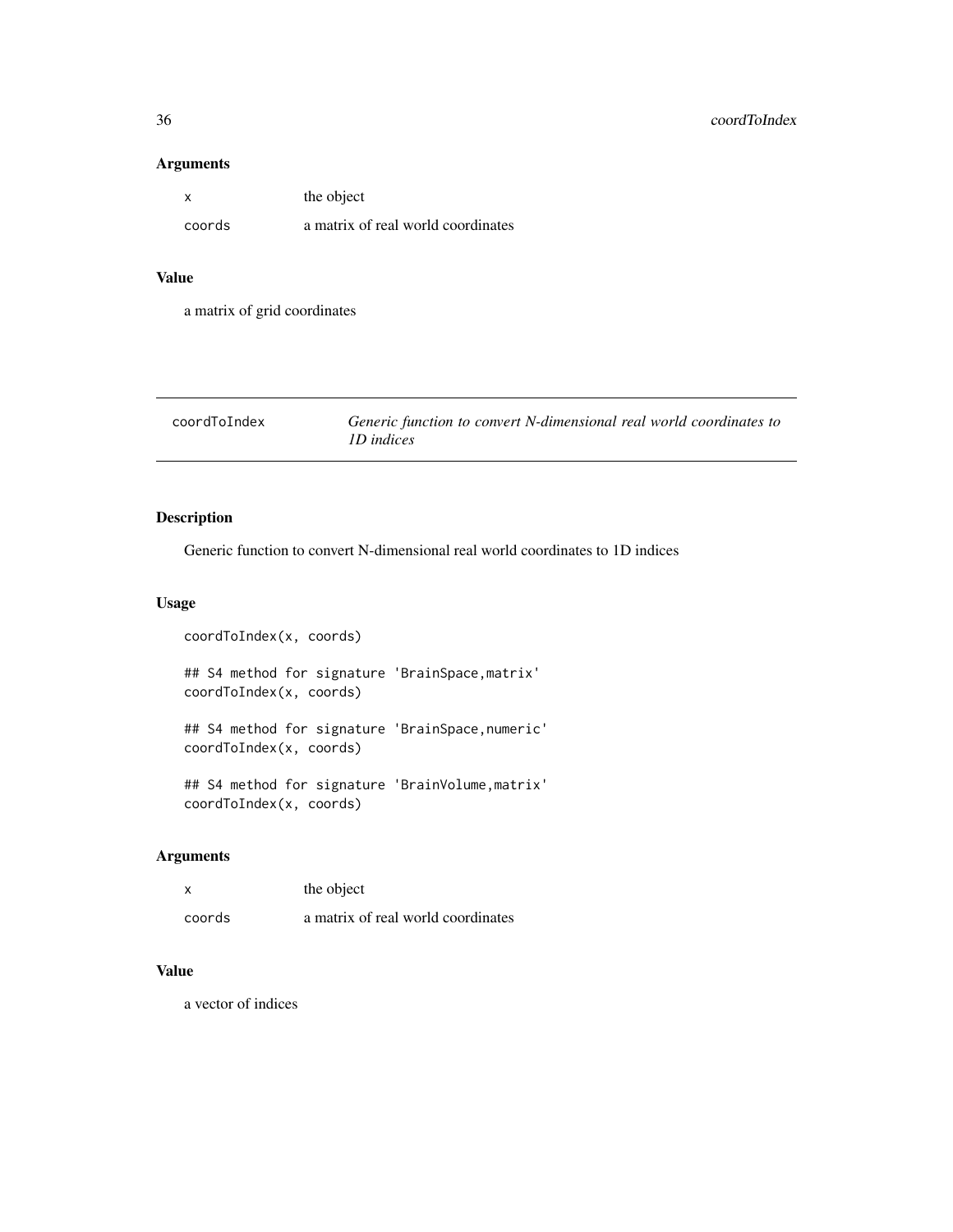## Arguments

| | |
|---|---|
| x | the object |
| coords | a matrix of real world coordinates |

## Value

a matrix of grid coordinates

---

## coordToIndex — *Generic function to convert N-dimensional real world coordinates to 1D indices*

### Description

Generic function to convert N-dimensional real world coordinates to 1D indices

### Usage

```
coordToIndex(x, coords)

## S4 method for signature 'BrainSpace,matrix'
coordToIndex(x, coords)

## S4 method for signature 'BrainSpace,numeric'
coordToIndex(x, coords)

## S4 method for signature 'BrainVolume,matrix'
coordToIndex(x, coords)
```

### Arguments

| | |
|---|---|
| x | the object |
| coords | a matrix of real world coordinates |

### Value

a vector of indices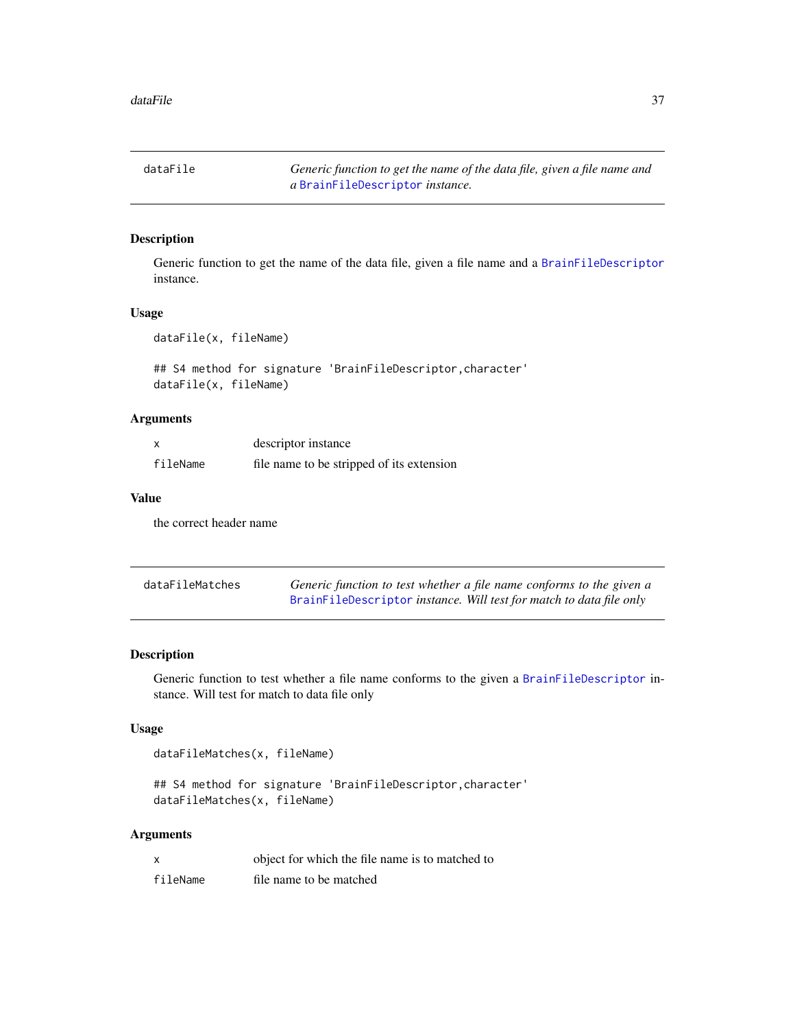## dataFile

*Generic function to get the name of the data file, given a file name and a `BrainFileDescriptor` instance.*

### Description

Generic function to get the name of the data file, given a file name and a `BrainFileDescriptor` instance.

### Usage

```
dataFile(x, fileName)

## S4 method for signature 'BrainFileDescriptor,character'
dataFile(x, fileName)
```

### Arguments

| | |
|---|---|
| `x` | descriptor instance |
| `fileName` | file name to be stripped of its extension |

### Value

the correct header name

## dataFileMatches

*Generic function to test whether a file name conforms to the given a `BrainFileDescriptor` instance. Will test for match to data file only*

### Description

Generic function to test whether a file name conforms to the given a `BrainFileDescriptor` instance. Will test for match to data file only

### Usage

```
dataFileMatches(x, fileName)

## S4 method for signature 'BrainFileDescriptor,character'
dataFileMatches(x, fileName)
```

### Arguments

| | |
|---|---|
| `x` | object for which the file name is to matched to |
| `fileName` | file name to be matched |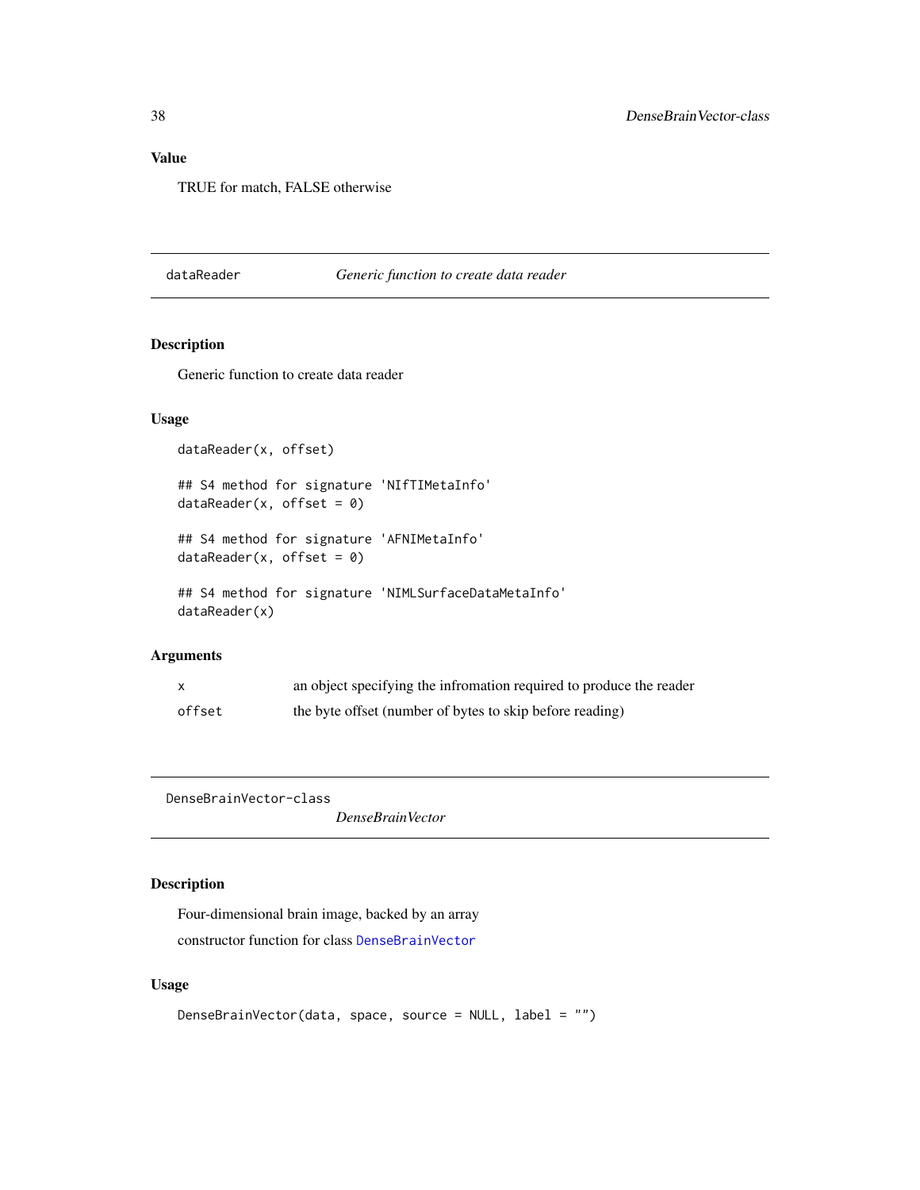### Value

TRUE for match, FALSE otherwise

---

## dataReader — *Generic function to create data reader*

### Description

Generic function to create data reader

### Usage

```
dataReader(x, offset)

## S4 method for signature 'NIfTIMetaInfo'
dataReader(x, offset = 0)

## S4 method for signature 'AFNIMetaInfo'
dataReader(x, offset = 0)

## S4 method for signature 'NIMLSurfaceDataMetaInfo'
dataReader(x)
```

### Arguments

| | |
|---|---|
| `x` | an object specifying the infromation required to produce the reader |
| `offset` | the byte offset (number of bytes to skip before reading) |

---

## DenseBrainVector-class — *DenseBrainVector*

### Description

Four-dimensional brain image, backed by an array

constructor function for class `DenseBrainVector`

### Usage

```
DenseBrainVector(data, space, source = NULL, label = "")
```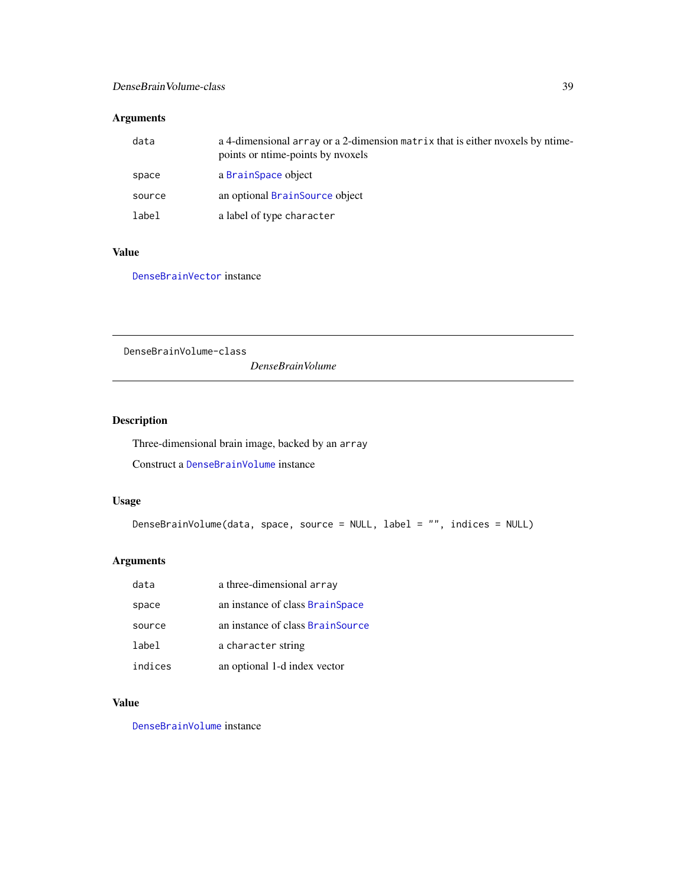## Arguments

| | |
|---|---|
| `data` | a 4-dimensional `array` or a 2-dimension `matrix` that is either nvoxels by ntime-points or ntime-points by nvoxels |
| `space` | a `BrainSpace` object |
| `source` | an optional `BrainSource` object |
| `label` | a label of type `character` |

## Value

`DenseBrainVector` instance

---

`DenseBrainVolume-class` *DenseBrainVolume*

---

## Description

Three-dimensional brain image, backed by an `array`

Construct a `DenseBrainVolume` instance

## Usage

```
DenseBrainVolume(data, space, source = NULL, label = "", indices = NULL)
```

## Arguments

| | |
|---|---|
| `data` | a three-dimensional `array` |
| `space` | an instance of class `BrainSpace` |
| `source` | an instance of class `BrainSource` |
| `label` | a `character` string |
| `indices` | an optional 1-d index vector |

## Value

`DenseBrainVolume` instance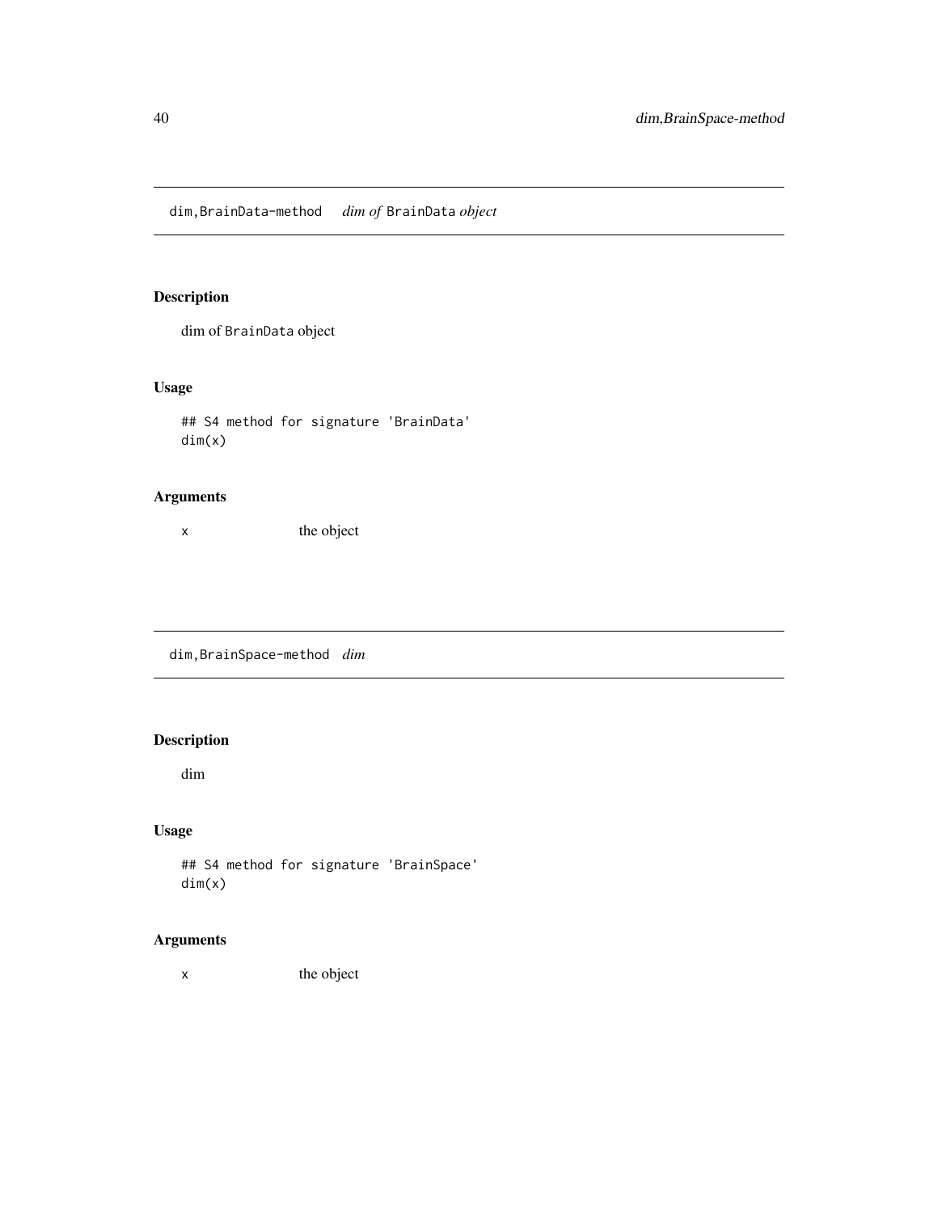## dim,BrainData-method *dim of* BrainData *object*

### Description

dim of BrainData object

### Usage

```
## S4 method for signature 'BrainData'
dim(x)
```

### Arguments

| | |
|---|---|
| x | the object |

## dim,BrainSpace-method *dim*

### Description

dim

### Usage

```
## S4 method for signature 'BrainSpace'
dim(x)
```

### Arguments

| | |
|---|---|
| x | the object |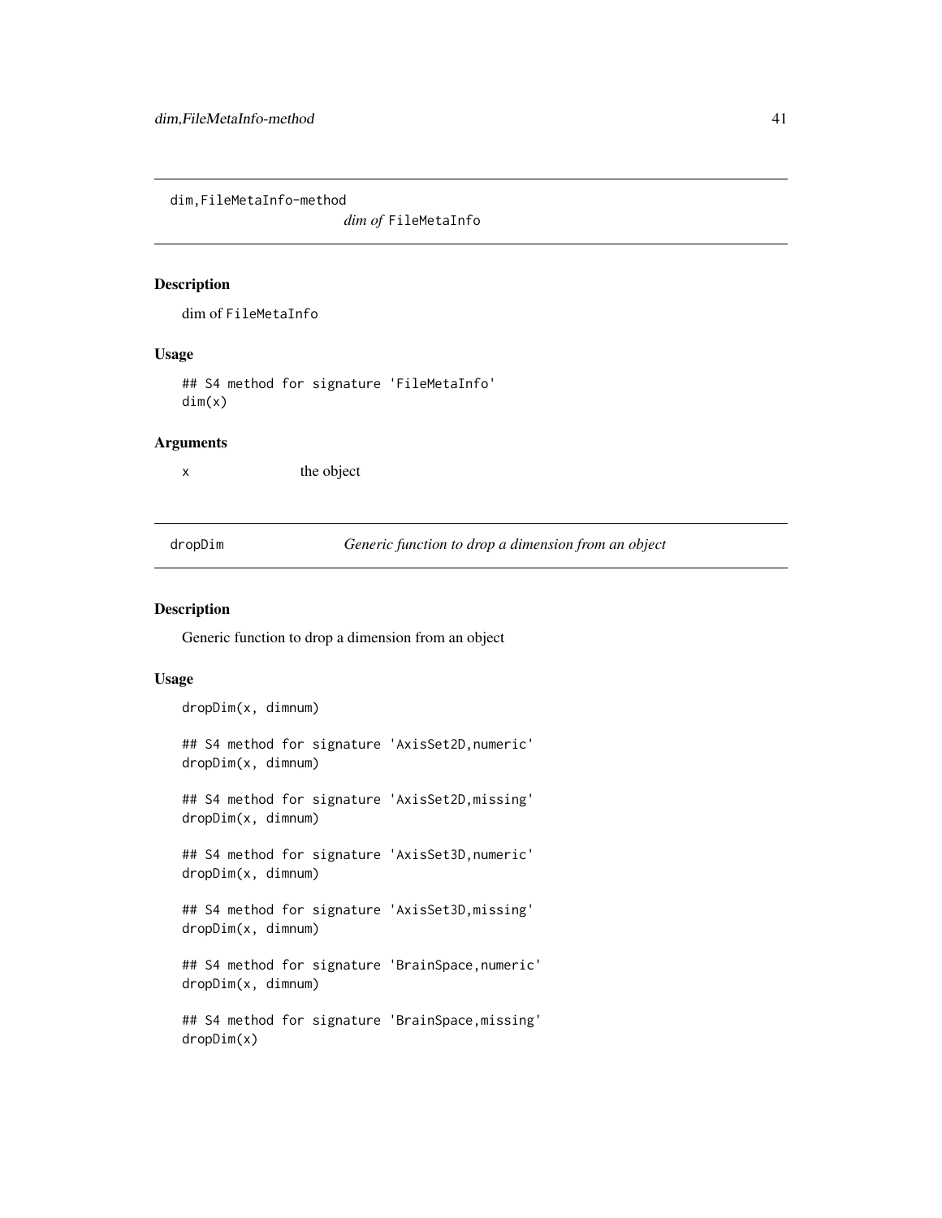## dim,FileMetaInfo-method

*dim of* `FileMetaInfo`

### Description

dim of `FileMetaInfo`

### Usage

```
## S4 method for signature 'FileMetaInfo'
dim(x)
```

### Arguments

| | |
|---|---|
| x | the object |

## dropDim

*Generic function to drop a dimension from an object*

### Description

Generic function to drop a dimension from an object

### Usage

```
dropDim(x, dimnum)

## S4 method for signature 'AxisSet2D,numeric'
dropDim(x, dimnum)

## S4 method for signature 'AxisSet2D,missing'
dropDim(x, dimnum)

## S4 method for signature 'AxisSet3D,numeric'
dropDim(x, dimnum)

## S4 method for signature 'AxisSet3D,missing'
dropDim(x, dimnum)

## S4 method for signature 'BrainSpace,numeric'
dropDim(x, dimnum)

## S4 method for signature 'BrainSpace,missing'
dropDim(x)
```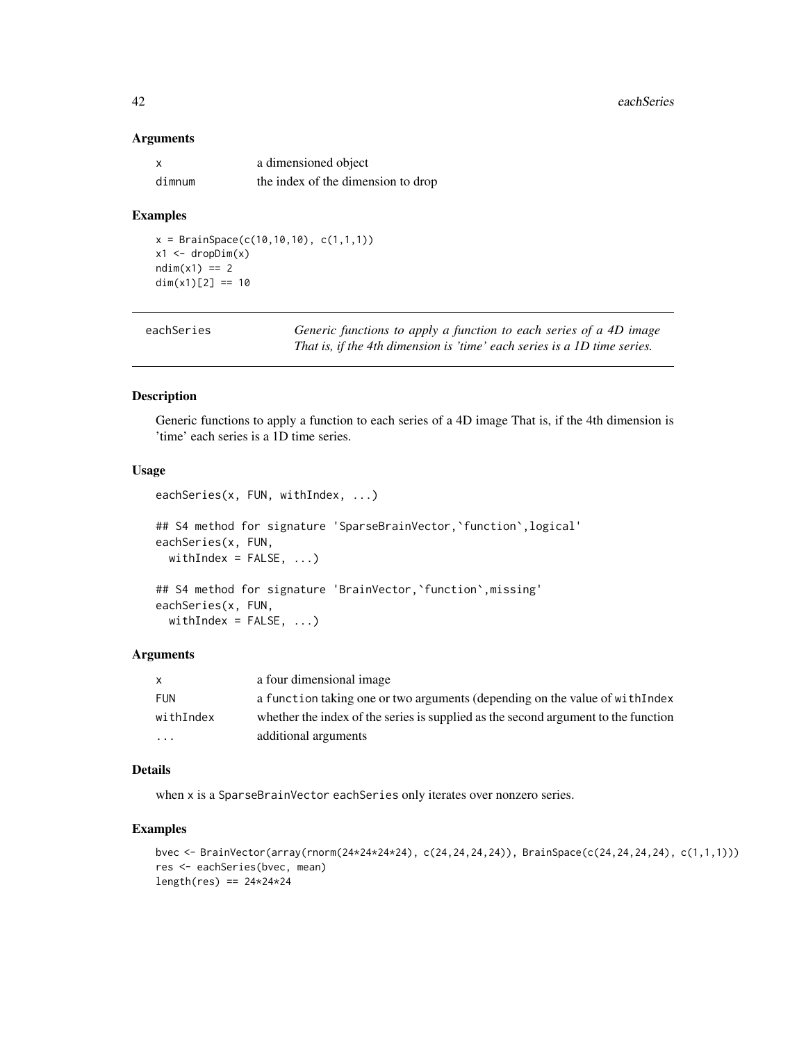### Arguments

| | |
|---|---|
| x | a dimensioned object |
| dimnum | the index of the dimension to drop |

### Examples

```
x = BrainSpace(c(10,10,10), c(1,1,1))
x1 <- dropDim(x)
ndim(x1) == 2
dim(x1)[2] == 10
```

---

## eachSeries

*Generic functions to apply a function to each series of a 4D image That is, if the 4th dimension is 'time' each series is a 1D time series.*

### Description

Generic functions to apply a function to each series of a 4D image That is, if the 4th dimension is 'time' each series is a 1D time series.

### Usage

```
eachSeries(x, FUN, withIndex, ...)

## S4 method for signature 'SparseBrainVector,`function`,logical'
eachSeries(x, FUN,
  withIndex = FALSE, ...)

## S4 method for signature 'BrainVector,`function`,missing'
eachSeries(x, FUN,
  withIndex = FALSE, ...)
```

### Arguments

| | |
|---|---|
| x | a four dimensional image |
| FUN | a function taking one or two arguments (depending on the value of withIndex |
| withIndex | whether the index of the series is supplied as the second argument to the function |
| ... | additional arguments |

### Details

when x is a SparseBrainVector eachSeries only iterates over nonzero series.

### Examples

```
bvec <- BrainVector(array(rnorm(24*24*24*24), c(24,24,24,24)), BrainSpace(c(24,24,24,24), c(1,1,1)))
res <- eachSeries(bvec, mean)
length(res) == 24*24*24
```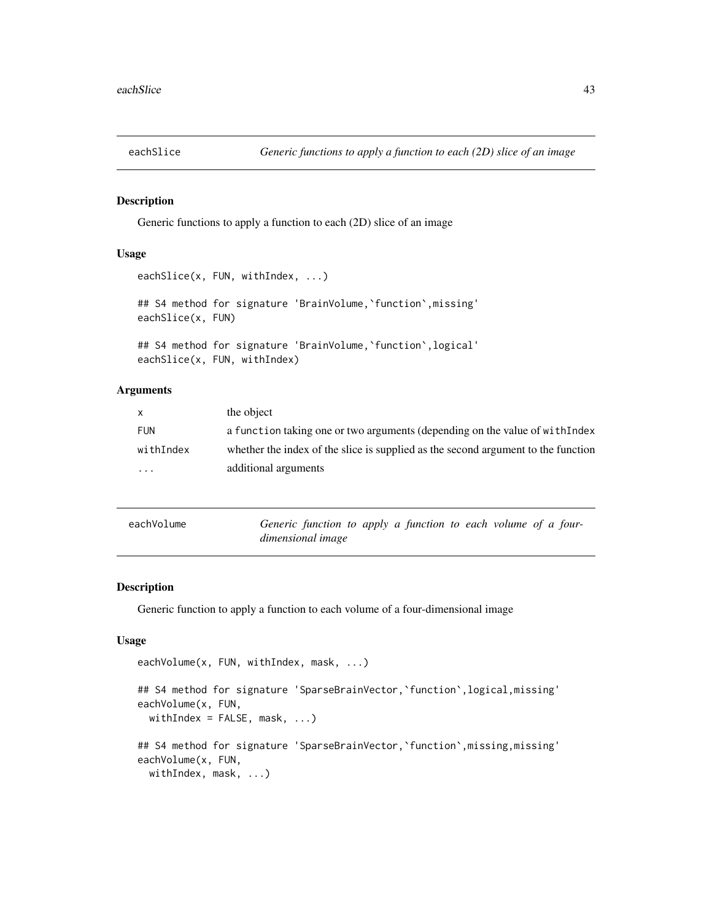## eachSlice — *Generic functions to apply a function to each (2D) slice of an image*

### Description

Generic functions to apply a function to each (2D) slice of an image

### Usage

```
eachSlice(x, FUN, withIndex, ...)

## S4 method for signature 'BrainVolume,`function`,missing'
eachSlice(x, FUN)

## S4 method for signature 'BrainVolume,`function`,logical'
eachSlice(x, FUN, withIndex)
```

### Arguments

| | |
|---|---|
| x | the object |
| FUN | a function taking one or two arguments (depending on the value of withIndex |
| withIndex | whether the index of the slice is supplied as the second argument to the function |
| ... | additional arguments |

## eachVolume — *Generic function to apply a function to each volume of a four-dimensional image*

### Description

Generic function to apply a function to each volume of a four-dimensional image

### Usage

```
eachVolume(x, FUN, withIndex, mask, ...)

## S4 method for signature 'SparseBrainVector,`function`,logical,missing'
eachVolume(x, FUN,
  withIndex = FALSE, mask, ...)

## S4 method for signature 'SparseBrainVector,`function`,missing,missing'
eachVolume(x, FUN,
  withIndex, mask, ...)
```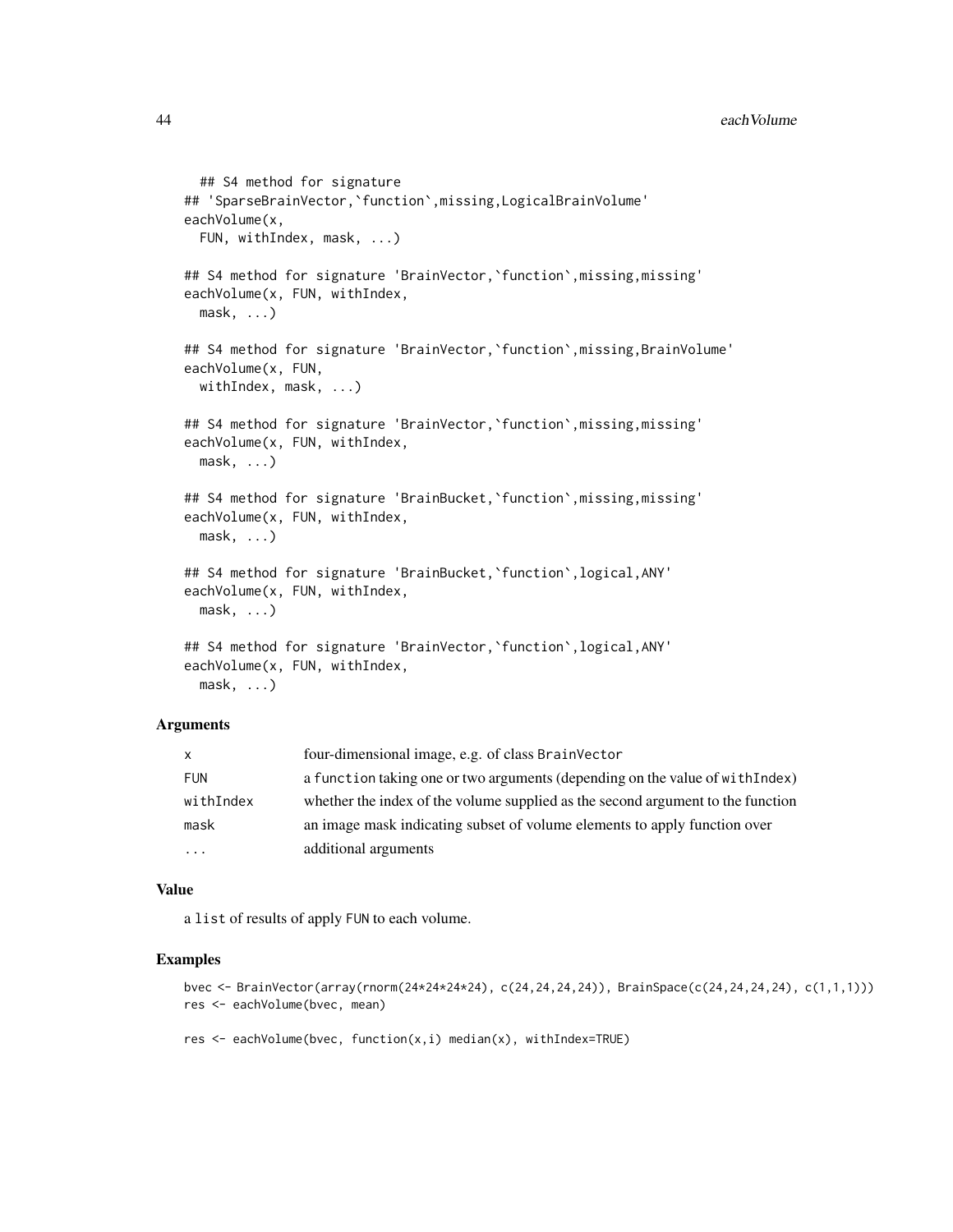```
## S4 method for signature
## 'SparseBrainVector,`function`,missing,LogicalBrainVolume'
eachVolume(x,
  FUN, withIndex, mask, ...)

## S4 method for signature 'BrainVector,`function`,missing,missing'
eachVolume(x, FUN, withIndex,
  mask, ...)

## S4 method for signature 'BrainVector,`function`,missing,BrainVolume'
eachVolume(x, FUN,
  withIndex, mask, ...)

## S4 method for signature 'BrainVector,`function`,missing,missing'
eachVolume(x, FUN, withIndex,
  mask, ...)

## S4 method for signature 'BrainBucket,`function`,missing,missing'
eachVolume(x, FUN, withIndex,
  mask, ...)

## S4 method for signature 'BrainBucket,`function`,logical,ANY'
eachVolume(x, FUN, withIndex,
  mask, ...)

## S4 method for signature 'BrainVector,`function`,logical,ANY'
eachVolume(x, FUN, withIndex,
  mask, ...)
```

### Arguments

| | |
|---|---|
| x | four-dimensional image, e.g. of class BrainVector |
| FUN | a function taking one or two arguments (depending on the value of withIndex) |
| withIndex | whether the index of the volume supplied as the second argument to the function |
| mask | an image mask indicating subset of volume elements to apply function over |
| ... | additional arguments |

### Value

a list of results of apply FUN to each volume.

### Examples

```
bvec <- BrainVector(array(rnorm(24*24*24*24), c(24,24,24,24)), BrainSpace(c(24,24,24,24), c(1,1,1)))
res <- eachVolume(bvec, mean)

res <- eachVolume(bvec, function(x,i) median(x), withIndex=TRUE)
```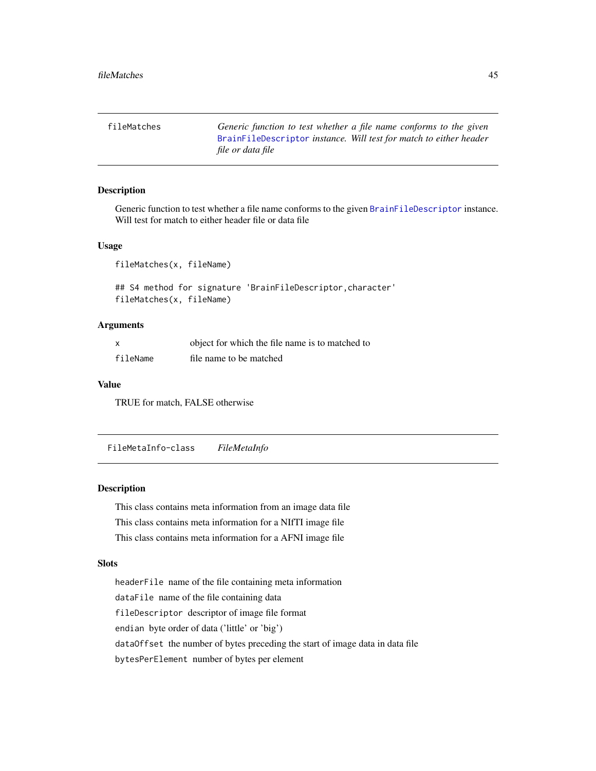## fileMatches

*Generic function to test whether a file name conforms to the given BrainFileDescriptor instance. Will test for match to either header file or data file*

### Description

Generic function to test whether a file name conforms to the given `BrainFileDescriptor` instance. Will test for match to either header file or data file

### Usage

```
fileMatches(x, fileName)

## S4 method for signature 'BrainFileDescriptor,character'
fileMatches(x, fileName)
```

### Arguments

| | |
|---|---|
| `x` | object for which the file name is to matched to |
| `fileName` | file name to be matched |

### Value

TRUE for match, FALSE otherwise

## FileMetaInfo-class

*FileMetaInfo*

### Description

This class contains meta information from an image data file

This class contains meta information for a NIfTI image file

This class contains meta information for a AFNI image file

### Slots

`headerFile` name of the file containing meta information

`dataFile` name of the file containing data

`fileDescriptor` descriptor of image file format

`endian` byte order of data ('little' or 'big')

`dataOffset` the number of bytes preceding the start of image data in data file

`bytesPerElement` number of bytes per element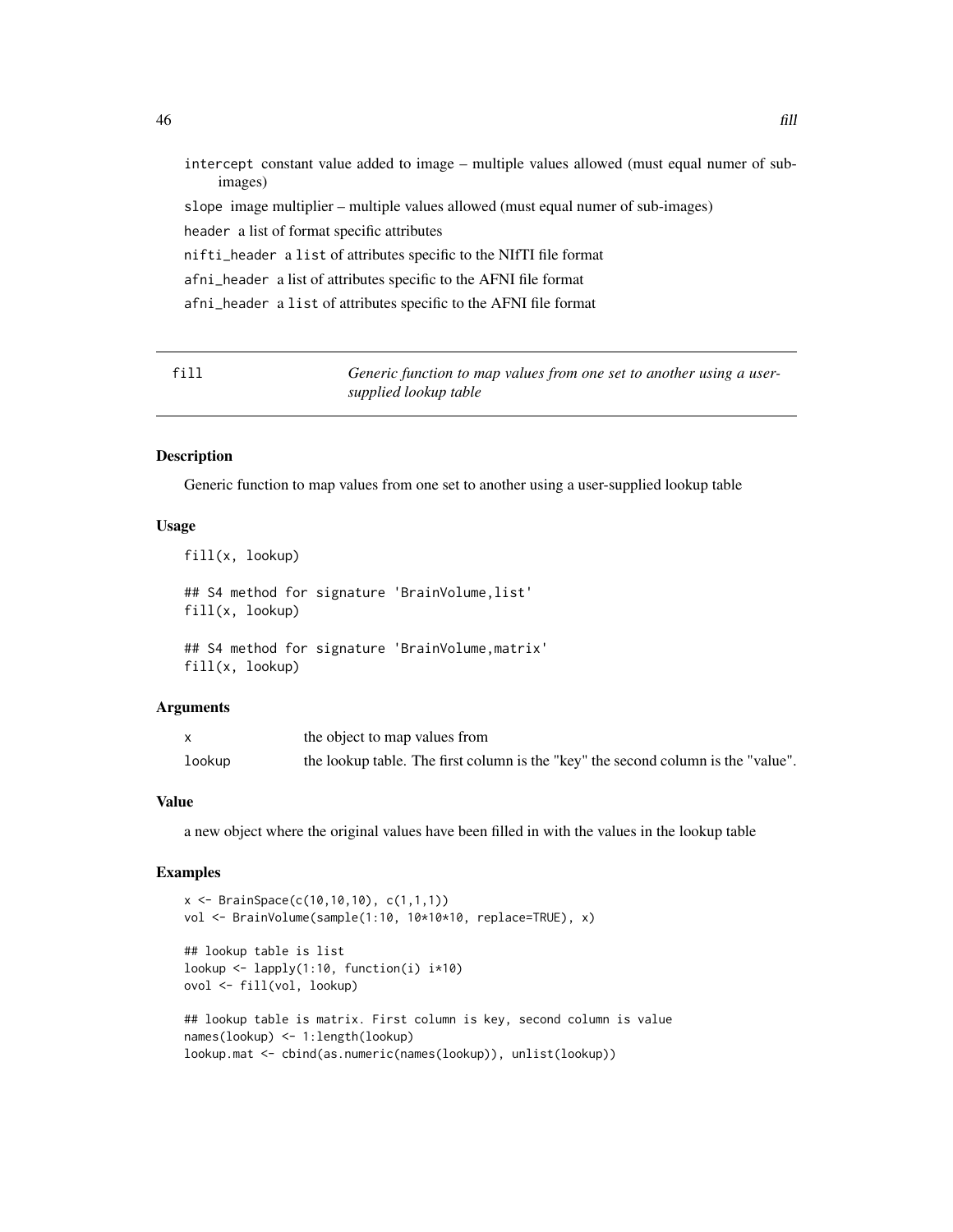intercept constant value added to image – multiple values allowed (must equal numer of sub-images)

slope image multiplier – multiple values allowed (must equal numer of sub-images)

header a list of format specific attributes

nifti_header a list of attributes specific to the NIfTI file format

afni_header a list of attributes specific to the AFNI file format

afni_header a list of attributes specific to the AFNI file format

## fill — *Generic function to map values from one set to another using a user-supplied lookup table*

### Description

Generic function to map values from one set to another using a user-supplied lookup table

### Usage

```
fill(x, lookup)

## S4 method for signature 'BrainVolume,list'
fill(x, lookup)

## S4 method for signature 'BrainVolume,matrix'
fill(x, lookup)
```

### Arguments

| | |
|---|---|
| x | the object to map values from |
| lookup | the lookup table. The first column is the "key" the second column is the "value". |

### Value

a new object where the original values have been filled in with the values in the lookup table

### Examples

```
x <- BrainSpace(c(10,10,10), c(1,1,1))
vol <- BrainVolume(sample(1:10, 10*10*10, replace=TRUE), x)

## lookup table is list
lookup <- lapply(1:10, function(i) i*10)
ovol <- fill(vol, lookup)

## lookup table is matrix. First column is key, second column is value
names(lookup) <- 1:length(lookup)
lookup.mat <- cbind(as.numeric(names(lookup)), unlist(lookup))
```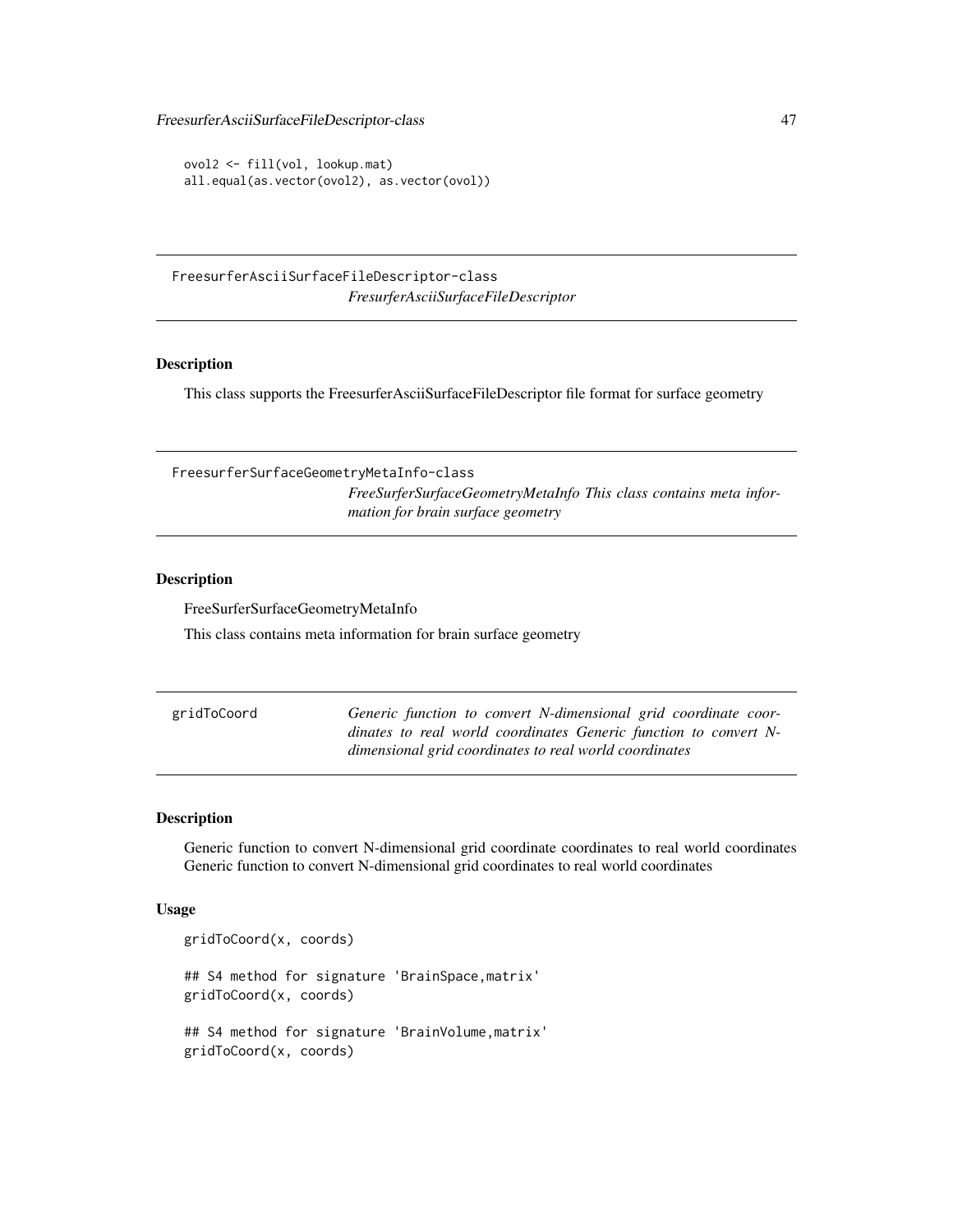```
ovol2 <- fill(vol, lookup.mat)
all.equal(as.vector(ovol2), as.vector(ovol))
```

---

## FreesurferAsciiSurfaceFileDescriptor-class

*FresurferAsciiSurfaceFileDescriptor*

---

### Description

This class supports the FreesurferAsciiSurfaceFileDescriptor file format for surface geometry

---

## FreesurferSurfaceGeometryMetaInfo-class

*FreeSurferSurfaceGeometryMetaInfo This class contains meta information for brain surface geometry*

---

### Description

FreeSurferSurfaceGeometryMetaInfo

This class contains meta information for brain surface geometry

---

## gridToCoord

*Generic function to convert N-dimensional grid coordinate coordinates to real world coordinates Generic function to convert N-dimensional grid coordinates to real world coordinates*

---

### Description

Generic function to convert N-dimensional grid coordinate coordinates to real world coordinates Generic function to convert N-dimensional grid coordinates to real world coordinates

### Usage

```
gridToCoord(x, coords)

## S4 method for signature 'BrainSpace,matrix'
gridToCoord(x, coords)

## S4 method for signature 'BrainVolume,matrix'
gridToCoord(x, coords)
```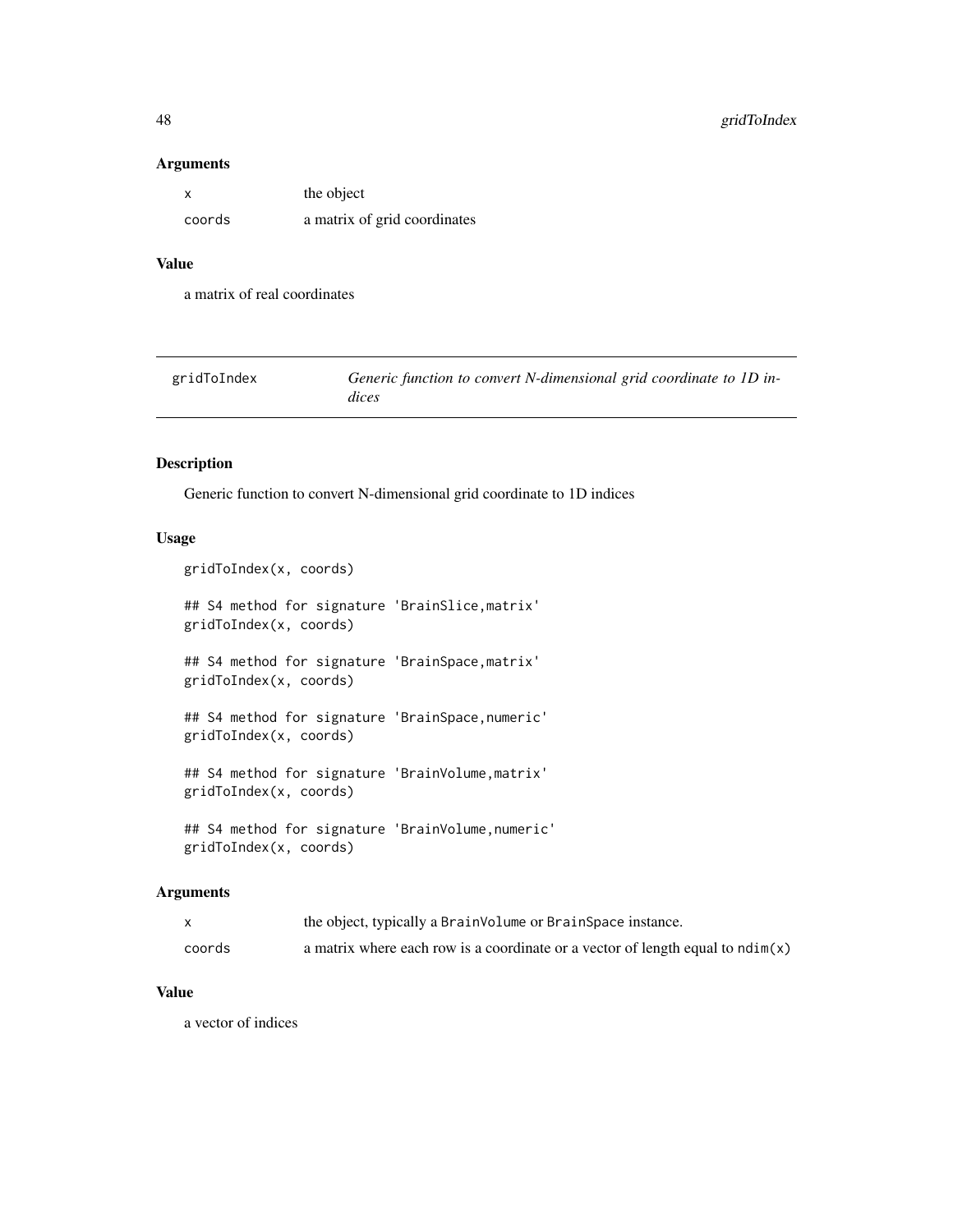### Arguments

| | |
|---|---|
| x | the object |
| coords | a matrix of grid coordinates |

### Value

a matrix of real coordinates

---

## gridToIndex — *Generic function to convert N-dimensional grid coordinate to 1D indices*

---

### Description

Generic function to convert N-dimensional grid coordinate to 1D indices

### Usage

```
gridToIndex(x, coords)

## S4 method for signature 'BrainSlice,matrix'
gridToIndex(x, coords)

## S4 method for signature 'BrainSpace,matrix'
gridToIndex(x, coords)

## S4 method for signature 'BrainSpace,numeric'
gridToIndex(x, coords)

## S4 method for signature 'BrainVolume,matrix'
gridToIndex(x, coords)

## S4 method for signature 'BrainVolume,numeric'
gridToIndex(x, coords)
```

### Arguments

| | |
|---|---|
| x | the object, typically a `BrainVolume` or `BrainSpace` instance. |
| coords | a matrix where each row is a coordinate or a vector of length equal to `ndim(x)` |

### Value

a vector of indices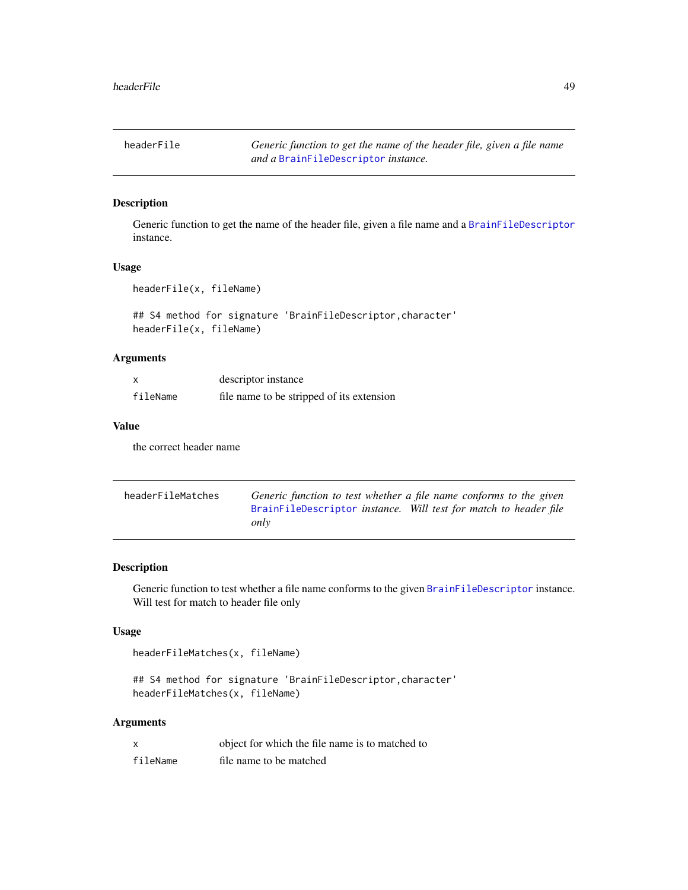## headerFile

*Generic function to get the name of the header file, given a file name and a* `BrainFileDescriptor` *instance.*

### Description

Generic function to get the name of the header file, given a file name and a `BrainFileDescriptor` instance.

### Usage

```
headerFile(x, fileName)

## S4 method for signature 'BrainFileDescriptor,character'
headerFile(x, fileName)
```

### Arguments

| | |
|---|---|
| `x` | descriptor instance |
| `fileName` | file name to be stripped of its extension |

### Value

the correct header name

## headerFileMatches

*Generic function to test whether a file name conforms to the given* `BrainFileDescriptor` *instance. Will test for match to header file only*

### Description

Generic function to test whether a file name conforms to the given `BrainFileDescriptor` instance. Will test for match to header file only

### Usage

```
headerFileMatches(x, fileName)

## S4 method for signature 'BrainFileDescriptor,character'
headerFileMatches(x, fileName)
```

### Arguments

| | |
|---|---|
| `x` | object for which the file name is to matched to |
| `fileName` | file name to be matched |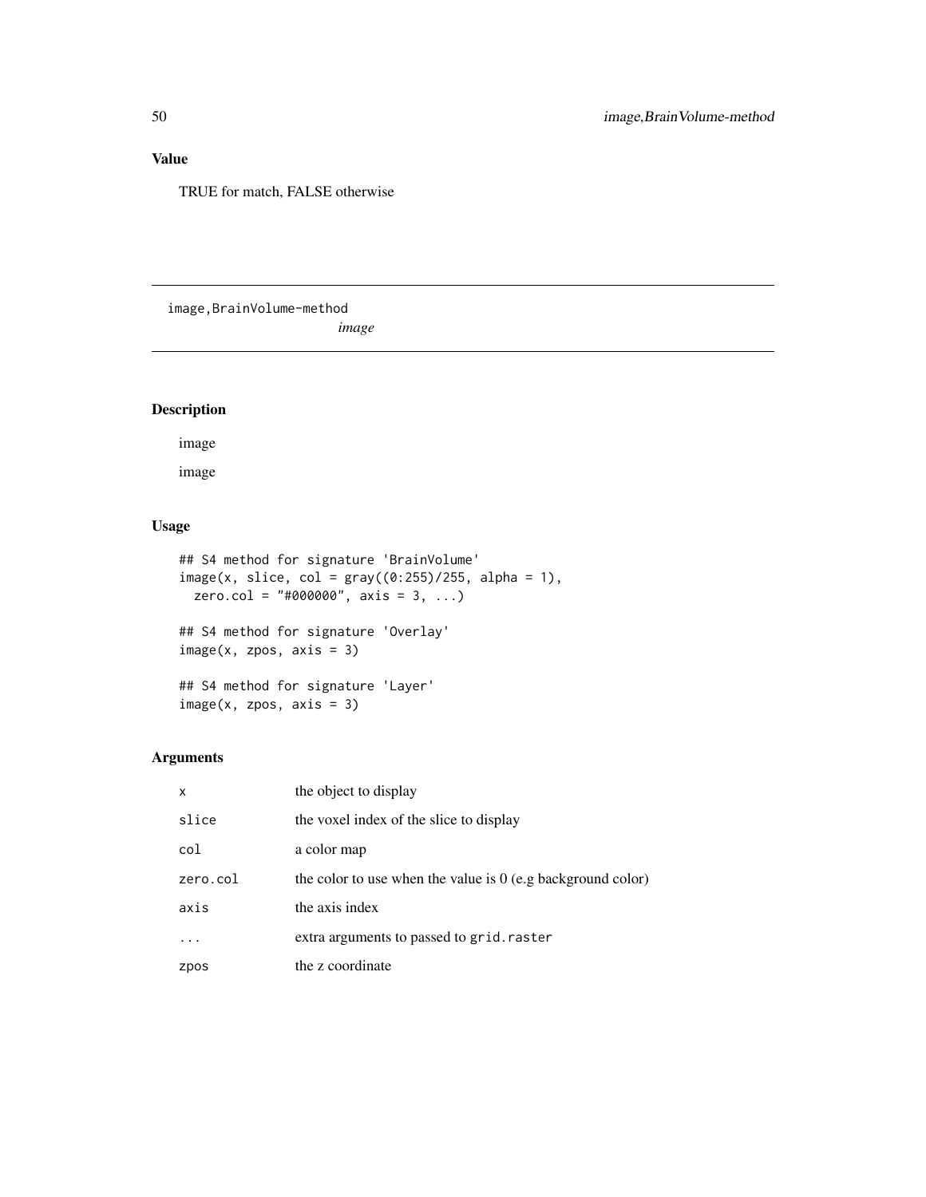## Value

TRUE for match, FALSE otherwise

---

`image,BrainVolume-method` *image*

---

## Description

image

image

## Usage

```
## S4 method for signature 'BrainVolume'
image(x, slice, col = gray((0:255)/255, alpha = 1),
  zero.col = "#000000", axis = 3, ...)

## S4 method for signature 'Overlay'
image(x, zpos, axis = 3)

## S4 method for signature 'Layer'
image(x, zpos, axis = 3)
```

## Arguments

| | |
|---|---|
| `x` | the object to display |
| `slice` | the voxel index of the slice to display |
| `col` | a color map |
| `zero.col` | the color to use when the value is 0 (e.g background color) |
| `axis` | the axis index |
| `...` | extra arguments to passed to `grid.raster` |
| `zpos` | the z coordinate |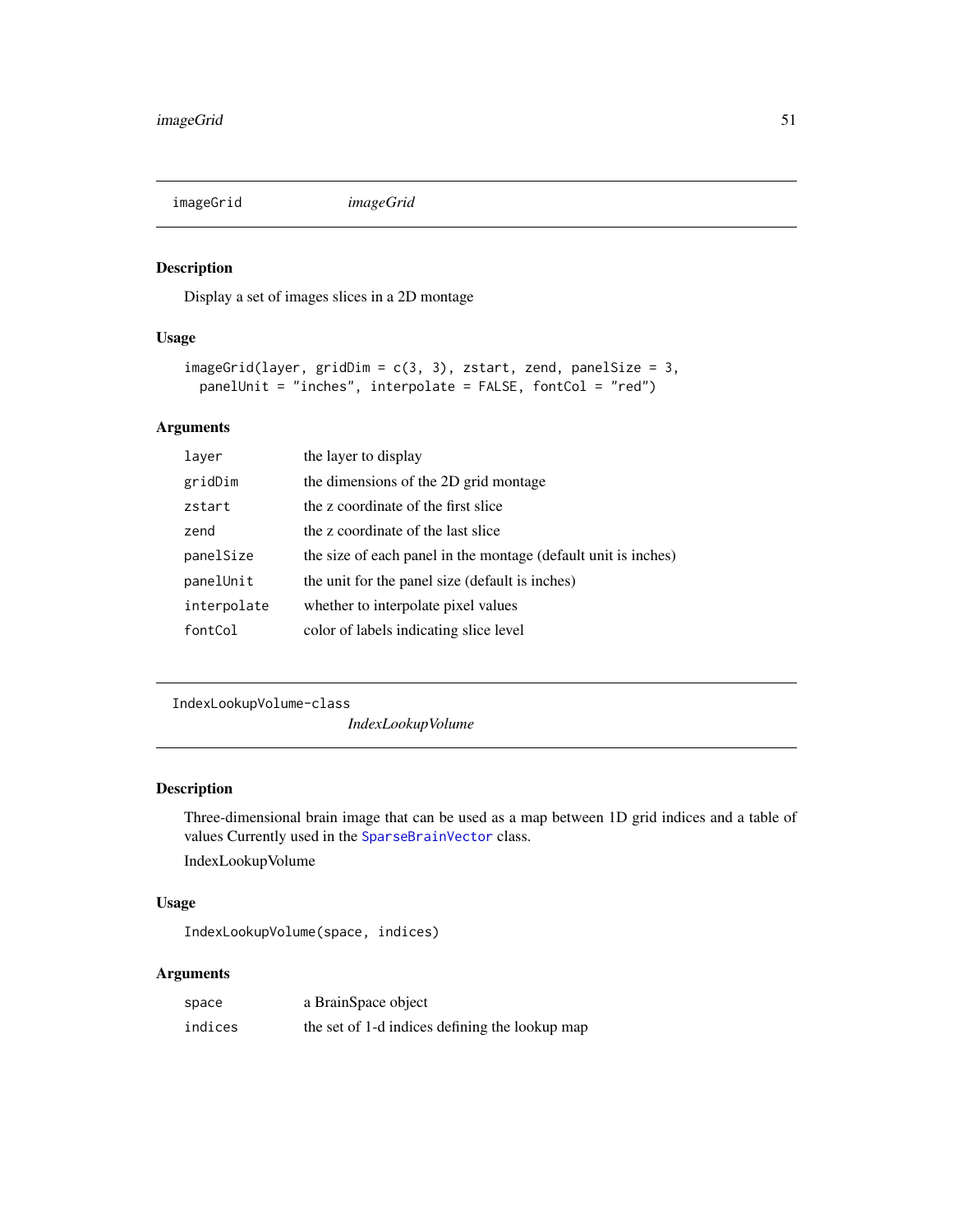## imageGrid *imageGrid*

### Description

Display a set of images slices in a 2D montage

### Usage

```
imageGrid(layer, gridDim = c(3, 3), zstart, zend, panelSize = 3,
  panelUnit = "inches", interpolate = FALSE, fontCol = "red")
```

### Arguments

| | |
|---|---|
| layer | the layer to display |
| gridDim | the dimensions of the 2D grid montage |
| zstart | the z coordinate of the first slice |
| zend | the z coordinate of the last slice |
| panelSize | the size of each panel in the montage (default unit is inches) |
| panelUnit | the unit for the panel size (default is inches) |
| interpolate | whether to interpolate pixel values |
| fontCol | color of labels indicating slice level |

## IndexLookupVolume-class *IndexLookupVolume*

### Description

Three-dimensional brain image that can be used as a map between 1D grid indices and a table of values Currently used in the SparseBrainVector class.

IndexLookupVolume

### Usage

```
IndexLookupVolume(space, indices)
```

### Arguments

| | |
|---|---|
| space | a BrainSpace object |
| indices | the set of 1-d indices defining the lookup map |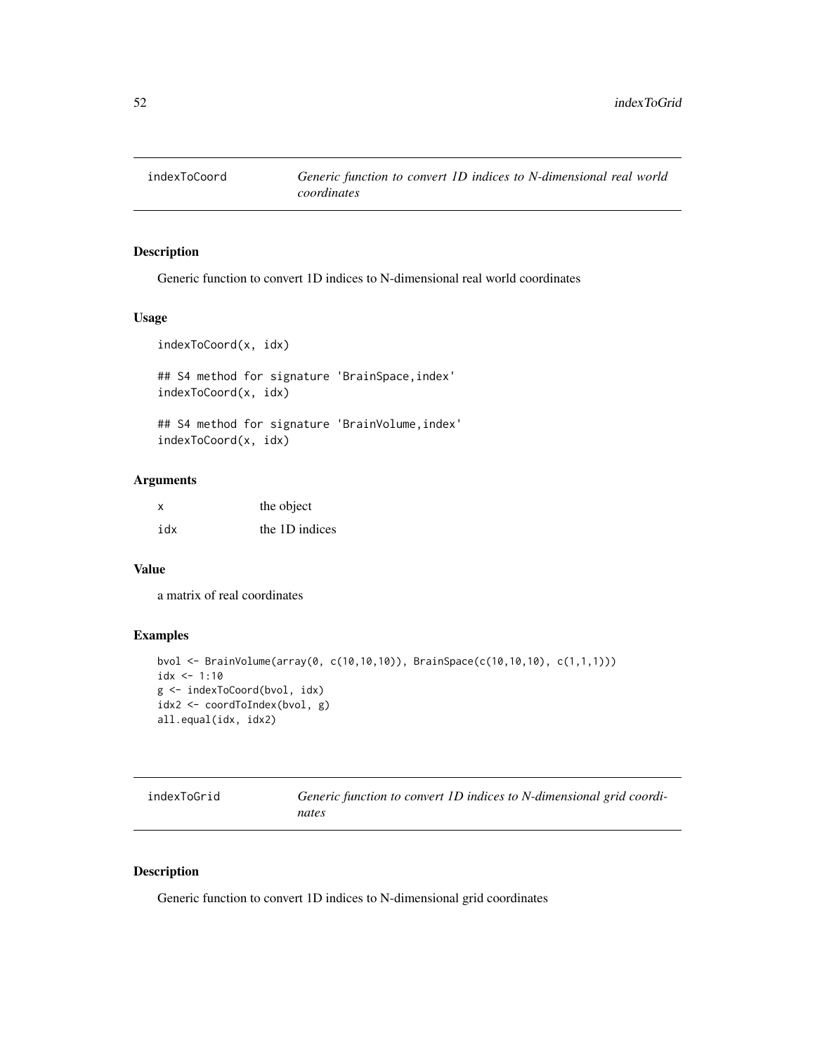## indexToCoord

*Generic function to convert 1D indices to N-dimensional real world coordinates*

### Description

Generic function to convert 1D indices to N-dimensional real world coordinates

### Usage

```
indexToCoord(x, idx)

## S4 method for signature 'BrainSpace,index'
indexToCoord(x, idx)

## S4 method for signature 'BrainVolume,index'
indexToCoord(x, idx)
```

### Arguments

| | |
|---|---|
| x | the object |
| idx | the 1D indices |

### Value

a matrix of real coordinates

### Examples

```
bvol <- BrainVolume(array(0, c(10,10,10)), BrainSpace(c(10,10,10), c(1,1,1)))
idx <- 1:10
g <- indexToCoord(bvol, idx)
idx2 <- coordToIndex(bvol, g)
all.equal(idx, idx2)
```

## indexToGrid

*Generic function to convert 1D indices to N-dimensional grid coordinates*

### Description

Generic function to convert 1D indices to N-dimensional grid coordinates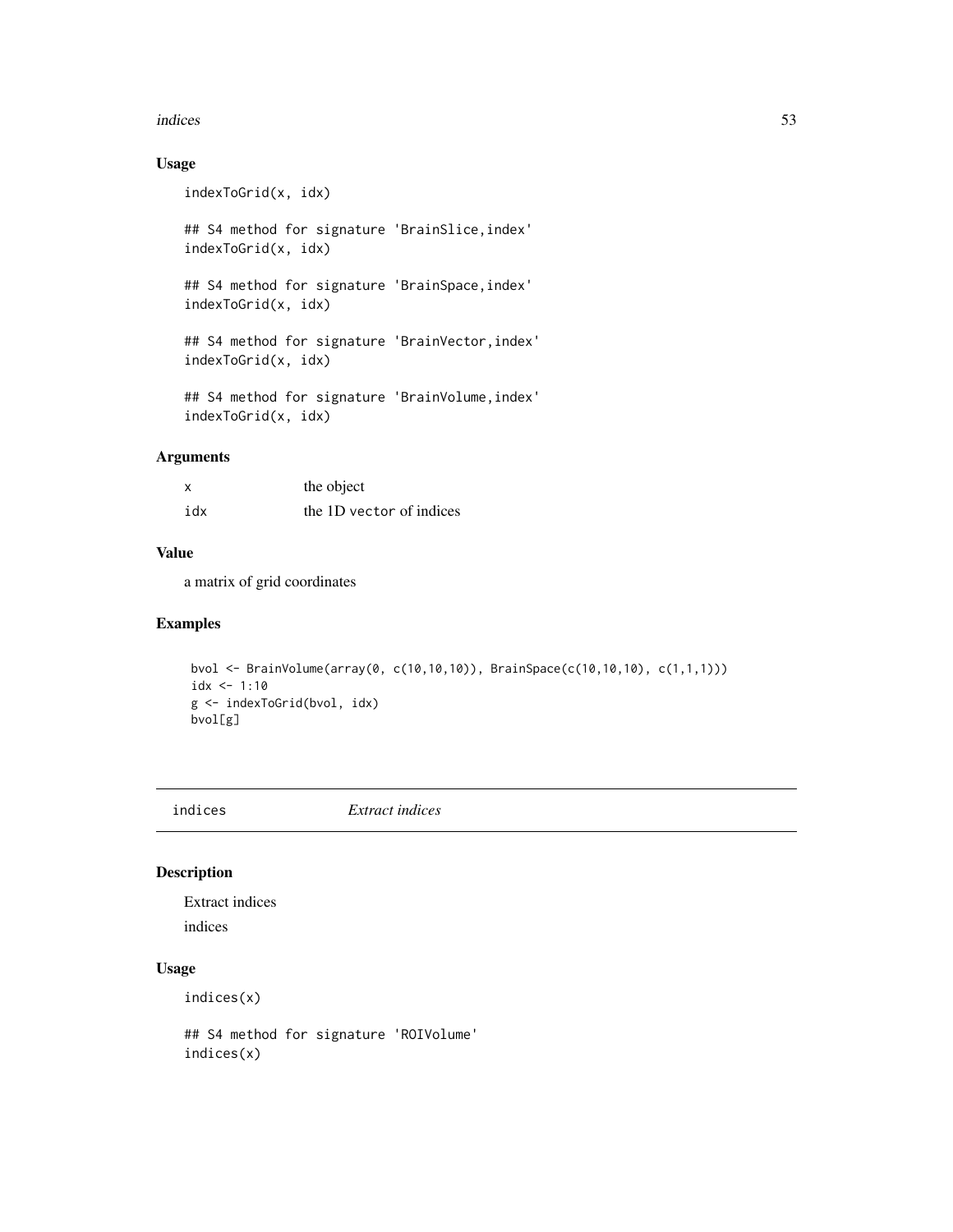### Usage

```
indexToGrid(x, idx)

## S4 method for signature 'BrainSlice,index'
indexToGrid(x, idx)

## S4 method for signature 'BrainSpace,index'
indexToGrid(x, idx)

## S4 method for signature 'BrainVector,index'
indexToGrid(x, idx)

## S4 method for signature 'BrainVolume,index'
indexToGrid(x, idx)
```

### Arguments

| | |
|---|---|
| x | the object |
| idx | the 1D `vector` of indices |

### Value

a matrix of grid coordinates

### Examples

```
bvol <- BrainVolume(array(0, c(10,10,10)), BrainSpace(c(10,10,10), c(1,1,1)))
idx <- 1:10
g <- indexToGrid(bvol, idx)
bvol[g]
```

---

## indices *Extract indices*

### Description

Extract indices

indices

### Usage

```
indices(x)

## S4 method for signature 'ROIVolume'
indices(x)
```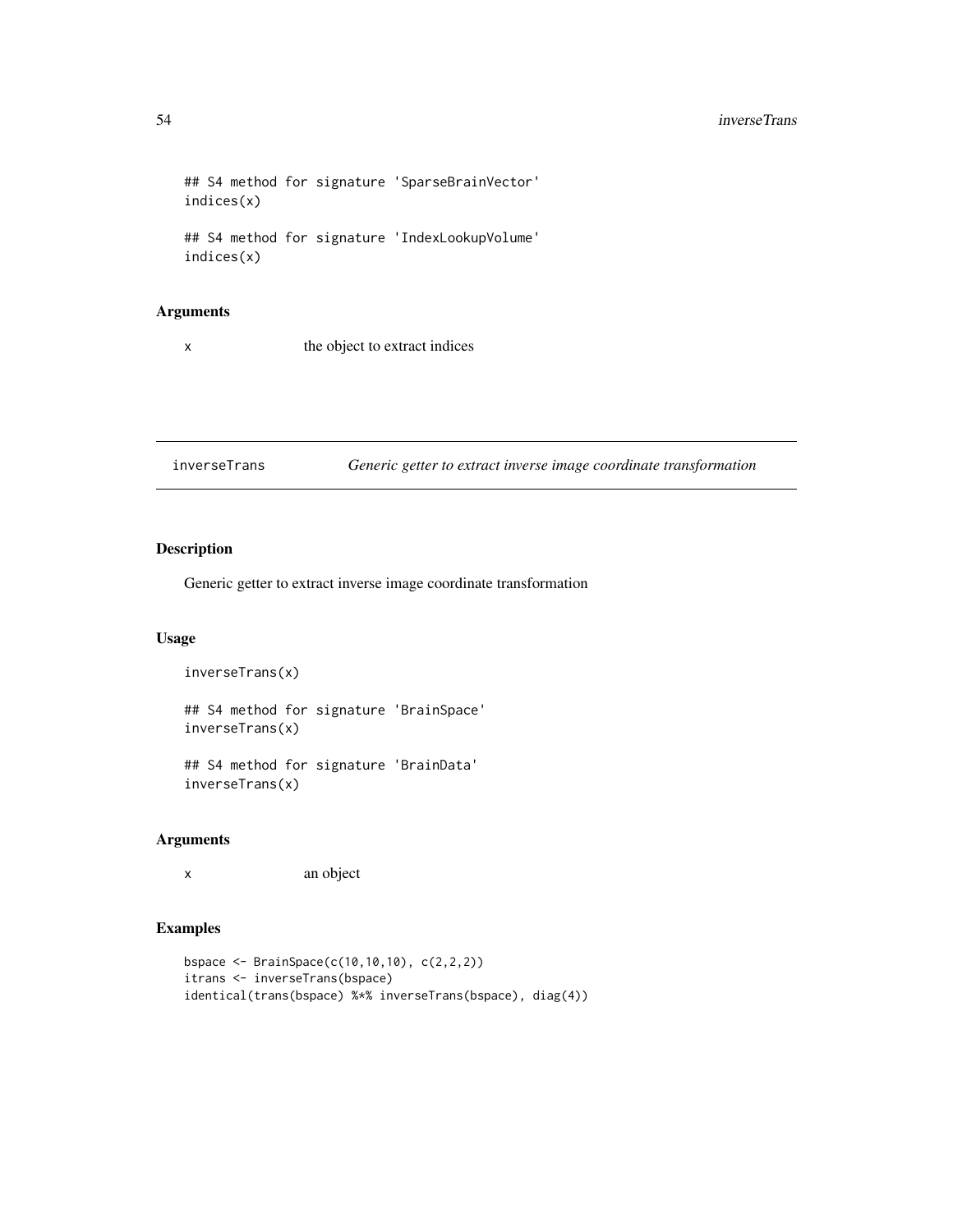```
## S4 method for signature 'SparseBrainVector'
indices(x)

## S4 method for signature 'IndexLookupVolume'
indices(x)
```

### Arguments

| | |
|---|---|
| x | the object to extract indices |

## inverseTrans — *Generic getter to extract inverse image coordinate transformation*

### Description

Generic getter to extract inverse image coordinate transformation

### Usage

```
inverseTrans(x)

## S4 method for signature 'BrainSpace'
inverseTrans(x)

## S4 method for signature 'BrainData'
inverseTrans(x)
```

### Arguments

| | |
|---|---|
| x | an object |

### Examples

```
bspace <- BrainSpace(c(10,10,10), c(2,2,2))
itrans <- inverseTrans(bspace)
identical(trans(bspace) %*% inverseTrans(bspace), diag(4))
```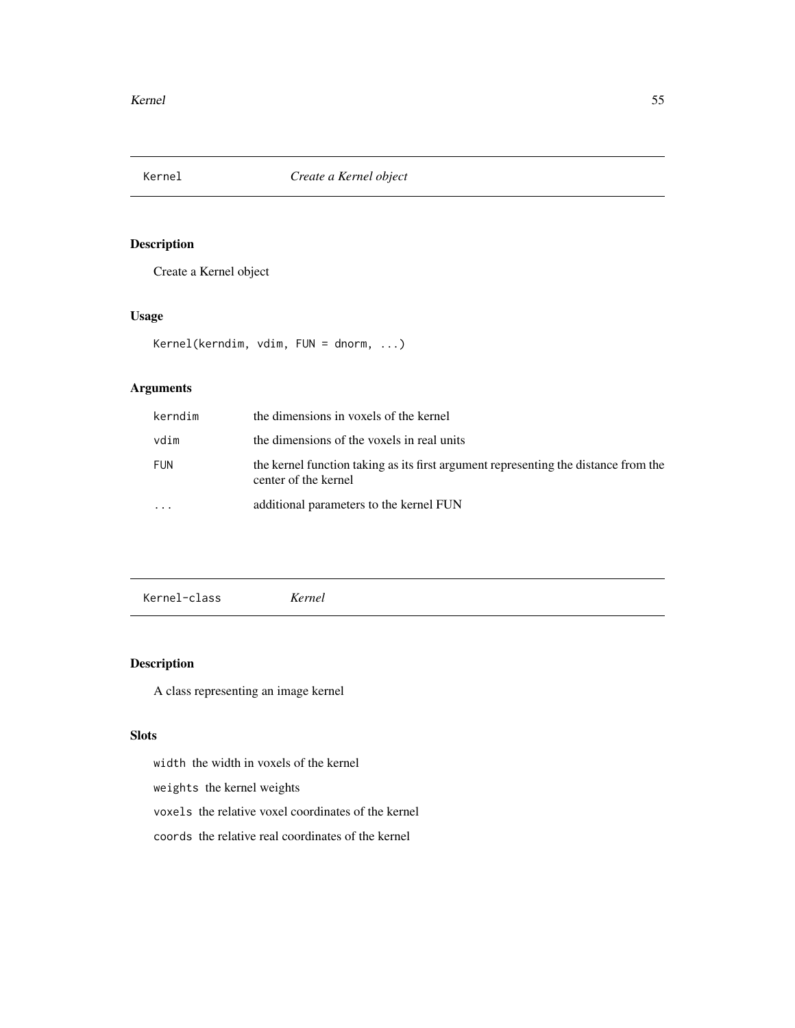## Kernel — *Create a Kernel object*

### Description

Create a Kernel object

### Usage

```
Kernel(kerndim, vdim, FUN = dnorm, ...)
```

### Arguments

| | |
|---|---|
| `kerndim` | the dimensions in voxels of the kernel |
| `vdim` | the dimensions of the voxels in real units |
| `FUN` | the kernel function taking as its first argument representing the distance from the center of the kernel |
| `...` | additional parameters to the kernel FUN |

## Kernel-class — *Kernel*

### Description

A class representing an image kernel

### Slots

`width` the width in voxels of the kernel

`weights` the kernel weights

`voxels` the relative voxel coordinates of the kernel

`coords` the relative real coordinates of the kernel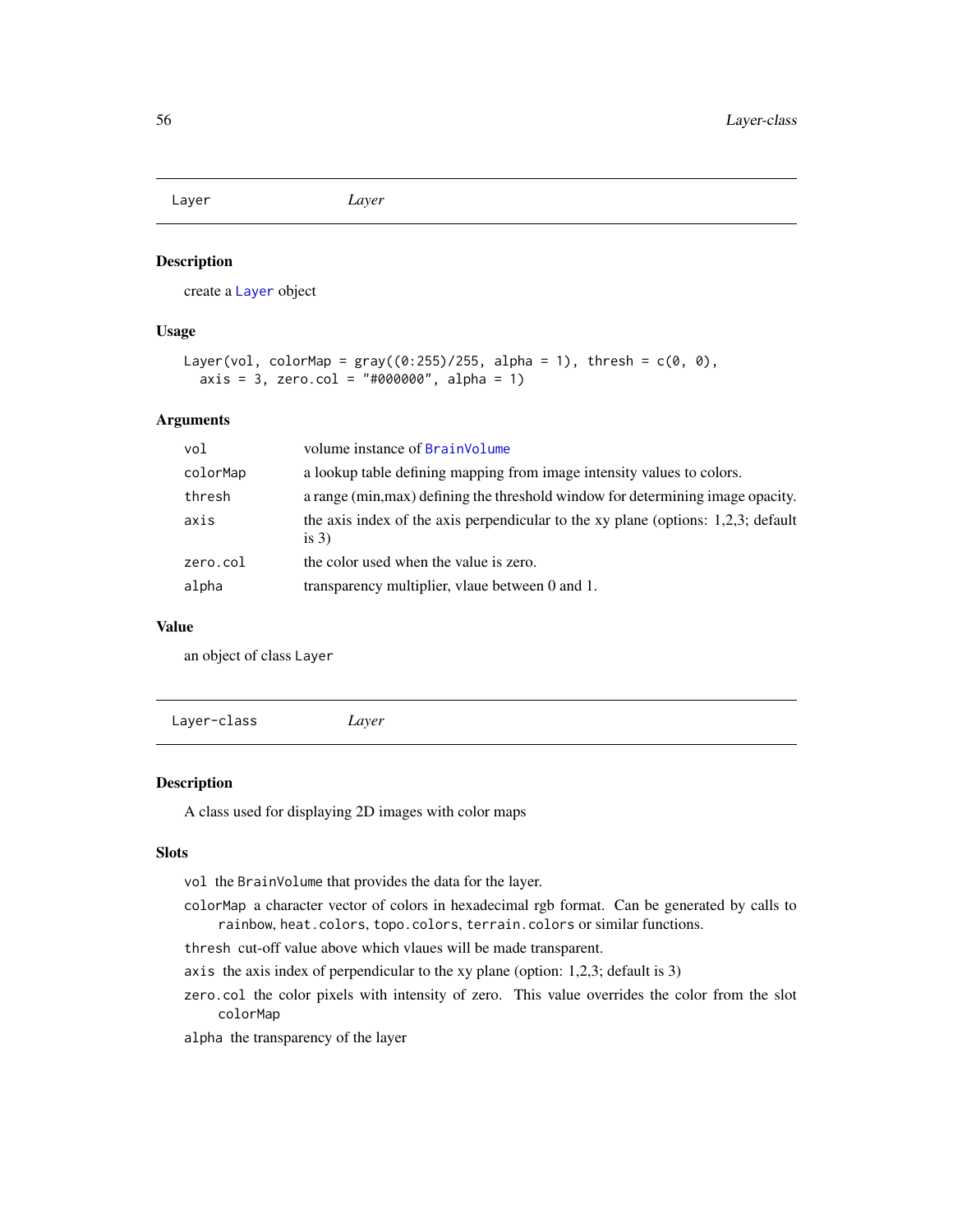## Layer

*Layer*

### Description

create a Layer object

### Usage

```
Layer(vol, colorMap = gray((0:255)/255, alpha = 1), thresh = c(0, 0),
  axis = 3, zero.col = "#000000", alpha = 1)
```

### Arguments

| | |
|---|---|
| vol | volume instance of BrainVolume |
| colorMap | a lookup table defining mapping from image intensity values to colors. |
| thresh | a range (min,max) defining the threshold window for determining image opacity. |
| axis | the axis index of the axis perpendicular to the xy plane (options: 1,2,3; default is 3) |
| zero.col | the color used when the value is zero. |
| alpha | transparency multiplier, vlaue between 0 and 1. |

### Value

an object of class Layer

## Layer-class

*Layer*

### Description

A class used for displaying 2D images with color maps

### Slots

- `vol` the BrainVolume that provides the data for the layer.
- `colorMap` a character vector of colors in hexadecimal rgb format. Can be generated by calls to `rainbow`, `heat.colors`, `topo.colors`, `terrain.colors` or similar functions.
- `thresh` cut-off value above which vlaues will be made transparent.
- `axis` the axis index of perpendicular to the xy plane (option: 1,2,3; default is 3)
- `zero.col` the color pixels with intensity of zero. This value overrides the color from the slot `colorMap`
- `alpha` the transparency of the layer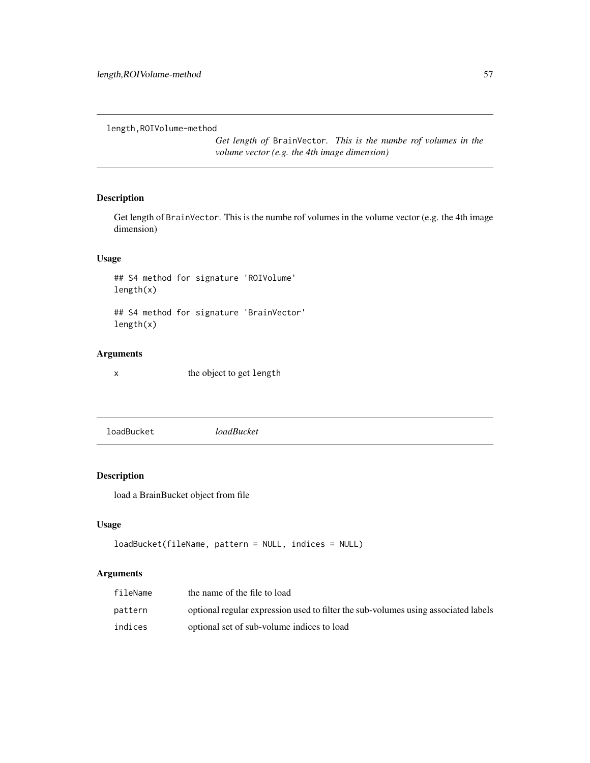## length,ROIVolume-method

*Get length of* `BrainVector`*. This is the numbe rof volumes in the volume vector (e.g. the 4th image dimension)*

### Description

Get length of `BrainVector`. This is the numbe rof volumes in the volume vector (e.g. the 4th image dimension)

### Usage

```
## S4 method for signature 'ROIVolume'
length(x)

## S4 method for signature 'BrainVector'
length(x)
```

### Arguments

| | |
|---|---|
| `x` | the object to get `length` |

## loadBucket

*loadBucket*

### Description

load a BrainBucket object from file

### Usage

```
loadBucket(fileName, pattern = NULL, indices = NULL)
```

### Arguments

| | |
|---|---|
| `fileName` | the name of the file to load |
| `pattern` | optional regular expression used to filter the sub-volumes using associated labels |
| `indices` | optional set of sub-volume indices to load |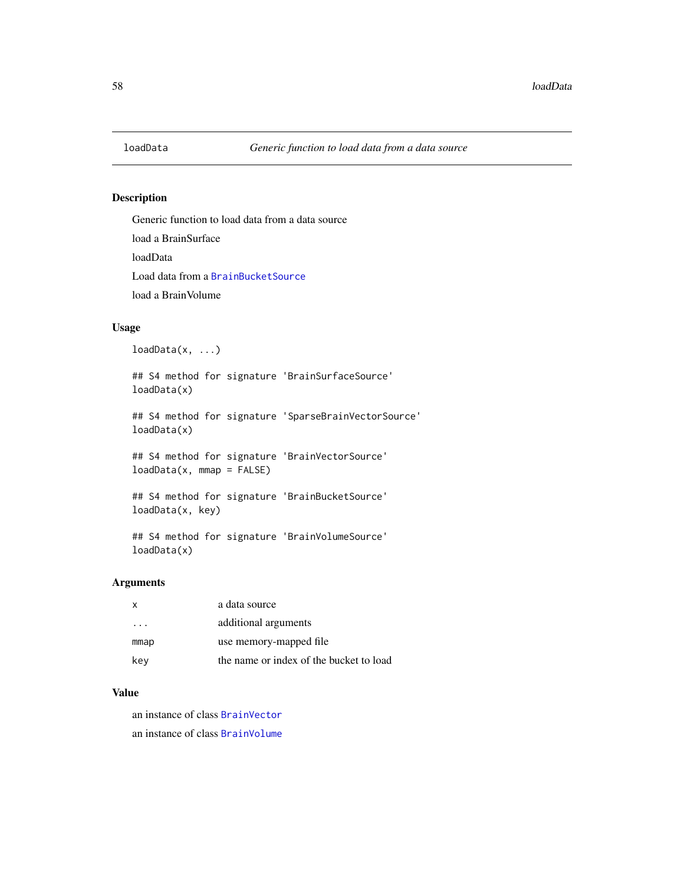# loadData — *Generic function to load data from a data source*

## Description

Generic function to load data from a data source

load a BrainSurface

loadData

Load data from a BrainBucketSource

load a BrainVolume

## Usage

```
loadData(x, ...)

## S4 method for signature 'BrainSurfaceSource'
loadData(x)

## S4 method for signature 'SparseBrainVectorSource'
loadData(x)

## S4 method for signature 'BrainVectorSource'
loadData(x, mmap = FALSE)

## S4 method for signature 'BrainBucketSource'
loadData(x, key)

## S4 method for signature 'BrainVolumeSource'
loadData(x)
```

## Arguments

| | |
|---|---|
| `x` | a data source |
| `...` | additional arguments |
| `mmap` | use memory-mapped file |
| `key` | the name or index of the bucket to load |

## Value

an instance of class BrainVector

an instance of class BrainVolume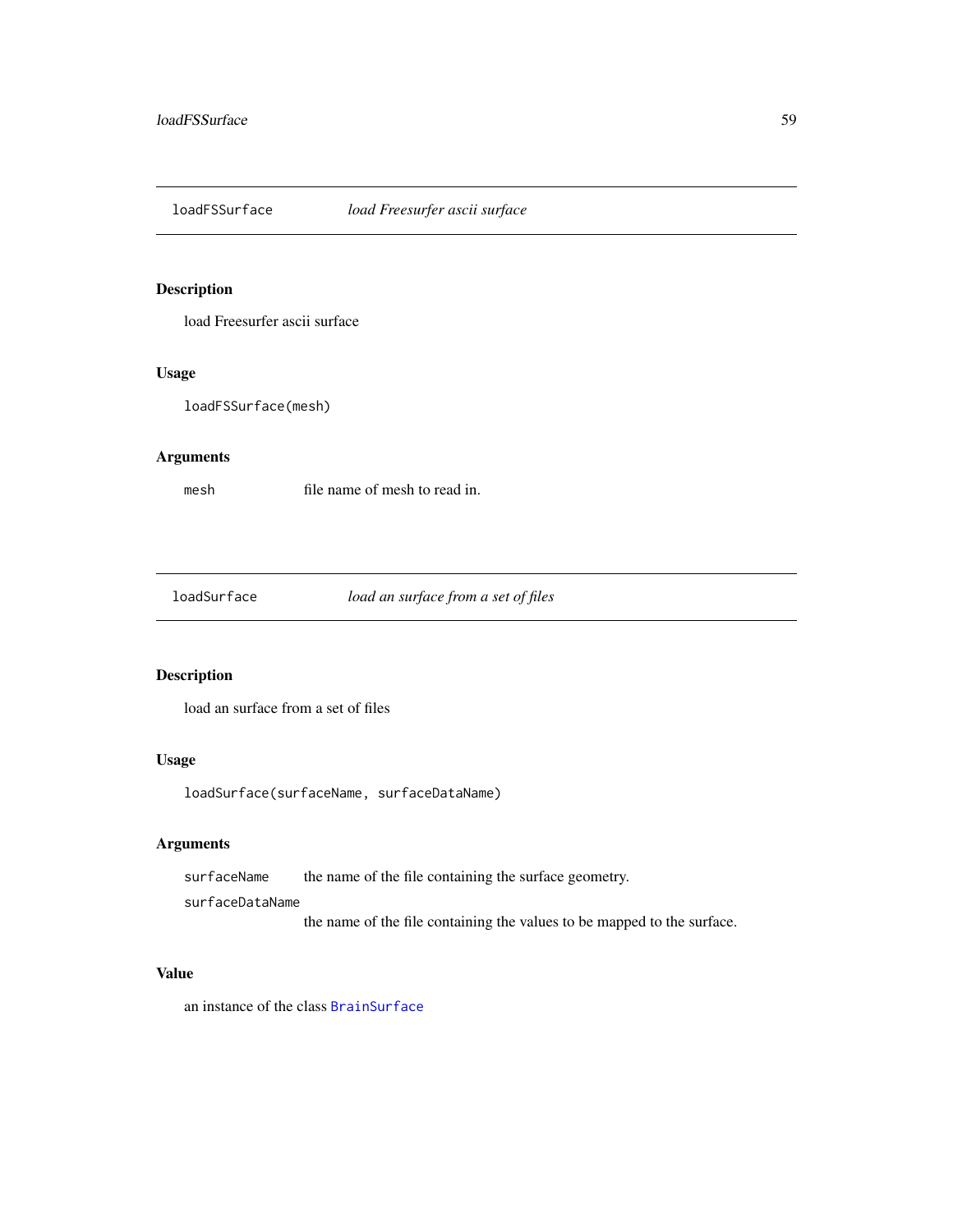## loadFSSurface *load Freesurfer ascii surface*

### Description

load Freesurfer ascii surface

### Usage

```
loadFSSurface(mesh)
```

### Arguments

| | |
|---|---|
| `mesh` | file name of mesh to read in. |

## loadSurface *load an surface from a set of files*

### Description

load an surface from a set of files

### Usage

```
loadSurface(surfaceName, surfaceDataName)
```

### Arguments

| | |
|---|---|
| `surfaceName` | the name of the file containing the surface geometry. |
| `surfaceDataName` | the name of the file containing the values to be mapped to the surface. |

### Value

an instance of the class `BrainSurface`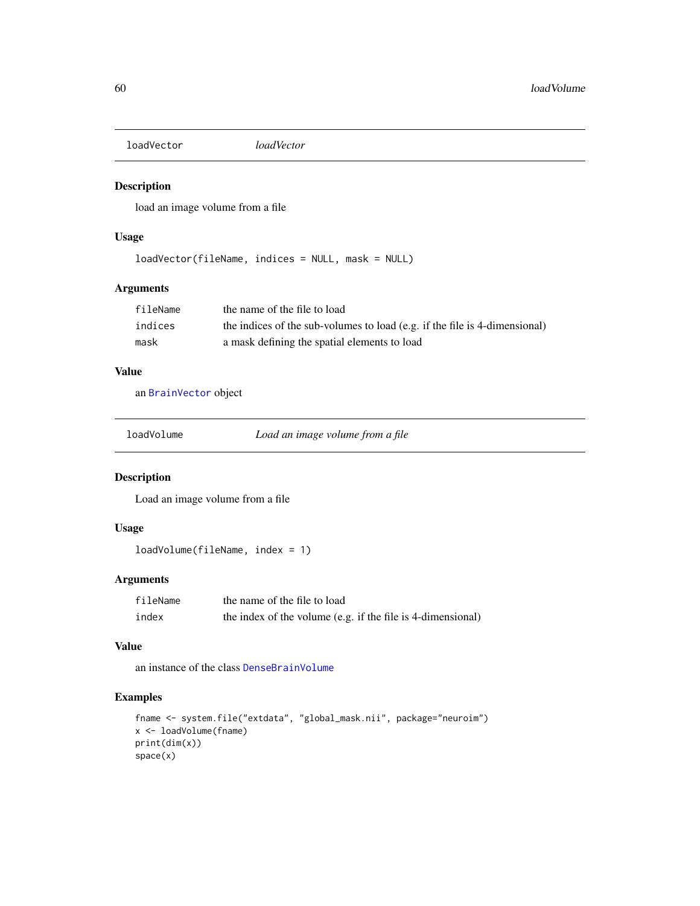## loadVector — *loadVector*

### Description

load an image volume from a file

### Usage

```
loadVector(fileName, indices = NULL, mask = NULL)
```

### Arguments

| | |
|---|---|
| fileName | the name of the file to load |
| indices | the indices of the sub-volumes to load (e.g. if the file is 4-dimensional) |
| mask | a mask defining the spatial elements to load |

### Value

an BrainVector object

## loadVolume — *Load an image volume from a file*

### Description

Load an image volume from a file

### Usage

```
loadVolume(fileName, index = 1)
```

### Arguments

| | |
|---|---|
| fileName | the name of the file to load |
| index | the index of the volume (e.g. if the file is 4-dimensional) |

### Value

an instance of the class DenseBrainVolume

### Examples

```
fname <- system.file("extdata", "global_mask.nii", package="neuroim")
x <- loadVolume(fname)
print(dim(x))
space(x)
```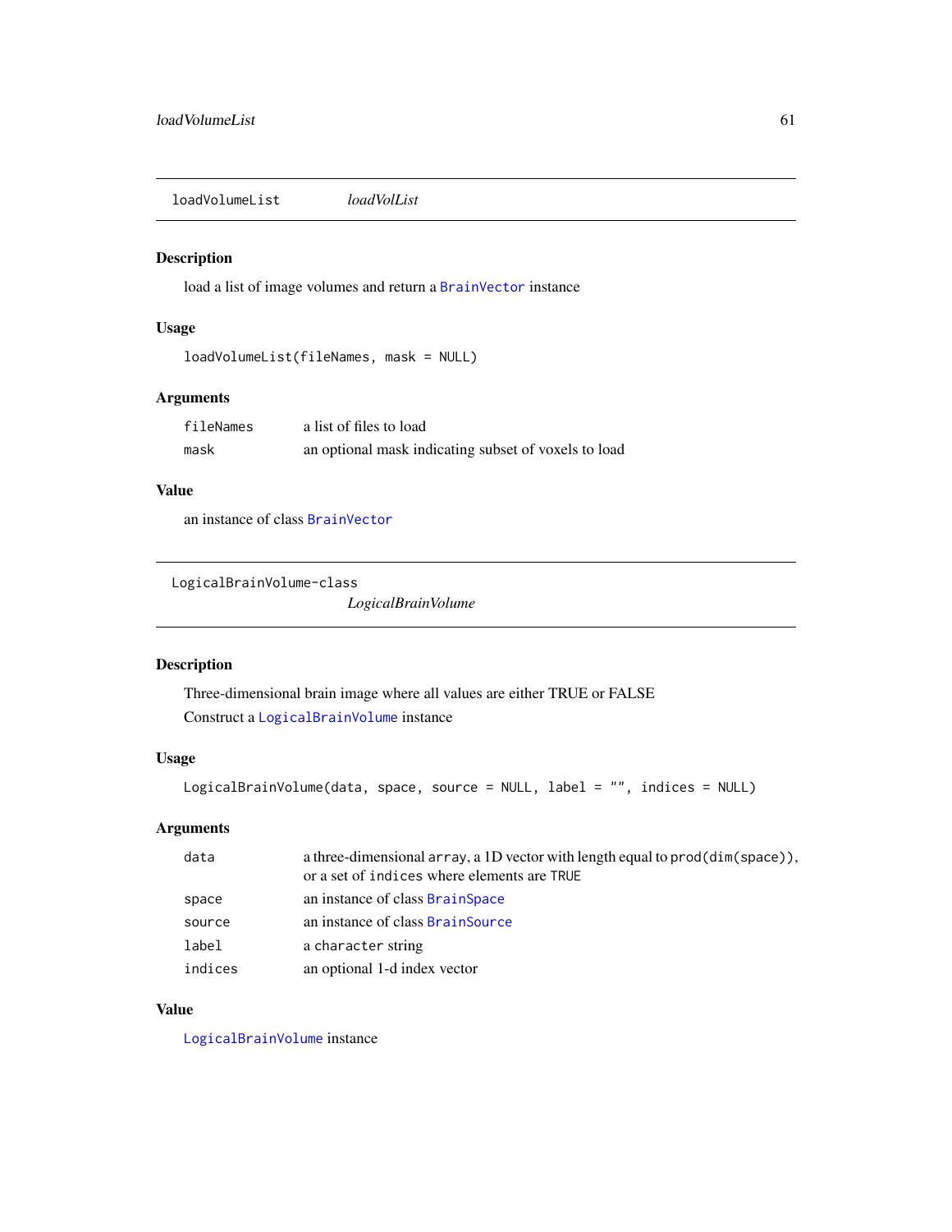## loadVolumeList *loadVolList*

### Description

load a list of image volumes and return a BrainVector instance

### Usage

```
loadVolumeList(fileNames, mask = NULL)
```

### Arguments

| | |
|---|---|
| fileNames | a list of files to load |
| mask | an optional mask indicating subset of voxels to load |

### Value

an instance of class BrainVector

## LogicalBrainVolume-class *LogicalBrainVolume*

### Description

Three-dimensional brain image where all values are either TRUE or FALSE

Construct a LogicalBrainVolume instance

### Usage

```
LogicalBrainVolume(data, space, source = NULL, label = "", indices = NULL)
```

### Arguments

| | |
|---|---|
| data | a three-dimensional array, a 1D vector with length equal to prod(dim(space)), or a set of indices where elements are TRUE |
| space | an instance of class BrainSpace |
| source | an instance of class BrainSource |
| label | a character string |
| indices | an optional 1-d index vector |

### Value

LogicalBrainVolume instance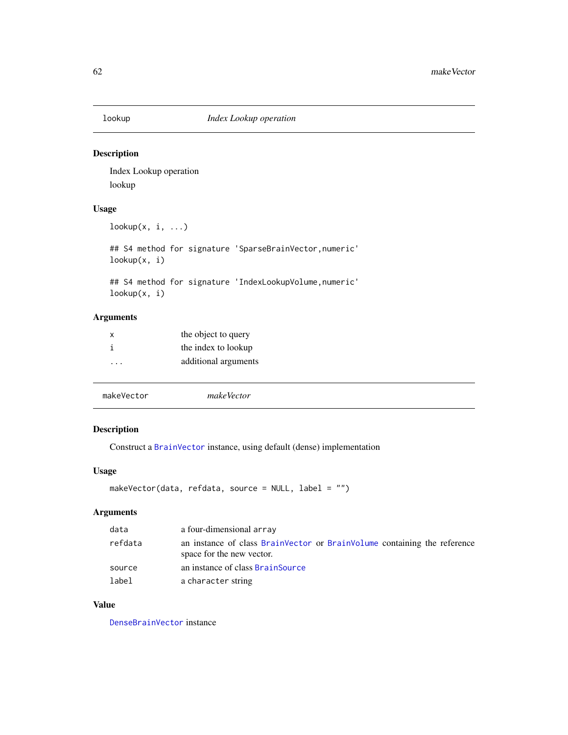## lookup — *Index Lookup operation*

### Description

Index Lookup operation

lookup

### Usage

```
lookup(x, i, ...)

## S4 method for signature 'SparseBrainVector,numeric'
lookup(x, i)

## S4 method for signature 'IndexLookupVolume,numeric'
lookup(x, i)
```

### Arguments

| | |
|---|---|
| `x` | the object to query |
| `i` | the index to lookup |
| `...` | additional arguments |

## makeVector — *makeVector*

### Description

Construct a `BrainVector` instance, using default (dense) implementation

### Usage

```
makeVector(data, refdata, source = NULL, label = "")
```

### Arguments

| | |
|---|---|
| `data` | a four-dimensional `array` |
| `refdata` | an instance of class `BrainVector` or `BrainVolume` containing the reference space for the new vector. |
| `source` | an instance of class `BrainSource` |
| `label` | a `character` string |

### Value

`DenseBrainVector` instance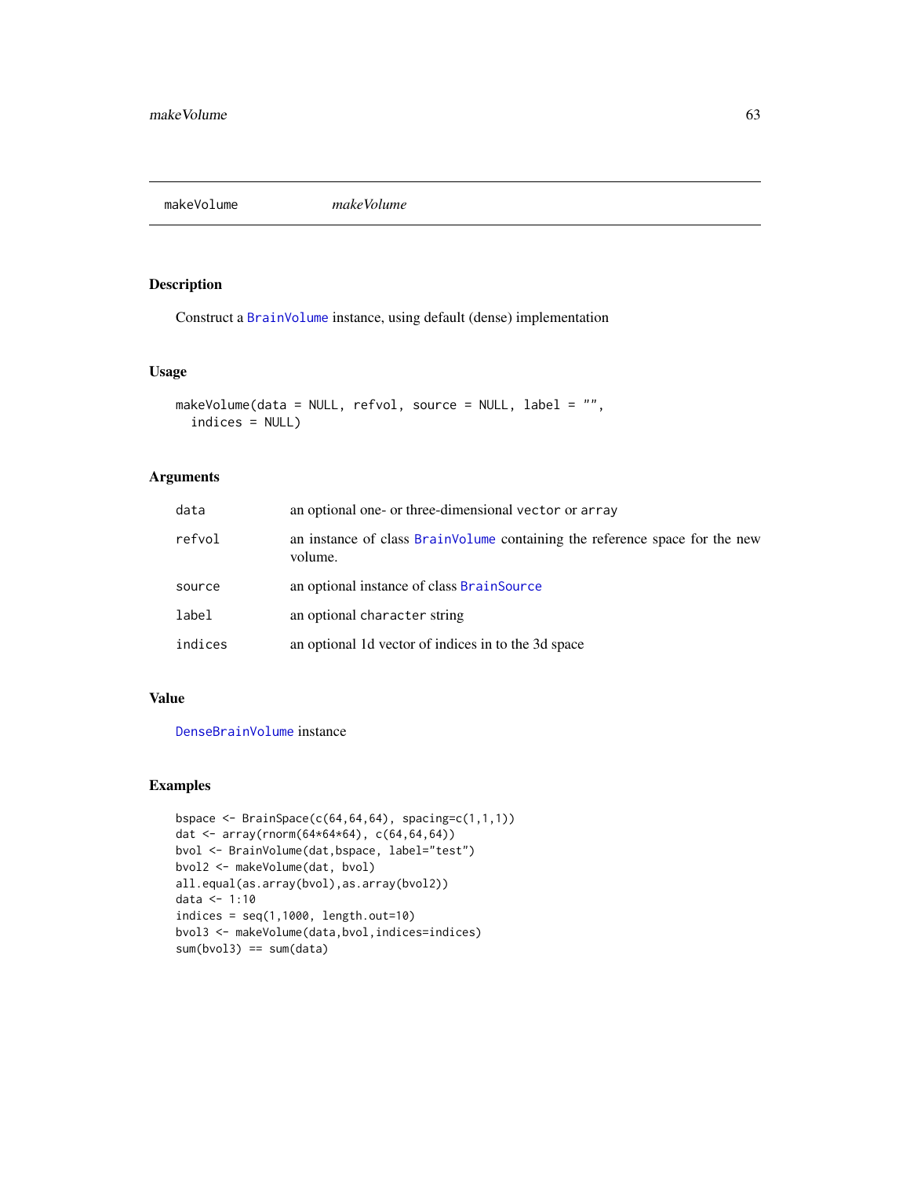# makeVolume

*makeVolume*

## Description

Construct a BrainVolume instance, using default (dense) implementation

## Usage

```
makeVolume(data = NULL, refvol, source = NULL, label = "",
  indices = NULL)
```

## Arguments

| | |
|---|---|
| data | an optional one- or three-dimensional vector or array |
| refvol | an instance of class BrainVolume containing the reference space for the new volume. |
| source | an optional instance of class BrainSource |
| label | an optional character string |
| indices | an optional 1d vector of indices in to the 3d space |

## Value

DenseBrainVolume instance

## Examples

```
bspace <- BrainSpace(c(64,64,64), spacing=c(1,1,1))
dat <- array(rnorm(64*64*64), c(64,64,64))
bvol <- BrainVolume(dat,bspace, label="test")
bvol2 <- makeVolume(dat, bvol)
all.equal(as.array(bvol),as.array(bvol2))
data <- 1:10
indices = seq(1,1000, length.out=10)
bvol3 <- makeVolume(data,bvol,indices=indices)
sum(bvol3) == sum(data)
```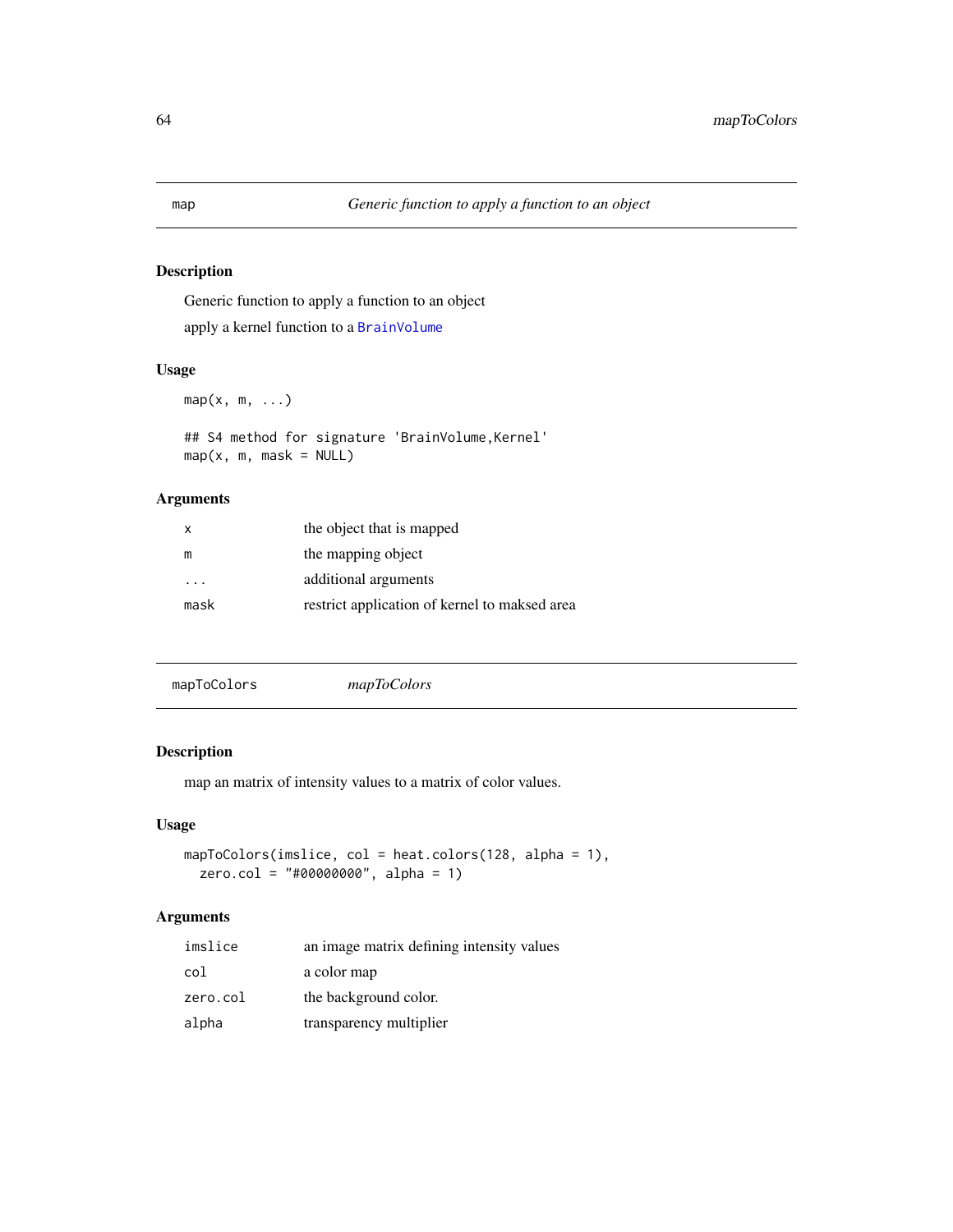## map — *Generic function to apply a function to an object*

### Description

Generic function to apply a function to an object

apply a kernel function to a BrainVolume

### Usage

```
map(x, m, ...)

## S4 method for signature 'BrainVolume,Kernel'
map(x, m, mask = NULL)
```

### Arguments

| | |
|---|---|
| x | the object that is mapped |
| m | the mapping object |
| ... | additional arguments |
| mask | restrict application of kernel to maksed area |

## mapToColors — *mapToColors*

### Description

map an matrix of intensity values to a matrix of color values.

### Usage

```
mapToColors(imslice, col = heat.colors(128, alpha = 1),
  zero.col = "#00000000", alpha = 1)
```

### Arguments

| | |
|---|---|
| imslice | an image matrix defining intensity values |
| col | a color map |
| zero.col | the background color. |
| alpha | transparency multiplier |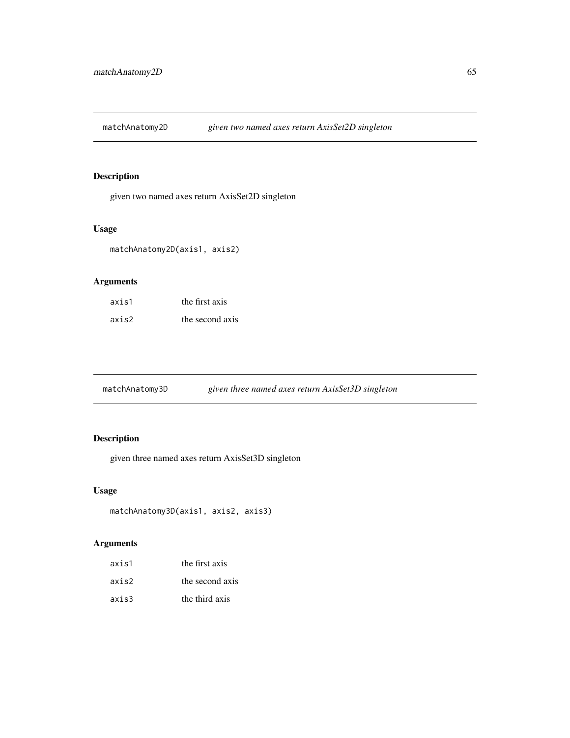## matchAnatomy2D *given two named axes return AxisSet2D singleton*

### Description

given two named axes return AxisSet2D singleton

### Usage

```
matchAnatomy2D(axis1, axis2)
```

### Arguments

| | |
|---|---|
| axis1 | the first axis |
| axis2 | the second axis |

## matchAnatomy3D *given three named axes return AxisSet3D singleton*

### Description

given three named axes return AxisSet3D singleton

### Usage

```
matchAnatomy3D(axis1, axis2, axis3)
```

### Arguments

| | |
|---|---|
| axis1 | the first axis |
| axis2 | the second axis |
| axis3 | the third axis |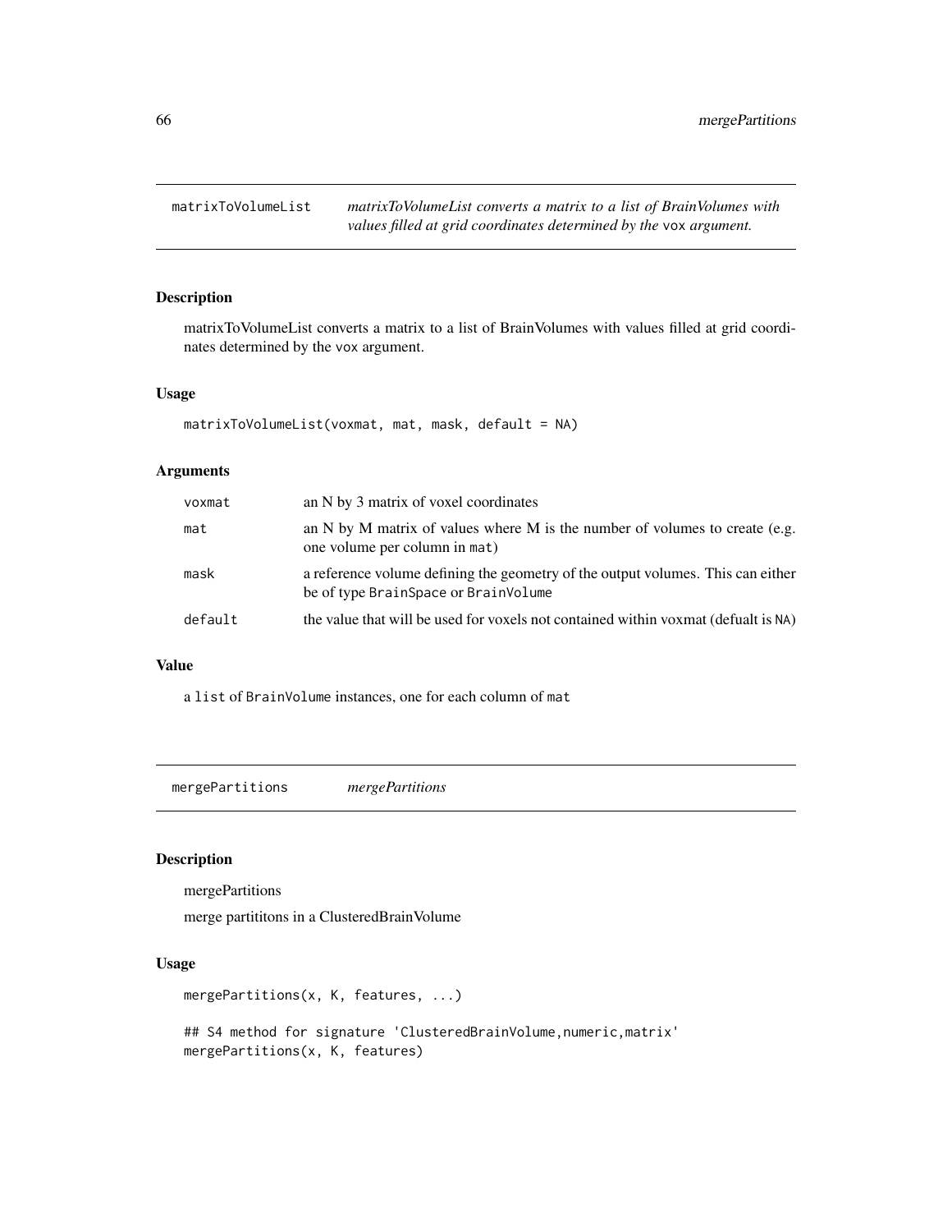## matrixToVolumeList

*matrixToVolumeList converts a matrix to a list of BrainVolumes with values filled at grid coordinates determined by the* `vox` *argument.*

### Description

matrixToVolumeList converts a matrix to a list of BrainVolumes with values filled at grid coordinates determined by the vox argument.

### Usage

```
matrixToVolumeList(voxmat, mat, mask, default = NA)
```

### Arguments

| | |
|---|---|
| voxmat | an N by 3 matrix of voxel coordinates |
| mat | an N by M matrix of values where M is the number of volumes to create (e.g. one volume per column in mat) |
| mask | a reference volume defining the geometry of the output volumes. This can either be of type BrainSpace or BrainVolume |
| default | the value that will be used for voxels not contained within voxmat (defualt is NA) |

### Value

a list of BrainVolume instances, one for each column of mat

## mergePartitions

*mergePartitions*

### Description

mergePartitions

merge partititons in a ClusteredBrainVolume

### Usage

```
mergePartitions(x, K, features, ...)

## S4 method for signature 'ClusteredBrainVolume,numeric,matrix'
mergePartitions(x, K, features)
```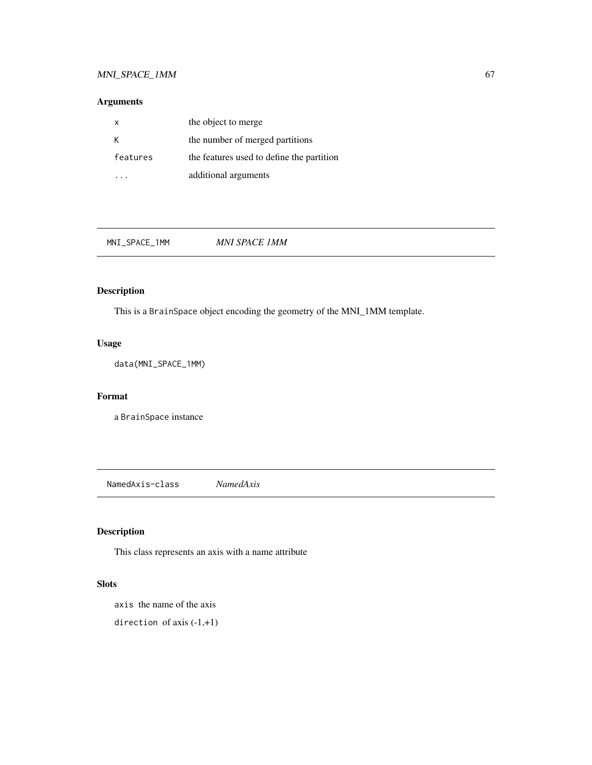## Arguments

| | |
|---|---|
| `x` | the object to merge |
| `K` | the number of merged partitions |
| `features` | the features used to define the partition |
| `...` | additional arguments |

---

## MNI_SPACE_1MM — *MNI SPACE 1MM*

### Description

This is a `BrainSpace` object encoding the geometry of the MNI_1MM template.

### Usage

```
data(MNI_SPACE_1MM)
```

### Format

a `BrainSpace` instance

---

## NamedAxis-class — *NamedAxis*

### Description

This class represents an axis with a name attribute

### Slots

`axis` the name of the axis

`direction` of axis (-1,+1)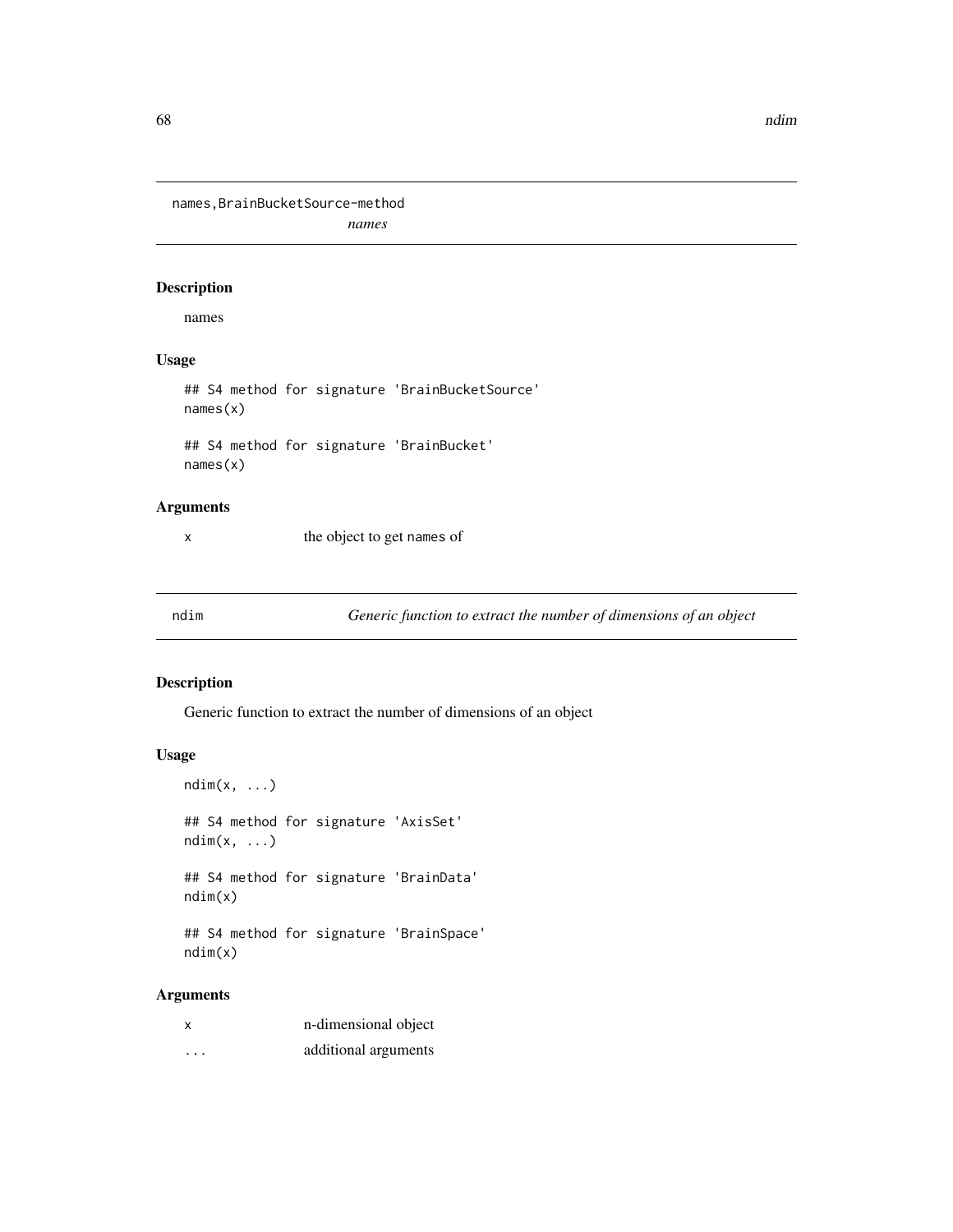## names,BrainBucketSource-method

*names*

### Description

names

### Usage

```
## S4 method for signature 'BrainBucketSource'
names(x)

## S4 method for signature 'BrainBucket'
names(x)
```

### Arguments

| | |
|---|---|
| x | the object to get names of |

## ndim

*Generic function to extract the number of dimensions of an object*

### Description

Generic function to extract the number of dimensions of an object

### Usage

```
ndim(x, ...)

## S4 method for signature 'AxisSet'
ndim(x, ...)

## S4 method for signature 'BrainData'
ndim(x)

## S4 method for signature 'BrainSpace'
ndim(x)
```

### Arguments

| | |
|---|---|
| x | n-dimensional object |
| ... | additional arguments |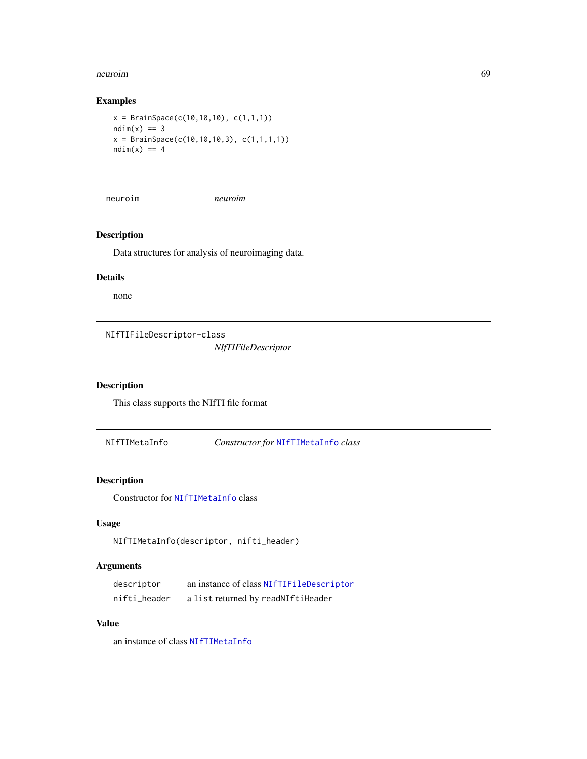### Examples

```
x = BrainSpace(c(10,10,10), c(1,1,1))
ndim(x) == 3
x = BrainSpace(c(10,10,10,3), c(1,1,1,1))
ndim(x) == 4
```

---

## neuroim *neuroim*

### Description

Data structures for analysis of neuroimaging data.

### Details

none

---

## NIfTIFileDescriptor-class *NIfTIFileDescriptor*

### Description

This class supports the NIfTI file format

---

## NIfTIMetaInfo *Constructor for `NIfTIMetaInfo` class*

### Description

Constructor for `NIfTIMetaInfo` class

### Usage

```
NIfTIMetaInfo(descriptor, nifti_header)
```

### Arguments

| | |
|---|---|
| descriptor | an instance of class `NIfTIFileDescriptor` |
| nifti_header | a `list` returned by `readNIftiHeader` |

### Value

an instance of class `NIfTIMetaInfo`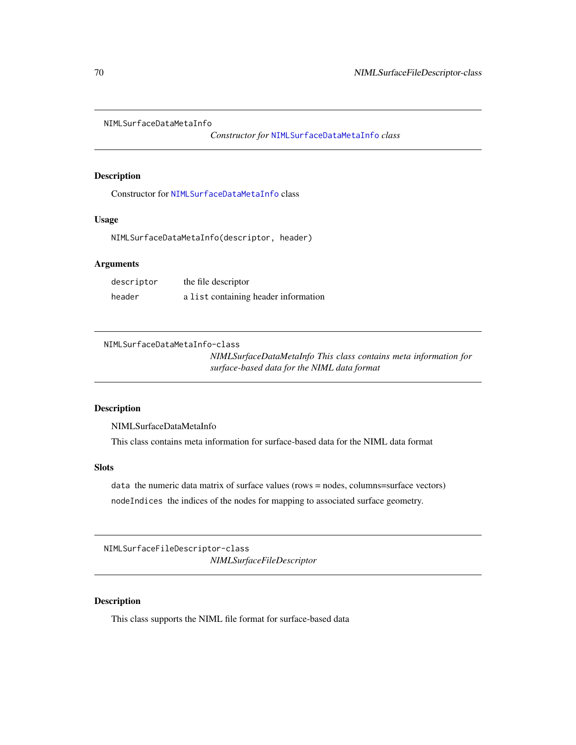## NIMLSurfaceDataMetaInfo

*Constructor for `NIMLSurfaceDataMetaInfo` class*

### Description

Constructor for `NIMLSurfaceDataMetaInfo` class

### Usage

```
NIMLSurfaceDataMetaInfo(descriptor, header)
```

### Arguments

| | |
|---|---|
| `descriptor` | the file descriptor |
| `header` | a `list` containing header information |

## NIMLSurfaceDataMetaInfo-class

*NIMLSurfaceDataMetaInfo This class contains meta information for surface-based data for the NIML data format*

### Description

NIMLSurfaceDataMetaInfo

This class contains meta information for surface-based data for the NIML data format

### Slots

`data` the numeric data matrix of surface values (rows = nodes, columns=surface vectors)

`nodeIndices` the indices of the nodes for mapping to associated surface geometry.

## NIMLSurfaceFileDescriptor-class

*NIMLSurfaceFileDescriptor*

### Description

This class supports the NIML file format for surface-based data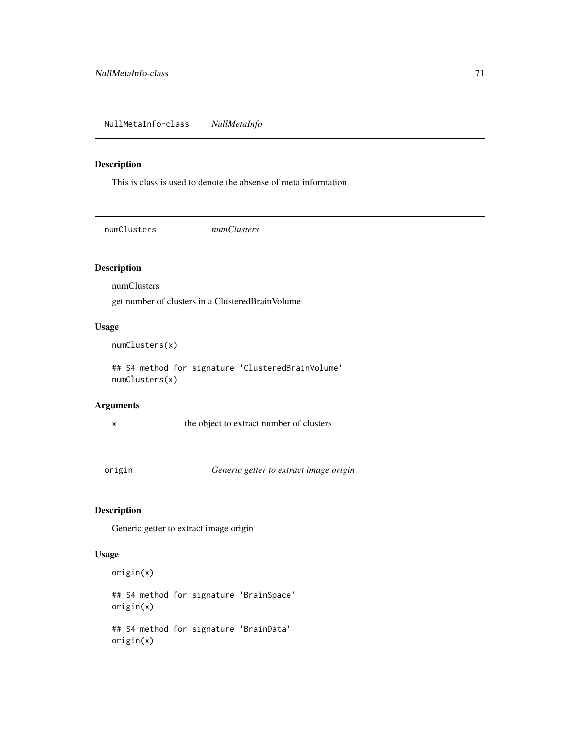## NullMetaInfo-class    *NullMetaInfo*

### Description

This is class is used to denote the absense of meta information

## numClusters    *numClusters*

### Description

numClusters

get number of clusters in a ClusteredBrainVolume

### Usage

```
numClusters(x)

## S4 method for signature 'ClusteredBrainVolume'
numClusters(x)
```

### Arguments

| | |
|---|---|
| x | the object to extract number of clusters |

## origin    *Generic getter to extract image origin*

### Description

Generic getter to extract image origin

### Usage

```
origin(x)

## S4 method for signature 'BrainSpace'
origin(x)

## S4 method for signature 'BrainData'
origin(x)
```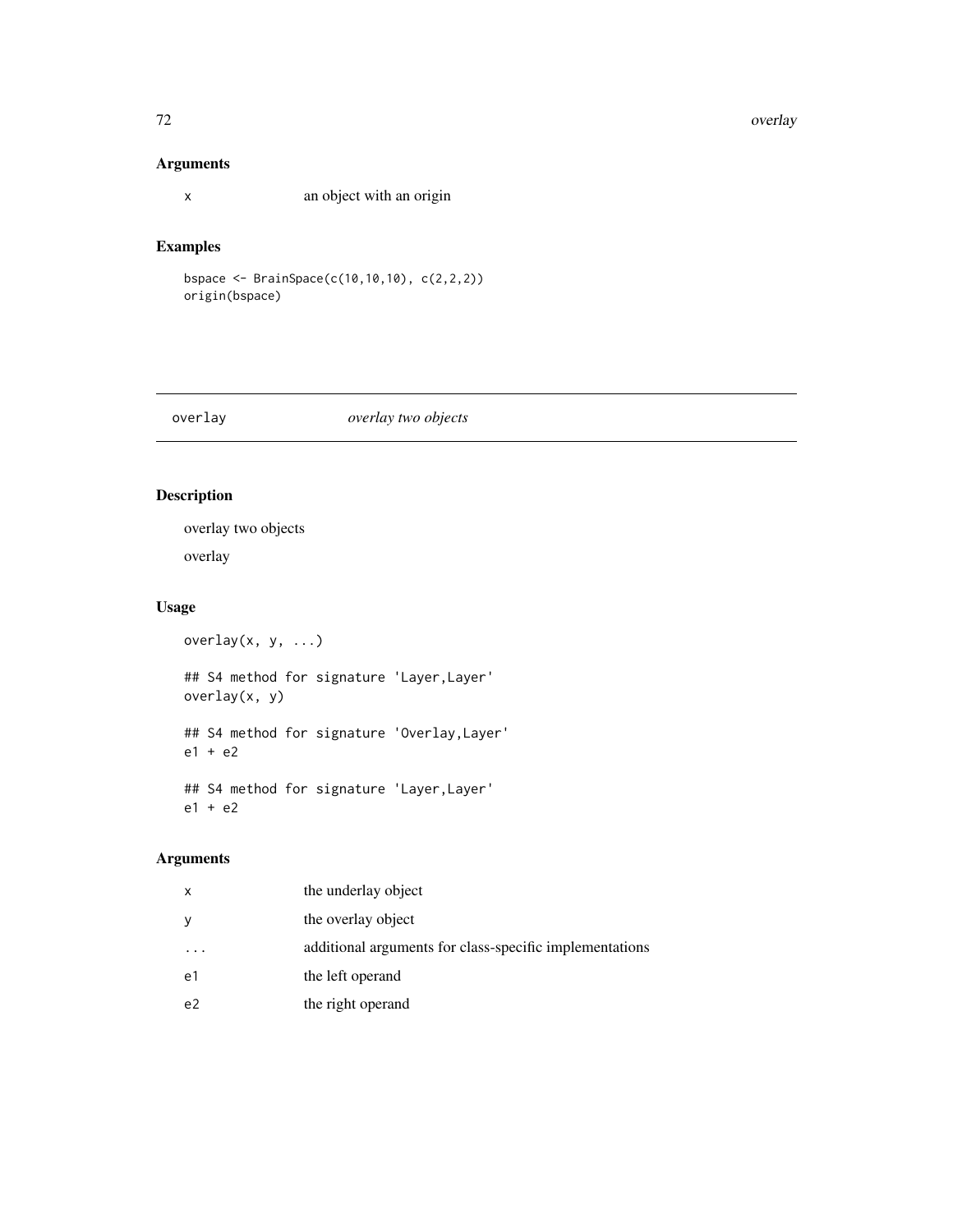### Arguments

| | |
|---|---|
| x | an object with an origin |

### Examples

```
bspace <- BrainSpace(c(10,10,10), c(2,2,2))
origin(bspace)
```

---

## overlay *overlay two objects*

---

### Description

overlay two objects

overlay

### Usage

```
overlay(x, y, ...)

## S4 method for signature 'Layer,Layer'
overlay(x, y)

## S4 method for signature 'Overlay,Layer'
e1 + e2

## S4 method for signature 'Layer,Layer'
e1 + e2
```

### Arguments

| | |
|---|---|
| x | the underlay object |
| y | the overlay object |
| ... | additional arguments for class-specific implementations |
| e1 | the left operand |
| e2 | the right operand |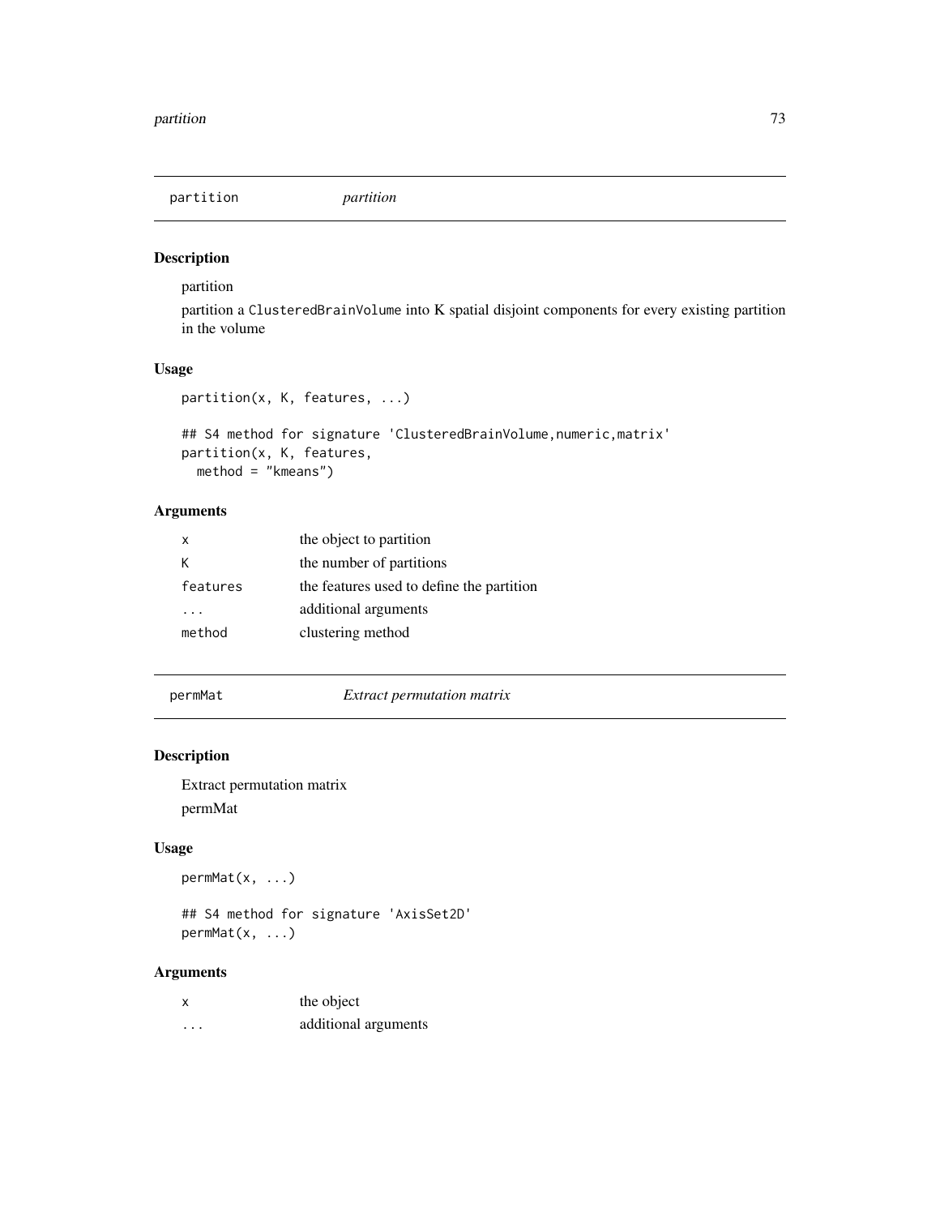## partition — *partition*

### Description

partition

partition a ClusteredBrainVolume into K spatial disjoint components for every existing partition in the volume

### Usage

```
partition(x, K, features, ...)

## S4 method for signature 'ClusteredBrainVolume,numeric,matrix'
partition(x, K, features,
  method = "kmeans")
```

### Arguments

| | |
|---|---|
| x | the object to partition |
| K | the number of partitions |
| features | the features used to define the partition |
| ... | additional arguments |
| method | clustering method |

## permMat — *Extract permutation matrix*

### Description

Extract permutation matrix

permMat

### Usage

```
permMat(x, ...)

## S4 method for signature 'AxisSet2D'
permMat(x, ...)
```

### Arguments

| | |
|---|---|
| x | the object |
| ... | additional arguments |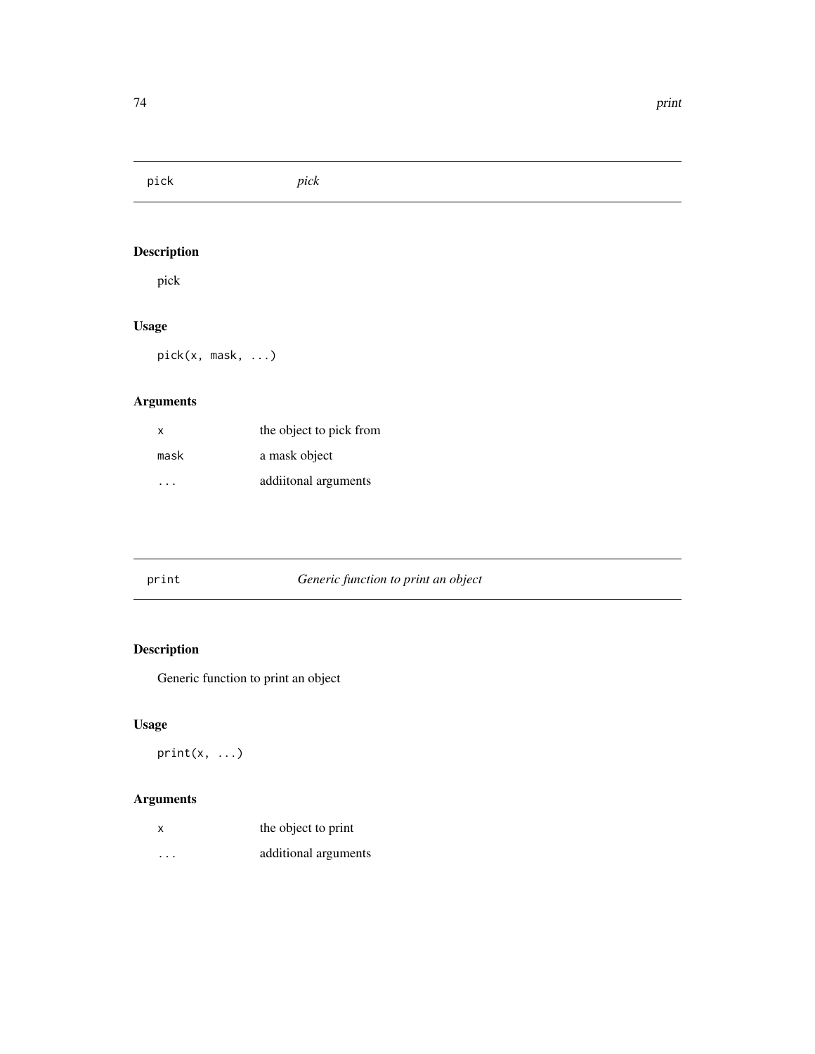## pick — *pick*

### Description

pick

### Usage

```
pick(x, mask, ...)
```

### Arguments

| | |
|---|---|
| x | the object to pick from |
| mask | a mask object |
| ... | addiitonal arguments |

## print — *Generic function to print an object*

### Description

Generic function to print an object

### Usage

```
print(x, ...)
```

### Arguments

| | |
|---|---|
| x | the object to print |
| ... | additional arguments |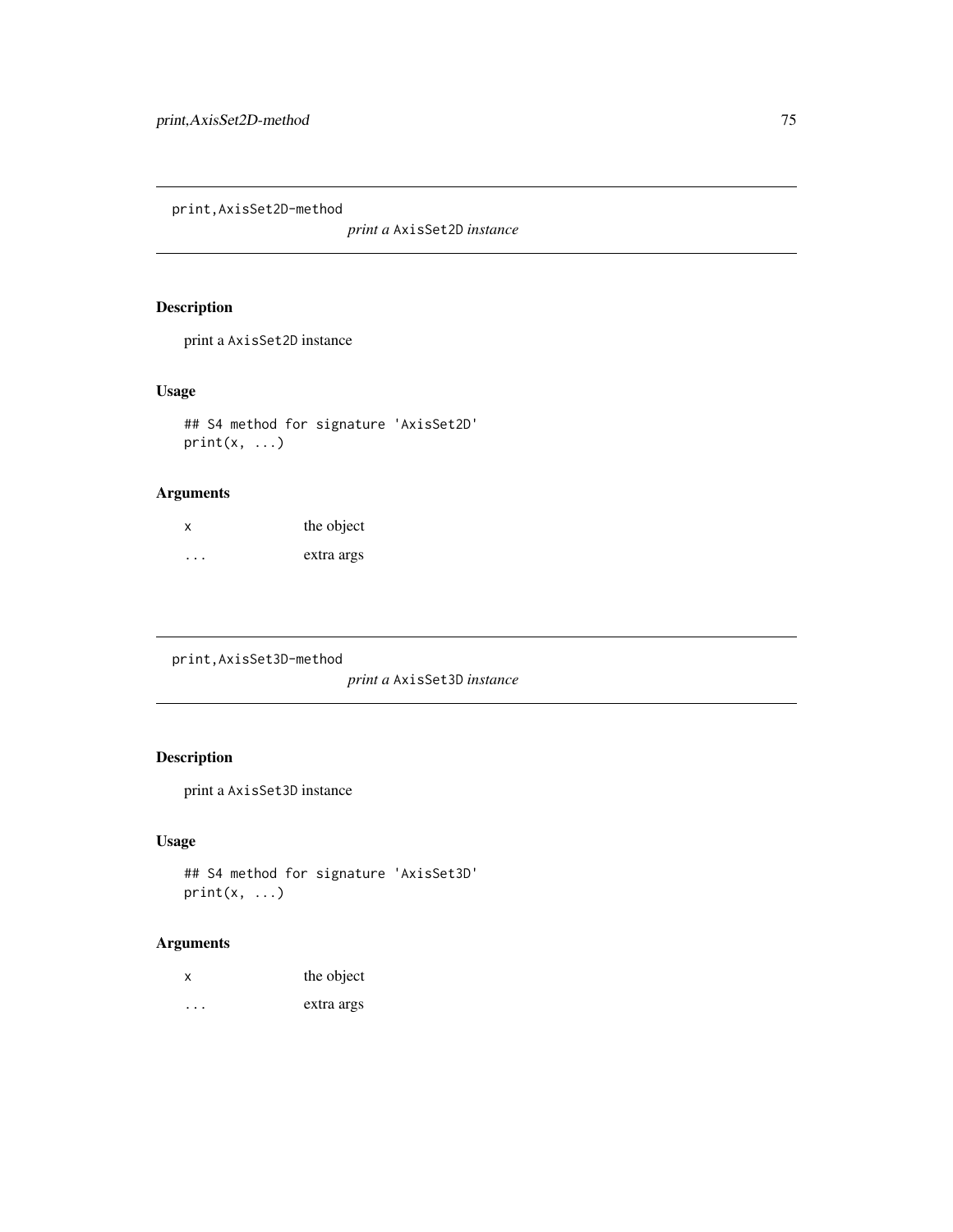## print,AxisSet2D-method

*print a `AxisSet2D` instance*

### Description

print a `AxisSet2D` instance

### Usage

```
## S4 method for signature 'AxisSet2D'
print(x, ...)
```

### Arguments

| | |
|---|---|
| x | the object |
| ... | extra args |

## print,AxisSet3D-method

*print a `AxisSet3D` instance*

### Description

print a `AxisSet3D` instance

### Usage

```
## S4 method for signature 'AxisSet3D'
print(x, ...)
```

### Arguments

| | |
|---|---|
| x | the object |
| ... | extra args |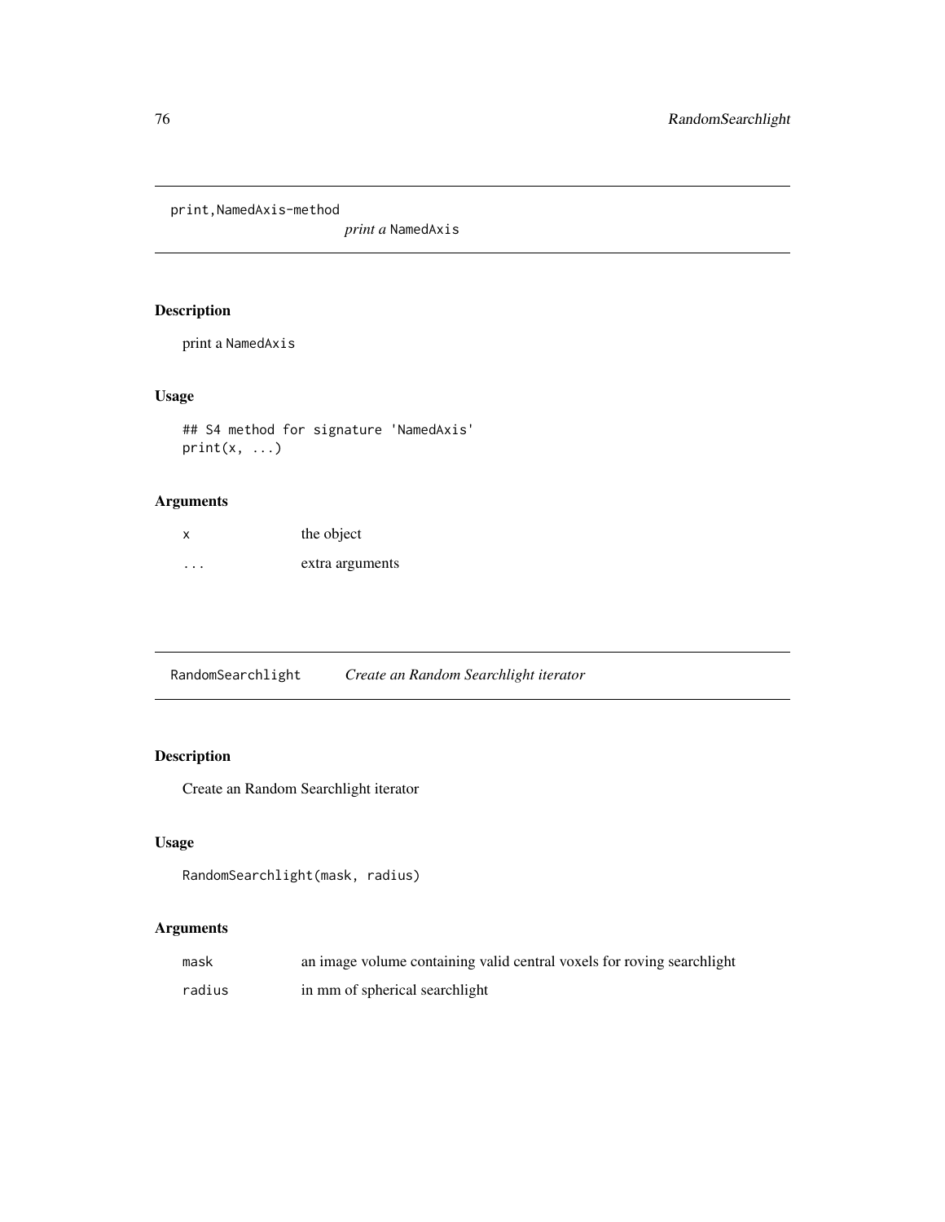## print,NamedAxis-method

*print a* NamedAxis

### Description

print a NamedAxis

### Usage

```
## S4 method for signature 'NamedAxis'
print(x, ...)
```

### Arguments

| | |
|---|---|
| x | the object |
| ... | extra arguments |

## RandomSearchlight

*Create an Random Searchlight iterator*

### Description

Create an Random Searchlight iterator

### Usage

```
RandomSearchlight(mask, radius)
```

### Arguments

| | |
|---|---|
| mask | an image volume containing valid central voxels for roving searchlight |
| radius | in mm of spherical searchlight |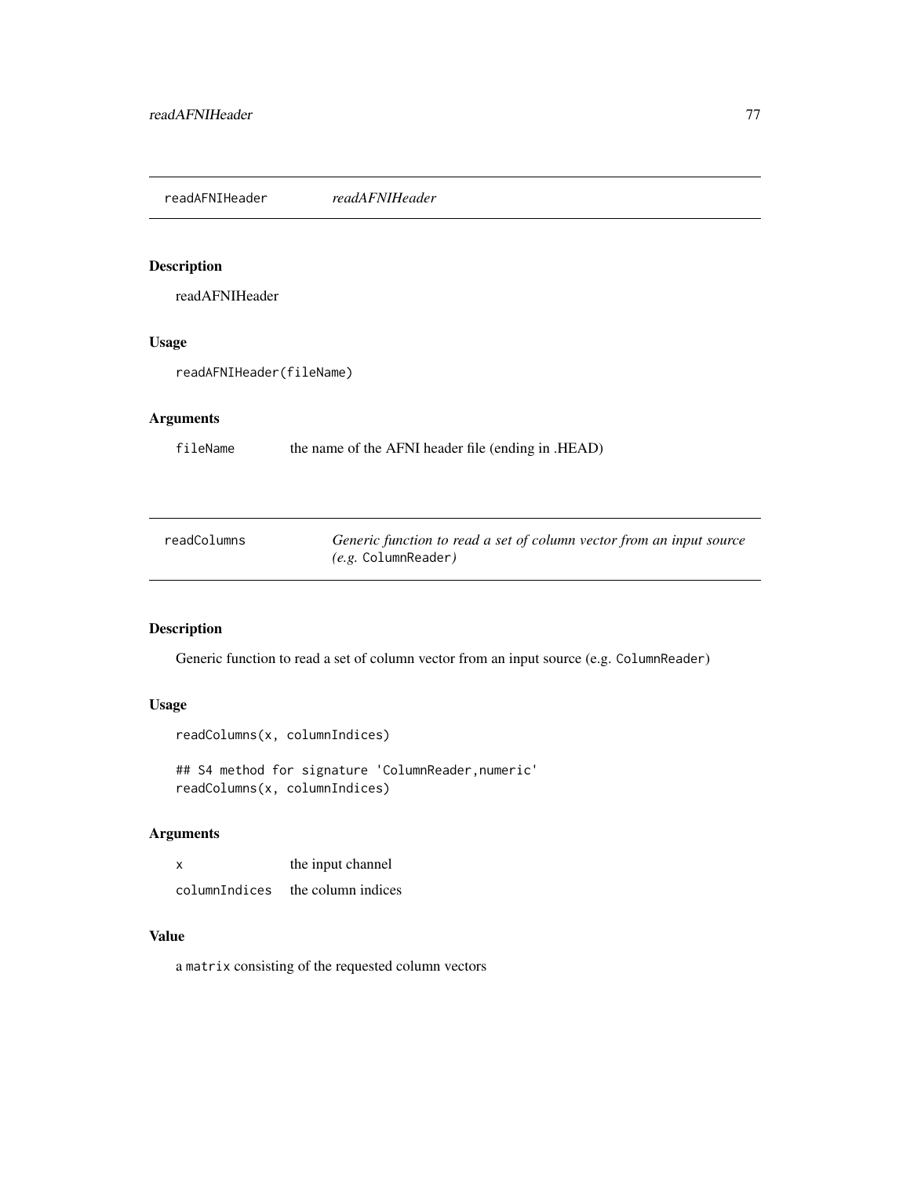## readAFNIHeader — *readAFNIHeader*

### Description

readAFNIHeader

### Usage

```
readAFNIHeader(fileName)
```

### Arguments

| | |
|---|---|
| `fileName` | the name of the AFNI header file (ending in .HEAD) |

## readColumns — *Generic function to read a set of column vector from an input source (e.g.* `ColumnReader`*)*

### Description

Generic function to read a set of column vector from an input source (e.g. `ColumnReader`)

### Usage

```
readColumns(x, columnIndices)

## S4 method for signature 'ColumnReader,numeric'
readColumns(x, columnIndices)
```

### Arguments

| | |
|---|---|
| `x` | the input channel |
| `columnIndices` | the column indices |

### Value

a `matrix` consisting of the requested column vectors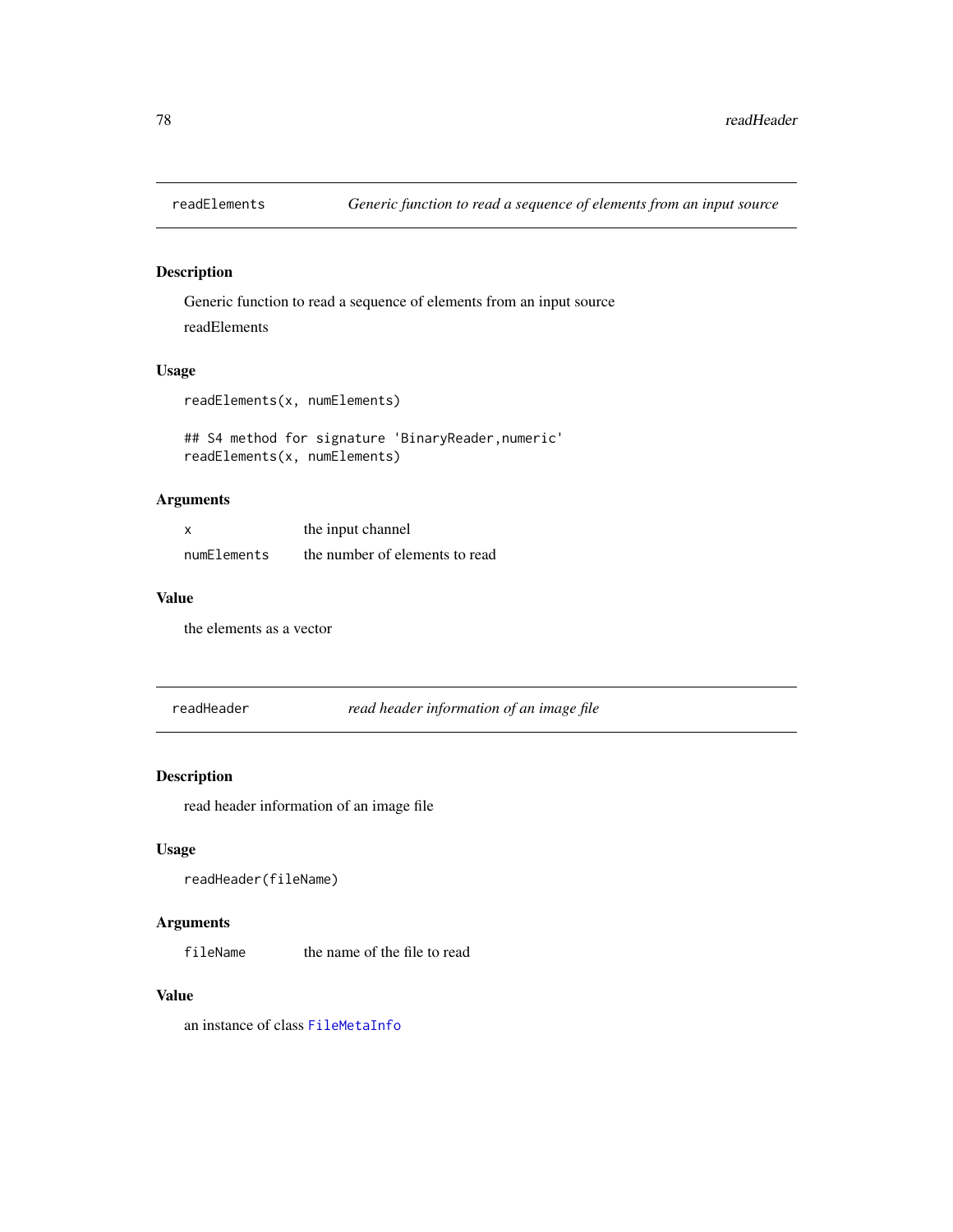## readElements — *Generic function to read a sequence of elements from an input source*

### Description

Generic function to read a sequence of elements from an input source

readElements

### Usage

```
readElements(x, numElements)

## S4 method for signature 'BinaryReader,numeric'
readElements(x, numElements)
```

### Arguments

| | |
|---|---|
| `x` | the input channel |
| `numElements` | the number of elements to read |

### Value

the elements as a vector

## readHeader — *read header information of an image file*

### Description

read header information of an image file

### Usage

```
readHeader(fileName)
```

### Arguments

| | |
|---|---|
| `fileName` | the name of the file to read |

### Value

an instance of class `FileMetaInfo`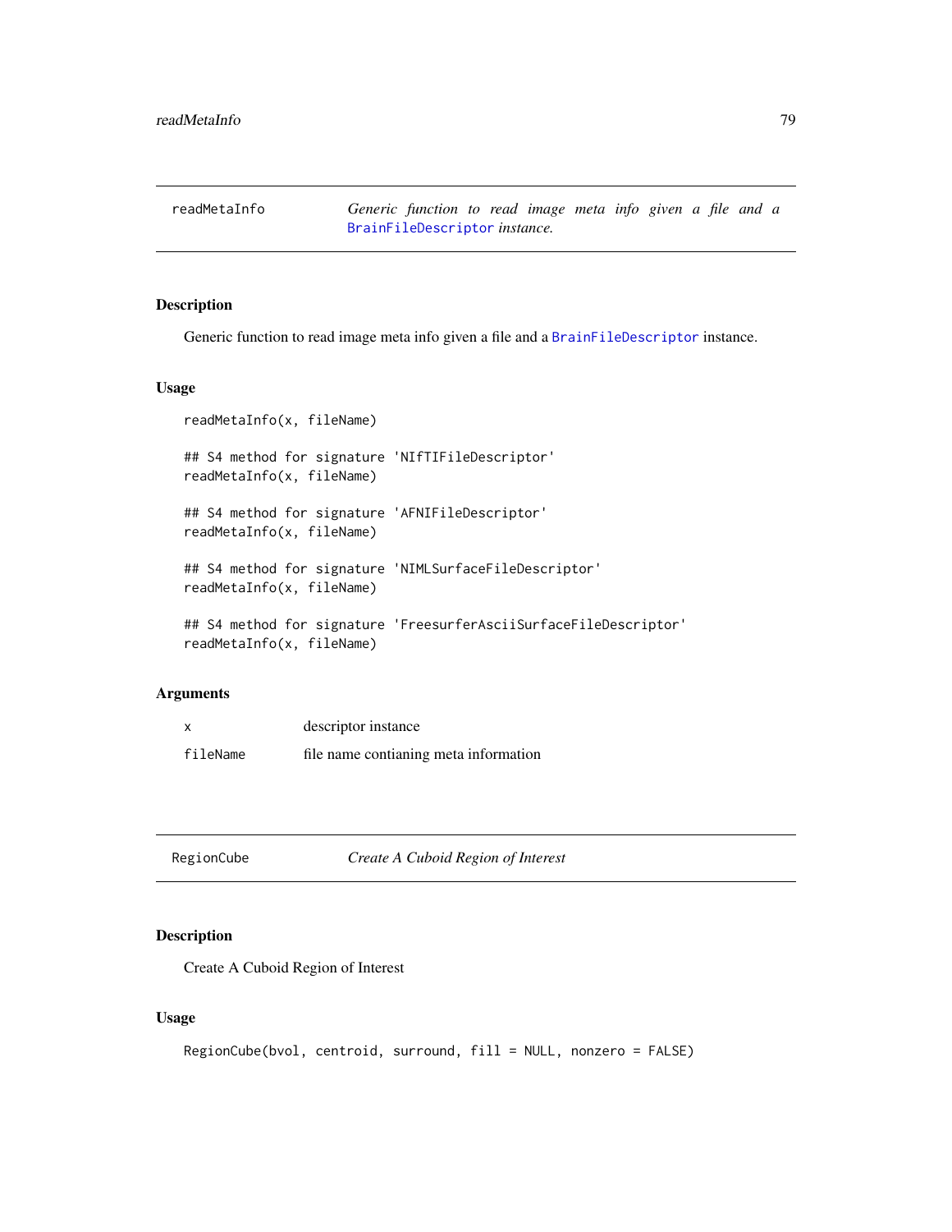## readMetaInfo — *Generic function to read image meta info given a file and a `BrainFileDescriptor` instance.*

### Description

Generic function to read image meta info given a file and a `BrainFileDescriptor` instance.

### Usage

```
readMetaInfo(x, fileName)

## S4 method for signature 'NIfTIFileDescriptor'
readMetaInfo(x, fileName)

## S4 method for signature 'AFNIFileDescriptor'
readMetaInfo(x, fileName)

## S4 method for signature 'NIMLSurfaceFileDescriptor'
readMetaInfo(x, fileName)

## S4 method for signature 'FreesurferAsciiSurfaceFileDescriptor'
readMetaInfo(x, fileName)
```

### Arguments

| | |
|---|---|
| `x` | descriptor instance |
| `fileName` | file name contianing meta information |

## RegionCube — *Create A Cuboid Region of Interest*

### Description

Create A Cuboid Region of Interest

### Usage

```
RegionCube(bvol, centroid, surround, fill = NULL, nonzero = FALSE)
```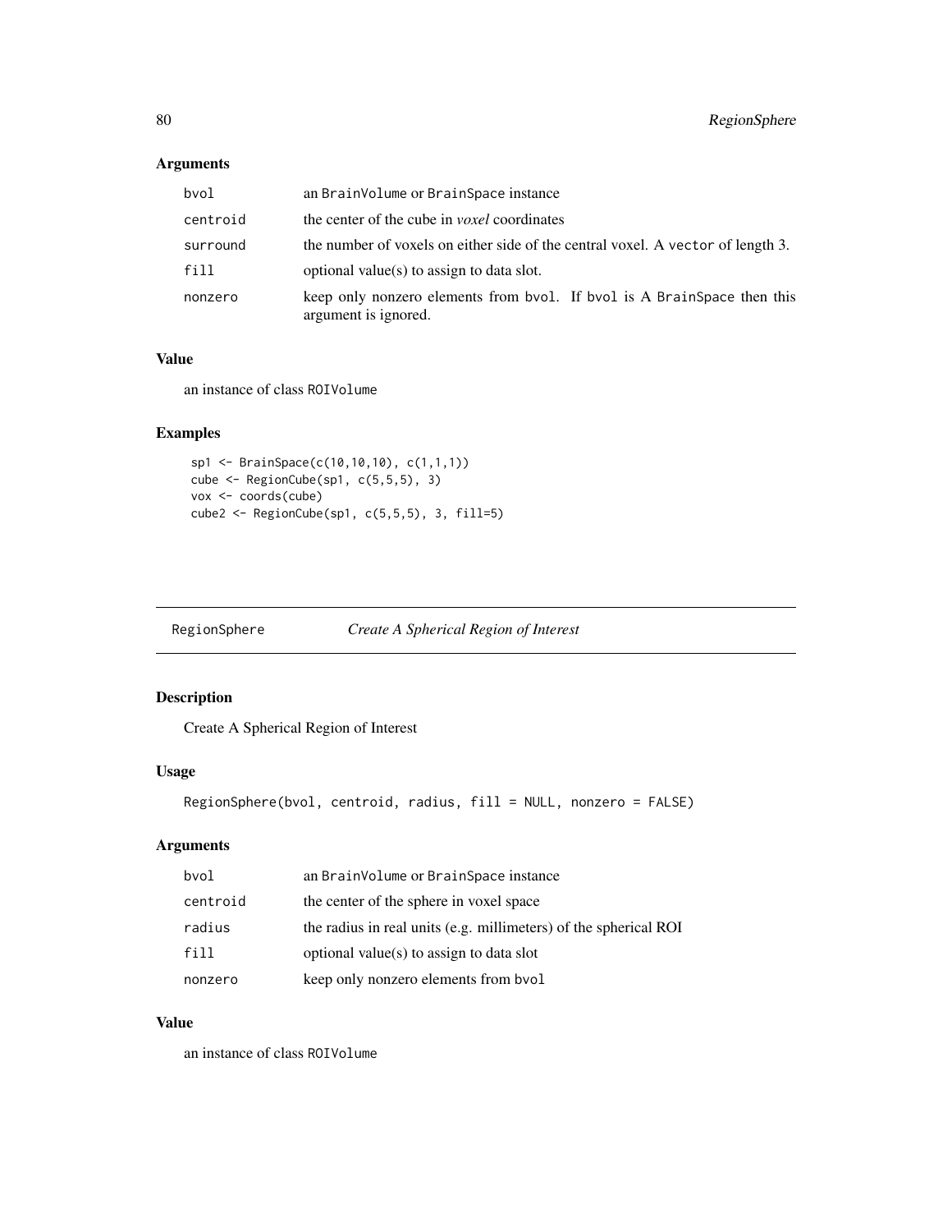## Arguments

| | |
|---|---|
| bvol | an BrainVolume or BrainSpace instance |
| centroid | the center of the cube in *voxel* coordinates |
| surround | the number of voxels on either side of the central voxel. A vector of length 3. |
| fill | optional value(s) to assign to data slot. |
| nonzero | keep only nonzero elements from bvol. If bvol is A BrainSpace then this argument is ignored. |

## Value

an instance of class ROIVolume

## Examples

```
sp1 <- BrainSpace(c(10,10,10), c(1,1,1))
cube <- RegionCube(sp1, c(5,5,5), 3)
vox <- coords(cube)
cube2 <- RegionCube(sp1, c(5,5,5), 3, fill=5)
```

---

# RegionSphere *Create A Spherical Region of Interest*

## Description

Create A Spherical Region of Interest

## Usage

```
RegionSphere(bvol, centroid, radius, fill = NULL, nonzero = FALSE)
```

## Arguments

| | |
|---|---|
| bvol | an BrainVolume or BrainSpace instance |
| centroid | the center of the sphere in voxel space |
| radius | the radius in real units (e.g. millimeters) of the spherical ROI |
| fill | optional value(s) to assign to data slot |
| nonzero | keep only nonzero elements from bvol |

## Value

an instance of class ROIVolume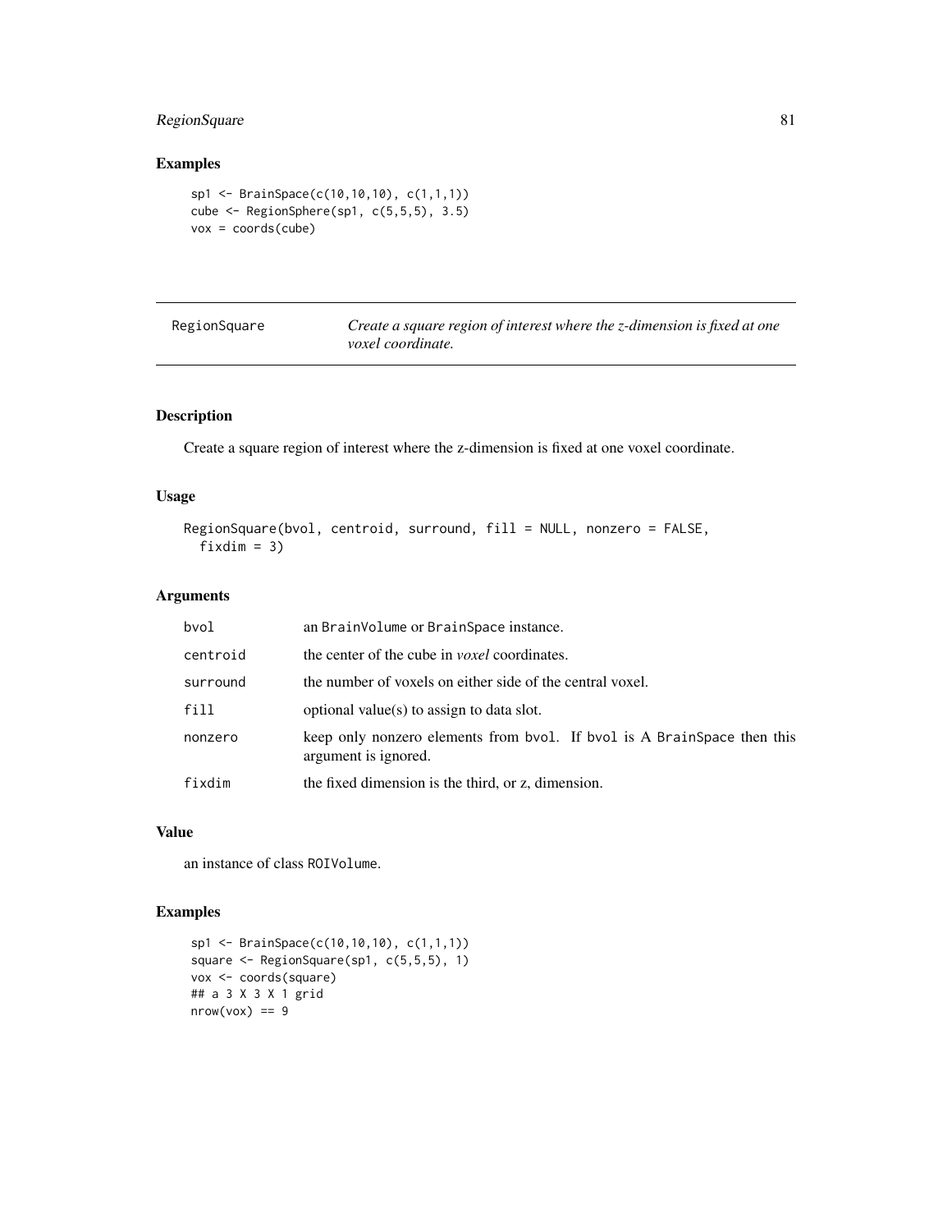## Examples

```
sp1 <- BrainSpace(c(10,10,10), c(1,1,1))
cube <- RegionSphere(sp1, c(5,5,5), 3.5)
vox = coords(cube)
```

---

# RegionSquare — *Create a square region of interest where the z-dimension is fixed at one voxel coordinate.*

---

## Description

Create a square region of interest where the z-dimension is fixed at one voxel coordinate.

## Usage

```
RegionSquare(bvol, centroid, surround, fill = NULL, nonzero = FALSE,
  fixdim = 3)
```

## Arguments

| | |
|---|---|
| `bvol` | an `BrainVolume` or `BrainSpace` instance. |
| `centroid` | the center of the cube in *voxel* coordinates. |
| `surround` | the number of voxels on either side of the central voxel. |
| `fill` | optional value(s) to assign to data slot. |
| `nonzero` | keep only nonzero elements from `bvol`. If `bvol` is A `BrainSpace` then this argument is ignored. |
| `fixdim` | the fixed dimension is the third, or z, dimension. |

## Value

an instance of class `ROIVolume`.

## Examples

```
sp1 <- BrainSpace(c(10,10,10), c(1,1,1))
square <- RegionSquare(sp1, c(5,5,5), 1)
vox <- coords(square)
## a 3 X 3 X 1 grid
nrow(vox) == 9
```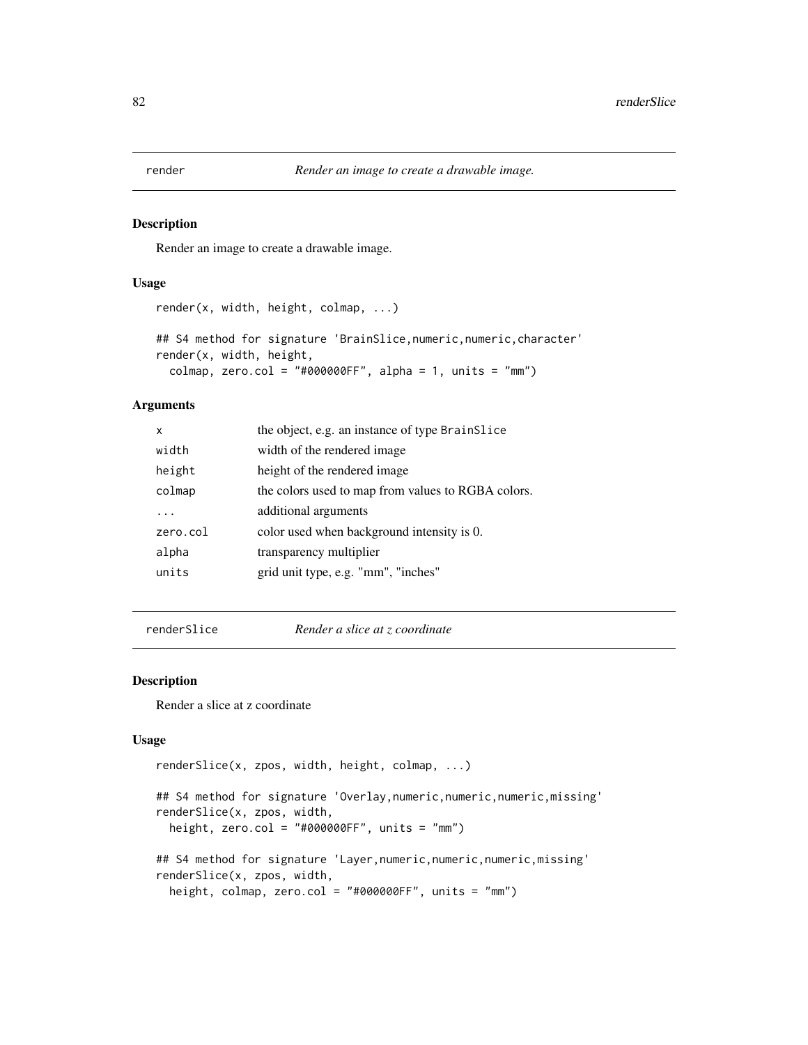## render — *Render an image to create a drawable image.*

### Description

Render an image to create a drawable image.

### Usage

```
render(x, width, height, colmap, ...)

## S4 method for signature 'BrainSlice,numeric,numeric,character'
render(x, width, height,
  colmap, zero.col = "#000000FF", alpha = 1, units = "mm")
```

### Arguments

| | |
|---|---|
| x | the object, e.g. an instance of type BrainSlice |
| width | width of the rendered image |
| height | height of the rendered image |
| colmap | the colors used to map from values to RGBA colors. |
| ... | additional arguments |
| zero.col | color used when background intensity is 0. |
| alpha | transparency multiplier |
| units | grid unit type, e.g. "mm", "inches" |

## renderSlice — *Render a slice at z coordinate*

### Description

Render a slice at z coordinate

### Usage

```
renderSlice(x, zpos, width, height, colmap, ...)

## S4 method for signature 'Overlay,numeric,numeric,numeric,missing'
renderSlice(x, zpos, width,
  height, zero.col = "#000000FF", units = "mm")

## S4 method for signature 'Layer,numeric,numeric,numeric,missing'
renderSlice(x, zpos, width,
  height, colmap, zero.col = "#000000FF", units = "mm")
```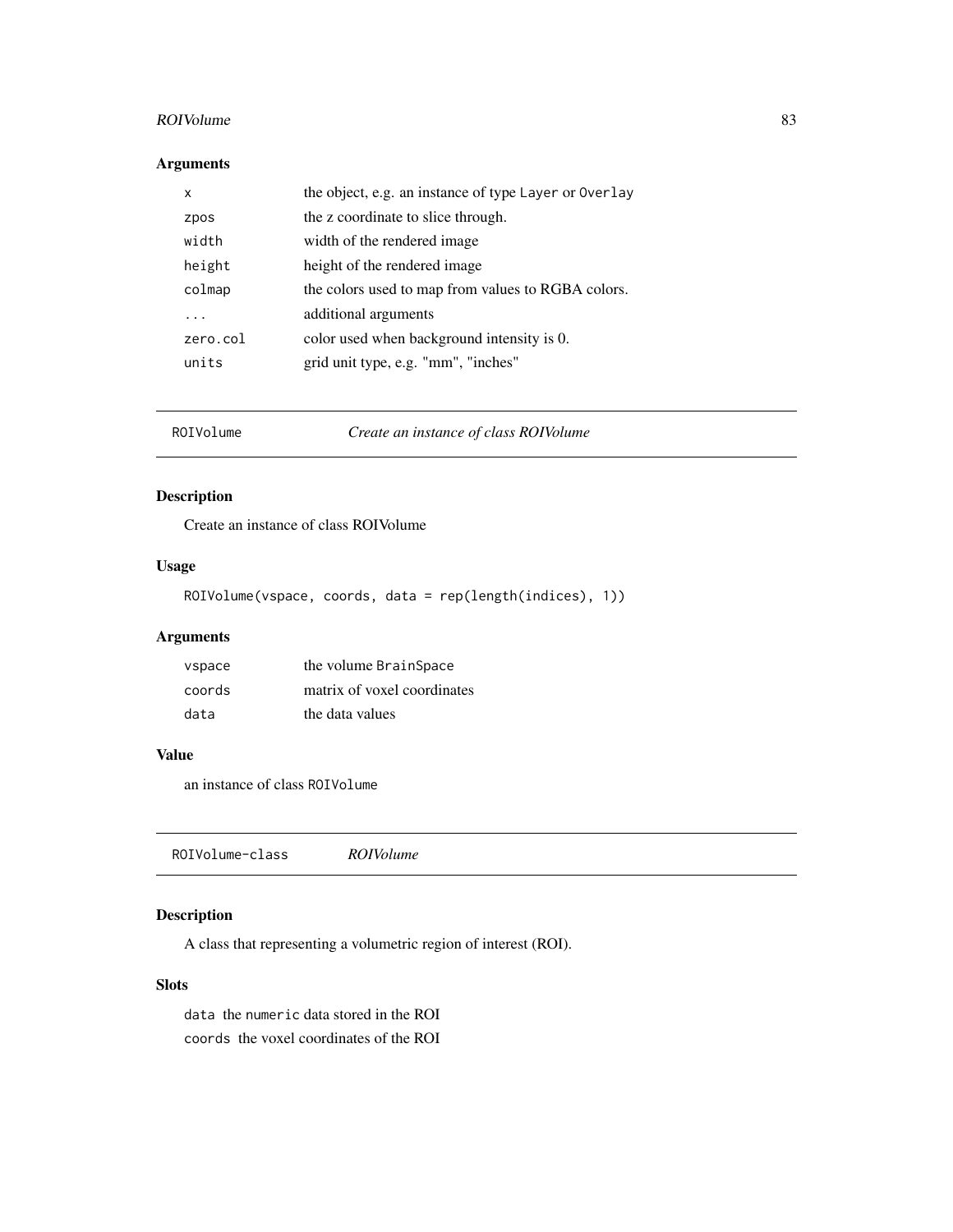### Arguments

| | |
|---|---|
| `x` | the object, e.g. an instance of type `Layer` or `Overlay` |
| `zpos` | the z coordinate to slice through. |
| `width` | width of the rendered image |
| `height` | height of the rendered image |
| `colmap` | the colors used to map from values to RGBA colors. |
| `...` | additional arguments |
| `zero.col` | color used when background intensity is 0. |
| `units` | grid unit type, e.g. "mm", "inches" |

---

## `ROIVolume` *Create an instance of class ROIVolume*

### Description

Create an instance of class ROIVolume

### Usage

```
ROIVolume(vspace, coords, data = rep(length(indices), 1))
```

### Arguments

| | |
|---|---|
| `vspace` | the volume `BrainSpace` |
| `coords` | matrix of voxel coordinates |
| `data` | the data values |

### Value

an instance of class `ROIVolume`

---

## `ROIVolume-class` *ROIVolume*

### Description

A class that representing a volumetric region of interest (ROI).

### Slots

`data` the `numeric` data stored in the ROI

`coords` the voxel coordinates of the ROI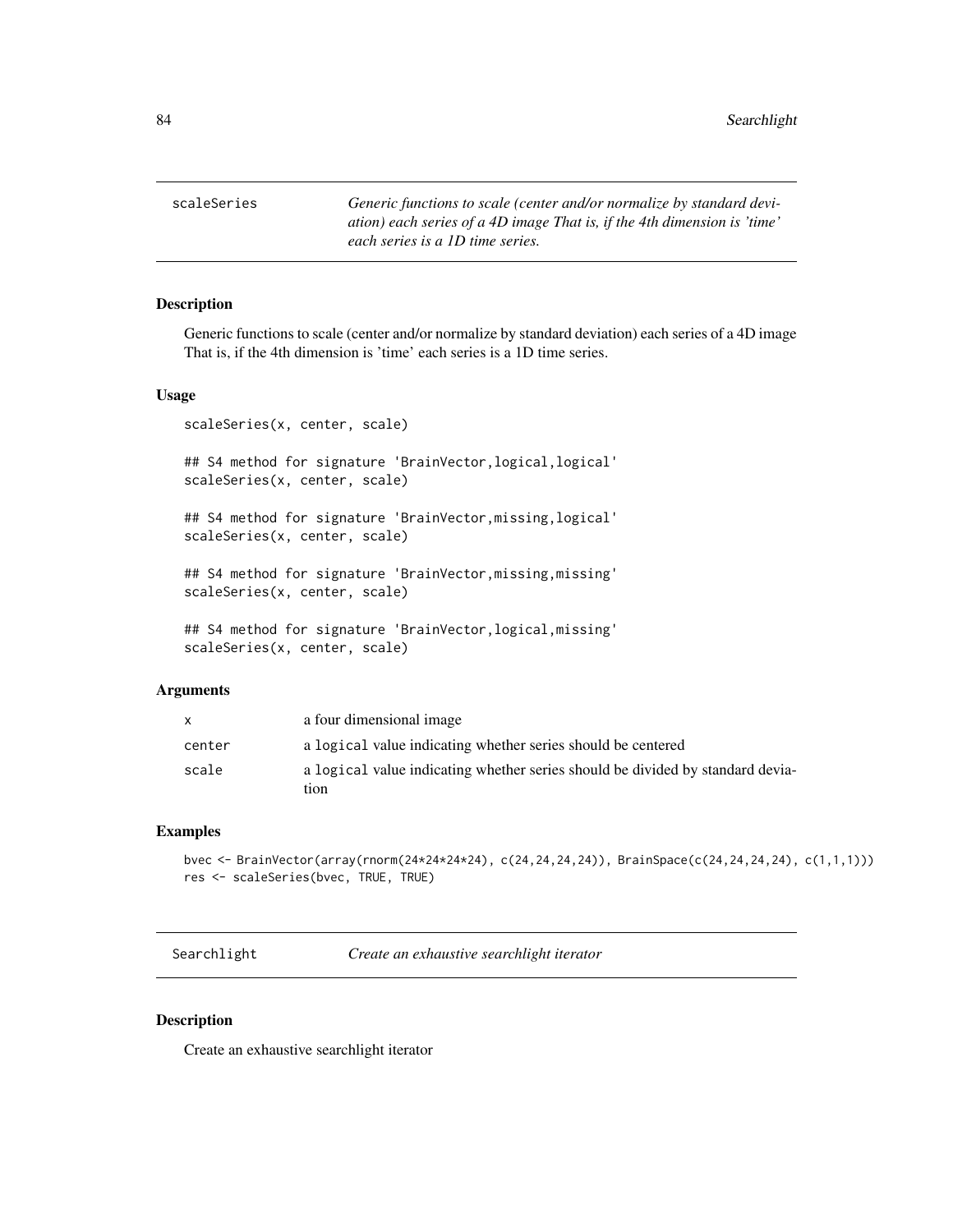## scaleSeries

*Generic functions to scale (center and/or normalize by standard deviation) each series of a 4D image That is, if the 4th dimension is 'time' each series is a 1D time series.*

### Description

Generic functions to scale (center and/or normalize by standard deviation) each series of a 4D image That is, if the 4th dimension is 'time' each series is a 1D time series.

### Usage

```
scaleSeries(x, center, scale)

## S4 method for signature 'BrainVector,logical,logical'
scaleSeries(x, center, scale)

## S4 method for signature 'BrainVector,missing,logical'
scaleSeries(x, center, scale)

## S4 method for signature 'BrainVector,missing,missing'
scaleSeries(x, center, scale)

## S4 method for signature 'BrainVector,logical,missing'
scaleSeries(x, center, scale)
```

### Arguments

| | |
|---|---|
| x | a four dimensional image |
| center | a `logical` value indicating whether series should be centered |
| scale | a `logical` value indicating whether series should be divided by standard deviation |

### Examples

```
bvec <- BrainVector(array(rnorm(24*24*24*24), c(24,24,24,24)), BrainSpace(c(24,24,24,24), c(1,1,1)))
res <- scaleSeries(bvec, TRUE, TRUE)
```

## Searchlight

*Create an exhaustive searchlight iterator*

### Description

Create an exhaustive searchlight iterator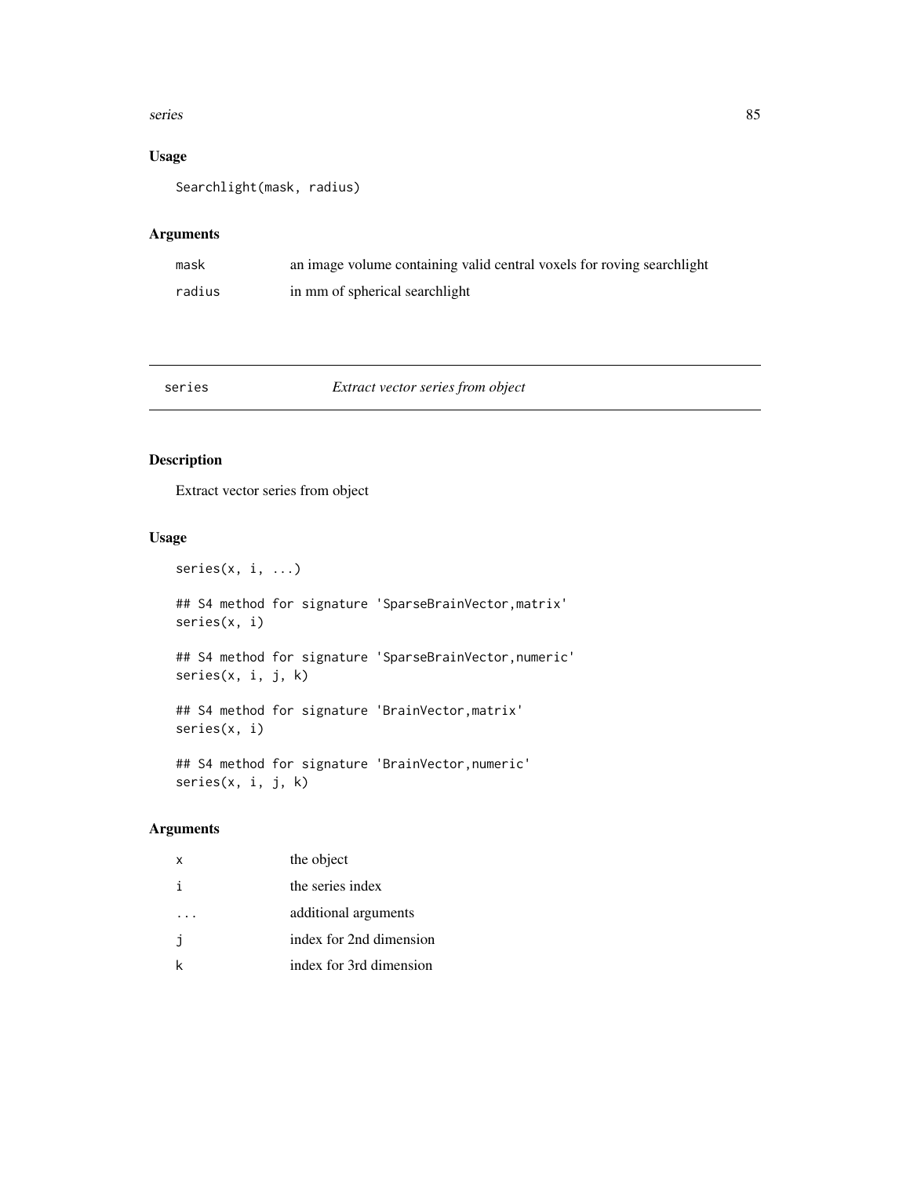### Usage

```
Searchlight(mask, radius)
```

### Arguments

| | |
|---|---|
| mask | an image volume containing valid central voxels for roving searchlight |
| radius | in mm of spherical searchlight |

---

## series — *Extract vector series from object*

---

### Description

Extract vector series from object

### Usage

```
series(x, i, ...)

## S4 method for signature 'SparseBrainVector,matrix'
series(x, i)

## S4 method for signature 'SparseBrainVector,numeric'
series(x, i, j, k)

## S4 method for signature 'BrainVector,matrix'
series(x, i)

## S4 method for signature 'BrainVector,numeric'
series(x, i, j, k)
```

### Arguments

| | |
|---|---|
| x | the object |
| i | the series index |
| ... | additional arguments |
| j | index for 2nd dimension |
| k | index for 3rd dimension |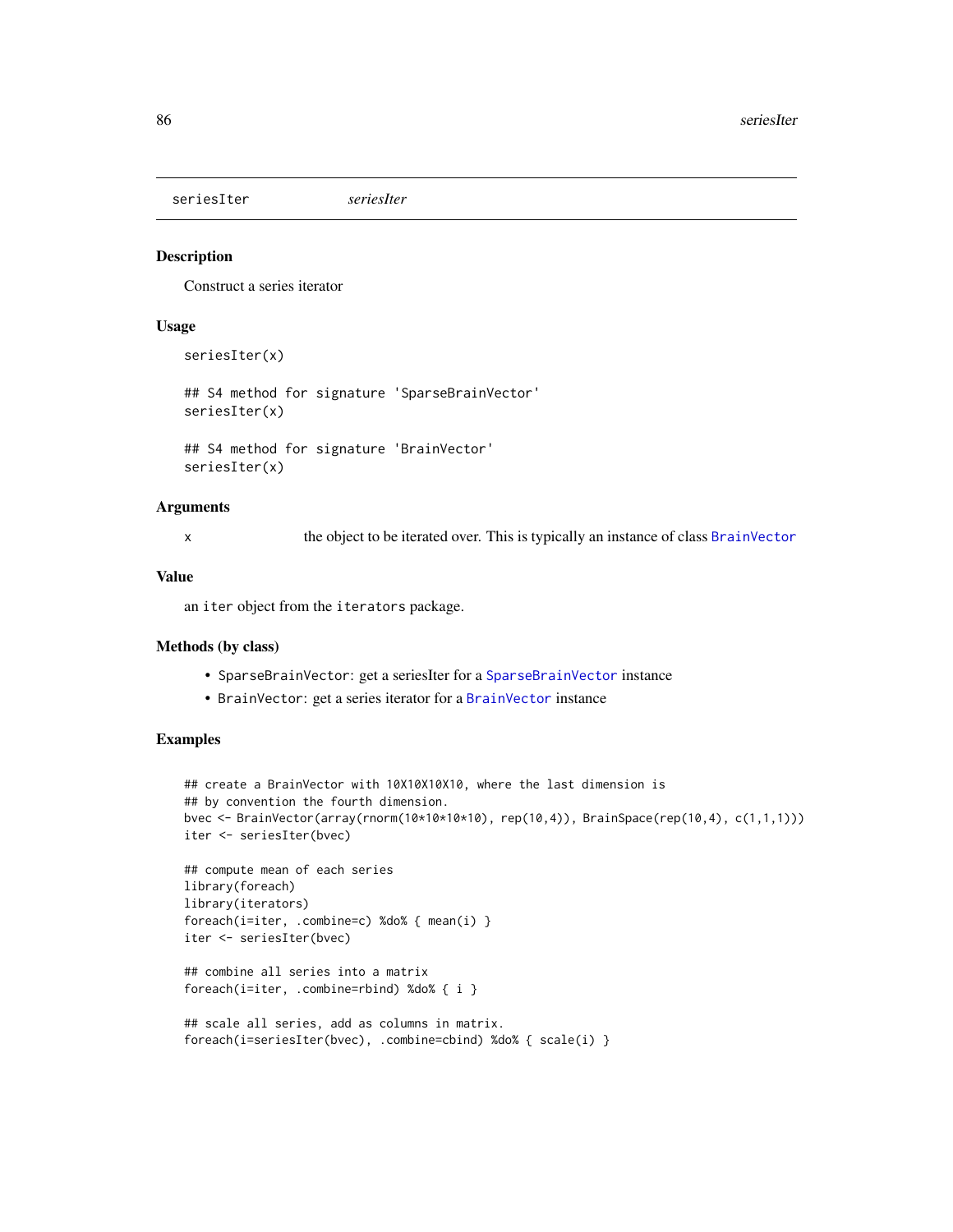seriesIter *seriesIter*

## Description

Construct a series iterator

## Usage

```
seriesIter(x)

## S4 method for signature 'SparseBrainVector'
seriesIter(x)

## S4 method for signature 'BrainVector'
seriesIter(x)
```

## Arguments

x the object to be iterated over. This is typically an instance of class `BrainVector`

## Value

an `iter` object from the `iterators` package.

## Methods (by class)

- `SparseBrainVector`: get a seriesIter for a `SparseBrainVector` instance
- `BrainVector`: get a series iterator for a `BrainVector` instance

## Examples

```
## create a BrainVector with 10X10X10X10, where the last dimension is
## by convention the fourth dimension.
bvec <- BrainVector(array(rnorm(10*10*10*10), rep(10,4)), BrainSpace(rep(10,4), c(1,1,1)))
iter <- seriesIter(bvec)

## compute mean of each series
library(foreach)
library(iterators)
foreach(i=iter, .combine=c) %do% { mean(i) }
iter <- seriesIter(bvec)

## combine all series into a matrix
foreach(i=iter, .combine=rbind) %do% { i }

## scale all series, add as columns in matrix.
foreach(i=seriesIter(bvec), .combine=cbind) %do% { scale(i) }
```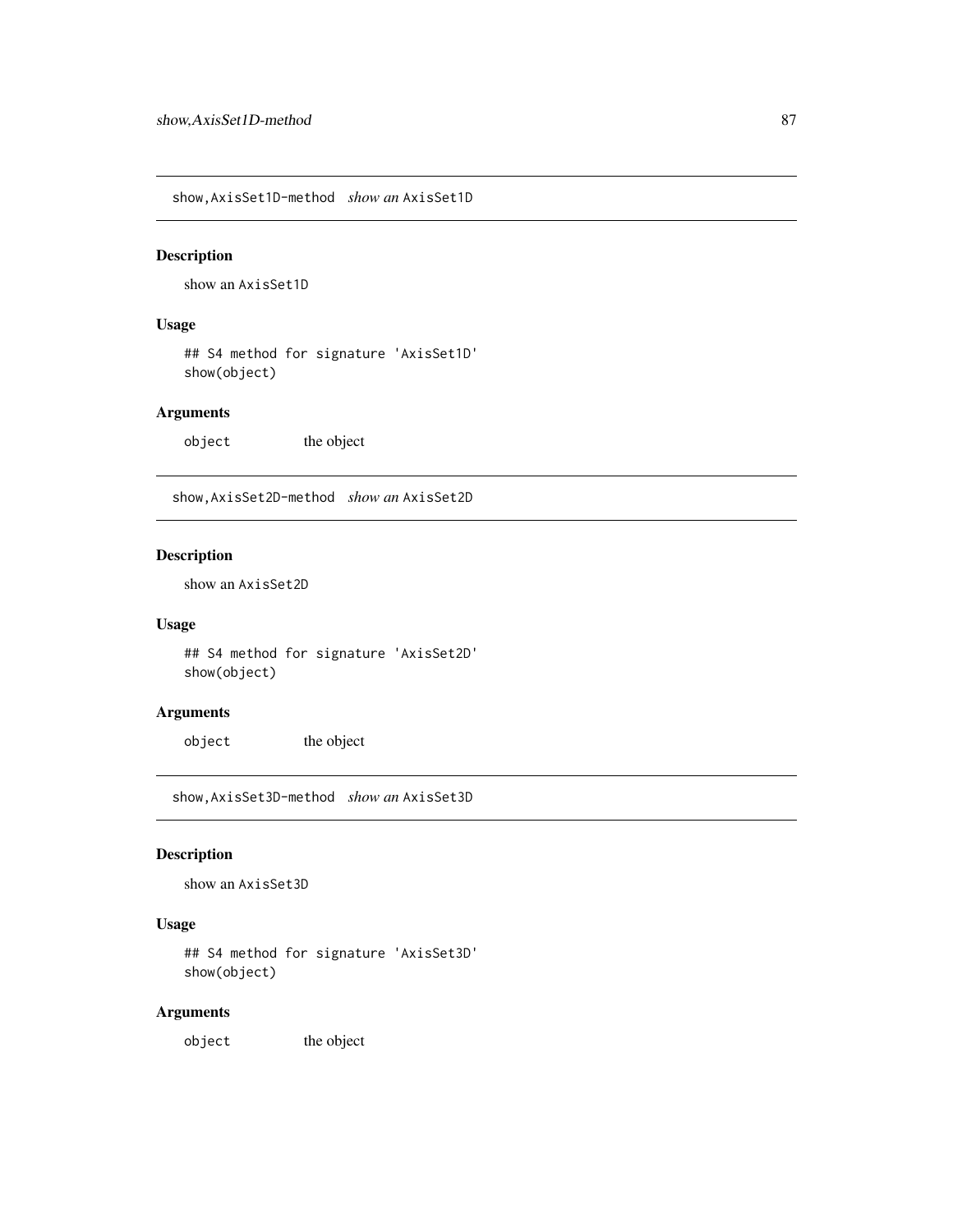## show,AxisSet1D-method *show an* `AxisSet1D`

### Description

show an `AxisSet1D`

### Usage

```
## S4 method for signature 'AxisSet1D'
show(object)
```

### Arguments

| | |
|---|---|
| `object` | the object |

## show,AxisSet2D-method *show an* `AxisSet2D`

### Description

show an `AxisSet2D`

### Usage

```
## S4 method for signature 'AxisSet2D'
show(object)
```

### Arguments

| | |
|---|---|
| `object` | the object |

## show,AxisSet3D-method *show an* `AxisSet3D`

### Description

show an `AxisSet3D`

### Usage

```
## S4 method for signature 'AxisSet3D'
show(object)
```

### Arguments

| | |
|---|---|
| `object` | the object |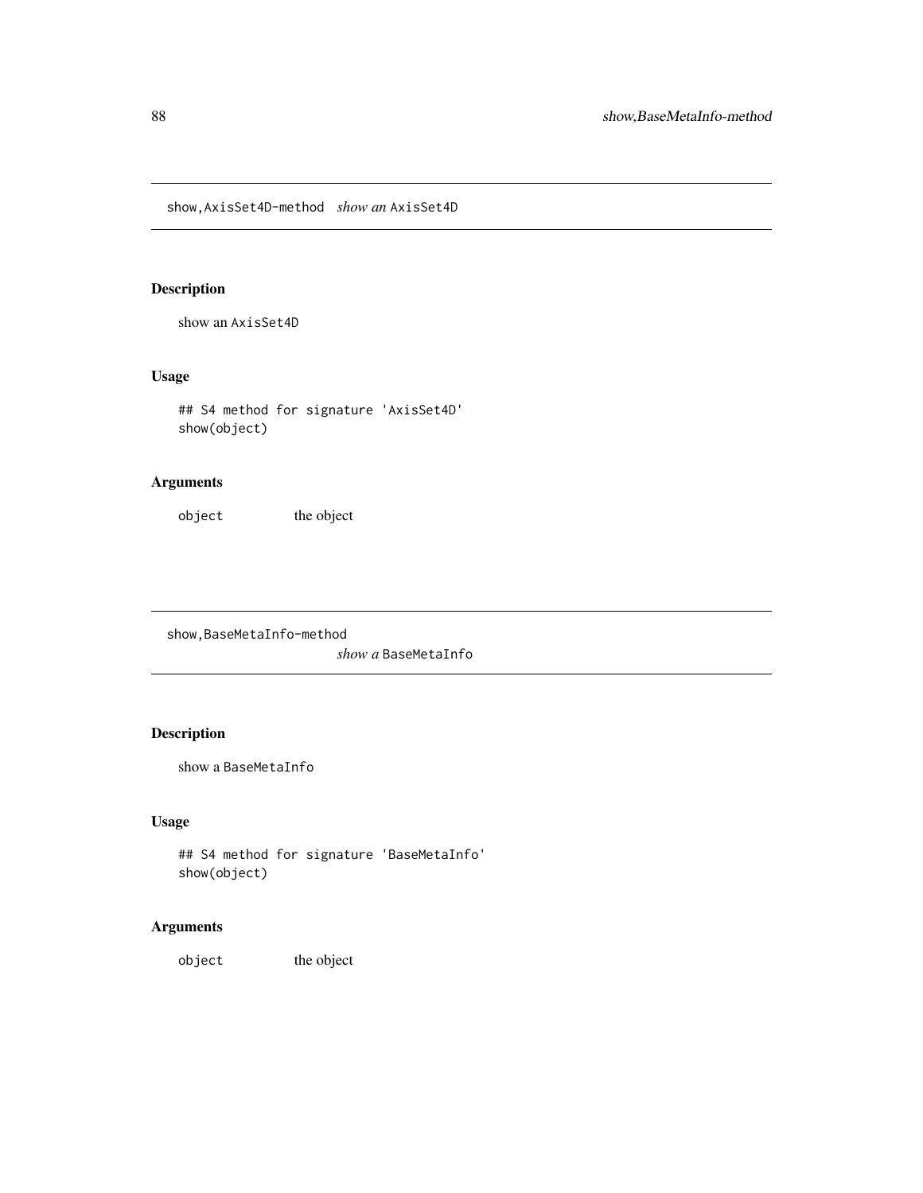## show,AxisSet4D-method — *show an* AxisSet4D

### Description

show an AxisSet4D

### Usage

```
## S4 method for signature 'AxisSet4D'
show(object)
```

### Arguments

| | |
|---|---|
| object | the object |

## show,BaseMetaInfo-method — *show a* BaseMetaInfo

### Description

show a BaseMetaInfo

### Usage

```
## S4 method for signature 'BaseMetaInfo'
show(object)
```

### Arguments

| | |
|---|---|
| object | the object |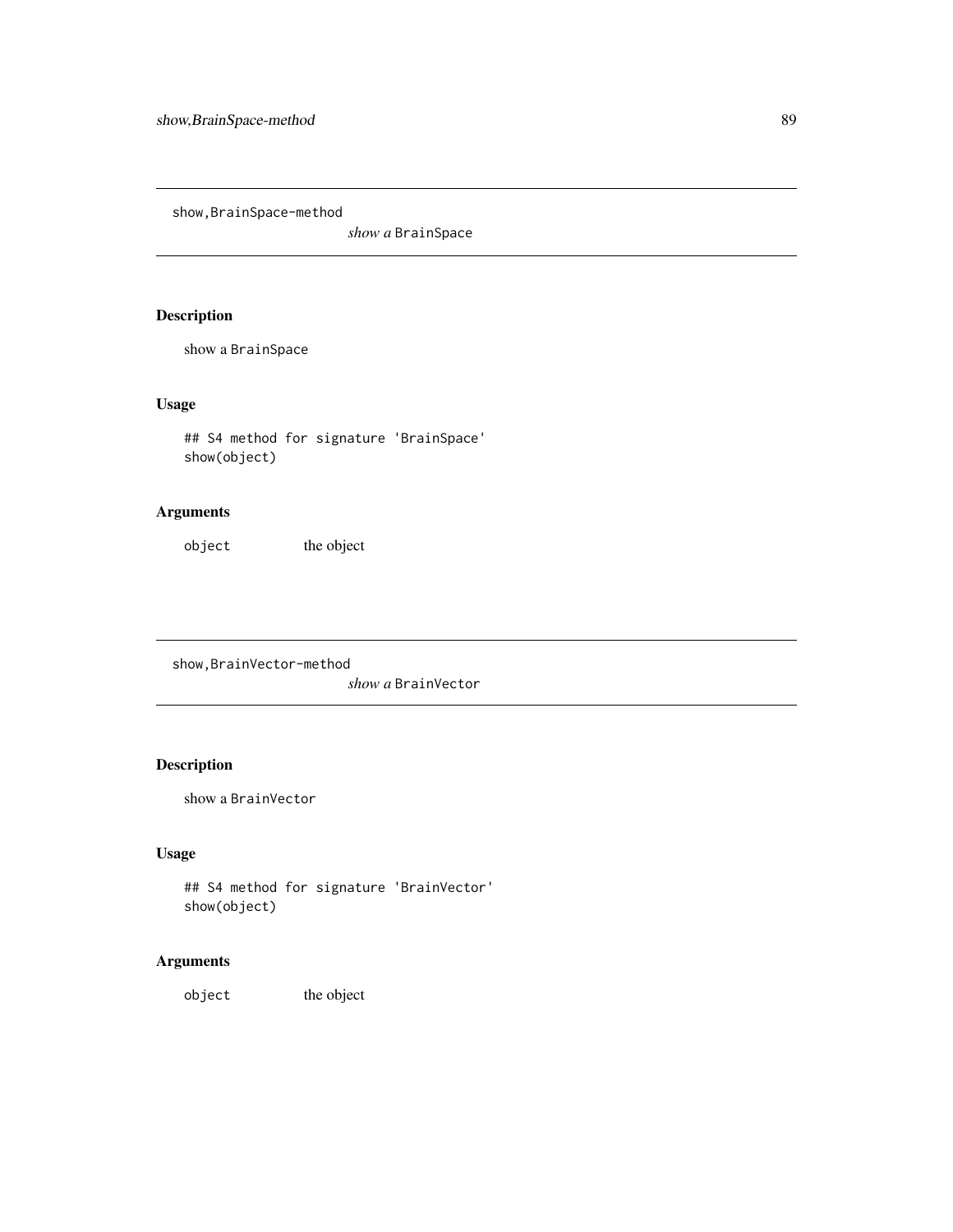## show,BrainSpace-method

*show a* `BrainSpace`

### Description

show a `BrainSpace`

### Usage

```
## S4 method for signature 'BrainSpace'
show(object)
```

### Arguments

| | |
|---|---|
| `object` | the object |

## show,BrainVector-method

*show a* `BrainVector`

### Description

show a `BrainVector`

### Usage

```
## S4 method for signature 'BrainVector'
show(object)
```

### Arguments

| | |
|---|---|
| `object` | the object |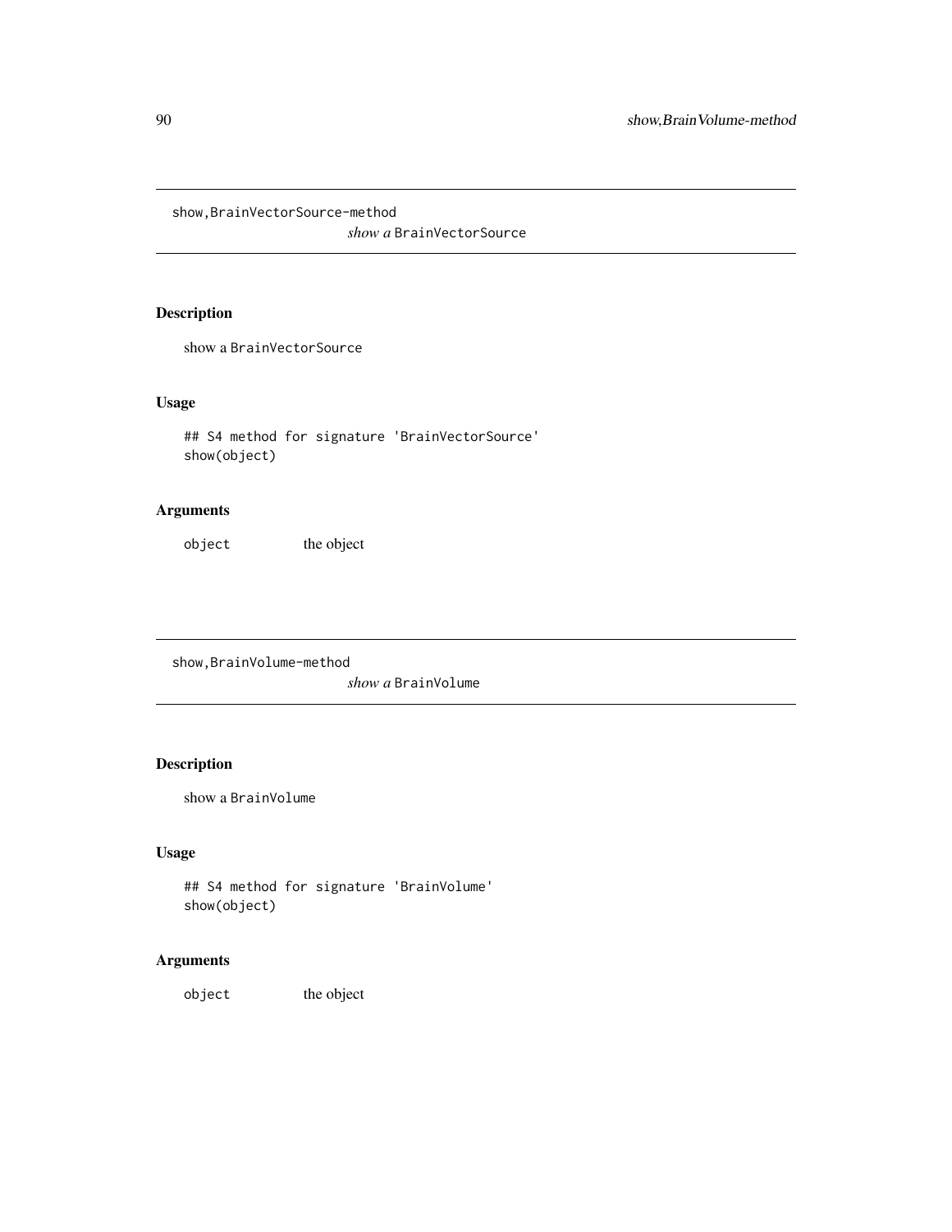## show,BrainVectorSource-method

*show a* `BrainVectorSource`

### Description

show a `BrainVectorSource`

### Usage

```
## S4 method for signature 'BrainVectorSource'
show(object)
```

### Arguments

`object` the object

## show,BrainVolume-method

*show a* `BrainVolume`

### Description

show a `BrainVolume`

### Usage

```
## S4 method for signature 'BrainVolume'
show(object)
```

### Arguments

`object` the object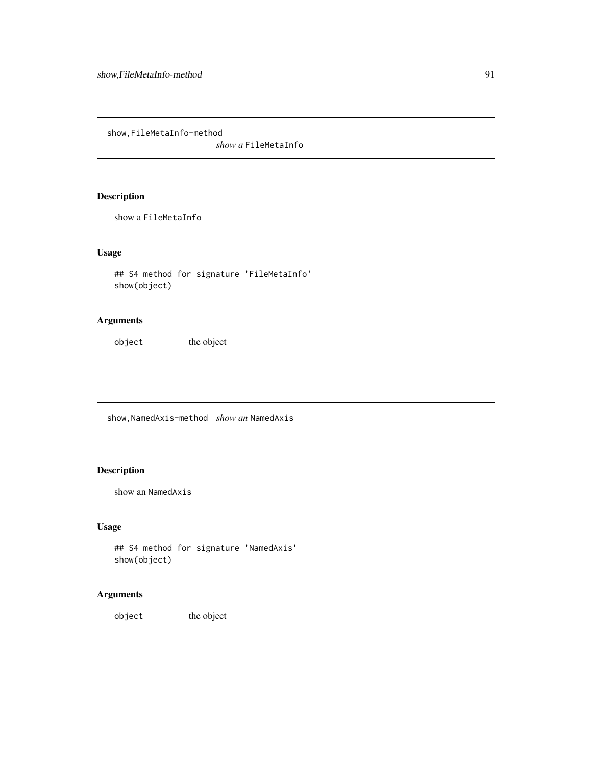## show,FileMetaInfo-method

*show a* `FileMetaInfo`

### Description

show a `FileMetaInfo`

### Usage

```
## S4 method for signature 'FileMetaInfo'
show(object)
```

### Arguments

| | |
|---|---|
| `object` | the object |

## show,NamedAxis-method

*show an* `NamedAxis`

### Description

show an `NamedAxis`

### Usage

```
## S4 method for signature 'NamedAxis'
show(object)
```

### Arguments

| | |
|---|---|
| `object` | the object |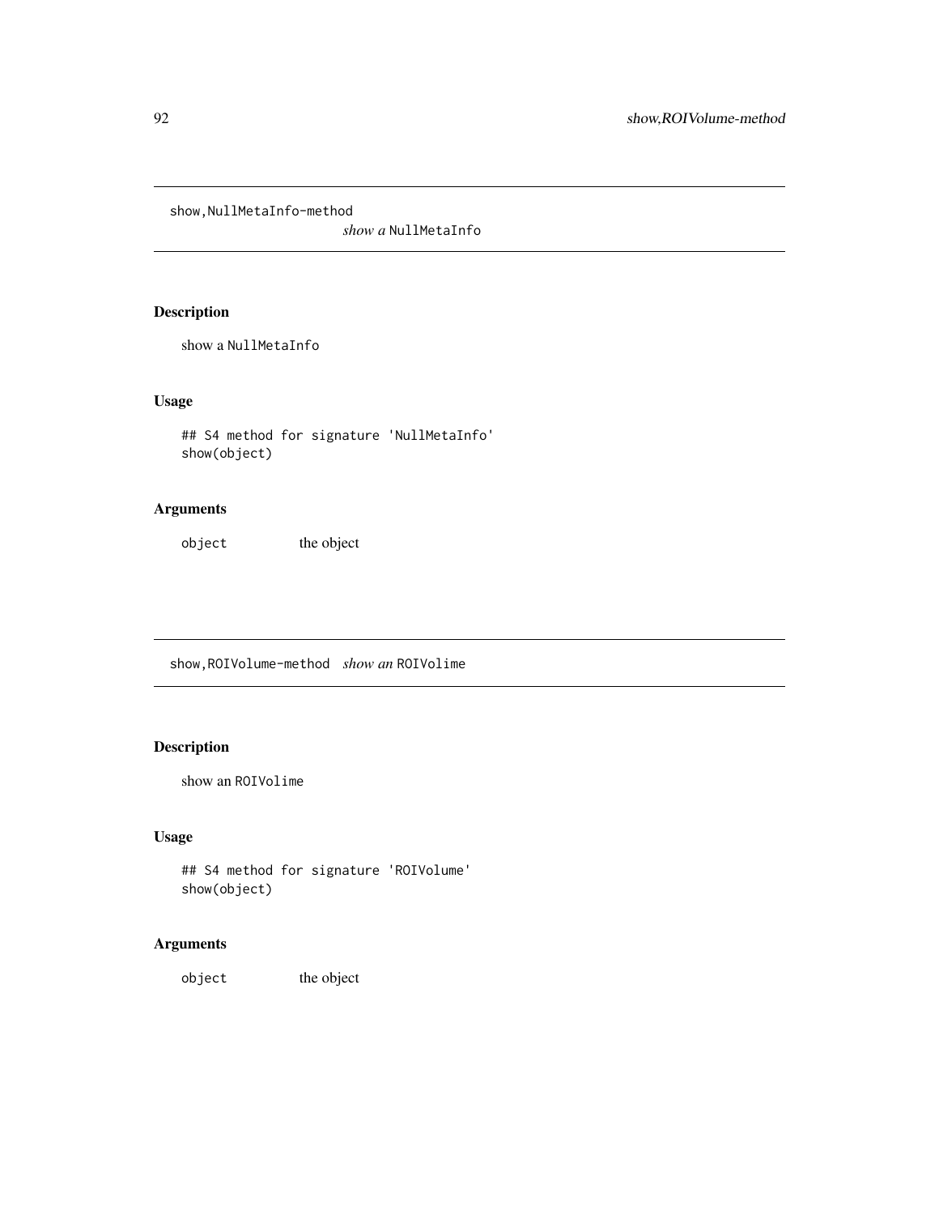## show,NullMetaInfo-method

*show a* `NullMetaInfo`

### Description

show a `NullMetaInfo`

### Usage

```
## S4 method for signature 'NullMetaInfo'
show(object)
```

### Arguments

| | |
|---|---|
| `object` | the object |

## show,ROIVolume-method

*show an* `ROIVolime`

### Description

show an `ROIVolime`

### Usage

```
## S4 method for signature 'ROIVolume'
show(object)
```

### Arguments

| | |
|---|---|
| `object` | the object |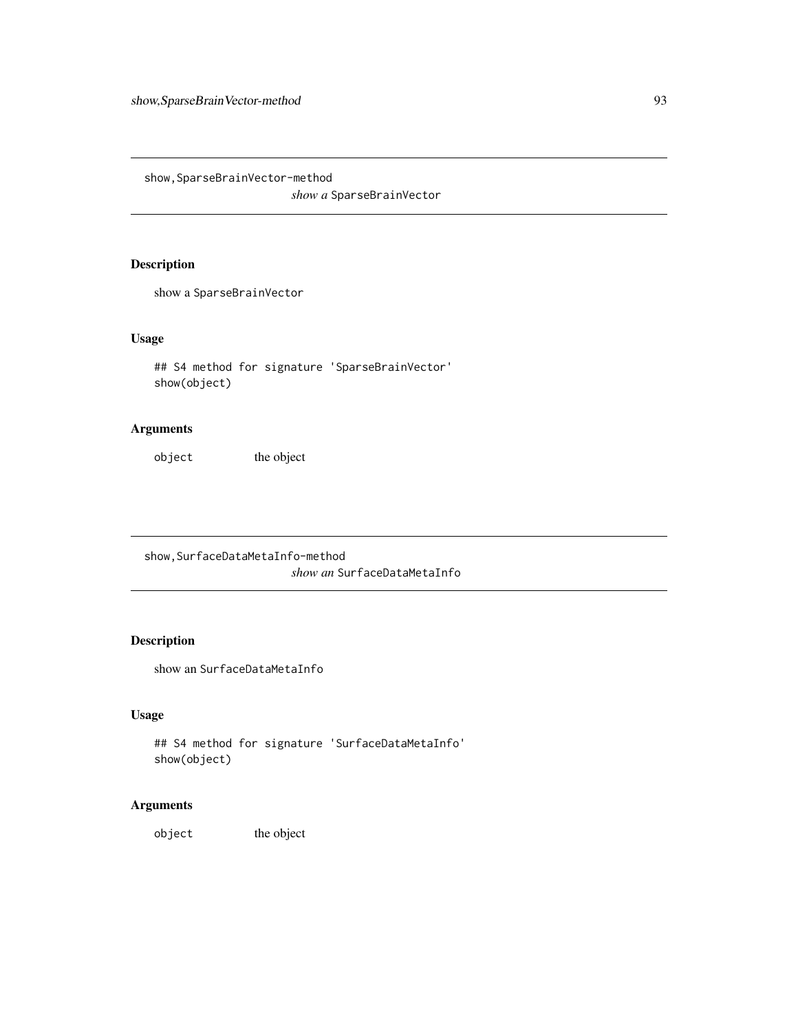## show,SparseBrainVector-method

*show a* `SparseBrainVector`

### Description

show a `SparseBrainVector`

### Usage

```
## S4 method for signature 'SparseBrainVector'
show(object)
```

### Arguments

| | |
|---|---|
| `object` | the object |

## show,SurfaceDataMetaInfo-method

*show an* `SurfaceDataMetaInfo`

### Description

show an `SurfaceDataMetaInfo`

### Usage

```
## S4 method for signature 'SurfaceDataMetaInfo'
show(object)
```

### Arguments

| | |
|---|---|
| `object` | the object |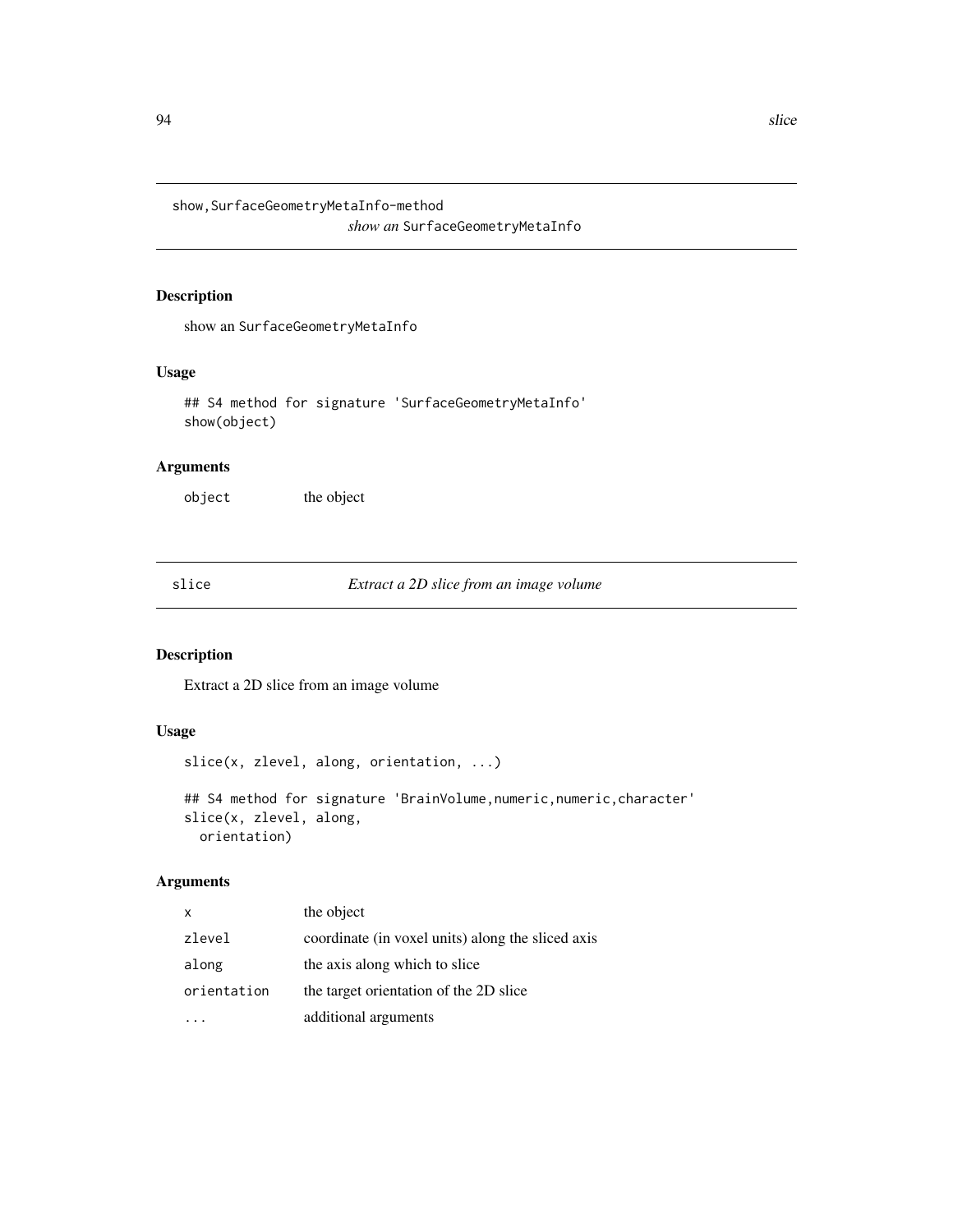## show,SurfaceGeometryMetaInfo-method

*show an* SurfaceGeometryMetaInfo

### Description

show an SurfaceGeometryMetaInfo

### Usage

```
## S4 method for signature 'SurfaceGeometryMetaInfo'
show(object)
```

### Arguments

| | |
|---|---|
| object | the object |

## slice

*Extract a 2D slice from an image volume*

### Description

Extract a 2D slice from an image volume

### Usage

```
slice(x, zlevel, along, orientation, ...)

## S4 method for signature 'BrainVolume,numeric,numeric,character'
slice(x, zlevel, along,
  orientation)
```

### Arguments

| | |
|---|---|
| x | the object |
| zlevel | coordinate (in voxel units) along the sliced axis |
| along | the axis along which to slice |
| orientation | the target orientation of the 2D slice |
| ... | additional arguments |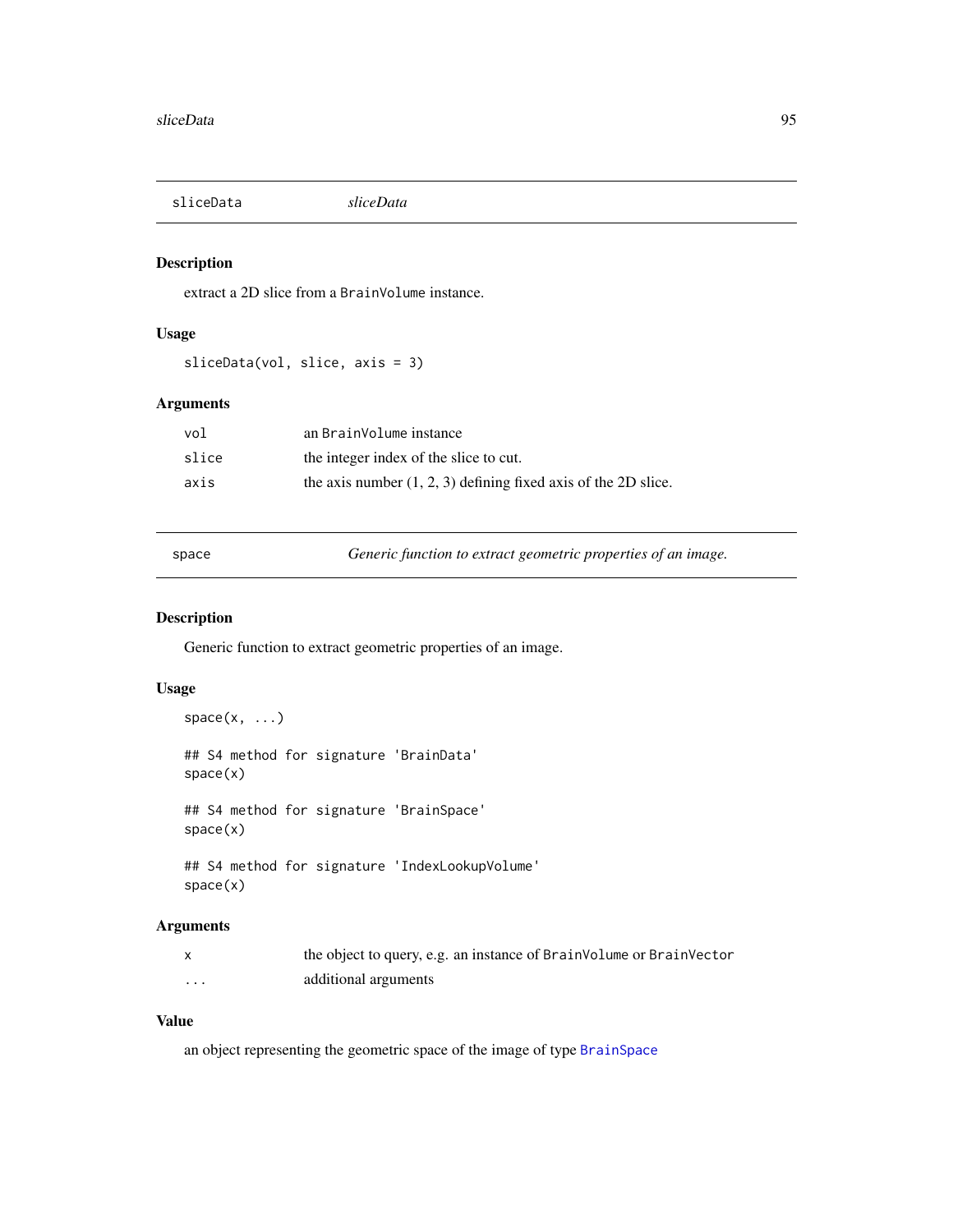## sliceData — *sliceData*

### Description

extract a 2D slice from a `BrainVolume` instance.

### Usage

```
sliceData(vol, slice, axis = 3)
```

### Arguments

| | |
|---|---|
| `vol` | an `BrainVolume` instance |
| `slice` | the integer index of the slice to cut. |
| `axis` | the axis number (1, 2, 3) defining fixed axis of the 2D slice. |

## space — *Generic function to extract geometric properties of an image.*

### Description

Generic function to extract geometric properties of an image.

### Usage

```
space(x, ...)

## S4 method for signature 'BrainData'
space(x)

## S4 method for signature 'BrainSpace'
space(x)

## S4 method for signature 'IndexLookupVolume'
space(x)
```

### Arguments

| | |
|---|---|
| `x` | the object to query, e.g. an instance of `BrainVolume` or `BrainVector` |
| `...` | additional arguments |

### Value

an object representing the geometric space of the image of type `BrainSpace`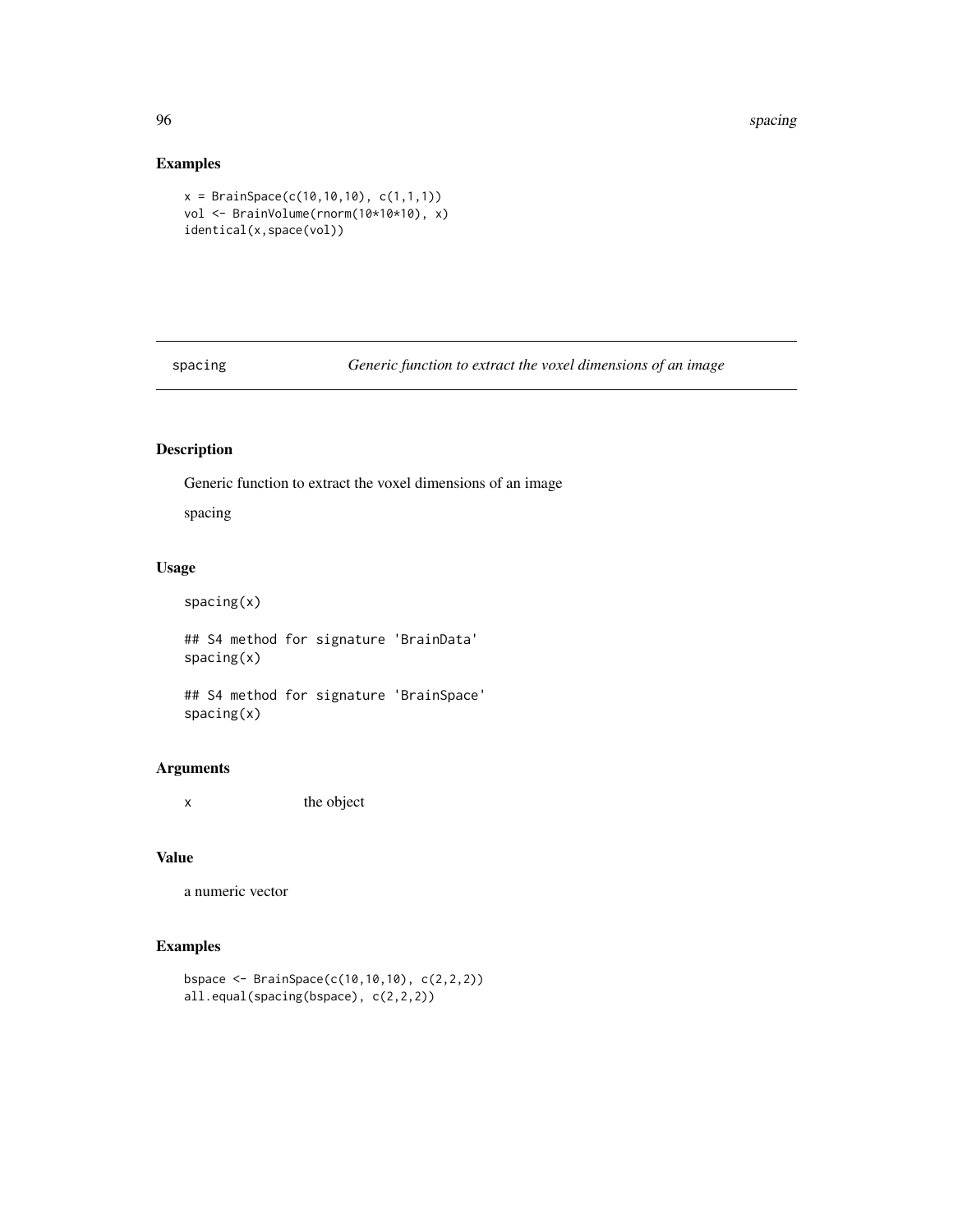## Examples

```
x = BrainSpace(c(10,10,10), c(1,1,1))
vol <- BrainVolume(rnorm(10*10*10), x)
identical(x,space(vol))
```

---

# spacing — *Generic function to extract the voxel dimensions of an image*

---

## Description

Generic function to extract the voxel dimensions of an image

spacing

## Usage

```
spacing(x)

## S4 method for signature 'BrainData'
spacing(x)

## S4 method for signature 'BrainSpace'
spacing(x)
```

## Arguments

x     the object

## Value

a numeric vector

## Examples

```
bspace <- BrainSpace(c(10,10,10), c(2,2,2))
all.equal(spacing(bspace), c(2,2,2))
```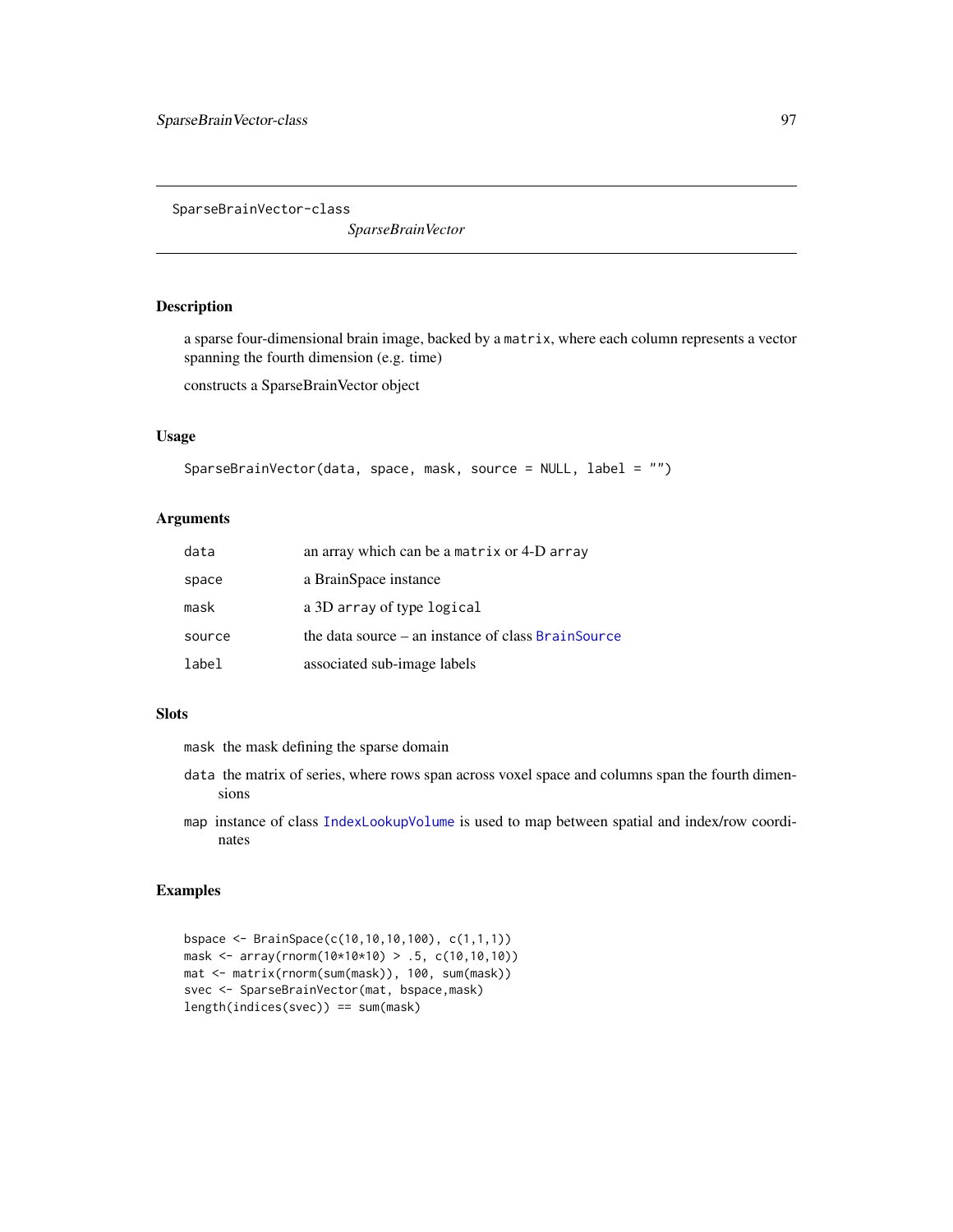SparseBrainVector-class

*SparseBrainVector*

## Description

a sparse four-dimensional brain image, backed by a `matrix`, where each column represents a vector spanning the fourth dimension (e.g. time)

constructs a SparseBrainVector object

## Usage

```
SparseBrainVector(data, space, mask, source = NULL, label = "")
```

## Arguments

| | |
|---|---|
| `data` | an array which can be a `matrix` or 4-D `array` |
| `space` | a BrainSpace instance |
| `mask` | a 3D `array` of type `logical` |
| `source` | the data source – an instance of class `BrainSource` |
| `label` | associated sub-image labels |

## Slots

- `mask` the mask defining the sparse domain
- `data` the matrix of series, where rows span across voxel space and columns span the fourth dimensions
- `map` instance of class `IndexLookupVolume` is used to map between spatial and index/row coordinates

## Examples

```
bspace <- BrainSpace(c(10,10,10,100), c(1,1,1))
mask <- array(rnorm(10*10*10) > .5, c(10,10,10))
mat <- matrix(rnorm(sum(mask)), 100, sum(mask))
svec <- SparseBrainVector(mat, bspace,mask)
length(indices(svec)) == sum(mask)
```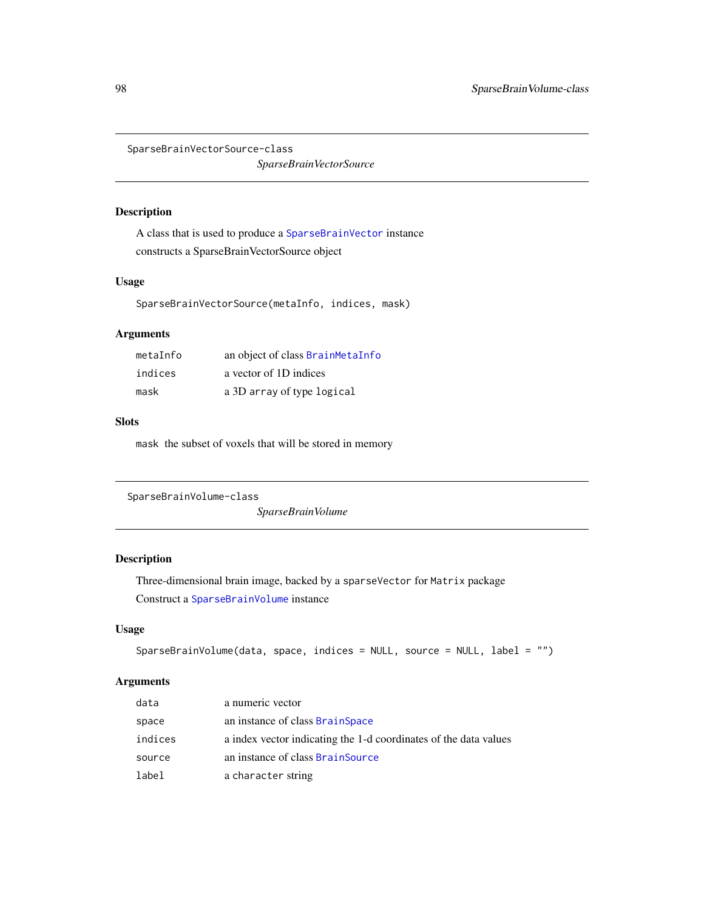## SparseBrainVectorSource-class

*SparseBrainVectorSource*

### Description

A class that is used to produce a `SparseBrainVector` instance

constructs a SparseBrainVectorSource object

### Usage

```
SparseBrainVectorSource(metaInfo, indices, mask)
```

### Arguments

| | |
|---|---|
| `metaInfo` | an object of class `BrainMetaInfo` |
| `indices` | a vector of 1D indices |
| `mask` | a 3D `array` of type `logical` |

### Slots

`mask` the subset of voxels that will be stored in memory

## SparseBrainVolume-class

*SparseBrainVolume*

### Description

Three-dimensional brain image, backed by a `sparseVector` for `Matrix` package

Construct a `SparseBrainVolume` instance

### Usage

```
SparseBrainVolume(data, space, indices = NULL, source = NULL, label = "")
```

### Arguments

| | |
|---|---|
| `data` | a numeric vector |
| `space` | an instance of class `BrainSpace` |
| `indices` | a index vector indicating the 1-d coordinates of the data values |
| `source` | an instance of class `BrainSource` |
| `label` | a `character` string |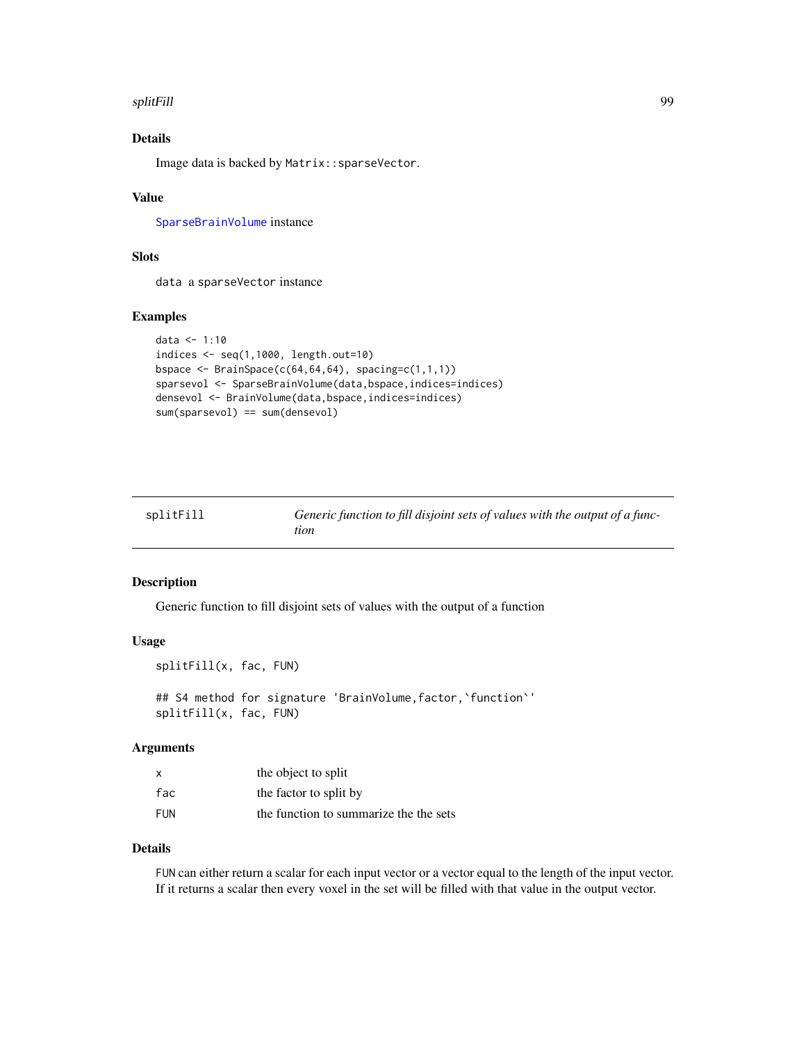### Details

Image data is backed by `Matrix::sparseVector`.

### Value

`SparseBrainVolume` instance

### Slots

`data` a `sparseVector` instance

### Examples

```
data <- 1:10
indices <- seq(1,1000, length.out=10)
bspace <- BrainSpace(c(64,64,64), spacing=c(1,1,1))
sparsevol <- SparseBrainVolume(data,bspace,indices=indices)
densevol <- BrainVolume(data,bspace,indices=indices)
sum(sparsevol) == sum(densevol)
```

---

## splitFill — *Generic function to fill disjoint sets of values with the output of a function*

---

### Description

Generic function to fill disjoint sets of values with the output of a function

### Usage

```
splitFill(x, fac, FUN)

## S4 method for signature 'BrainVolume,factor,`function`'
splitFill(x, fac, FUN)
```

### Arguments

| | |
|---|---|
| `x` | the object to split |
| `fac` | the factor to split by |
| `FUN` | the function to summarize the the sets |

### Details

`FUN` can either return a scalar for each input vector or a vector equal to the length of the input vector. If it returns a scalar then every voxel in the set will be filled with that value in the output vector.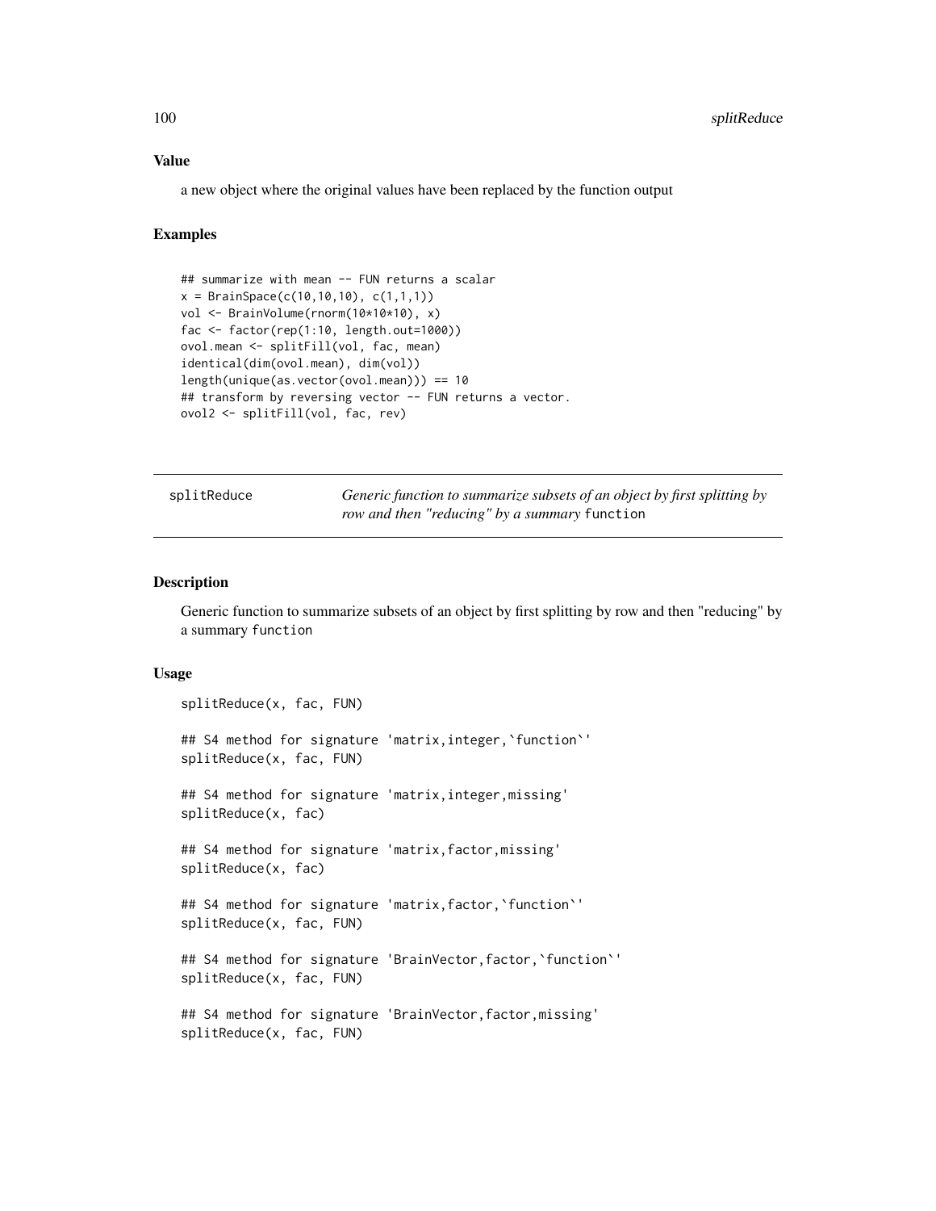### Value

a new object where the original values have been replaced by the function output

### Examples

```
## summarize with mean -- FUN returns a scalar
x = BrainSpace(c(10,10,10), c(1,1,1))
vol <- BrainVolume(rnorm(10*10*10), x)
fac <- factor(rep(1:10, length.out=1000))
ovol.mean <- splitFill(vol, fac, mean)
identical(dim(ovol.mean), dim(vol))
length(unique(as.vector(ovol.mean))) == 10
## transform by reversing vector -- FUN returns a vector.
ovol2 <- splitFill(vol, fac, rev)
```

---

## splitReduce — *Generic function to summarize subsets of an object by first splitting by row and then "reducing" by a summary* `function`

### Description

Generic function to summarize subsets of an object by first splitting by row and then "reducing" by a summary `function`

### Usage

```
splitReduce(x, fac, FUN)

## S4 method for signature 'matrix,integer,`function`'
splitReduce(x, fac, FUN)

## S4 method for signature 'matrix,integer,missing'
splitReduce(x, fac)

## S4 method for signature 'matrix,factor,missing'
splitReduce(x, fac)

## S4 method for signature 'matrix,factor,`function`'
splitReduce(x, fac, FUN)

## S4 method for signature 'BrainVector,factor,`function`'
splitReduce(x, fac, FUN)

## S4 method for signature 'BrainVector,factor,missing'
splitReduce(x, fac, FUN)
```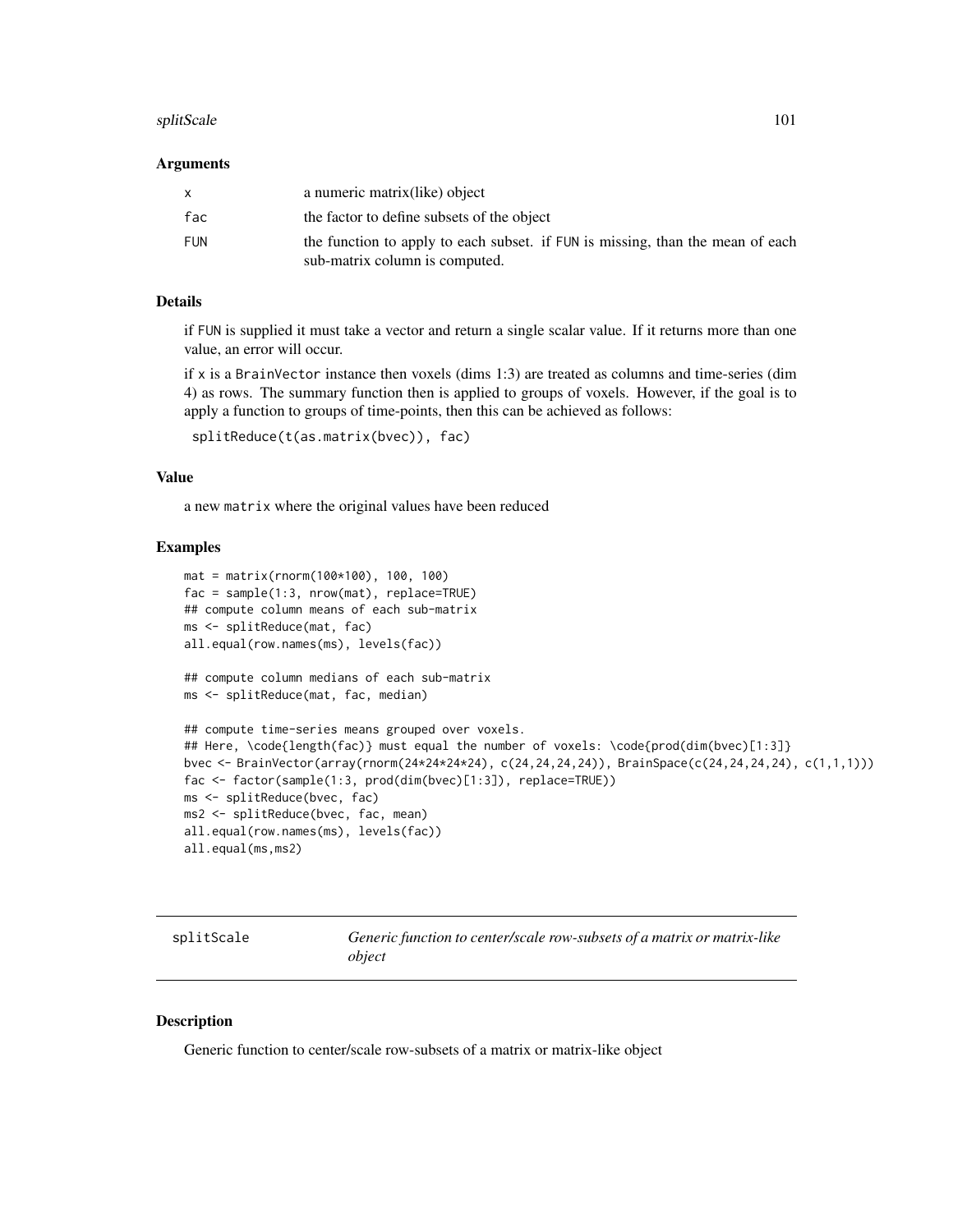### Arguments

| | |
|---|---|
| x | a numeric matrix(like) object |
| fac | the factor to define subsets of the object |
| FUN | the function to apply to each subset. if FUN is missing, than the mean of each sub-matrix column is computed. |

### Details

if FUN is supplied it must take a vector and return a single scalar value. If it returns more than one value, an error will occur.

if x is a BrainVector instance then voxels (dims 1:3) are treated as columns and time-series (dim 4) as rows. The summary function then is applied to groups of voxels. However, if the goal is to apply a function to groups of time-points, then this can be achieved as follows:

```
splitReduce(t(as.matrix(bvec)), fac)
```

### Value

a new matrix where the original values have been reduced

### Examples

```
mat = matrix(rnorm(100*100), 100, 100)
fac = sample(1:3, nrow(mat), replace=TRUE)
## compute column means of each sub-matrix
ms <- splitReduce(mat, fac)
all.equal(row.names(ms), levels(fac))

## compute column medians of each sub-matrix
ms <- splitReduce(mat, fac, median)

## compute time-series means grouped over voxels.
## Here, \code{length(fac)} must equal the number of voxels: \code{prod(dim(bvec)[1:3]}
bvec <- BrainVector(array(rnorm(24*24*24*24), c(24,24,24,24)), BrainSpace(c(24,24,24,24), c(1,1,1)))
fac <- factor(sample(1:3, prod(dim(bvec)[1:3]), replace=TRUE))
ms <- splitReduce(bvec, fac)
ms2 <- splitReduce(bvec, fac, mean)
all.equal(row.names(ms), levels(fac))
all.equal(ms,ms2)
```

## splitScale — *Generic function to center/scale row-subsets of a matrix or matrix-like object*

### Description

Generic function to center/scale row-subsets of a matrix or matrix-like object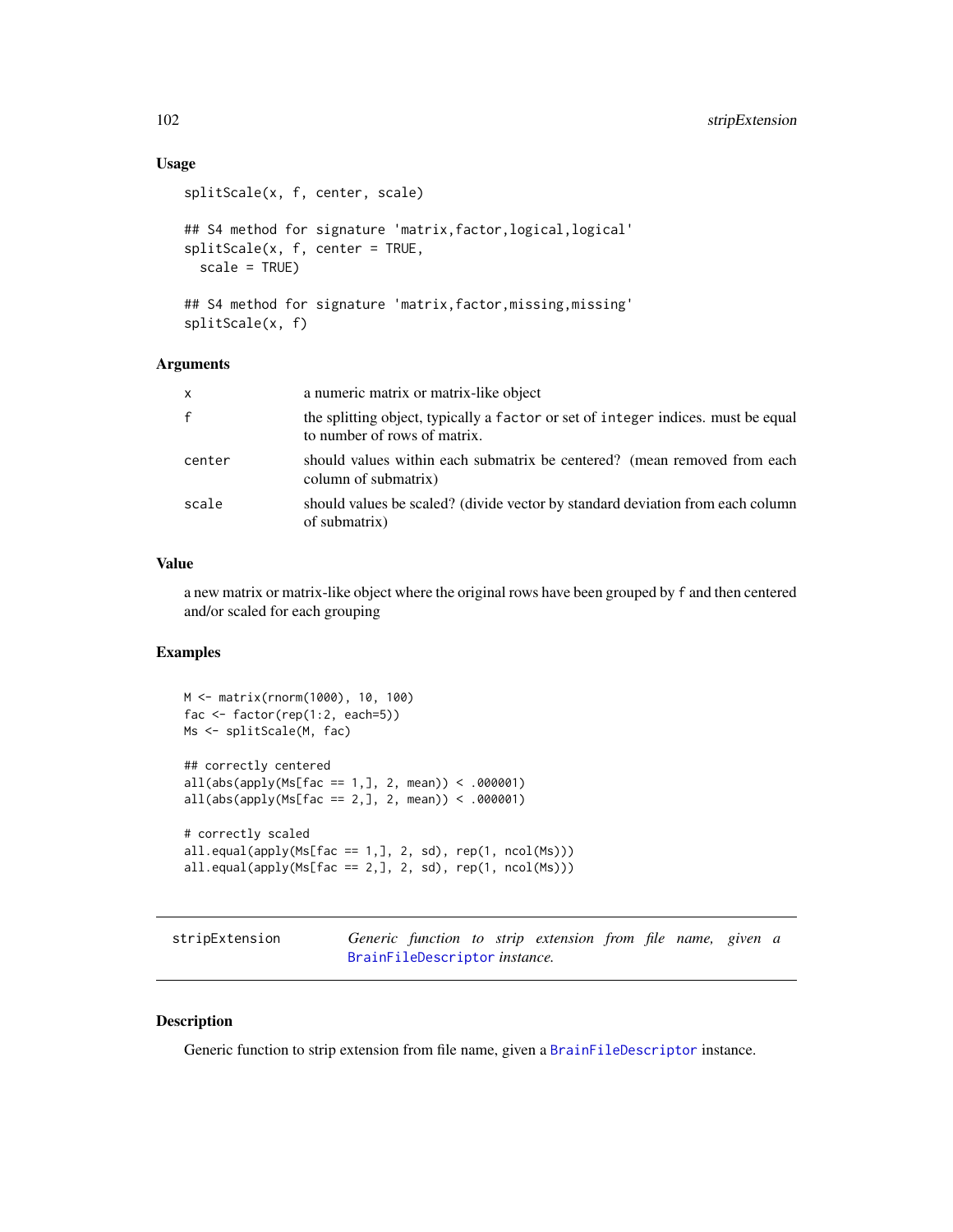### Usage

```
splitScale(x, f, center, scale)

## S4 method for signature 'matrix,factor,logical,logical'
splitScale(x, f, center = TRUE,
  scale = TRUE)

## S4 method for signature 'matrix,factor,missing,missing'
splitScale(x, f)
```

### Arguments

| | |
|---|---|
| x | a numeric matrix or matrix-like object |
| f | the splitting object, typically a `factor` or set of `integer` indices. must be equal to number of rows of matrix. |
| center | should values within each submatrix be centered? (mean removed from each column of submatrix) |
| scale | should values be scaled? (divide vector by standard deviation from each column of submatrix) |

### Value

a new matrix or matrix-like object where the original rows have been grouped by `f` and then centered and/or scaled for each grouping

### Examples

```
M <- matrix(rnorm(1000), 10, 100)
fac <- factor(rep(1:2, each=5))
Ms <- splitScale(M, fac)

## correctly centered
all(abs(apply(Ms[fac == 1,], 2, mean)) < .000001)
all(abs(apply(Ms[fac == 2,], 2, mean)) < .000001)

# correctly scaled
all.equal(apply(Ms[fac == 1,], 2, sd), rep(1, ncol(Ms)))
all.equal(apply(Ms[fac == 2,], 2, sd), rep(1, ncol(Ms)))
```

---

## stripExtension — *Generic function to strip extension from file name, given a* `BrainFileDescriptor` *instance.*

---

### Description

Generic function to strip extension from file name, given a `BrainFileDescriptor` instance.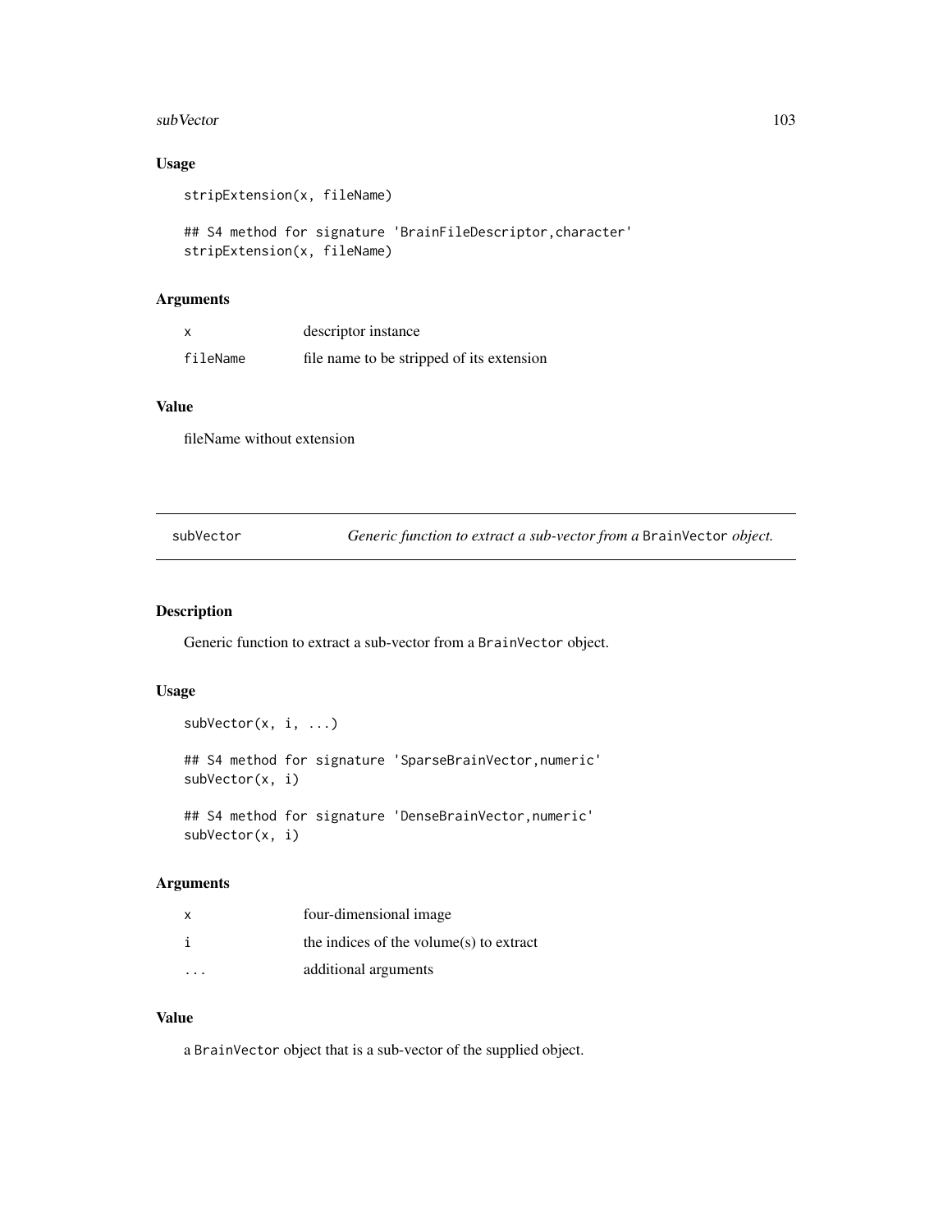### Usage

```
stripExtension(x, fileName)

## S4 method for signature 'BrainFileDescriptor,character'
stripExtension(x, fileName)
```

### Arguments

| | |
|---|---|
| x | descriptor instance |
| fileName | file name to be stripped of its extension |

### Value

fileName without extension

## subVector — *Generic function to extract a sub-vector from a* `BrainVector` *object.*

### Description

Generic function to extract a sub-vector from a `BrainVector` object.

### Usage

```
subVector(x, i, ...)

## S4 method for signature 'SparseBrainVector,numeric'
subVector(x, i)

## S4 method for signature 'DenseBrainVector,numeric'
subVector(x, i)
```

### Arguments

| | |
|---|---|
| x | four-dimensional image |
| i | the indices of the volume(s) to extract |
| ... | additional arguments |

### Value

a `BrainVector` object that is a sub-vector of the supplied object.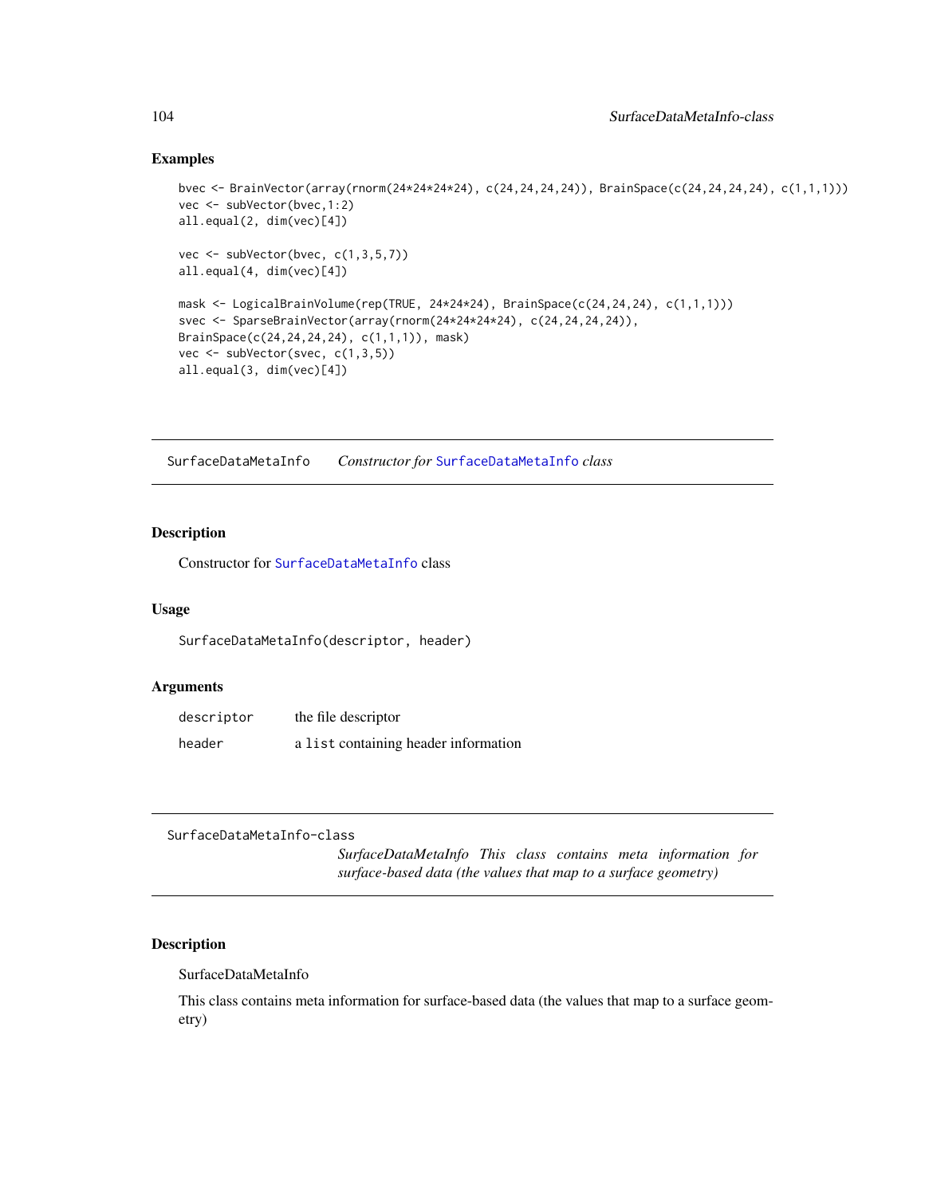## Examples

```
bvec <- BrainVector(array(rnorm(24*24*24*24), c(24,24,24,24)), BrainSpace(c(24,24,24,24), c(1,1,1)))
vec <- subVector(bvec,1:2)
all.equal(2, dim(vec)[4])

vec <- subVector(bvec, c(1,3,5,7))
all.equal(4, dim(vec)[4])

mask <- LogicalBrainVolume(rep(TRUE, 24*24*24), BrainSpace(c(24,24,24), c(1,1,1)))
svec <- SparseBrainVector(array(rnorm(24*24*24*24), c(24,24,24,24)),
BrainSpace(c(24,24,24,24), c(1,1,1)), mask)
vec <- subVector(svec, c(1,3,5))
all.equal(3, dim(vec)[4])
```

---

# SurfaceDataMetaInfo — *Constructor for SurfaceDataMetaInfo class*

## Description

Constructor for `SurfaceDataMetaInfo` class

## Usage

```
SurfaceDataMetaInfo(descriptor, header)
```

## Arguments

| | |
|---|---|
| `descriptor` | the file descriptor |
| `header` | a `list` containing header information |

---

# SurfaceDataMetaInfo-class — *SurfaceDataMetaInfo This class contains meta information for surface-based data (the values that map to a surface geometry)*

## Description

SurfaceDataMetaInfo

This class contains meta information for surface-based data (the values that map to a surface geometry)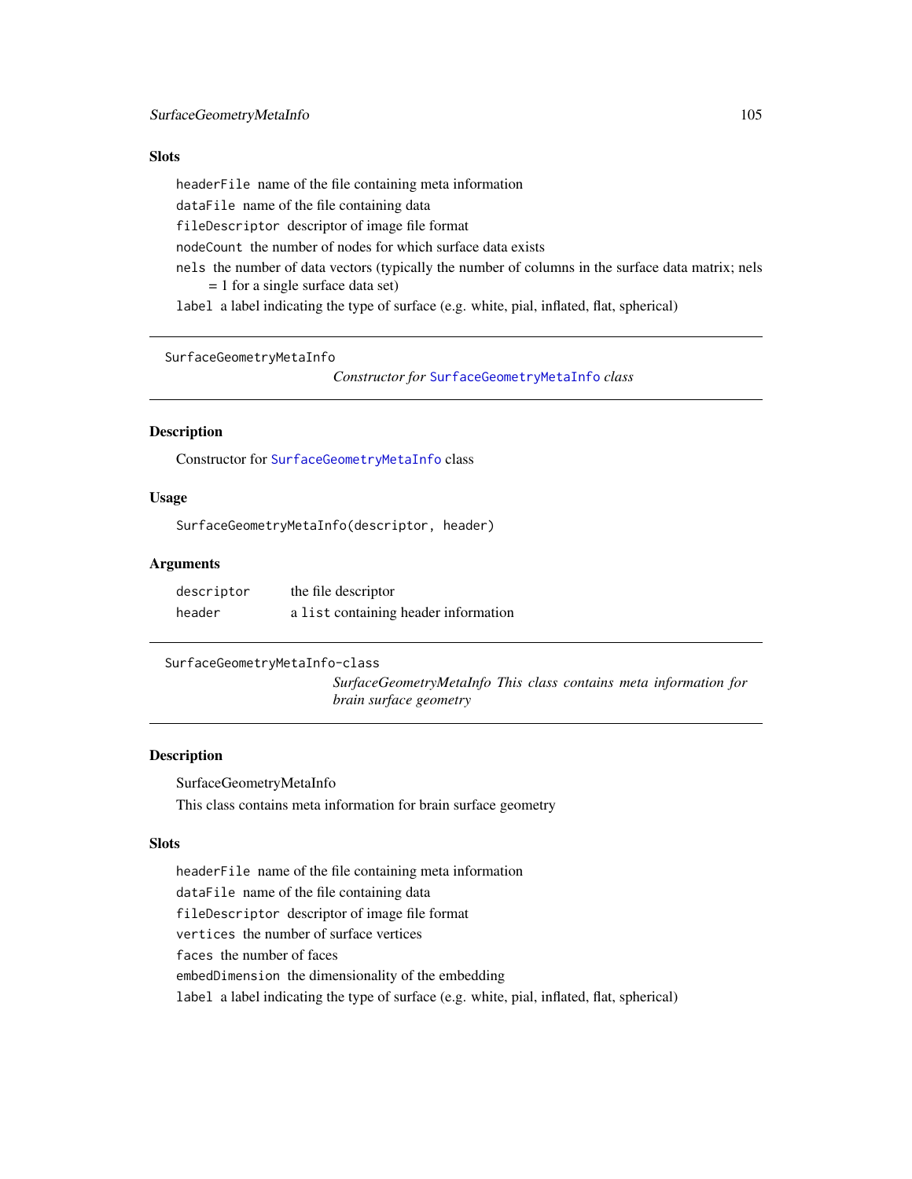### Slots

- `headerFile` name of the file containing meta information
- `dataFile` name of the file containing data
- `fileDescriptor` descriptor of image file format
- `nodeCount` the number of nodes for which surface data exists
- `nels` the number of data vectors (typically the number of columns in the surface data matrix; nels = 1 for a single surface data set)
- `label` a label indicating the type of surface (e.g. white, pial, inflated, flat, spherical)

---

## SurfaceGeometryMetaInfo — *Constructor for `SurfaceGeometryMetaInfo` class*

### Description

Constructor for `SurfaceGeometryMetaInfo` class

### Usage

```
SurfaceGeometryMetaInfo(descriptor, header)
```

### Arguments

| | |
|---|---|
| `descriptor` | the file descriptor |
| `header` | a `list` containing header information |

---

## SurfaceGeometryMetaInfo-class — *SurfaceGeometryMetaInfo This class contains meta information for brain surface geometry*

### Description

SurfaceGeometryMetaInfo

This class contains meta information for brain surface geometry

### Slots

- `headerFile` name of the file containing meta information
- `dataFile` name of the file containing data
- `fileDescriptor` descriptor of image file format
- `vertices` the number of surface vertices
- `faces` the number of faces
- `embedDimension` the dimensionality of the embedding
- `label` a label indicating the type of surface (e.g. white, pial, inflated, flat, spherical)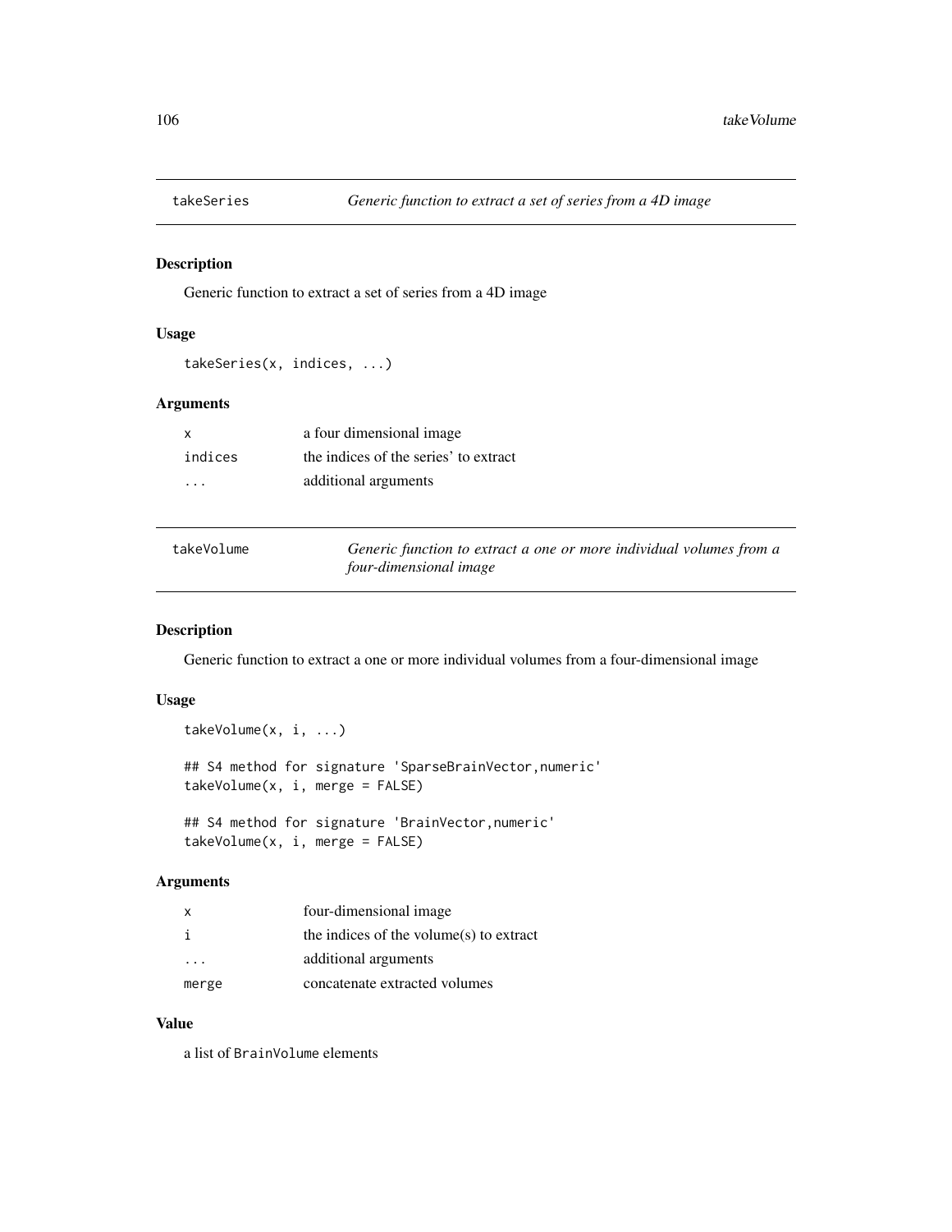## takeSeries — *Generic function to extract a set of series from a 4D image*

### Description

Generic function to extract a set of series from a 4D image

### Usage

```
takeSeries(x, indices, ...)
```

### Arguments

| | |
|---|---|
| x | a four dimensional image |
| indices | the indices of the series' to extract |
| ... | additional arguments |

## takeVolume — *Generic function to extract a one or more individual volumes from a four-dimensional image*

### Description

Generic function to extract a one or more individual volumes from a four-dimensional image

### Usage

```
takeVolume(x, i, ...)

## S4 method for signature 'SparseBrainVector,numeric'
takeVolume(x, i, merge = FALSE)

## S4 method for signature 'BrainVector,numeric'
takeVolume(x, i, merge = FALSE)
```

### Arguments

| | |
|---|---|
| x | four-dimensional image |
| i | the indices of the volume(s) to extract |
| ... | additional arguments |
| merge | concatenate extracted volumes |

### Value

a list of BrainVolume elements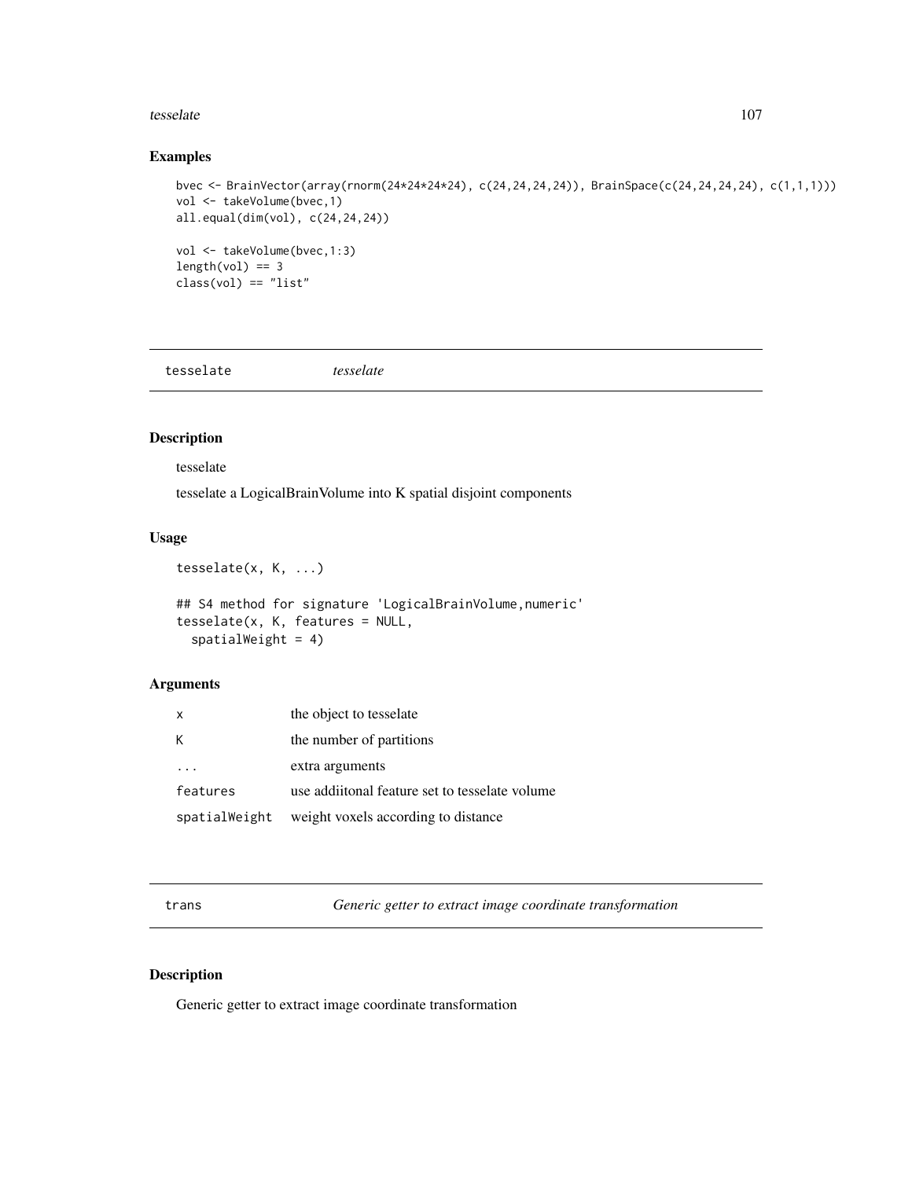## Examples

```
bvec <- BrainVector(array(rnorm(24*24*24*24), c(24,24,24,24)), BrainSpace(c(24,24,24,24), c(1,1,1)))
vol <- takeVolume(bvec,1)
all.equal(dim(vol), c(24,24,24))

vol <- takeVolume(bvec,1:3)
length(vol) == 3
class(vol) == "list"
```

---

# tesselate *tesselate*

## Description

tesselate

tesselate a LogicalBrainVolume into K spatial disjoint components

## Usage

```
tesselate(x, K, ...)

## S4 method for signature 'LogicalBrainVolume,numeric'
tesselate(x, K, features = NULL,
  spatialWeight = 4)
```

## Arguments

| | |
|---|---|
| x | the object to tesselate |
| K | the number of partitions |
| ... | extra arguments |
| features | use addiitonal feature set to tesselate volume |
| spatialWeight | weight voxels according to distance |

---

# trans *Generic getter to extract image coordinate transformation*

## Description

Generic getter to extract image coordinate transformation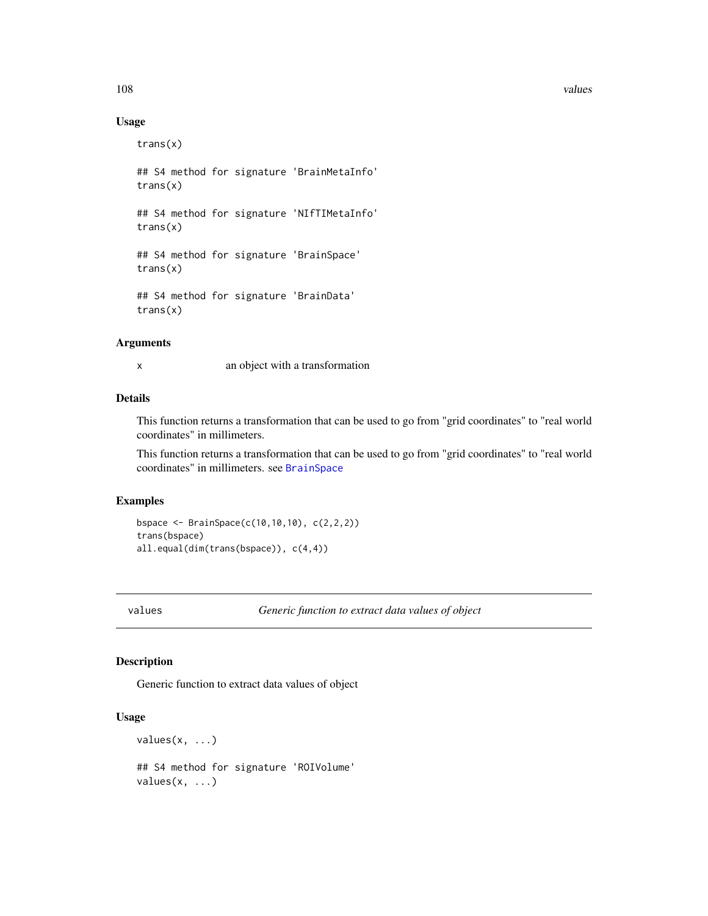### Usage

```
trans(x)

## S4 method for signature 'BrainMetaInfo'
trans(x)

## S4 method for signature 'NIfTIMetaInfo'
trans(x)

## S4 method for signature 'BrainSpace'
trans(x)

## S4 method for signature 'BrainData'
trans(x)
```

### Arguments

| | |
|---|---|
| x | an object with a transformation |

### Details

This function returns a transformation that can be used to go from "grid coordinates" to "real world coordinates" in millimeters.

This function returns a transformation that can be used to go from "grid coordinates" to "real world coordinates" in millimeters. see BrainSpace

### Examples

```
bspace <- BrainSpace(c(10,10,10), c(2,2,2))
trans(bspace)
all.equal(dim(trans(bspace)), c(4,4))
```

---

## values — *Generic function to extract data values of object*

### Description

Generic function to extract data values of object

### Usage

```
values(x, ...)

## S4 method for signature 'ROIVolume'
values(x, ...)
```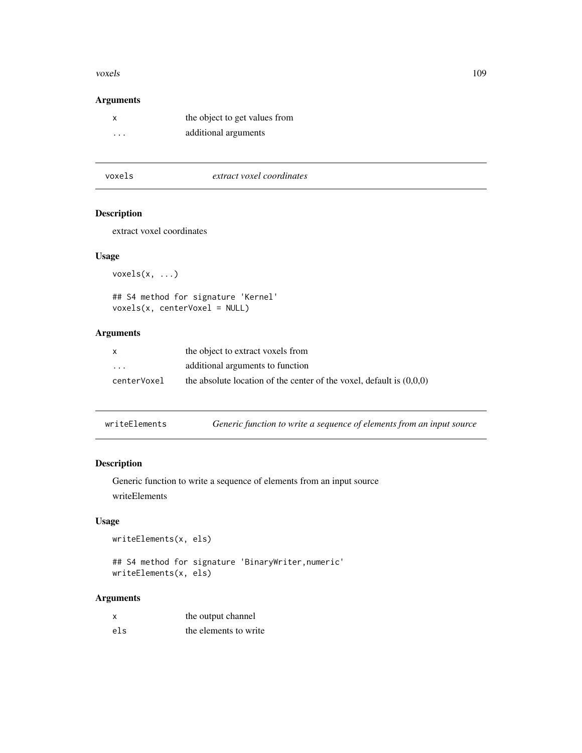### Arguments

| | |
|---|---|
| `x` | the object to get values from |
| `...` | additional arguments |

---

## voxels — *extract voxel coordinates*

### Description

extract voxel coordinates

### Usage

```
voxels(x, ...)

## S4 method for signature 'Kernel'
voxels(x, centerVoxel = NULL)
```

### Arguments

| | |
|---|---|
| `x` | the object to extract voxels from |
| `...` | additional arguments to function |
| `centerVoxel` | the absolute location of the center of the voxel, default is (0,0,0) |

---

## writeElements — *Generic function to write a sequence of elements from an input source*

### Description

Generic function to write a sequence of elements from an input source

writeElements

### Usage

```
writeElements(x, els)

## S4 method for signature 'BinaryWriter,numeric'
writeElements(x, els)
```

### Arguments

| | |
|---|---|
| `x` | the output channel |
| `els` | the elements to write |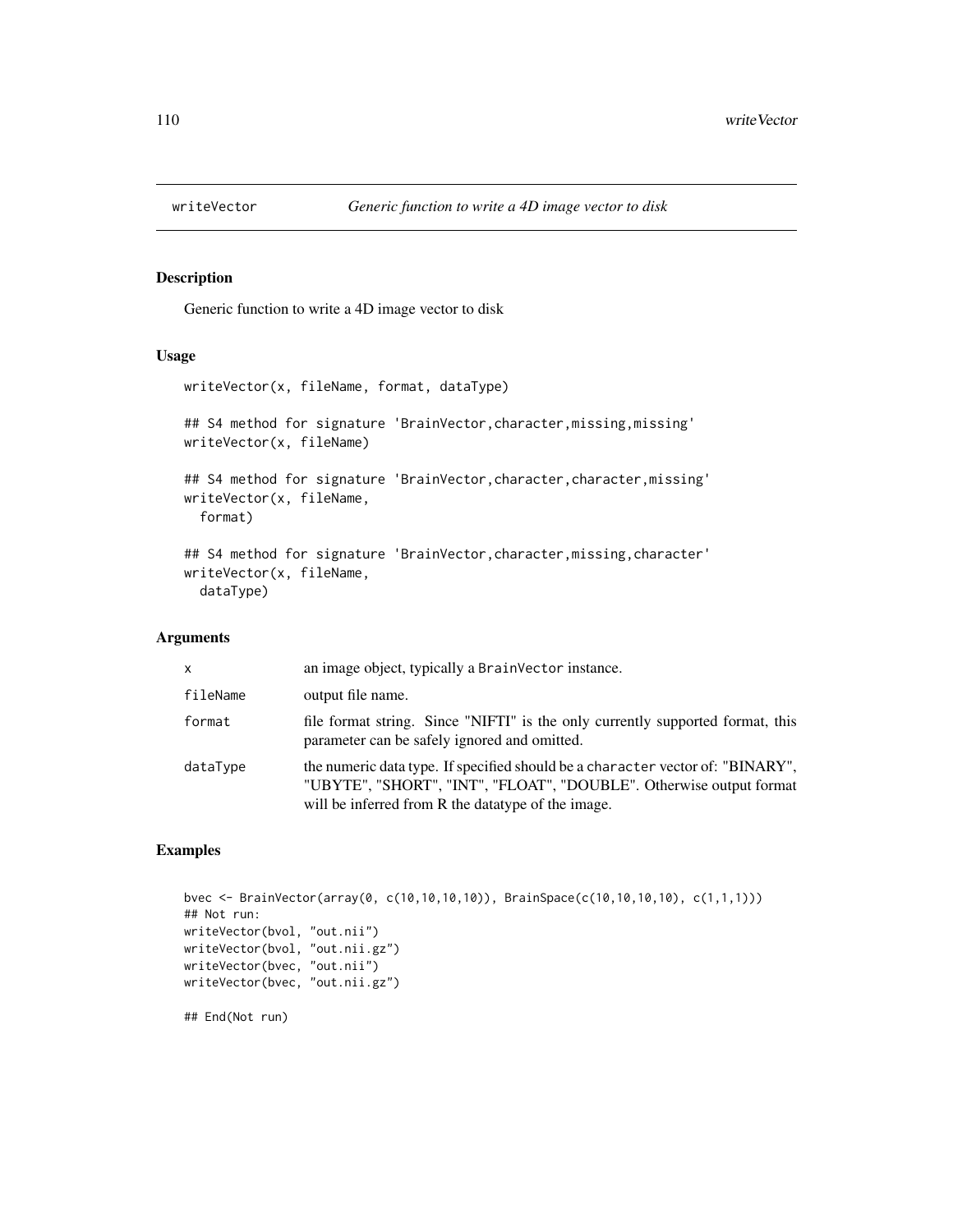# writeVector — *Generic function to write a 4D image vector to disk*

## Description

Generic function to write a 4D image vector to disk

## Usage

```
writeVector(x, fileName, format, dataType)

## S4 method for signature 'BrainVector,character,missing,missing'
writeVector(x, fileName)

## S4 method for signature 'BrainVector,character,character,missing'
writeVector(x, fileName,
  format)

## S4 method for signature 'BrainVector,character,missing,character'
writeVector(x, fileName,
  dataType)
```

## Arguments

| | |
|---|---|
| `x` | an image object, typically a `BrainVector` instance. |
| `fileName` | output file name. |
| `format` | file format string. Since "NIFTI" is the only currently supported format, this parameter can be safely ignored and omitted. |
| `dataType` | the numeric data type. If specified should be a `character` vector of: "BINARY", "UBYTE", "SHORT", "INT", "FLOAT", "DOUBLE". Otherwise output format will be inferred from R the datatype of the image. |

## Examples

```
bvec <- BrainVector(array(0, c(10,10,10,10)), BrainSpace(c(10,10,10,10), c(1,1,1)))
## Not run:
writeVector(bvol, "out.nii")
writeVector(bvol, "out.nii.gz")
writeVector(bvec, "out.nii")
writeVector(bvec, "out.nii.gz")

## End(Not run)
```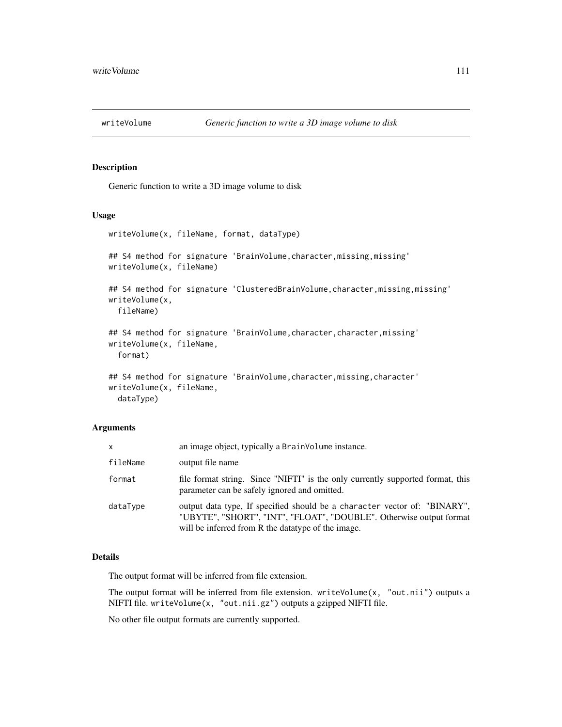# writeVolume *Generic function to write a 3D image volume to disk*

## Description

Generic function to write a 3D image volume to disk

## Usage

```
writeVolume(x, fileName, format, dataType)

## S4 method for signature 'BrainVolume,character,missing,missing'
writeVolume(x, fileName)

## S4 method for signature 'ClusteredBrainVolume,character,missing,missing'
writeVolume(x,
  fileName)

## S4 method for signature 'BrainVolume,character,character,missing'
writeVolume(x, fileName,
  format)

## S4 method for signature 'BrainVolume,character,missing,character'
writeVolume(x, fileName,
  dataType)
```

## Arguments

| | |
|---|---|
| `x` | an image object, typically a `BrainVolume` instance. |
| `fileName` | output file name |
| `format` | file format string. Since "NIFTI" is the only currently supported format, this parameter can be safely ignored and omitted. |
| `dataType` | output data type, If specified should be a `character` vector of: "BINARY", "UBYTE", "SHORT", "INT", "FLOAT", "DOUBLE". Otherwise output format will be inferred from R the datatype of the image. |

## Details

The output format will be inferred from file extension.

The output format will be inferred from file extension. `writeVolume(x, "out.nii")` outputs a NIFTI file. `writeVolume(x, "out.nii.gz")` outputs a gzipped NIFTI file.

No other file output formats are currently supported.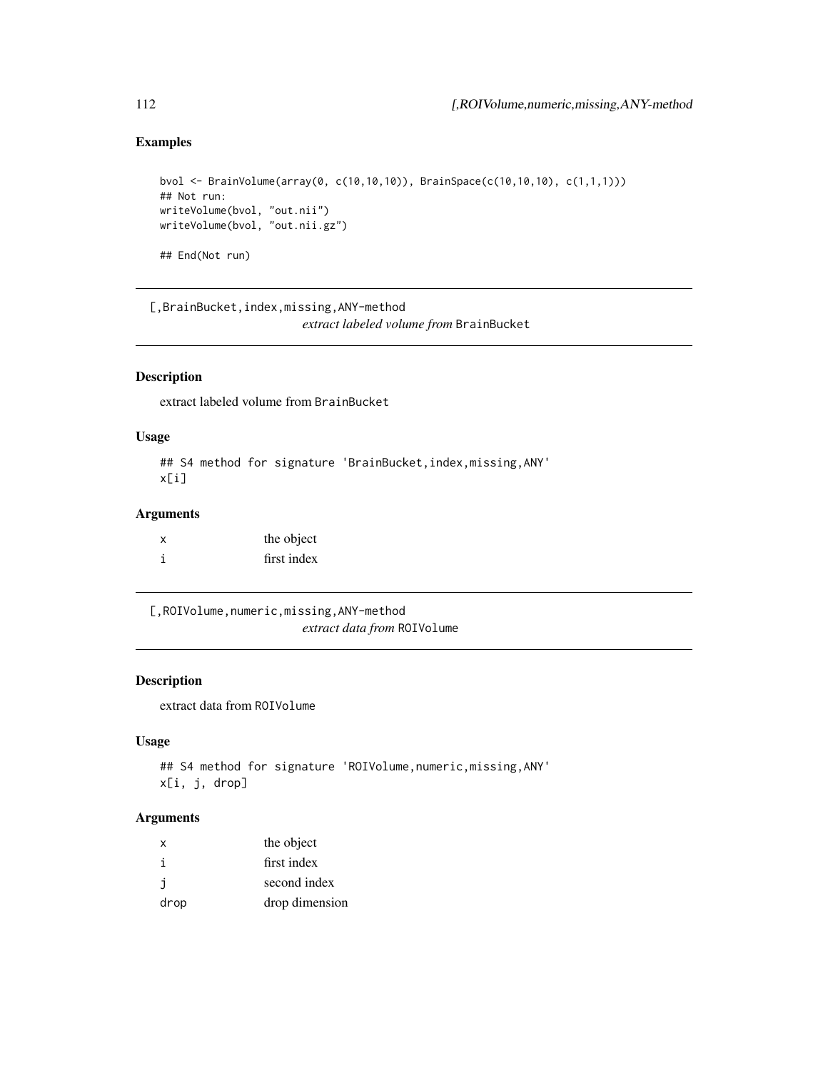## Examples

```
bvol <- BrainVolume(array(0, c(10,10,10)), BrainSpace(c(10,10,10), c(1,1,1)))
## Not run:
writeVolume(bvol, "out.nii")
writeVolume(bvol, "out.nii.gz")

## End(Not run)
```

---

`[,BrainBucket,index,missing,ANY-method`
*extract labeled volume from* `BrainBucket`

---

### Description

extract labeled volume from `BrainBucket`

### Usage

```
## S4 method for signature 'BrainBucket,index,missing,ANY'
x[i]
```

### Arguments

| | |
|---|---|
| `x` | the object |
| `i` | first index |

---

`[,ROIVolume,numeric,missing,ANY-method`
*extract data from* `ROIVolume`

---

### Description

extract data from `ROIVolume`

### Usage

```
## S4 method for signature 'ROIVolume,numeric,missing,ANY'
x[i, j, drop]
```

### Arguments

| | |
|---|---|
| `x` | the object |
| `i` | first index |
| `j` | second index |
| `drop` | drop dimension |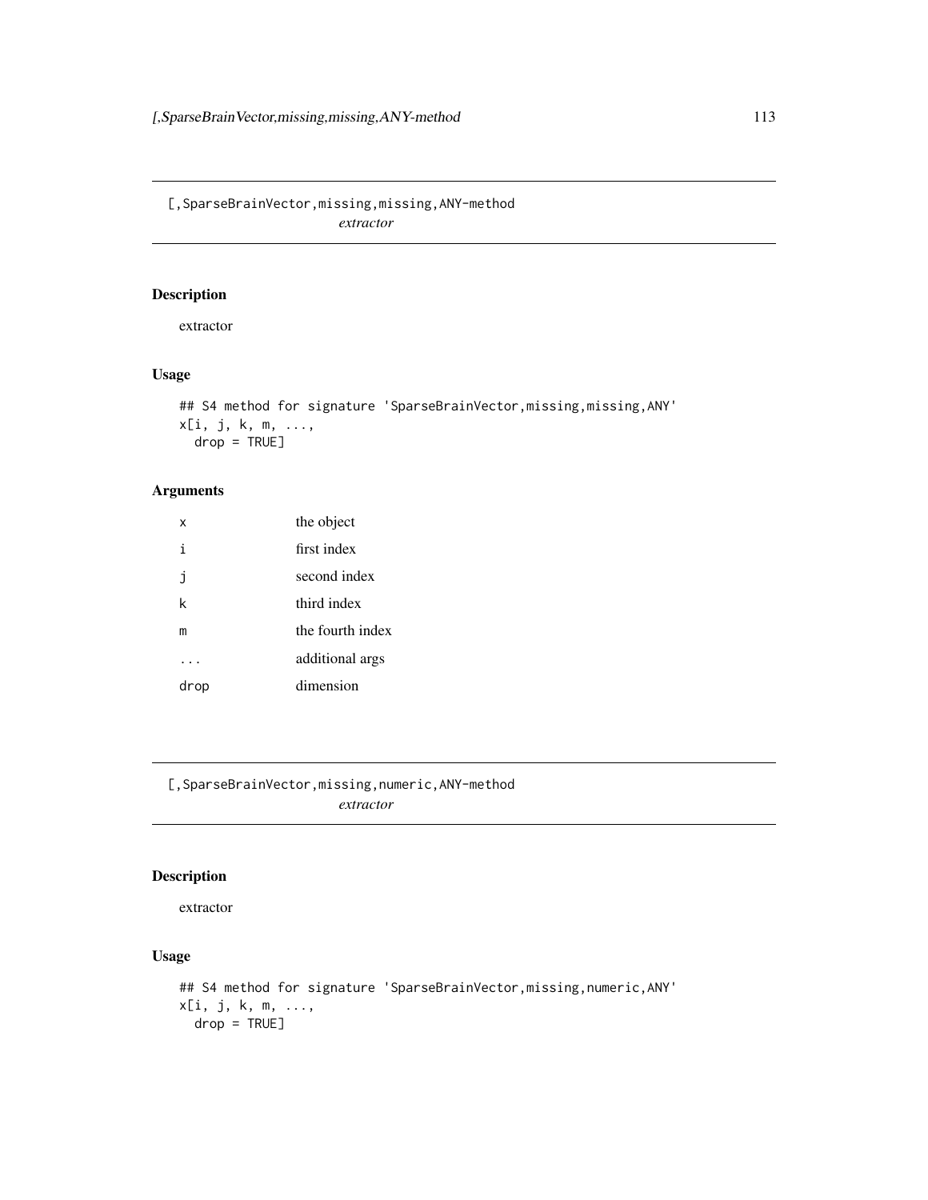## [,SparseBrainVector,missing,missing,ANY-method

*extractor*

### Description

extractor

### Usage

```
## S4 method for signature 'SparseBrainVector,missing,missing,ANY'
x[i, j, k, m, ...,
  drop = TRUE]
```

### Arguments

| | |
|---|---|
| x | the object |
| i | first index |
| j | second index |
| k | third index |
| m | the fourth index |
| ... | additional args |
| drop | dimension |

## [,SparseBrainVector,missing,numeric,ANY-method

*extractor*

### Description

extractor

### Usage

```
## S4 method for signature 'SparseBrainVector,missing,numeric,ANY'
x[i, j, k, m, ...,
  drop = TRUE]
```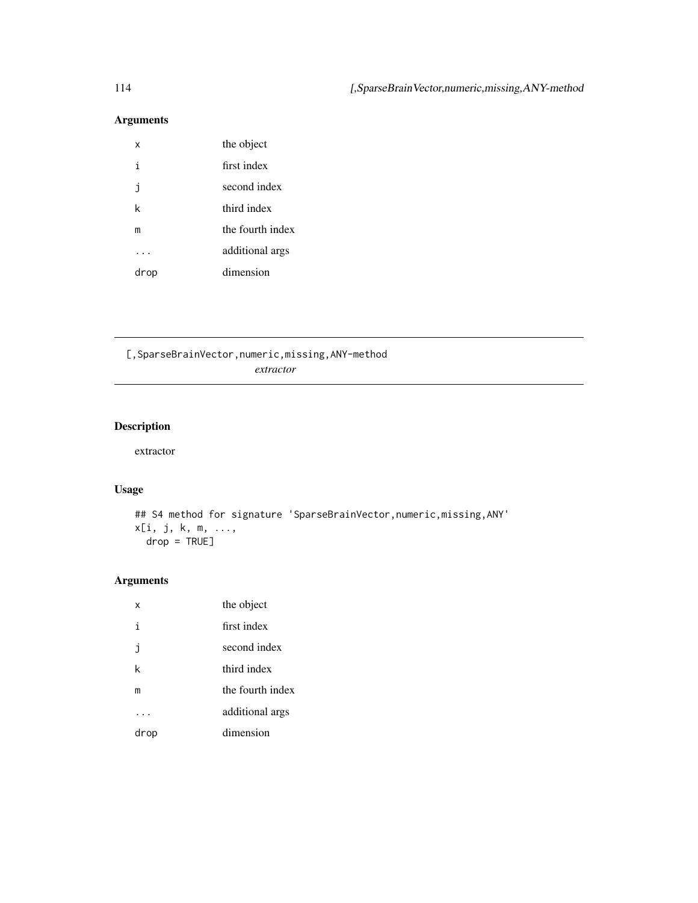## Arguments

| | |
|---|---|
| x | the object |
| i | first index |
| j | second index |
| k | third index |
| m | the fourth index |
| ... | additional args |
| drop | dimension |

---

# [,SparseBrainVector,numeric,missing,ANY-method

*extractor*

---

## Description

extractor

## Usage

```
## S4 method for signature 'SparseBrainVector,numeric,missing,ANY'
x[i, j, k, m, ...,
  drop = TRUE]
```

## Arguments

| | |
|---|---|
| x | the object |
| i | first index |
| j | second index |
| k | third index |
| m | the fourth index |
| ... | additional args |
| drop | dimension |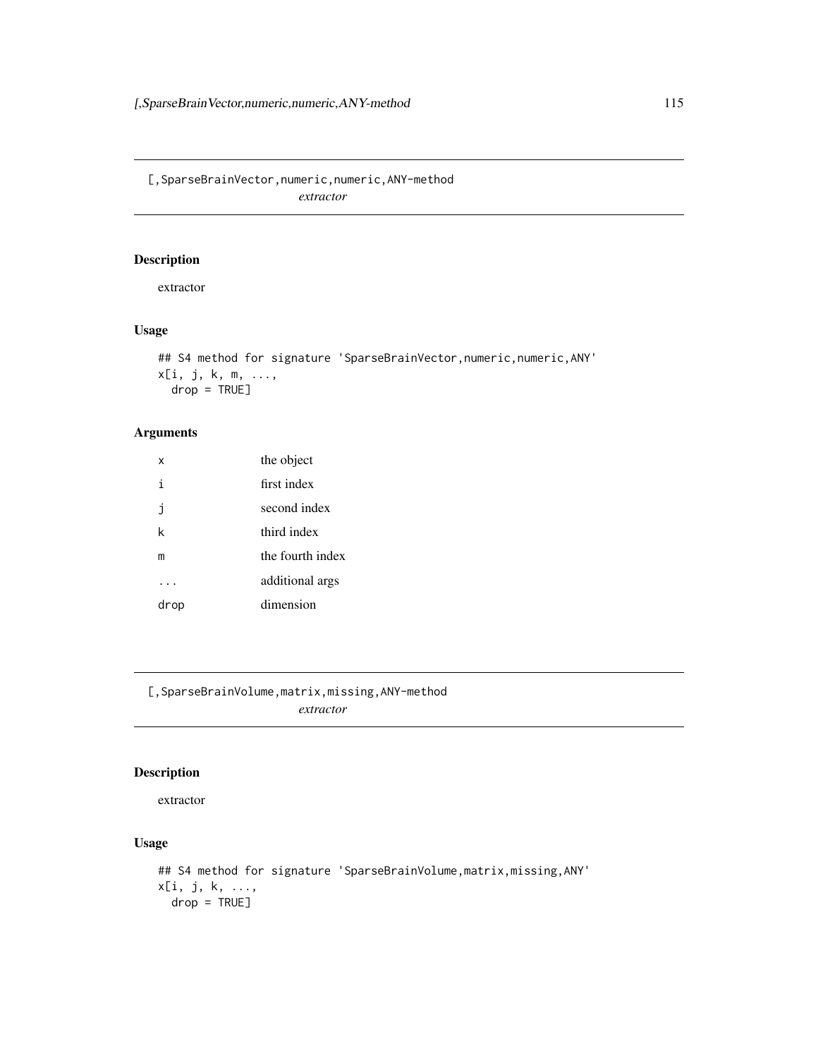## [,SparseBrainVector,numeric,numeric,ANY-method

*extractor*

### Description

extractor

### Usage

```
## S4 method for signature 'SparseBrainVector,numeric,numeric,ANY'
x[i, j, k, m, ...,
  drop = TRUE]
```

### Arguments

| | |
|---|---|
| x | the object |
| i | first index |
| j | second index |
| k | third index |
| m | the fourth index |
| ... | additional args |
| drop | dimension |

## [,SparseBrainVolume,matrix,missing,ANY-method

*extractor*

### Description

extractor

### Usage

```
## S4 method for signature 'SparseBrainVolume,matrix,missing,ANY'
x[i, j, k, ...,
  drop = TRUE]
```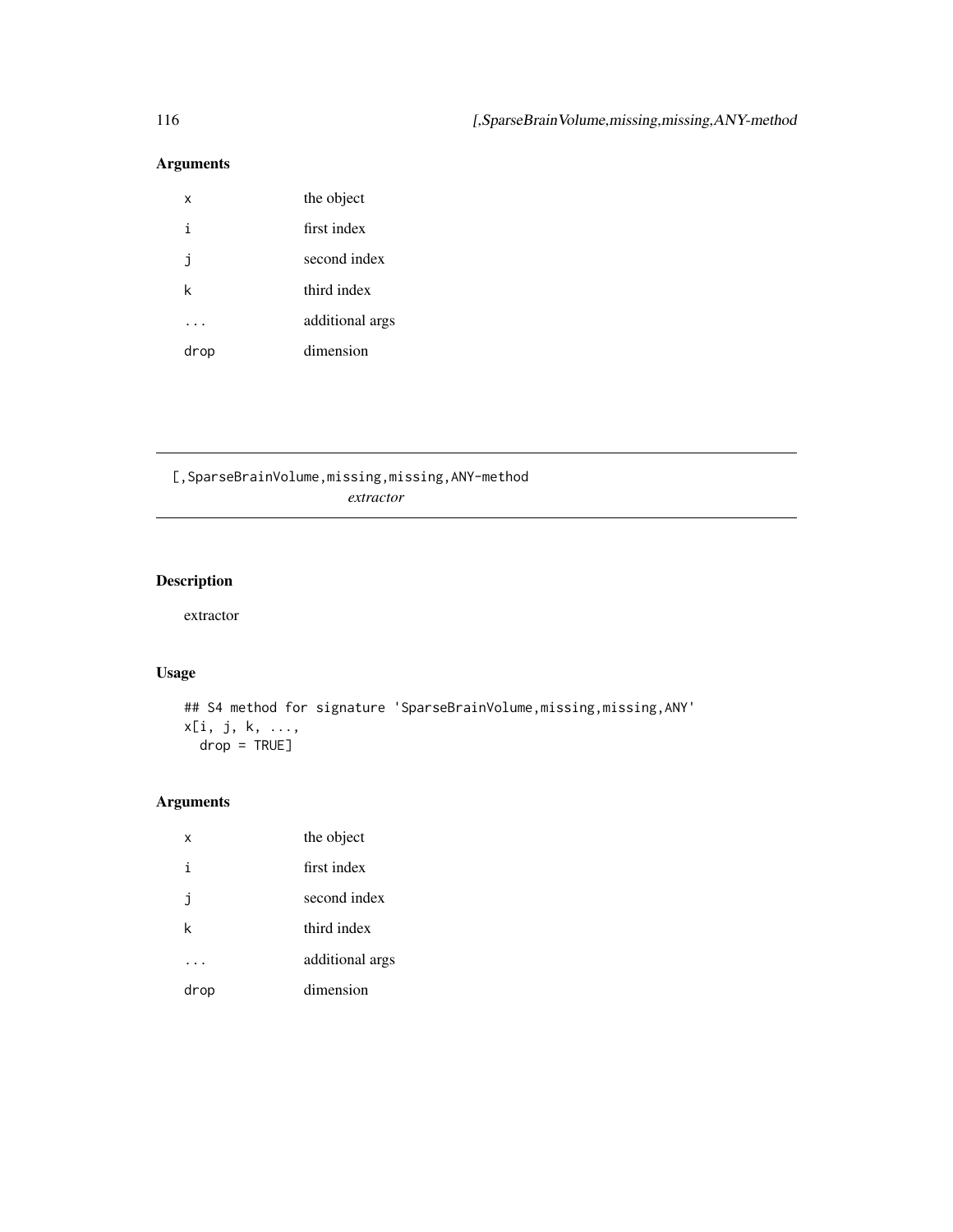## Arguments

| | |
|---|---|
| x | the object |
| i | first index |
| j | second index |
| k | third index |
| ... | additional args |
| drop | dimension |

---

[,SparseBrainVolume,missing,missing,ANY-method
*extractor*

---

## Description

extractor

## Usage

```
## S4 method for signature 'SparseBrainVolume,missing,missing,ANY'
x[i, j, k, ...,
  drop = TRUE]
```

## Arguments

| | |
|---|---|
| x | the object |
| i | first index |
| j | second index |
| k | third index |
| ... | additional args |
| drop | dimension |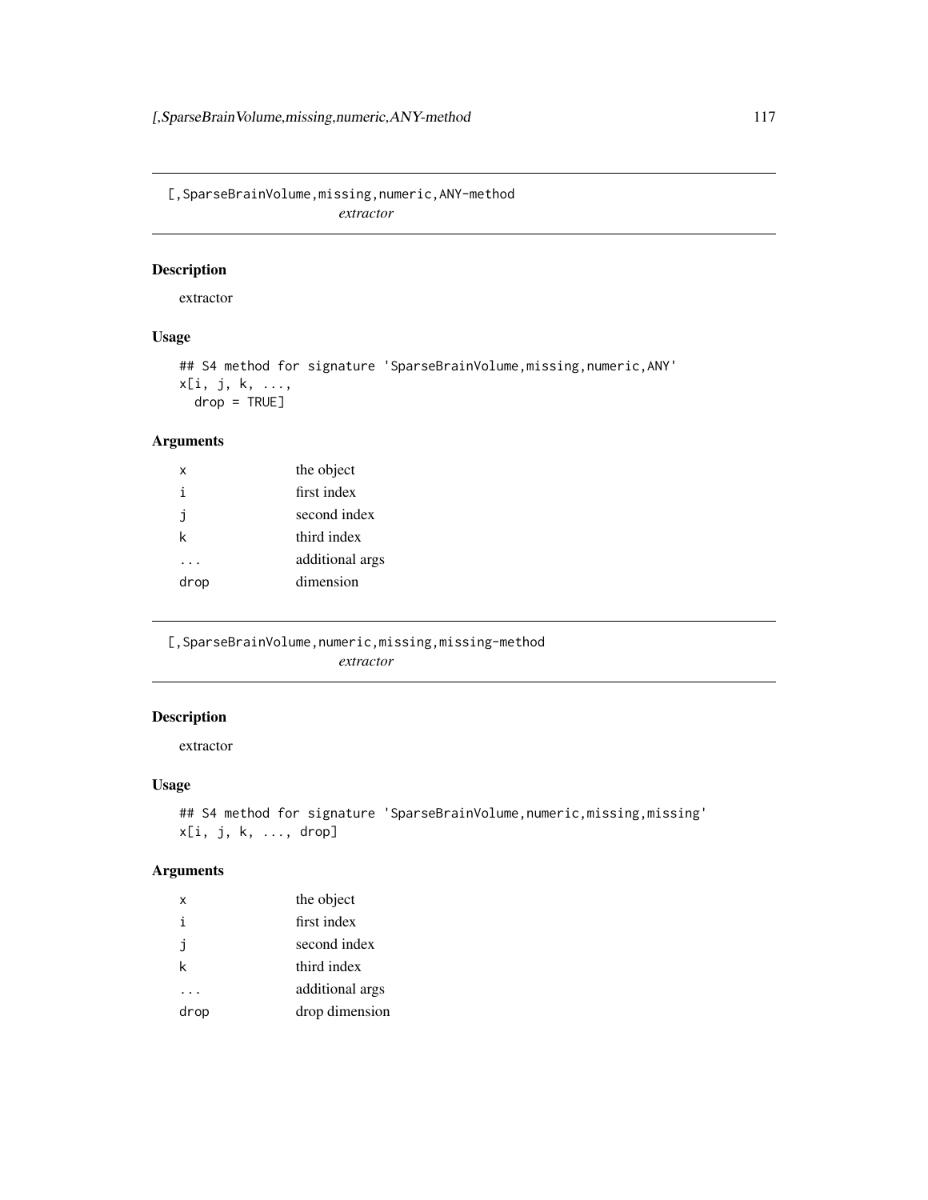## [,SparseBrainVolume,missing,numeric,ANY-method

*extractor*

### Description

extractor

### Usage

```
## S4 method for signature 'SparseBrainVolume,missing,numeric,ANY'
x[i, j, k, ...,
  drop = TRUE]
```

### Arguments

| | |
|---|---|
| x | the object |
| i | first index |
| j | second index |
| k | third index |
| ... | additional args |
| drop | dimension |

## [,SparseBrainVolume,numeric,missing,missing-method

*extractor*

### Description

extractor

### Usage

```
## S4 method for signature 'SparseBrainVolume,numeric,missing,missing'
x[i, j, k, ..., drop]
```

### Arguments

| | |
|---|---|
| x | the object |
| i | first index |
| j | second index |
| k | third index |
| ... | additional args |
| drop | drop dimension |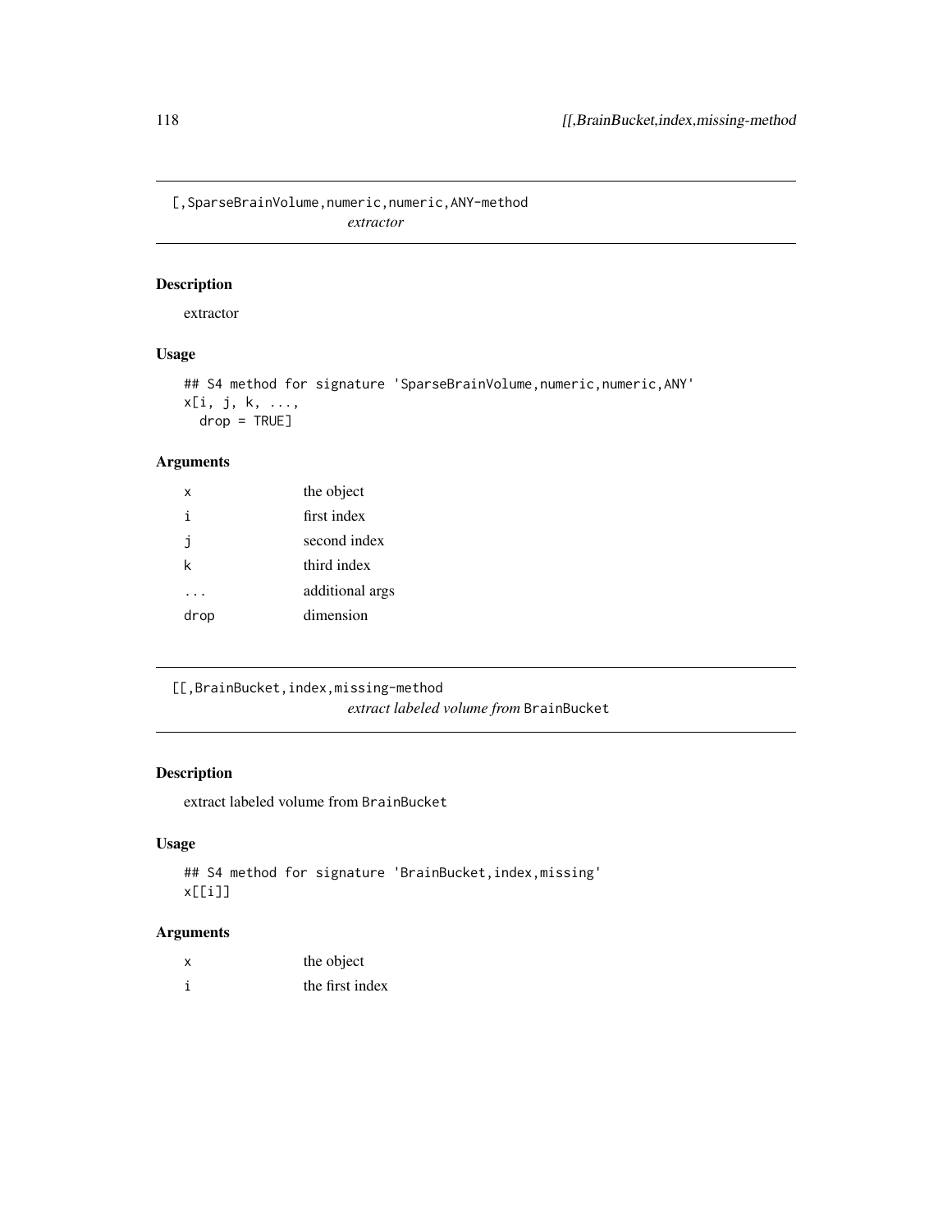## [,SparseBrainVolume,numeric,numeric,ANY-method

*extractor*

### Description

extractor

### Usage

```
## S4 method for signature 'SparseBrainVolume,numeric,numeric,ANY'
x[i, j, k, ...,
  drop = TRUE]
```

### Arguments

| | |
|---|---|
| x | the object |
| i | first index |
| j | second index |
| k | third index |
| ... | additional args |
| drop | dimension |

## [[,BrainBucket,index,missing-method

*extract labeled volume from* BrainBucket

### Description

extract labeled volume from BrainBucket

### Usage

```
## S4 method for signature 'BrainBucket,index,missing'
x[[i]]
```

### Arguments

| | |
|---|---|
| x | the object |
| i | the first index |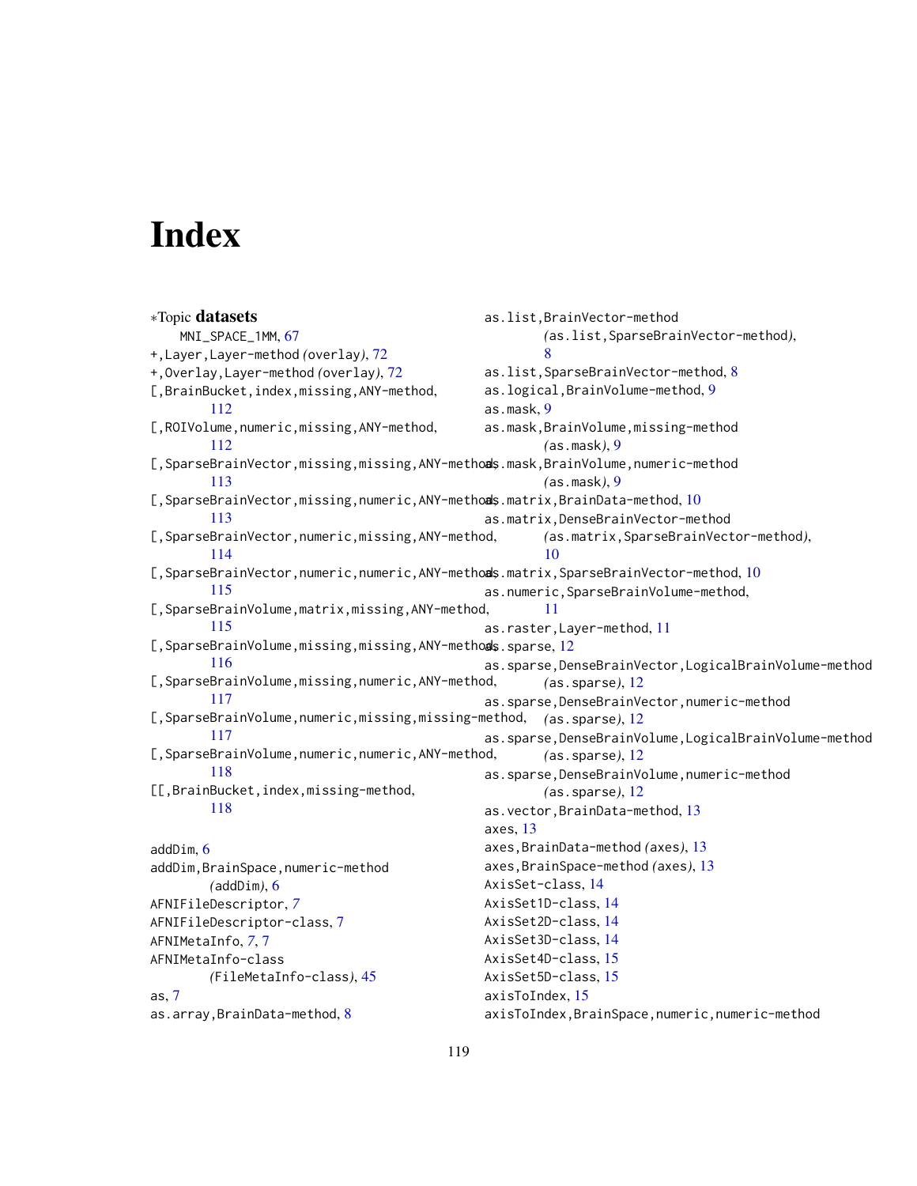# Index

∗Topic **datasets**

MNI_SPACE_1MM, 67

+,Layer,Layer-method *(overlay)*, 72

+,Overlay,Layer-method *(overlay)*, 72

[,BrainBucket,index,missing,ANY-method, 112

[,ROIVolume,numeric,missing,ANY-method, 112

[,SparseBrainVector,missing,missing,ANY-method, 113

[,SparseBrainVector,missing,numeric,ANY-method, 113

[,SparseBrainVector,numeric,missing,ANY-method, 114

[,SparseBrainVector,numeric,numeric,ANY-method, 115

[,SparseBrainVolume,matrix,missing,ANY-method, 115

[,SparseBrainVolume,missing,missing,ANY-method, 116

[,SparseBrainVolume,missing,numeric,ANY-method, 117

[,SparseBrainVolume,numeric,missing,missing-method, 117

[,SparseBrainVolume,numeric,numeric,ANY-method, 118

[[,BrainBucket,index,missing-method, 118

addDim, 6

addDim,BrainSpace,numeric-method *(addDim)*, 6

AFNIFileDescriptor, *7*

AFNIFileDescriptor-class, 7

AFNIMetaInfo, *7*, 7

AFNIMetaInfo-class *(FileMetaInfo-class)*, 45

as, 7

as.array,BrainData-method, 8

as.list,BrainVector-method *(as.list,SparseBrainVector-method)*, 8

as.list,SparseBrainVector-method, 8

as.logical,BrainVolume-method, 9

as.mask, 9

as.mask,BrainVolume,missing-method *(as.mask)*, 9

as.mask,BrainVolume,numeric-method *(as.mask)*, 9

as.matrix,BrainData-method, 10

as.matrix,DenseBrainVector-method *(as.matrix,SparseBrainVector-method)*, 10

as.matrix,SparseBrainVector-method, 10

as.numeric,SparseBrainVolume-method, 11

as.raster,Layer-method, 11

as.sparse, 12

as.sparse,DenseBrainVector,LogicalBrainVolume-method *(as.sparse)*, 12

as.sparse,DenseBrainVector,numeric-method *(as.sparse)*, 12

as.sparse,DenseBrainVolume,LogicalBrainVolume-method *(as.sparse)*, 12

as.sparse,DenseBrainVolume,numeric-method *(as.sparse)*, 12

as.vector,BrainData-method, 13

axes, 13

axes,BrainData-method *(axes)*, 13

axes,BrainSpace-method *(axes)*, 13

AxisSet-class, 14

AxisSet1D-class, 14

AxisSet2D-class, 14

AxisSet3D-class, 14

AxisSet4D-class, 15

AxisSet5D-class, 15

axisToIndex, 15

axisToIndex,BrainSpace,numeric,numeric-method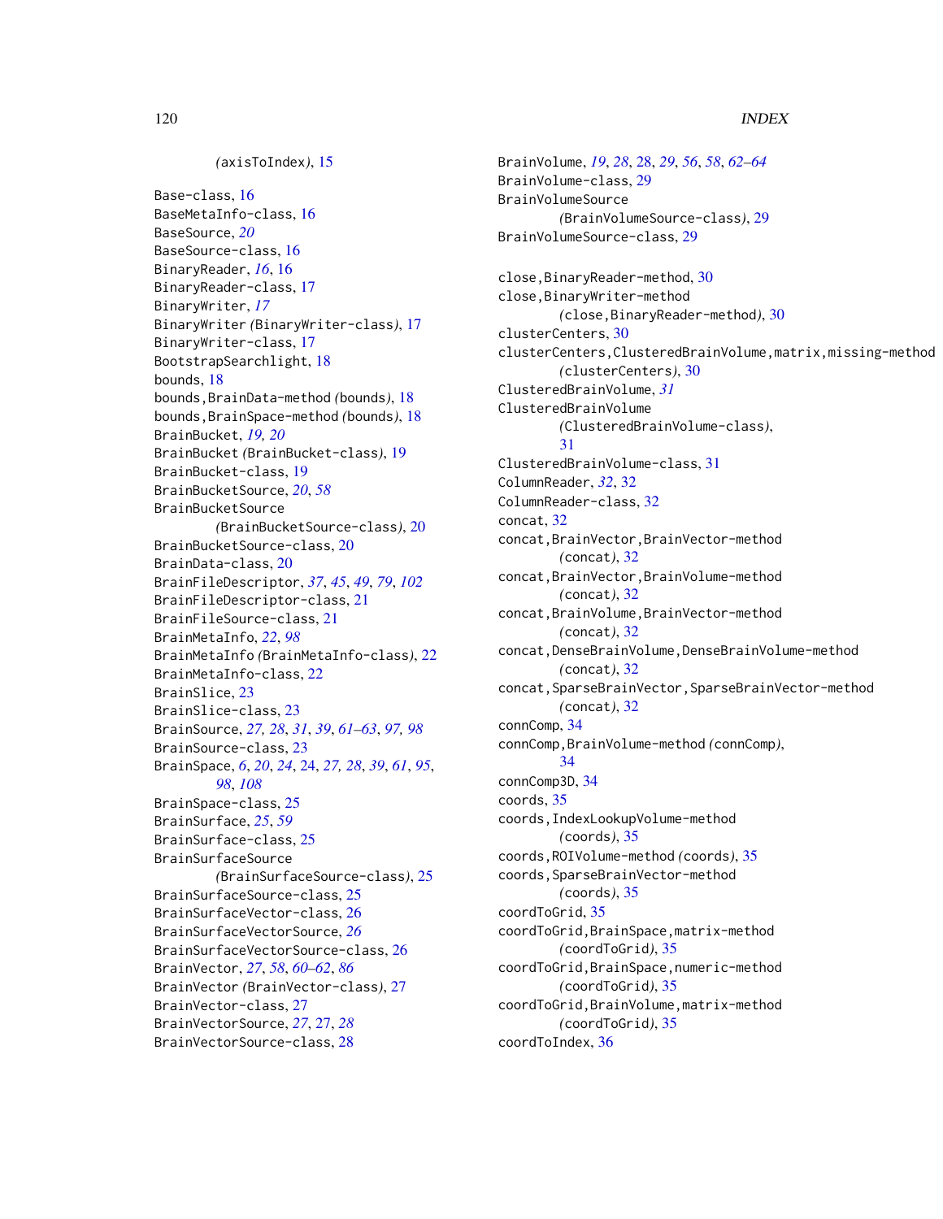(axisToIndex), 15

Base-class, 16
BaseMetaInfo-class, 16
BaseSource, *20*
BaseSource-class, 16
BinaryReader, *16*, 16
BinaryReader-class, 17
BinaryWriter, *17*
BinaryWriter (BinaryWriter-class), 17
BinaryWriter-class, 17
BootstrapSearchlight, 18
bounds, 18
bounds,BrainData-method (bounds), 18
bounds,BrainSpace-method (bounds), 18
BrainBucket, *19, 20*
BrainBucket (BrainBucket-class), 19
BrainBucket-class, 19
BrainBucketSource, *20*, *58*
BrainBucketSource (BrainBucketSource-class), 20
BrainBucketSource-class, 20
BrainData-class, 20
BrainFileDescriptor, *37*, *45*, *49*, *79*, *102*
BrainFileDescriptor-class, 21
BrainFileSource-class, 21
BrainMetaInfo, *22*, *98*
BrainMetaInfo (BrainMetaInfo-class), 22
BrainMetaInfo-class, 22
BrainSlice, 23
BrainSlice-class, 23
BrainSource, *27, 28*, *31*, *39*, *61–63*, *97, 98*
BrainSource-class, 23
BrainSpace, *6*, *20*, *24*, 24, *27, 28*, *39*, *61*, *95*, *98*, *108*
BrainSpace-class, 25
BrainSurface, *25*, *59*
BrainSurface-class, 25
BrainSurfaceSource (BrainSurfaceSource-class), 25
BrainSurfaceSource-class, 25
BrainSurfaceVector-class, 26
BrainSurfaceVectorSource, *26*
BrainSurfaceVectorSource-class, 26
BrainVector, *27*, *58*, *60–62*, *86*
BrainVector (BrainVector-class), 27
BrainVector-class, 27
BrainVectorSource, *27*, 27, *28*
BrainVectorSource-class, 28
BrainVolume, *19*, *28*, 28, *29*, *56*, *58*, *62–64*
BrainVolume-class, 29
BrainVolumeSource (BrainVolumeSource-class), 29
BrainVolumeSource-class, 29

close,BinaryReader-method, 30
close,BinaryWriter-method (close,BinaryReader-method), 30
clusterCenters, 30
clusterCenters,ClusteredBrainVolume,matrix,missing-method (clusterCenters), 30
ClusteredBrainVolume, *31*
ClusteredBrainVolume (ClusteredBrainVolume-class), 31
ClusteredBrainVolume-class, 31
ColumnReader, *32*, 32
ColumnReader-class, 32
concat, 32
concat,BrainVector,BrainVector-method (concat), 32
concat,BrainVector,BrainVolume-method (concat), 32
concat,BrainVolume,BrainVector-method (concat), 32
concat,DenseBrainVolume,DenseBrainVolume-method (concat), 32
concat,SparseBrainVector,SparseBrainVector-method (concat), 32
connComp, 34
connComp,BrainVolume-method (connComp), 34
connComp3D, 34
coords, 35
coords,IndexLookupVolume-method (coords), 35
coords,ROIVolume-method (coords), 35
coords,SparseBrainVector-method (coords), 35
coordToGrid, 35
coordToGrid,BrainSpace,matrix-method (coordToGrid), 35
coordToGrid,BrainSpace,numeric-method (coordToGrid), 35
coordToGrid,BrainVolume,matrix-method (coordToGrid), 35
coordToIndex, 36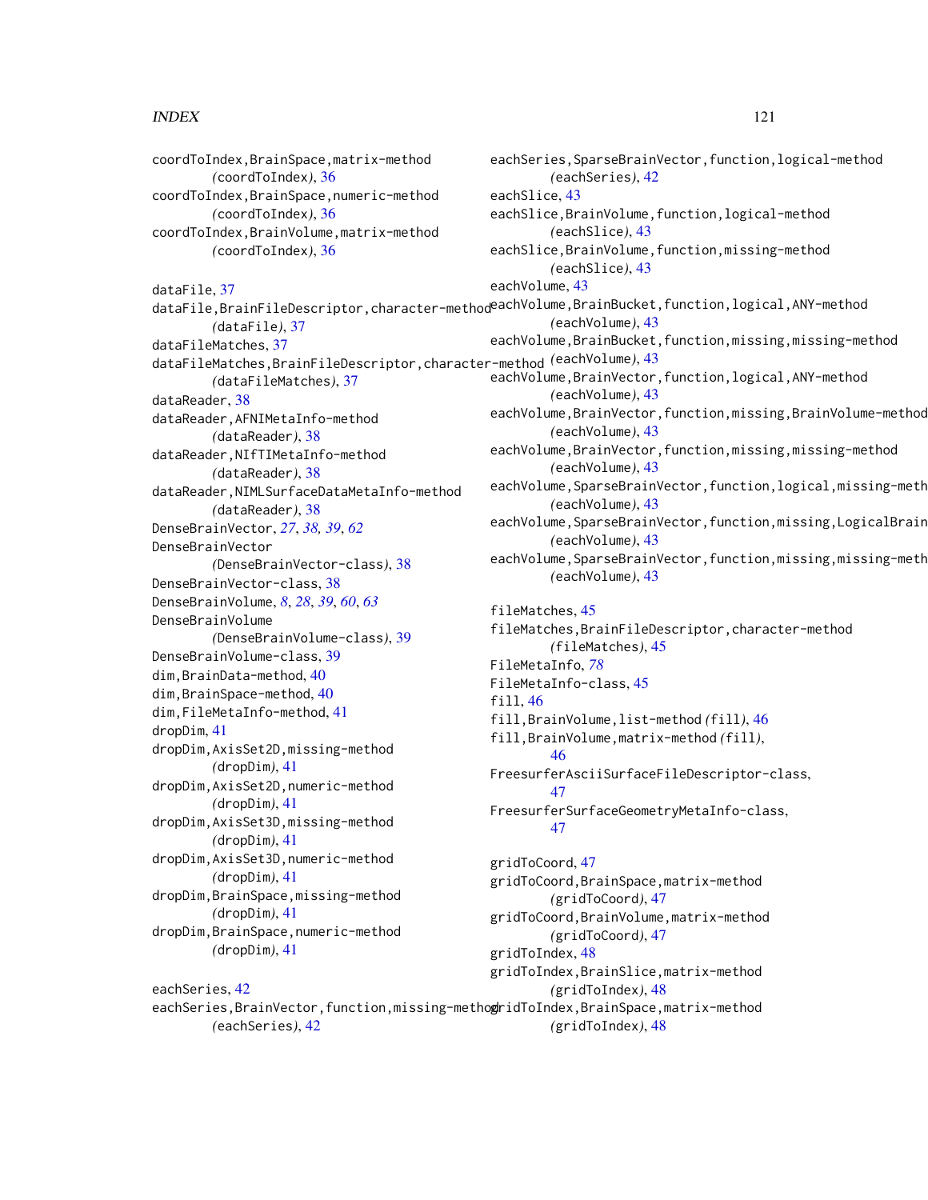coordToIndex,BrainSpace,matrix-method
(coordToIndex), 36
coordToIndex,BrainSpace,numeric-method
(coordToIndex), 36
coordToIndex,BrainVolume,matrix-method
(coordToIndex), 36

dataFile, 37
dataFile,BrainFileDescriptor,character-method
(dataFile), 37
dataFileMatches, 37
dataFileMatches,BrainFileDescriptor,character-method
(dataFileMatches), 37
dataReader, 38
dataReader,AFNIMetaInfo-method
(dataReader), 38
dataReader,NIfTIMetaInfo-method
(dataReader), 38
dataReader,NIMLSurfaceDataMetaInfo-method
(dataReader), 38
DenseBrainVector, *27*, *38, 39*, *62*
DenseBrainVector
(DenseBrainVector-class), 38
DenseBrainVector-class, 38
DenseBrainVolume, *8*, *28*, *39*, *60*, *63*
DenseBrainVolume
(DenseBrainVolume-class), 39
DenseBrainVolume-class, 39
dim,BrainData-method, 40
dim,BrainSpace-method, 40
dim,FileMetaInfo-method, 41
dropDim, 41
dropDim,AxisSet2D,missing-method
(dropDim), 41
dropDim,AxisSet2D,numeric-method
(dropDim), 41
dropDim,AxisSet3D,missing-method
(dropDim), 41
dropDim,AxisSet3D,numeric-method
(dropDim), 41
dropDim,BrainSpace,missing-method
(dropDim), 41
dropDim,BrainSpace,numeric-method
(dropDim), 41

eachSeries, 42
eachSeries,BrainVector,function,missing-method
(eachSeries), 42
eachSeries,SparseBrainVector,function,logical-method
(eachSeries), 42
eachSlice, 43
eachSlice,BrainVolume,function,logical-method
(eachSlice), 43
eachSlice,BrainVolume,function,missing-method
(eachSlice), 43
eachVolume, 43
eachVolume,BrainBucket,function,logical,ANY-method
(eachVolume), 43
eachVolume,BrainBucket,function,missing,missing-method
(eachVolume), 43
eachVolume,BrainVector,function,logical,ANY-method
(eachVolume), 43
eachVolume,BrainVector,function,missing,BrainVolume-method
(eachVolume), 43
eachVolume,BrainVector,function,missing,missing-method
(eachVolume), 43
eachVolume,SparseBrainVector,function,logical,missing-meth
(eachVolume), 43
eachVolume,SparseBrainVector,function,missing,LogicalBrain
(eachVolume), 43
eachVolume,SparseBrainVector,function,missing,missing-meth
(eachVolume), 43

fileMatches, 45
fileMatches,BrainFileDescriptor,character-method
(fileMatches), 45
FileMetaInfo, *78*
FileMetaInfo-class, 45
fill, 46
fill,BrainVolume,list-method (fill), 46
fill,BrainVolume,matrix-method (fill),
46
FreesurferAsciiSurfaceFileDescriptor-class,
47
FreesurferSurfaceGeometryMetaInfo-class,
47

gridToCoord, 47
gridToCoord,BrainSpace,matrix-method
(gridToCoord), 47
gridToCoord,BrainVolume,matrix-method
(gridToCoord), 47
gridToIndex, 48
gridToIndex,BrainSlice,matrix-method
(gridToIndex), 48
gridToIndex,BrainSpace,matrix-method
(gridToIndex), 48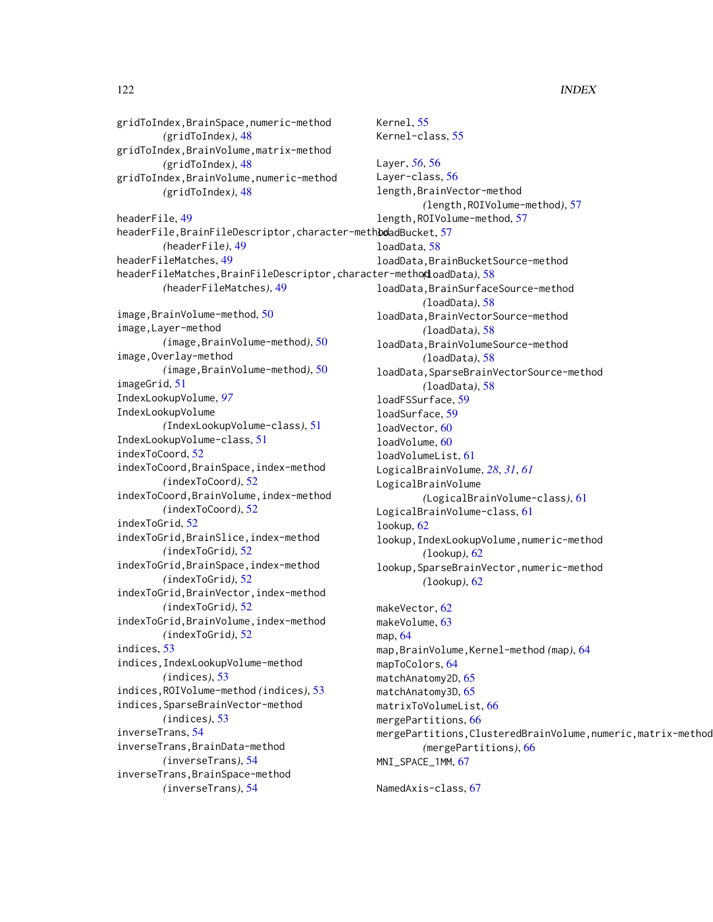gridToIndex,BrainSpace,numeric-method
*(gridToIndex)*, 48
gridToIndex,BrainVolume,matrix-method
*(gridToIndex)*, 48
gridToIndex,BrainVolume,numeric-method
*(gridToIndex)*, 48

headerFile, 49
headerFile,BrainFileDescriptor,character-method
*(headerFile)*, 49
headerFileMatches, 49
headerFileMatches,BrainFileDescriptor,character-method
*(headerFileMatches)*, 49

image,BrainVolume-method, 50
image,Layer-method
*(image,BrainVolume-method)*, 50
image,Overlay-method
*(image,BrainVolume-method)*, 50
imageGrid, 51
IndexLookupVolume, *97*
IndexLookupVolume
*(IndexLookupVolume-class)*, 51
IndexLookupVolume-class, 51
indexToCoord, 52
indexToCoord,BrainSpace,index-method
*(indexToCoord)*, 52
indexToCoord,BrainVolume,index-method
*(indexToCoord)*, 52
indexToGrid, 52
indexToGrid,BrainSlice,index-method
*(indexToGrid)*, 52
indexToGrid,BrainSpace,index-method
*(indexToGrid)*, 52
indexToGrid,BrainVector,index-method
*(indexToGrid)*, 52
indexToGrid,BrainVolume,index-method
*(indexToGrid)*, 52
indices, 53
indices,IndexLookupVolume-method
*(indices)*, 53
indices,ROIVolume-method *(indices)*, 53
indices,SparseBrainVector-method
*(indices)*, 53
inverseTrans, 54
inverseTrans,BrainData-method
*(inverseTrans)*, 54
inverseTrans,BrainSpace-method
*(inverseTrans)*, 54

Kernel, 55
Kernel-class, 55

Layer, *56*, 56
Layer-class, 56
length,BrainVector-method
*(length,ROIVolume-method)*, 57
length,ROIVolume-method, 57
loadBucket, 57
loadData, 58
loadData,BrainBucketSource-method
*(loadData)*, 58
loadData,BrainSurfaceSource-method
*(loadData)*, 58
loadData,BrainVectorSource-method
*(loadData)*, 58
loadData,BrainVolumeSource-method
*(loadData)*, 58
loadData,SparseBrainVectorSource-method
*(loadData)*, 58
loadFSSurface, 59
loadSurface, 59
loadVector, 60
loadVolume, 60
loadVolumeList, 61
LogicalBrainVolume, *28*, *31*, *61*
LogicalBrainVolume
*(LogicalBrainVolume-class)*, 61
LogicalBrainVolume-class, 61
lookup, 62
lookup,IndexLookupVolume,numeric-method
*(lookup)*, 62
lookup,SparseBrainVector,numeric-method
*(lookup)*, 62

makeVector, 62
makeVolume, 63
map, 64
map,BrainVolume,Kernel-method *(map)*, 64
mapToColors, 64
matchAnatomy2D, 65
matchAnatomy3D, 65
matrixToVolumeList, 66
mergePartitions, 66
mergePartitions,ClusteredBrainVolume,numeric,matrix-method
*(mergePartitions)*, 66
MNI_SPACE_1MM, 67

NamedAxis-class, 67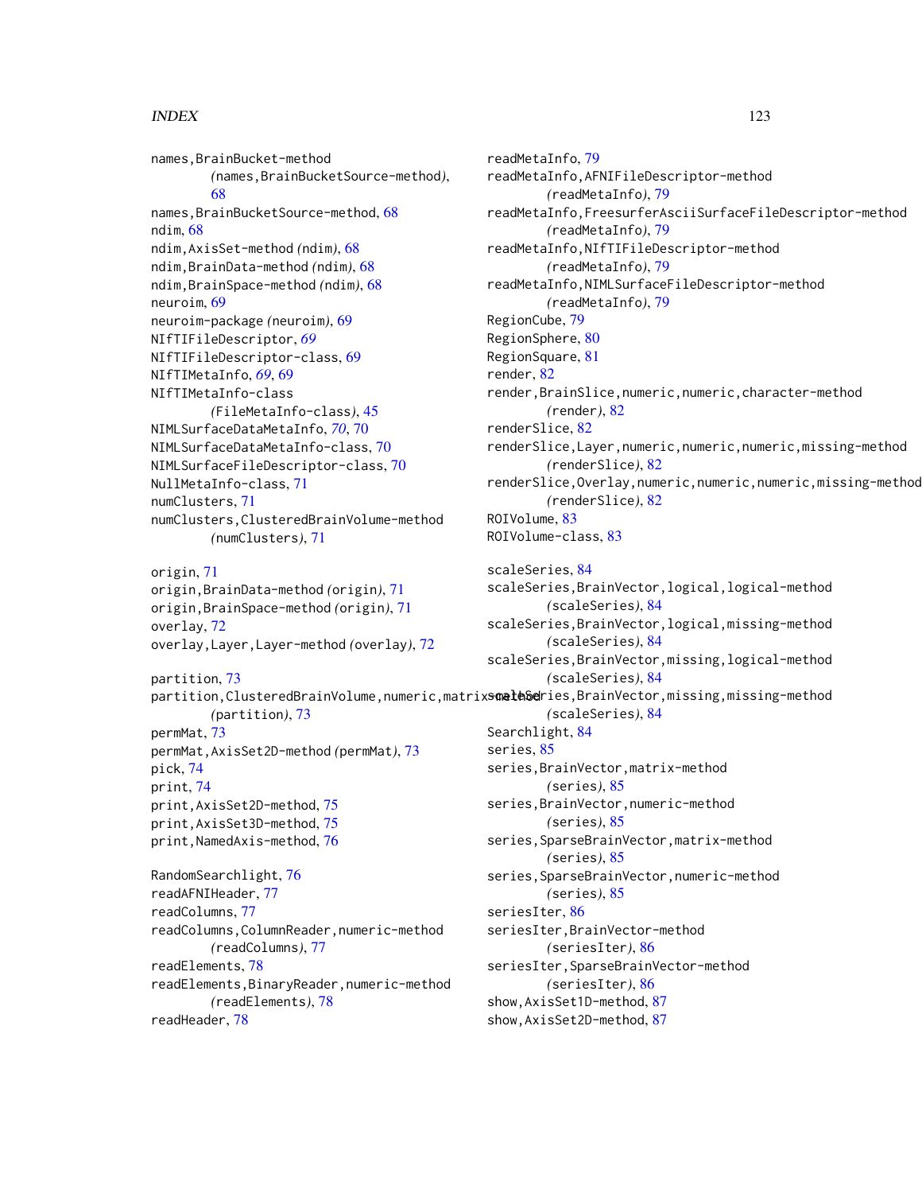names,BrainBucket-method *(names,BrainBucketSource-method)*, 68
names,BrainBucketSource-method, 68
ndim, 68
ndim,AxisSet-method *(ndim)*, 68
ndim,BrainData-method *(ndim)*, 68
ndim,BrainSpace-method *(ndim)*, 68
neuroim, 69
neuroim-package *(neuroim)*, 69
NIfTIFileDescriptor, *69*
NIfTIFileDescriptor-class, 69
NIfTIMetaInfo, *69*, 69
NIfTIMetaInfo-class *(FileMetaInfo-class)*, 45
NIMLSurfaceDataMetaInfo, *70*, 70
NIMLSurfaceDataMetaInfo-class, 70
NIMLSurfaceFileDescriptor-class, 70
NullMetaInfo-class, 71
numClusters, 71
numClusters,ClusteredBrainVolume-method *(numClusters)*, 71

origin, 71
origin,BrainData-method *(origin)*, 71
origin,BrainSpace-method *(origin)*, 71
overlay, 72
overlay,Layer,Layer-method *(overlay)*, 72

partition, 73
partition,ClusteredBrainVolume,numeric,matrix-method *(partition)*, 73
permMat, 73
permMat,AxisSet2D-method *(permMat)*, 73
pick, 74
print, 74
print,AxisSet2D-method, 75
print,AxisSet3D-method, 75
print,NamedAxis-method, 76

RandomSearchlight, 76
readAFNIHeader, 77
readColumns, 77
readColumns,ColumnReader,numeric-method *(readColumns)*, 77
readElements, 78
readElements,BinaryReader,numeric-method *(readElements)*, 78
readHeader, 78
readMetaInfo, 79
readMetaInfo,AFNIFileDescriptor-method *(readMetaInfo)*, 79
readMetaInfo,FreesurferAsciiSurfaceFileDescriptor-method *(readMetaInfo)*, 79
readMetaInfo,NIfTIFileDescriptor-method *(readMetaInfo)*, 79
readMetaInfo,NIMLSurfaceFileDescriptor-method *(readMetaInfo)*, 79
RegionCube, 79
RegionSphere, 80
RegionSquare, 81
render, 82
render,BrainSlice,numeric,numeric,character-method *(render)*, 82
renderSlice, 82
renderSlice,Layer,numeric,numeric,numeric,missing-method *(renderSlice)*, 82
renderSlice,Overlay,numeric,numeric,numeric,missing-method *(renderSlice)*, 82
ROIVolume, 83
ROIVolume-class, 83

scaleSeries, 84
scaleSeries,BrainVector,logical,logical-method *(scaleSeries)*, 84
scaleSeries,BrainVector,logical,missing-method *(scaleSeries)*, 84
scaleSeries,BrainVector,missing,logical-method *(scaleSeries)*, 84
scaleSeries,BrainVector,missing,missing-method *(scaleSeries)*, 84
Searchlight, 84
series, 85
series,BrainVector,matrix-method *(series)*, 85
series,BrainVector,numeric-method *(series)*, 85
series,SparseBrainVector,matrix-method *(series)*, 85
series,SparseBrainVector,numeric-method *(series)*, 85
seriesIter, 86
seriesIter,BrainVector-method *(seriesIter)*, 86
seriesIter,SparseBrainVector-method *(seriesIter)*, 86
show,AxisSet1D-method, 87
show,AxisSet2D-method, 87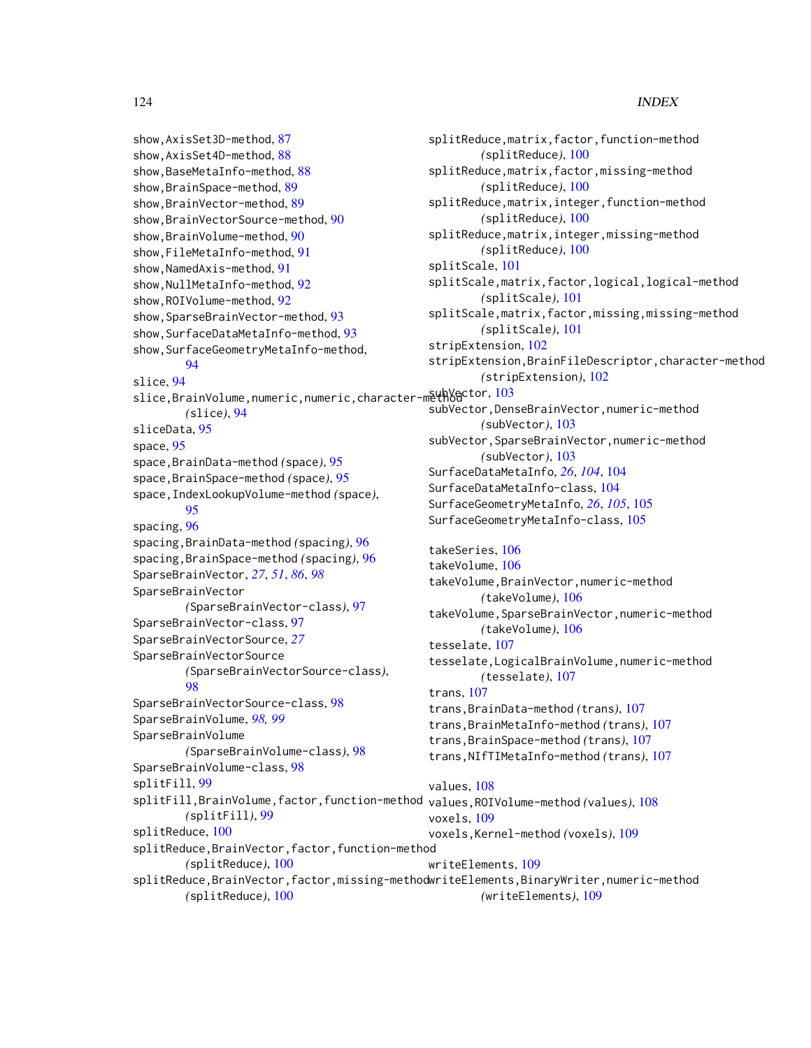show,AxisSet3D-method, 87
show,AxisSet4D-method, 88
show,BaseMetaInfo-method, 88
show,BrainSpace-method, 89
show,BrainVector-method, 89
show,BrainVectorSource-method, 90
show,BrainVolume-method, 90
show,FileMetaInfo-method, 91
show,NamedAxis-method, 91
show,NullMetaInfo-method, 92
show,ROIVolume-method, 92
show,SparseBrainVector-method, 93
show,SurfaceDataMetaInfo-method, 93
show,SurfaceGeometryMetaInfo-method, 94
slice, 94
slice,BrainVolume,numeric,numeric,character-method *(slice)*, 94
sliceData, 95
space, 95
space,BrainData-method *(space)*, 95
space,BrainSpace-method *(space)*, 95
space,IndexLookupVolume-method *(space)*, 95
spacing, 96
spacing,BrainData-method *(spacing)*, 96
spacing,BrainSpace-method *(spacing)*, 96
SparseBrainVector, *27*, *51*, *86*, *98*
SparseBrainVector *(SparseBrainVector-class)*, 97
SparseBrainVector-class, 97
SparseBrainVectorSource, *27*
SparseBrainVectorSource *(SparseBrainVectorSource-class)*, 98
SparseBrainVectorSource-class, 98
SparseBrainVolume, *98, 99*
SparseBrainVolume *(SparseBrainVolume-class)*, 98
SparseBrainVolume-class, 98
splitFill, 99
splitFill,BrainVolume,factor,function-method *(splitFill)*, 99
splitReduce, 100
splitReduce,BrainVector,factor,function-method *(splitReduce)*, 100
splitReduce,BrainVector,factor,missing-method *(splitReduce)*, 100
splitReduce,matrix,factor,function-method *(splitReduce)*, 100
splitReduce,matrix,factor,missing-method *(splitReduce)*, 100
splitReduce,matrix,integer,function-method *(splitReduce)*, 100
splitReduce,matrix,integer,missing-method *(splitReduce)*, 100
splitScale, 101
splitScale,matrix,factor,logical,logical-method *(splitScale)*, 101
splitScale,matrix,factor,missing,missing-method *(splitScale)*, 101
stripExtension, 102
stripExtension,BrainFileDescriptor,character-method *(stripExtension)*, 102
subVector, 103
subVector,DenseBrainVector,numeric-method *(subVector)*, 103
subVector,SparseBrainVector,numeric-method *(subVector)*, 103
SurfaceDataMetaInfo, *26*, *104*, 104
SurfaceDataMetaInfo-class, 104
SurfaceGeometryMetaInfo, *26*, *105*, 105
SurfaceGeometryMetaInfo-class, 105

takeSeries, 106
takeVolume, 106
takeVolume,BrainVector,numeric-method *(takeVolume)*, 106
takeVolume,SparseBrainVector,numeric-method *(takeVolume)*, 106
tesselate, 107
tesselate,LogicalBrainVolume,numeric-method *(tesselate)*, 107
trans, 107
trans,BrainData-method *(trans)*, 107
trans,BrainMetaInfo-method *(trans)*, 107
trans,BrainSpace-method *(trans)*, 107
trans,NIfTIMetaInfo-method *(trans)*, 107

values, 108
values,ROIVolume-method *(values)*, 108
voxels, 109
voxels,Kernel-method *(voxels)*, 109

writeElements, 109
writeElements,BinaryWriter,numeric-method *(writeElements)*, 109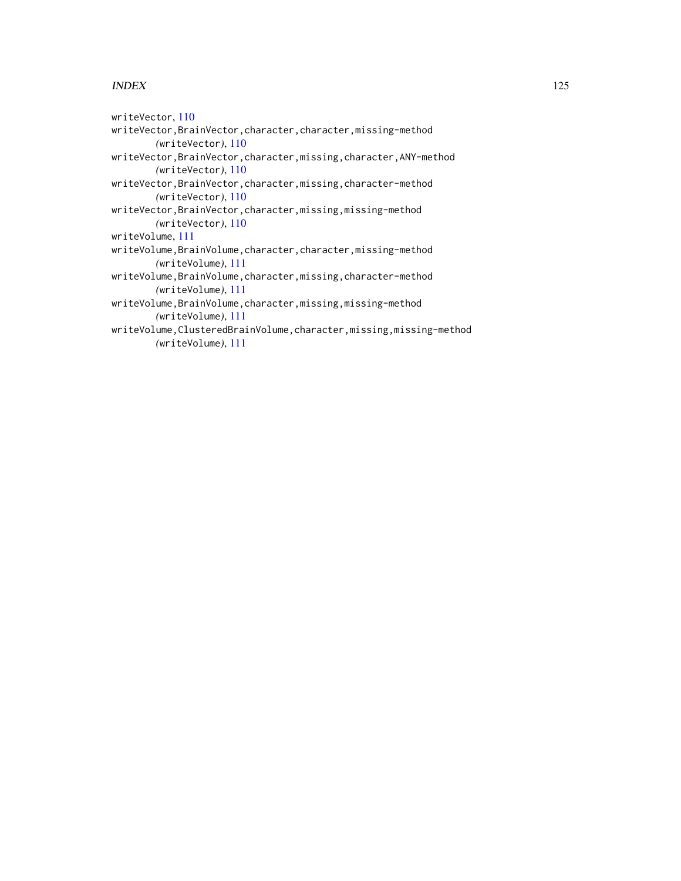writeVector, 110  
writeVector,BrainVector,character,character,missing-method  
        *(*writeVector*)*, 110  
writeVector,BrainVector,character,missing,character,ANY-method  
        *(*writeVector*)*, 110  
writeVector,BrainVector,character,missing,character-method  
        *(*writeVector*)*, 110  
writeVector,BrainVector,character,missing,missing-method  
        *(*writeVector*)*, 110  
writeVolume, 111  
writeVolume,BrainVolume,character,character,missing-method  
        *(*writeVolume*)*, 111  
writeVolume,BrainVolume,character,missing,character-method  
        *(*writeVolume*)*, 111  
writeVolume,BrainVolume,character,missing,missing-method  
        *(*writeVolume*)*, 111  
writeVolume,ClusteredBrainVolume,character,missing,missing-method  
        *(*writeVolume*)*, 111